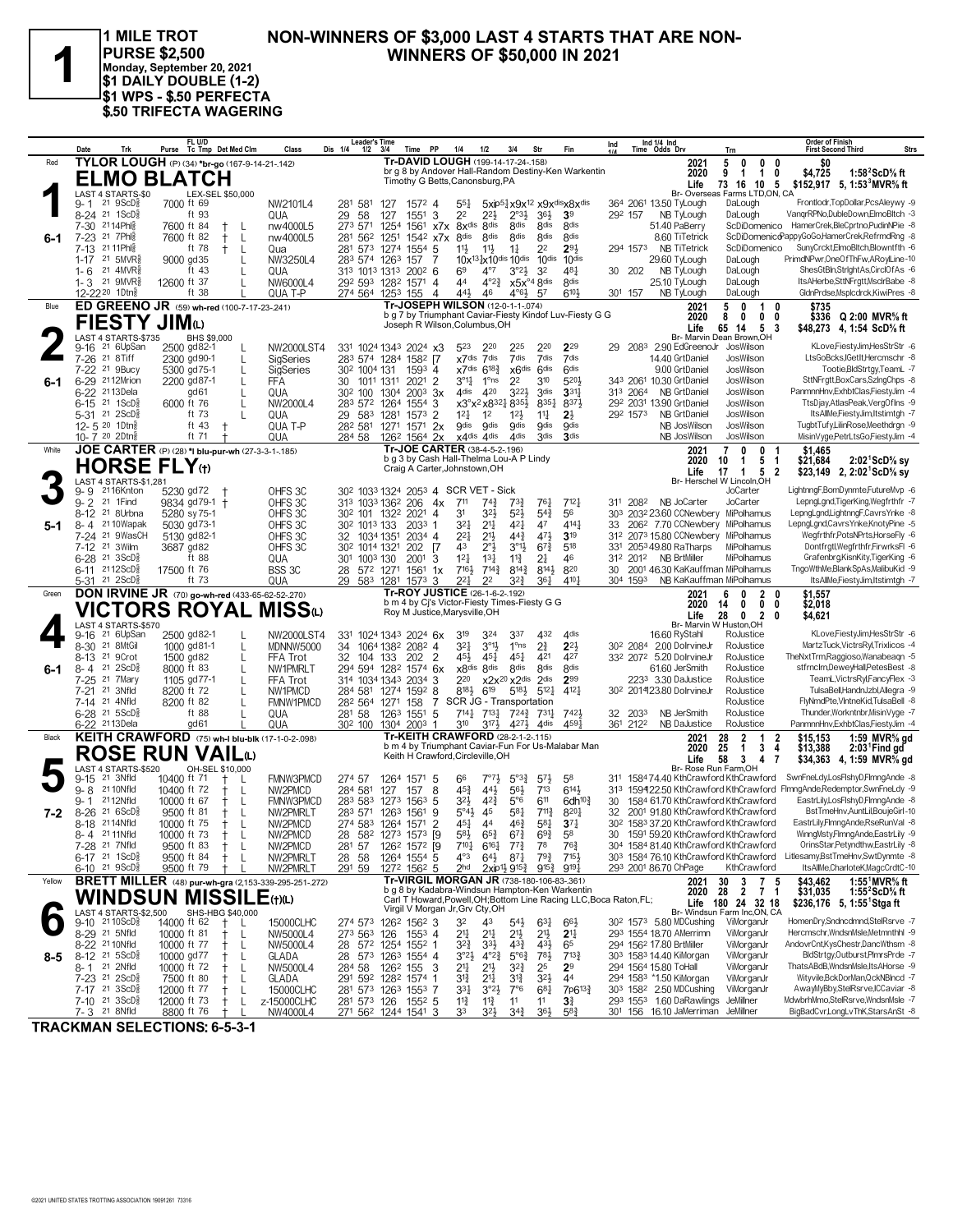# 1

**1 MILE TROT**
**PURSE $2,500**
**Monday, September 20, 2021**
**$1 DAILY DOUBLE (1-2)**
**$1 WPS - $.50 PERFECTA**
**$.50 TRIFECTA WAGERING**

## NON-WINNERS OF $3,000 LAST 4 STARTS THAT ARE NON-WINNERS OF $50,000 IN 2021

---

### 1 — Red — ELMO BLATCH — 6-1

**TYLOR LOUGH** (P) (34) *br-go (167-9-14-21-.142)
Tr-DAVID LOUGH (199-14-17-24-.158)
br g 8 by Andover Hall-Random Destiny-Ken Warkentin
Timothy G Betts,Canonsburg,PA
LAST 4 STARTS-$0 — LEX-SEL $50,000

| | Starts | Win | Place | Show | Earnings | Record |
|---|---|---|---|---|---|---|
| 2021 | 5 | 0 | 0 | 0 | $0 | |
| 2020 | 9 | 1 | 1 | 0 | $4,725 | 1:58²ScD⅝ ft |
| Life | 73 | 16 | 10 | 5 | $152,917 | 5, 1:53³MVR⅝ ft |

Br- Overseas Farms LTD,ON, CA

| Date | Trk | Purse | Cond | Class | 1/4 | 1/2 | 3/4 | Time | PP | 1/4 | 1/2 | 3/4 | Str | Fin | Ind 1/4 | Ind Time | Odds | Drv | Trn | Order of Finish |
|---|---|---|---|---|---|---|---|---|---|---|---|---|---|---|---|---|---|---|---|---|
| 9-1 21 9ScD⅝ | | 7000 | ft 69 | NW2101L4 | 28¹ | 58¹ | 127 | 157² | 4 | 5⁵½ | 5xip⁵½ | x9x¹² | x9x^dis | x8x^dis | 36⁴ | 206¹ | 13.50 | TyLough | DaLough | Frontlodr,TopDollar,PcsAleywy -9 |
| 8-24 21 1ScD⅝ | | | ft 93 | QUA | 29 | 58 | 127 | 155¹ | 3 | 2² | 2²½ | 2°³½ | 3⁶½ | 3⁹ | 29² | 157 | | NB TyLough | DaLough | VangrRPNo,DubleDown,ElmoBltch -3 |
| 7-30 21 14Phl⅝ | | 7600 | ft 84 † L | nw4000L5 | 27³ | 57¹ | 125⁴ | 156¹ | x7x | 8x^dis | 8^dis | 8^dis | 8^dis | 8^dis | | | 51.40 | PaBerry | ScDiDomenico | HamerCrek,BleCprtno,PudinNPie -8 |
| 7-23 21 7Phl⅝ | | 7600 | ft 82 † L | nw4000L5 | 28¹ | 56² | 125¹ | 154² | x7x | 8^dis | 8^dis | 8^dis | 8^dis | 8^dis | | | 8.60 | TiTetrick | ScDiDomenico | PappyGoGo,HamerCrek,RefrmdRng -8 |
| 7-13 21 11Phl⅝ | | | ft 78 † L | Qua | 28¹ | 57³ | 127⁴ | 155⁴ | 5 | 1½ | 1½ | 1½ | 2² | 2⁹½ | 29⁴ | 157³ | | NB TiTetrick | ScDiDomenico | SunyCrckt,ElmoBltch,Blowntfth -6 |
| 1-17 21 5MVR⅝ | | 9000 | gd35 L | NW3250L4 | 28³ | 57⁴ | 126³ | 157 | 7 | 10x¹³½ | x10^dis | 10^dis | 10^dis | 10^dis | | | 29.60 | TyLough | DaLough | PrimdNPwr,OneOfThFw,ARoylLine -10 |
| 1-6 21 4MVR⅝ | | | ft 43 L | QUA | 31³ | 101³ | 131³ | 200² | 6 | 6⁹ | 4°⁷ | 3°²½ | 3² | 4⁸¾ | 30 | 202 | | NB TyLough | DaLough | ShesGtBln,StrlghtAs,CirclOfAs -6 |
| 1-3 21 9MVR⅝ | | 12600 | ft 37 L | NW6000L4 | 29² | 59³ | 128² | 157¹ | 4 | 4⁴ | 4°²¾ | x5x°⁴ | 8^dis | 8^dis | | | 25.10 | TyLough | DaLough | ItsAHerbe,SttNFrgtt,MsclrBabe -8 |
| 12-22 20 1Dtn⅝ | | | ft 38 L | QUA T-P | 27⁴ | 56⁴ | 125³ | 155 | 4 | 4⁴½ | 4⁶ | 4°⁶½ | 5⁷ | 6¹⁰½ | 30¹ | 157 | | NB TyLough | DaLough | GldnPrdse,Msplcdrck,KiwiPres -8 |

---

### 2 — Blue — FIESTY JIM(L) — 6-1

**ED GRENNO JR** (59) wh-red (100-7-17-23-.241)
Tr-JOSEPH WILSON (12-0-1-1-.074)
b g 7 by Triumphant Caviar-Fiesty Kindof Luv-Fiesty G G
Joseph R Wilson,Columbus,OH
LAST 4 STARTS-$735 — BHS $9,000

| | Starts | Win | Place | Show | Earnings | Record |
|---|---|---|---|---|---|---|
| 2021 | 5 | 0 | 1 | 0 | $735 | |
| 2020 | 8 | 0 | 0 | 0 | $336 | Q 2:00 MVR⅝ ft |
| Life | 65 | 14 | 5 | 3 | $48,273 | 4, 1:54 ScD⅝ ft |

Br- Marvin Dean Brown,OH

| Date | Trk | Purse | Cond | Class | 1/4 | 1/2 | 3/4 | Time | PP | 1/4 | 1/2 | 3/4 | Str | Fin | Ind 1/4 | Ind Time | Odds | Drv | Trn | Order of Finish |
|---|---|---|---|---|---|---|---|---|---|---|---|---|---|---|---|---|---|---|---|---|
| 9-16 21 6UpSan | | 2500 | gd82-1 L | NW2000LST4 | 33¹ | 102⁴ | 134³ | 202⁴ | x3 | 5²³ | 2²⁰ | 2²⁵ | 2²⁰ | 2²⁹ | 29 | 208³ | 2.90 | EdGrennoJr | JosWilson | KLove,FiestyJim,HesStrStr -6 |
| 7-26 21 8Tiff | | 2300 | gd90-1 L | SigSeries | 28³ | 57⁴ | 128⁴ | 158² | [7 | x7^dis | 7^dis | 7^dis | 7^dis | 7^dis | | | 14.40 | GrtDaniel | JosWilson | LtsGoBcks,IGetIt,Hercmschr -8 |
| 7-22 21 9Bucy | | 5300 | gd75-1 L | SigSeries | 30² | 100⁴ | 131 | 159³ | 4 | x7^dis | 6¹⁸¾ | x6^dis | 6^dis | 6^dis | | | 9.00 | GrtDaniel | JosWilson | Tootie,BldStrtgy,TeamL -7 |
| 6-29 21 12Mrion | | 2200 | gd87-1 L | FFA | 30 | 101¹ | 131¹ | 202¹ | 2 | 3°¹¼ | 1°ns | 2² | 3¹⁰ | 5²⁰½ | 34³ | 206¹ | 10.30 | GrtDaniel | JosWilson | SttNFrgtt,BoxCars,SzlngChps -8 |
| 6-22 21 13Dela | | | gd61 L | QUA | 30² | 100 | 130⁴ | 200³ | 3x | 4^dis | 4²⁰ | 3²²½ | 3^dis | 3³¹½ | 31³ | 206⁴ | | NB GrtDaniel | JosWilson | PanmnnHnv,ExhbtClas,FiestyJim -4 |
| 6-15 21 1ScD⅝ | | 6000 | ft 76 L | NW2000L4 | 28³ | 57² | 126⁴ | 155⁴ | 3 | x3°x² | x8³²½ | 8³⁵½ | 8³⁵½ | 8³⁷½ | 29² | 203¹ | 13.90 | GrtDaniel | JosWilson | TtsDjay,AtlasPeak,VergOfIns -9 |
| 5-31 21 2ScD⅝ | | | ft 73 L | QUA | 29 | 58³ | 128¹ | 157³ | 2 | 1²½ | 1² | 1²½ | 1¹¾ | 2½ | 29² | 157³ | | NB GrtDaniel | JosWilson | ItsAllMe,FiestyJim,Itstimtgh -7 |
| 12-5 20 1Dtn⅝ | | | ft 43 † | QUA T-P | 28² | 58¹ | 127¹ | 157¹ | 2x | 9^dis | 9^dis | 9^dis | 9^dis | 9^dis | | | | NB JosWilson | JosWilson | TugbtTufy,LilinRose,Meethdrgn -9 |
| 10-7 20 2Dtn⅝ | | | ft 71 † | QUA | 28⁴ | 58 | 126² | 156⁴ | 2x | x4^dis | 4^dis | 4^dis | 3^dis | 3^dis | | | | NB JosWilson | JosWilson | MisinVyge,PetrLtsGo,FiestyJim -4 |

---

### 3 — White — HORSE FLY(t) — 5-1

**JOE CARTER** (P) (28) *l blu-pur-wh (27-3-3-1-.185)
Tr-JOE CARTER (38-4-5-2-.196)
b g 3 by Cash Hall-Thelma Lou-A P Lindy
Craig A Carter,Johnstown,OH
LAST 4 STARTS-$1,281

| | Starts | Win | Place | Show | Earnings | Record |
|---|---|---|---|---|---|---|
| 2021 | 7 | 0 | 0 | 1 | $1,465 | |
| 2020 | 10 | 1 | 5 | 1 | $21,684 | 2:02¹ScD⅝ sy |
| Life | 17 | 1 | 5 | 2 | $23,149 | 2, 2:02¹ScD⅝ sy |

Br- Herschel W Lincoln,OH

| Date | Trk | Purse | Cond | Class | 1/4 | 1/2 | 3/4 | Time | PP | 1/4 | 1/2 | 3/4 | Str | Fin | Ind 1/4 | Ind Time | Odds | Drv | Trn | Order of Finish |
|---|---|---|---|---|---|---|---|---|---|---|---|---|---|---|---|---|---|---|---|---|
| 9-9 21 16Knton | | 5230 | gd72 † | OHFS 3C | 30² | 103³ | 132⁴ | 205³ | 4 | SCR VET - Sick | | | | | | | | | JoCarter | LightnngF,BornDynmte,FutureMvp -6 |
| 9-2 21 1Find | | 9834 | gd79-1 † | OHFS 3C | 31³ | 103³ | 136² | 206 | 4x | 7¹¹ | 7⁴¾ | 7³¾ | 7⁶½ | 7¹²½ | 31¹ | 208² | | NB JoCarter | JoCarter | LepngLgnd,TigerKing,Wegfrthfr -7 |
| 8-12 21 8Urbna | | 5280 | sy75-1 | OHFS 3C | 30² | 101 | 132² | 202¹ | 4 | 3¹ | 3²½ | 5²½ | 5⁴¾ | 5⁶ | 30³ | 203² | 23.60 | CCNewbery | MiPolhamus | LepngLgnd,LightnngF,CavrsYnke -8 |
| 8-4 21 10Wapak | | 5030 | gd73-1 | OHFS 3C | 30² | 101³ | 133 | 203³ | 1 | 3²½ | 2¹½ | 4²½ | 4⁷ | 4¹⁴½ | 33 | 206² | 7.70 | CCNewbery | MiPolhamus | LepngLgnd,CavrsYnke,KnotyPine -5 |
| 7-24 21 9WasCH | | 5130 | gd82-1 | OHFS 3C | 32 | 103⁴ | 135¹ | 203⁴ | 6 | 2²½ | 2¹½ | 4⁴¾ | 4⁷½ | 3¹⁹ | 31² | 207³ | 15.80 | CCNewbery | MiPolhamus | Wegfrthfr,PotsNPrts,HorseFly -6 |
| 7-12 21 3Wilm | | 3687 | gd82 | OHFS 3C | 30² | 101⁴ | 132¹ | 202 | [7 | 4³ | 2°½ | 3°¹½ | 6⁷¾ | 5¹⁸ | 33¹ | 205³ | 49.80 | RaTharps | MiPolhamus | Dontfrgtl,Wegfrthfr,FirwrksFl -6 |
| 6-28 21 3ScD⅝ | | | ft 88 | QUA | 30¹ | 100³ | 130 | 201 | 3 | 1²½ | 1³½ | 1¹¾ | 2½ | 4⁶ | 31² | 201² | | NB BrtMiller | MiPolhamus | Grafenbrg,KisnKity,TigerKing -6 |
| 6-11 21 12ScD⅝ | | 17500 | ft 76 | BSS 3C | 28 | 57² | 127¹ | 156¹ | 1x | 7¹⁶½ | 7¹⁴¾ | 8¹⁴¾ | 8¹⁴½ | 8²⁰ | 30 | 200¹ | 46.30 | KaKauffman | MiPolhamus | TngoWthMe,BlankSpAs,MalibuKid -9 |
| 5-31 21 2ScD⅝ | | | ft 73 | QUA | 29 | 58³ | 128¹ | 157³ | 3 | 2²½ | 2² | 3²¾ | 3⁶¼ | 4¹⁰½ | 30⁴ | 159³ | | NB KaKauffman | MiPolhamus | ItsAllMe,FiestyJim,Itstimtgh -7 |

---

### 4 — Green — VICTORS ROYAL MISS(L) — 6-1

**DON IRVINE JR** (70) go-wh-red (433-65-62-52-.270)
Tr-ROY JUSTICE (26-1-6-2-.192)
b m 4 by Cj's Victor-Fiesty Times-Fiesty G G
Roy M Justice,Marysville,OH
LAST 4 STARTS-$570

| | Starts | Win | Place | Show | Earnings | Record |
|---|---|---|---|---|---|---|
| 2021 | 6 | 0 | 2 | 0 | $1,557 | |
| 2020 | 14 | 0 | 0 | 0 | $2,018 | |
| Life | 28 | 0 | 2 | 0 | $4,621 | |

Br- Marvin W Huston,OH

| Date | Trk | Purse | Cond | Class | 1/4 | 1/2 | 3/4 | Time | PP | 1/4 | 1/2 | 3/4 | Str | Fin | Ind 1/4 | Ind Time | Odds | Drv | Trn | Order of Finish |
|---|---|---|---|---|---|---|---|---|---|---|---|---|---|---|---|---|---|---|---|---|
| 9-16 21 6UpSan | | 2500 | gd82-1 L | NW2000LST4 | 33¹ | 102⁴ | 134³ | 202⁴ | 6x | 3¹⁹ | 3²⁴ | 3³⁷ | 4³² | 4^dis | | | 16.60 | RySthl | RoJustice | KLove,FiestyJim,HesStrStr -6 |
| 8-30 21 8MtGil | | 1000 | gd81-1 L | MDNNW5000 | 34 | 106⁴ | 138² | 208² | 4 | 3²¾ | 3°¹½ | 1°ns | 2¾ | 2²½ | 30² | 208⁴ | 2.00 | DoIrvineJr | RoJustice | MartzTuck,VictrsRyl,Trixlicos -4 |
| 8-13 21 9Crot | | 1500 | gd82 L | FFA Trot | 32 | 104 | 133 | 202 | 2 | 4⁵½ | 4⁵¼ | 4⁵¼ | 4²¹ | 4²⁷ | 33² | 207² | 5.20 | DoIrvineJr | RoJustice | TheNxtTrm,Raggioso,Wanabeagn -5 |
| 8-4 21 2Dela | | 8000 | ft 83 L | NW1PMRLT | 29⁴ | 59⁴ | 128² | 157⁴ | 6x | x8^dis | 8^dis | 8^dis | 8^dis | 8^dis | | | 61.60 | JerSmith | RoJustice | stfrnclrn,DeweyHall,PetesBest -8 |
| 7-25 21 7Mary | | 1105 | gd77-1 L | FFA Trot | 31⁴ | 103⁴ | 134³ | 203⁴ | 3 | 2²⁰ | x2x²⁰ | x2^dis | 2^dis | 2⁹⁹ | | 223³ | 3.30 | DaJustice | RoJustice | TeamL,VictrsRyl,FancyFlex -3 |
| 7-21 21 3Nfld | | 8200 | ft 72 L | NW1PMCD | 28⁴ | 58¹ | 127⁴ | 159² | 8 | 8¹⁸½ | 6¹⁹ | 5¹⁸½ | 5¹²½ | 4¹²½ | 30² | 201⁴ | 123.80 | DoIrvineJr | RoJustice | TulsaBell,HandnJzbl,Allegra -9 |
| 7-14 21 4Nfld | | 8200 | ft 82 L | FMNW1PMCD | 28² | 56⁴ | 127¹ | 158 | 7 | SCR JG - Transportation | | | | | | | | | RoJustice | FlyNmdPte,VlntneKid,TulsaBell -8 |
| 6-28 21 5ScD⅝ | | | ft 88 L | QUA | 28¹ | 58 | 126³ | 155¹ | 5 | 7¹⁴½ | 7¹³½ | 7²⁴¾ | 7³¹½ | 7⁴²½ | 32 | 203³ | | NB JerSmith | RoJustice | Thunder,Worknthr,MisinVyge -7 |
| 6-22 21 13Dela | | | gd61 L | QUA | 30² | 100 | 130⁴ | 200³ | 1 | 3¹⁰ | 3¹⁷½ | 4²⁷½ | 4^dis | 4⁵⁹½ | 36¹ | 212² | | NB DaJustice | RoJustice | PanmnnHnv,ExhbtClas,FiestyJim -4 |

---

### 5 — Black — ROSE RUN VAIL(L) — 7-2

**KEITH CRAWFORD** (75) wh-l blu-blk (17-1-0-2-.098)
Tr-KEITH CRAWFORD (28-2-1-2-.115)
b m 4 by Triumphant Caviar-Fun For Us-Malabar Man
Keith H Crawford,Circleville,OH
LAST 4 STARTS-$520 — OH-SEL $10,000

| | Starts | Win | Place | Show | Earnings | Record |
|---|---|---|---|---|---|---|
| 2021 | 28 | 2 | 1 | 2 | $15,153 | 1:59 MVR⅝ gd |
| 2020 | 25 | 1 | 3 | 4 | $13,388 | 2:03¹Find gd |
| Life | 58 | 3 | 4 | 7 | $34,363 | 4, 1:59 MVR⅝ gd |

Br- Rose Run Farm,OH

| Date | Trk | Purse | Cond | Class | 1/4 | 1/2 | 3/4 | Time | PP | 1/4 | 1/2 | 3/4 | Str | Fin | Ind 1/4 | Ind Time | Odds | Drv | Trn | Order of Finish |
|---|---|---|---|---|---|---|---|---|---|---|---|---|---|---|---|---|---|---|---|---|
| 9-15 21 3Nfld | | 10400 | ft 71 † L | FMNW3PMCD | 27⁴ | 57 | 126⁴ | 157¹ | 5 | 6⁶ | 7°⁷½ | 5°³¾ | 5⁷½ | 5⁸ | 31¹ | 158⁴ | 74.40 | KthCrawford | KthCrawford | SwnFneLdy,LosFlshyD,FlmngAnde -8 |
| 9-8 21 10Nfld | | 10400 | ft 72 † L | NW2PMCD | 28⁴ | 58¹ | 127 | 157 | 8 | 4⁵¾ | 4⁴½ | 5⁶½ | 7¹³ | 6¹⁴½ | 31³ | 159⁴ | 122.50 | KthCrawford | KthCrawford | FlmngAnde,Redemptor,SwnFneLdy -9 |
| 9-1 21 12Nfld | | 10000 | ft 67 † L | FMNW3PMCD | 28³ | 58³ | 127³ | 156³ | 5 | 3²½ | 4²¾ | 5°⁶ | 6¹¹ | 6dh¹⁰¾ | 30 | 158⁴ | 61.70 | KthCrawford | KthCrawford | EastrLily,LosFlshyD,FlmngAnde -8 |
| 8-26 21 6ScD⅝ | | 9500 | ft 81 † L | NW2PMRLT | 28³ | 57¹ | 126³ | 156¹ | 9 | 5°⁴½ | 4⁵ | 5⁸¼ | 7¹¹¾ | 8²⁰½ | 32 | 200¹ | 91.80 | KthCrawford | KthCrawford | BstTmeHnv,AuntLil,BoujeGirl -10 |
| 8-18 21 14Nfld | | 10000 | ft 75 † L | NW2PMCD | 27⁴ | 58³ | 126⁴ | 157¹ | 2 | 4⁵½ | 4⁴ | 4⁶¾ | 5⁸½ | 3⁷½ | 30² | 158³ | 37.20 | KthCrawford | KthCrawford | EastrLily,FlmngAnde,RseRunVal -8 |
| 8-4 21 11Nfld | | 10000 | ft 73 † L | NW2PMCD | 28 | 58² | 127³ | 157³ | 6 | 5⁸½ | 6⁵¾ | 6⁷¾ | 6⁹¾ | 5⁸ | 30 | 159¹ | 59.20 | KthCrawford | KthCrawford | WinngMsty,FlmngAnde,EastrLily -9 |
| 7-28 21 7Nfld | | 9500 | ft 83 † L | NW2PMCD | 28¹ | 57 | 126² | 157² | [9 | 7¹⁰½ | 6¹⁶¼ | 7⁷¾ | 7⁸ | 7⁶¾ | 30⁴ | 158⁴ | 81.40 | KthCrawford | KthCrawford | OrinsStar,Petyndthw,EastrLily -8 |
| 6-17 21 1ScD⅝ | | 9500 | ft 84 † L | NW2PMRLT | 28 | 58 | 126⁴ | 155⁴ | 3 | 4°³ | 6⁴½ | 8⁷¼ | 7⁹¾ | 7¹⁵½ | 30³ | 158⁴ | 76.10 | KthCrawford | KthCrawford | Littlesamy,BstTmeHnv,SwtDynmte -8 |
| 6-10 21 9ScD⅝ | | 9500 | ft 79 † L | NW2PMRLT | 29¹ | 59 | 127² | 156² | 5 | 2hd | 2xip¹¾ | 9¹⁵¾ | 9¹⁵¾ | 9¹⁹¾ | 29³ | 200¹ | 86.70 | ChPage | KthCrawford | ItsAllMe,CharlotteK,MagcCrdtC -10 |

---

### 6 — Yellow — WINDSUN MISSILE(t)(L) — 8-5

**BRETT MILLER** (48) pur-wh-gra (2,153-339-295-251-.272)
Tr-VIRGIL MORGAN JR (738-180-106-83-.361)
b g 8 by Kadabra-Windsun Hampton-Ken Warkentin
Carl T Howard,Powell,OH;Bottom Line Racing LLC,Boca Raton,FL;
Virgil V Morgan Jr,Grv City,OH
LAST 4 STARTS-$2,500 — SHS-HBG $40,000

| | Starts | Win | Place | Show | Earnings | Record |
|---|---|---|---|---|---|---|
| 2021 | 30 | 3 | 7 | 5 | $43,462 | 1:55¹MVR⅝ ft |
| 2020 | 28 | 2 | 7 | 1 | $31,035 | 1:55²ScD⅝ ft |
| Life | 180 | 24 | 32 | 18 | $236,176 | 5, 1:55¹Stga ft |

Br- Windsun Farm Inc,ON, CA

| Date | Trk | Purse | Cond | Class | 1/4 | 1/2 | 3/4 | Time | PP | 1/4 | 1/2 | 3/4 | Str | Fin | Ind 1/4 | Ind Time | Odds | Drv | Trn | Order of Finish |
|---|---|---|---|---|---|---|---|---|---|---|---|---|---|---|---|---|---|---|---|---|
| 9-10 21 10ScD⅝ | | 14000 | ft 62 † L | 15000CLHC | 27⁴ | 57³ | 126² | 156² | 3 | 3² | 4³ | 5⁴½ | 6³¼ | 6⁶½ | 30² | 157³ | 5.80 | MDCushing | ViMorganJr | HomenDry,Sndncdmnd,StelRsrve -7 |
| 8-29 21 5Nfld | | 10000 | ft 81 † L | NW5000L4 | 27³ | 56³ | 126 | 155³ | 4 | 2¹½ | 2¹½ | 2¹½ | 2¹½ | 2¹½ | 29³ | 155⁴ | 18.70 | AMerrimn | ViMorganJr | Hercmschr,WndsnMsle,Metmnthhl -9 |
| 8-22 21 10Nfld | | 10000 | ft 77 † L | NW5000L4 | 28 | 57² | 125⁴ | 155² | 2 | 3²¾ | 3³½ | 4³¾ | 4³½ | 6⁵ | 29⁴ | 156² | 17.80 | BrtMiller | ViMorganJr | AndovrCnt,KysChestr,DancWthsm -8 |
| 8-12 21 5ScD⅝ | | 10000 | gd77 † L | GLADA | 28 | 57³ | 126³ | 155⁴ | 4 | 3°²½ | 4°²¾ | 5°⁶¾ | 7⁸½ | 7¹³¾ | 30³ | 158³ | 14.00 | KiMorgan | ViMorganJr | BldStrtgy,Outburst,PlmrsPrde -7 |
| 8-1 21 2Nfld | | 10000 | ft 72 † L | NW5000L4 | 28⁴ | 58 | 126² | 155 | 3 | 2¹½ | 2¹½ | 3²¾ | 2⁵ | 2⁹ | 29⁴ | 156⁴ | 18.00 | ToHall | ViMorganJr | ThatsABdB,WndsnMsle,ItsAHorse -9 |
| 7-23 21 2ScD⅝ | | 7500 | ft 80 † L | GLADA | 29¹ | 59² | 128² | 157⁴ | 1 | 3¹¾ | 2¹½ | 3¹¾ | 3²½ | 4⁴ | 29³ | 158³ | *1.50 | KiMorgan | ViMorganJr | Witvyle,BckDorMan,QckNBlnct -7 |
| 7-17 21 3ScD⅝ | | 12000 | ft 77 † L | 15000CLHC | 28¹ | 57³ | 126³ | 155³ | 7 | 3³¼ | 3°²½ | 7°⁶ | 6⁸½ | 7p6¹³¾ | 30³ | 158² | 2.50 | MDCushing | ViMorganJr | AwayMyBby,StelRsrve,ICCaviar -8 |
| 7-10 21 3ScD⅝ | | 12000 | ft 73 † L | z-15000CLHC | 28¹ | 57³ | 126 | 155² | 5 | 1¹¾ | 1¹¾ | 1¹ | 1¹ | 3¾ | 29³ | 155³ | 1.60 | DaRawlings | JeMillner | MdwbrhMmo,StelRsrve,WndsnMsle -7 |
| 7-3 21 8Nfld | | 8800 | ft 76 † L | NW4000L4 | 27¹ | 56² | 124⁴ | 154¹ | 3 | 3³ | 3²½ | 3⁴¾ | 3⁶½ | 5⁸¾ | 30¹ | 156 | 16.10 | JaMerriman | JeMillner | BigBadCvr,LongLvThK,StarsAnSt -8 |

---

**TRACKMAN SELECTIONS: 6-5-3-1**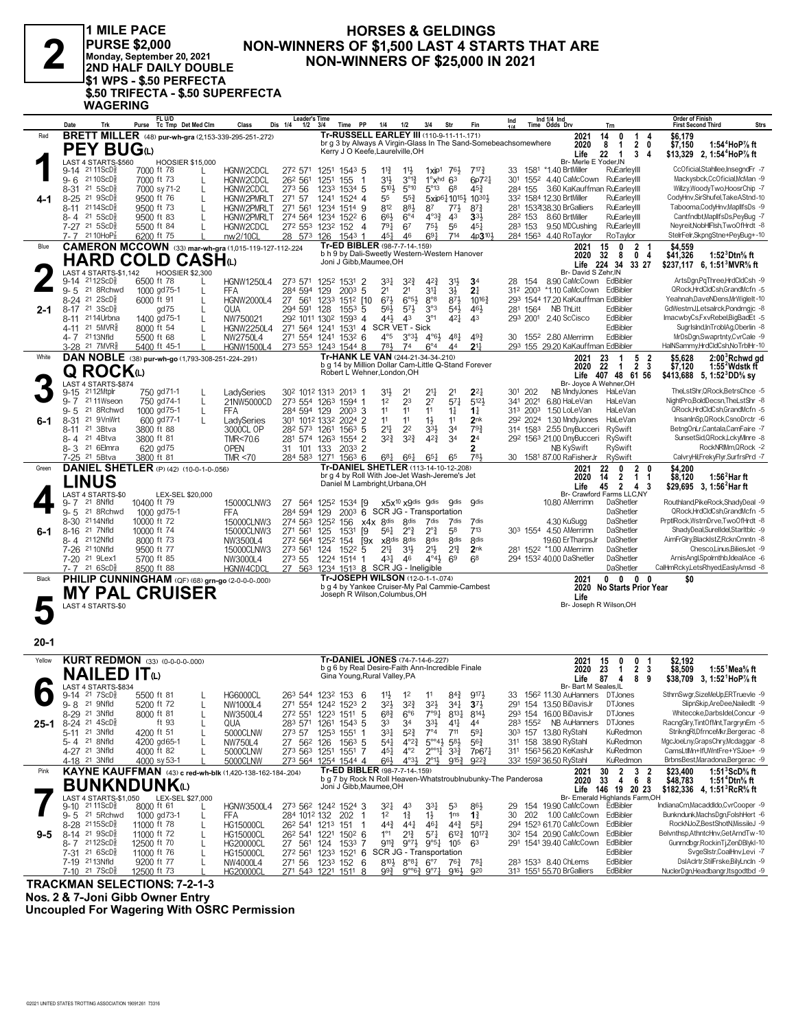# 2

**1 MILE PACE**
**PURSE $2,000**
**Monday, September 20, 2021**
**2ND HALF DAILY DOUBLE**
**$1 WPS - $.50 PERFECTA**
**$.50 TRIFECTA - $.50 SUPERFECTA**
**WAGERING**

## HORSES & GELDINGS
## NON-WINNERS OF $1,500 LAST 4 STARTS THAT ARE
## NON-WINNERS OF $25,000 IN 2021

---

### 1 — Red — 4-1
**BRETT MILLER** (48) pur-wh-gra (2,153-339-295-251-.272)
**PEY BUG(L)**
Tr-RUSSELL EARLEY III (110-9-11-11-.171)
br g 3 by Always A Virgin-Glass In The Sand-Somebeachsomewhere
Kerry J O Keefe,Laurelville,OH
LAST 4 STARTS-$560 — HOOSIER $15,000
Br- Merle E Yoder,IN

| | Starts | 1st | 2nd | 3rd | Earnings | Best |
|---|---|---|---|---|---|---|
| 2021 | 14 | 0 | 1 | 4 | $6,179 | |
| 2020 | 8 | 1 | 2 | 0 | $7,150 | 1:54⁴HoP⅞ ft |
| Life | 22 | 1 | 3 | 4 | $13,329 | 2, 1:54⁴HoP⅞ ft |

| Date | Trk | Purse | Cond | Class | 1/4 | 1/2 | 3/4 | Time | PP | 1/4 | 1/2 | 3/4 | Str | Fin | Ind 1/4 | Ind Time | Odds | Drv | Trn | Order of Finish |
|---|---|---|---|---|---|---|---|---|---|---|---|---|---|---|---|---|---|---|---|---|
| 9-14 21 | 11ScD⅝ | 7000 | ft 78 L | HGNW2CDCL | 27² | 57¹ | 125¹ | 154³ | 5 | 1½ | 1½ | 1xip¹ | 7⁶½ | 7¹⁷¾ | 33 | 158¹ | *1.40 | BrtMiller | RuEarleyIII | CcOficial,Stahllee,InsegndFr -7 |
| 9-6 21 | 10ScD⅝ | 7000 | ft 73 L | HGNW2CDCL | 26² | 56¹ | 125¹ | 155 | 1 | 3¹½ | 3°¹½ | 1°xhd | 6³ | 6p7²¼ | 30¹ | 155² | 4.40 | CaMcCown | RuEarleyIII | Mackysbck,CcOficial,McMan -9 |
| 8-31 21 | 5ScD⅝ | 7000 | sy 71-2 L | HGNW2CDCL | 27³ | 56 | 123³ | 153⁴ | 5 | 5¹⁰½ | 5°¹⁰ | 5°¹³ | 6⁸ | 4⁵¾ | 28⁴ | 155 | 3.60 | KaKauffman | RuEarleyIII | Wllzy,WoodyTwo,HoosrChip -7 |
| 8-25 21 | 9ScD⅝ | 9500 | ft 76 L | HGNW2PMRLT | 27¹ | 57 | 124¹ | 152⁴ | 4 | 5⁵ | 5⁵¾ | 5xip⁶¼ | 10¹⁵½ | 10³⁰½ | 33² | 158⁴ | 12.30 | BrtMiller | RuEarleyIII | CodyHnv,SirShufel,TakeAStnd-10 |
| 8-11 21 | 14ScD⅝ | 9500 | ft 73 L | HGNW2PMRLT | 27¹ | 56¹ | 123⁴ | 151⁴ | 9 | 8¹² | 8⁸½ | 8⁷ | 7⁷½ | 8⁷¾ | 28¹ | 153⁴ | 38.30 | BrGalliers | RuEarleyIII | Taboomа,CodyHnv,MapllfsDs -9 |
| 8-4 21 | 5ScD⅝ | 9500 | ft 83 L | HGNW2PMRLT | 27⁴ | 56⁴ | 123⁴ | 152² | 6 | 6⁶½ | 6°⁴ | 4°³¾ | 4³ | 3³½ | 28² | 153 | 8.60 | BrtMiller | RuEarleyIII | Cantfndbt,MapllfsDs,PeyBug -7 |
| 7-27 21 | 5ScD⅝ | 5500 | ft 84 L | HGNW2CDCL | 27² | 55³ | 123² | 152 | 4 | 7⁹¼ | 6⁷ | 7⁵½ | 5⁶ | 4⁵¼ | 28³ | 153 | 9.50 | MDCushing | RuEarleyIII | Neyreit,NobHlFlsh,TwoOfHrdt -8 |
| 7-7 21 | 10HoP⅞ | 6200 | ft 75 | nw2/10CL | 28 | 57³ | 126 | 154³ | 1 | 4⁵¼ | 4⁶ | 6⁹¼ | 7¹⁴ | 4p3¹⁰½ | 28⁴ | 156³ | 4.40 | RoTaylor | RoTaylor | StelrFelr,SkpngStne+PeyBug+-10 |

---

### 2 — Blue — 2-1
**CAMERON MCCOWN** (33) mar-wh-gra (1,015-119-127-112-.224)
**HARD COLD CASH(L)**
Tr-ED BIBLER (98-7-7-14-.159)
b h 9 by Dali-Sweetly Western-Western Hanover
Joni J Gibb,Maumee,OH
LAST 4 STARTS-$1,142 — HOOSIER $2,300
Br- David S Zehr,IN

| | Starts | 1st | 2nd | 3rd | Earnings | Best |
|---|---|---|---|---|---|---|
| 2021 | 15 | 0 | 2 | 1 | $4,559 | |
| 2020 | 32 | 8 | 0 | 4 | $41,326 | 1:52³Dtn⅝ ft |
| Life | 224 | 34 | 33 | 27 | $237,117 | 6, 1:51³MVR⅝ ft |

| Date | Trk | Purse | Cond | Class | 1/4 | 1/2 | 3/4 | Time | PP | 1/4 | 1/2 | 3/4 | Str | Fin | Ind 1/4 | Ind Time | Odds | Drv | Trn | Order of Finish |
|---|---|---|---|---|---|---|---|---|---|---|---|---|---|---|---|---|---|---|---|---|
| 9-14 21 | 12ScD⅝ | 6500 | ft 78 L | HGNW1250L4 | 27³ | 57¹ | 125² | 153¹ | 2 | 3³¼ | 3²¾ | 4²¾ | 3¹½ | 3⁴ | 28 | 154 | 8.90 | CaMcCown | EdBibler | ArtsDgn,PqThree,HrdCldCsh -9 |
| 9-5 21 | 8Rchwd | 1000 | gd75-1 L | FFA | 28⁴ | 59⁴ | 129 | 200³ | 5 | 2¹ | 2¹ | 3¹¼ | 3½ | 2¾ | 31² | 200³ | *1.10 | CaMcCown | EdBibler | QRock,HrdCldCsh,GrandMcfn -5 |
| 8-24 21 | 2ScD⅝ | 6000 | ft 91 L | HGNW2000L4 | 27 | 56¹ | 123³ | 151² | [10 | 6⁷½ | 6°⁶½ | 8°⁸ | 8⁷½ | 10¹⁶¾ | 29³ | 154⁴ | 17.20 | KaKauffman | EdBibler | Yeahnah,DaveNDens,MrWiglelt-10 |
| 8-17 21 | 3ScD⅝ | | gd75 L | QUA | 29⁴ | 59¹ | 128 | 155³ | 5 | 5⁶½ | 5⁷½ | 3°³ | 5⁴¾ | 4⁶½ | 28¹ | 156⁴ | NB | ThLitt | EdBibler | GdWestrn,Letsalrck,Pondrngjc -8 |
| 8-11 21 | 14Urbna | 1400 | gd75-1 L | NW750021 | 29² | 101¹ | 130² | 159³ | 4 | 4⁴½ | 4³ | 3°¹ | 4²¼ | 4³ | 29³ | 200¹ | 2.40 | ScCisco | EdBibler | ImacwbyCs,FxvRebel,BigBadEt -5 |
| 4-11 21 | 5MVR⅝ | 8000 | ft 54 L | HGNW2250L4 | 27¹ | 56⁴ | 124¹ | 153¹ | 4 | SCR VET - Sick | | | | | | | | | EdBibler | SugrIsInd,InTroblAg,Oberlin -8 |
| 4-7 21 | 13Nfld | 5500 | ft 68 L | NW2750L4 | 27¹ | 55⁴ | 124¹ | 153² | 6 | 4°⁵ | 3°³½ | 4°⁶½ | 4⁸¼ | 4⁹¾ | 30 | 155² | 2.80 | AMerrimn | EdBibler | MrDsDgn,Swaprtnty,CvrCale -9 |
| 3-28 21 | 7MVR⅝ | 5400 | ft 45-1 L | HGNW1500L4 | 27³ | 55³ | 124³ | 154⁴ | 8 | 7⁸½ | 7⁴ | 6°⁴ | 4⁴ | 2¹½ | 29³ | 155 | 29.20 | KaKauffman | EdBibler | HalNSammy,HrdCldCsh,NoTrblHr-10 |

---

### 3 — White — 6-1
**DAN NOBLE** (38) pur-wh-go (1,793-308-251-224-.291)
**Q ROCK(L)**
Tr-HANK LE VAN (244-21-34-34-.210)
b g 14 by Million Dollar Cam-Little Q-Stand Forever
Robert L Wehner,London,OH
LAST 4 STARTS-$874
Br- Joyce A Wehner,OH

| | Starts | 1st | 2nd | 3rd | Earnings | Best |
|---|---|---|---|---|---|---|
| 2021 | 23 | 1 | 5 | 2 | $5,628 | 2:00³Rchwd gd |
| 2020 | 22 | 1 | 2 | 3 | $7,120 | 1:55²Wdstk ft |
| Life | 407 | 48 | 61 | 56 | $413,688 | 5, 1:52³DD⅝ sy |

| Date | Trk | Purse | Cond | Class | 1/4 | 1/2 | 3/4 | Time | PP | 1/4 | 1/2 | 3/4 | Str | Fin | Ind 1/4 | Ind Time | Odds | Drv | Trn | Order of Finish |
|---|---|---|---|---|---|---|---|---|---|---|---|---|---|---|---|---|---|---|---|---|
| 9-15 21 | 12Mtplr | 750 | gd71-1 L | LadySeries | 30² | 101² | 131³ | 201³ | 1 | 3¹½ | 2¹ | 2¹¼ | 2¹ | 2²¼ | 30¹ | 202 | NB | MndyJones | HaLeVan | TheLstShr,QRock,BetrsChce -5 |
| 9-7 21 | 11Wseon | 750 | gd74-1 L | 21NW5000CD | 27³ | 55⁴ | 126³ | 159⁴ | 1 | 1² | 2³ | 2⁷ | 5⁷½ | 5¹²½ | 34¹ | 202¹ | 6.80 | HaLeVan | HaLeVan | NightPro,BoldDecsn,TheLstShr -8 |
| 9-5 21 | 8Rchwd | 1000 | gd75-1 L | FFA | 28⁴ | 59⁴ | 129 | 200³ | 3 | 1¹ | 1¹ | 1¹ | 1½ | 1¾ | 31³ | 200³ | 1.50 | LoLeVan | HaLeVan | QRock,HrdCldCsh,GrandMcfn -5 |
| 8-31 21 | 9VnWrt | 600 | gd77-1 L | LadySeries | 30¹ | 101² | 133² | 202⁴ | 2 | 1¹ | 1¹ | 1½ | 1¹ | 2ⁿᵏ | 29² | 202⁴ | 1.30 | MndyJones | HaLeVan | InsanInSp,QRock,CsnoDrctr -6 |
| 8-11 21 | 3Btva | 3800 | ft 88 | 3000CL OP | 28² | 57³ | 126¹ | 156³ | 5 | 2¹½ | 2² | 3³½ | 3⁴ | 7⁹¾ | 31⁴ | 158³ | 2.55 | DnyBucceri | RySwift | BetngOnLr,Cantala,CamFaire -7 |
| 8-4 21 | 4Btva | 3800 | ft 81 | TMR<70.6 | 28¹ | 57⁴ | 126³ | 155⁴ | 2 | 3²¾ | 3²¾ | 4²¾ | 3⁴ | 2⁴ | 29² | 156³ | 21.00 | DnyBucceri | RySwift | SunsetSid,QRock,LckyMinre -8 |
| 8-3 21 | 6Elmra | 620 | gd75 | OPEN | 31 | 101 | 133 | 203³ | 2 | | | | | 2 | | | NB | KySwift | RySwift | RockNRlMn,QRock -2 |
| 7-25 21 | 5Btva | 3800 | ft 81 | TMR <70 | 28⁴ | 58³ | 127¹ | 156³ | 6 | 6⁸½ | 6⁶¼ | 6⁵¼ | 6⁵ | 7⁸½ | 30 | 158¹ | 87.00 | RaFisherJr | RySwift | CalvryHil,FrekyFlyr,SurfrsPrd -7 |

---

### 4 — Green — 6-1
**DANIEL SHETLER** (P) (42) (10-0-1-0-.056)
**LINUS**
Tr-DANIEL SHETLER (113-14-10-12-.208)
br g 4 by Roll With Joe-Jet Wash-Jereme's Jet
Daniel M Lambright,Urbana,OH
LAST 4 STARTS-$0 — LEX-SEL $20,000
Br- Crawford Farms LLC,NY

| | Starts | 1st | 2nd | 3rd | Earnings | Best |
|---|---|---|---|---|---|---|
| 2021 | 22 | 0 | 2 | 0 | $4,200 | |
| 2020 | 14 | 2 | 1 | 1 | $8,120 | 1:56²Har ft |
| Life | 45 | 2 | 4 | 3 | $29,695 | 3, 1:56²Har ft |

| Date | Trk | Purse | Cond | Class | 1/4 | 1/2 | 3/4 | Time | PP | 1/4 | 1/2 | 3/4 | Str | Fin | Ind 1/4 | Ind Time | Odds | Drv | Trn | Order of Finish |
|---|---|---|---|---|---|---|---|---|---|---|---|---|---|---|---|---|---|---|---|---|
| 9-7 21 | 8Nfld | 10400 | ft 79 | 15000CLNW3 | 27 | 56⁴ | 125² | 153⁴ | [9 | x5x¹⁰ | x9ᵈⁱˢ | 9ᵈⁱˢ | 9ᵈⁱˢ | 9ᵈⁱˢ | | | 10.80 | AMerrimn | DaShetler | Routhland,PikeRock,ShadyDeal -9 |
| 9-5 21 | 8Rchwd | 1000 | gd75-1 | FFA | 28⁴ | 59⁴ | 129 | 200³ | 6 | SCR JG - Transportation | | | | | | | | | DaShetler | QRock,HrdCldCsh,GrandMcfn -5 |
| 8-30 21 | 14Nfld | 10000 | ft 72 | 15000CLNW3 | 27⁴ | 56³ | 125² | 156 | x4x | 8ᵈⁱˢ | 8ᵈⁱˢ | 7ᵈⁱˢ | 7ᵈⁱˢ | 7ᵈⁱˢ | | | 4.30 | KuSugg | DaShetler | PrptlRock,WstrnDrve,TwoOfHrts -8 |
| 8-16 21 | 7Nfld | 10000 | ft 74 | 15000CLNW3 | 27¹ | 56¹ | 125 | 153¹ | [9 | 5⁶½ | 2°¾ | 2°¾ | 5⁸ | 7¹³ | 30³ | 155⁴ | 4.50 | AMerrimn | DaShetler | ShadyDeal,Surelldel,Starltblc -9 |
| 8-4 21 | 12Nfld | 8000 | ft 73 | NW3500L4 | 27² | 56⁴ | 125² | 154 | [9x | x8ᵈⁱˢ | 8ᵈⁱˢ | 8ᵈⁱˢ | 8ᵈⁱˢ | 8ᵈⁱˢ | | | 19.60 | ErTharpsJr | DaShetler | AimFrGlry,BlackIstZ,RcknCmntn -8 |
| 7-26 21 | 10Nfld | 9500 | ft 77 | 15000CLNW3 | 27³ | 56¹ | 124 | 152² | 5 | 2¹½ | 3¹½ | 2¹½ | 2¹¾ | 2ⁿᵏ | 28¹ | 152² | *1.00 | AMerrimn | DaShetler | Chesco,Linus,BiliesJet -9 |
| 7-20 21 | 9Lexl | 5700 | ft 85 | NW3000L4 | 27³ | 55 | 122⁴ | 151⁴ | 1 | 4³¼ | 4⁶ | 4°⁴¼ | 6⁹ | 6⁸ | 29⁴ | 153² | 40.00 | DaShetler | DaShetler | ArnisAngl,Spoirnthb,IdealAce -6 |
| 7-7 21 | 6ScD⅝ | 8500 | ft 88 | HGNW4CDCL | 27 | 56³ | 123⁴ | 151³ | 8 | SCR JG - Ineligible | | | | | | | | | DaShetler | CalHmRcky,LetsRhyed,EaslyAmsd -8 |

---

### 5 — Black — 20-1
**PHILIP CUNNINGHAM** (QF) (68) grn-go (2-0-0-0-.000)
**MY PAL CRUISER**
Tr-JOSEPH WILSON (12-0-1-1-.074)
b g 4 by Yankee Cruiser-My Pal Cammie-Cambest
Joseph R Wilson,Columbus,OH
LAST 4 STARTS-$0
Br- Joseph R Wilson,OH

| | Starts | 1st | 2nd | 3rd | Earnings |
|---|---|---|---|---|---|
| 2021 | 0 | 0 | 0 | 0 | $0 |
| 2020 | No Starts Prior Year | | | | |
| Life | | | | | |

---

### 6 — Yellow — 25-1
**KURT REDMON** (33) (0-0-0-0-.000)
**NAILED IT(L)**
Tr-DANIEL JONES (74-7-14-6-.227)
b g 6 by Real Desire-Faith Ann-Incredible Finale
Gina Young,Rural Valley,PA
LAST 4 STARTS-$834
Br- Bart M Seales,IL

| | Starts | 1st | 2nd | 3rd | Earnings | Best |
|---|---|---|---|---|---|---|
| 2021 | 15 | 0 | 0 | 1 | $2,192 | |
| 2020 | 23 | 1 | 2 | 3 | $8,509 | 1:55¹Mea⅝ ft |
| Life | 87 | 4 | 8 | 9 | $38,709 | 3, 1:52¹HoP⅞ ft |

| Date | Trk | Purse | Cond | Class | 1/4 | 1/2 | 3/4 | Time | PP | 1/4 | 1/2 | 3/4 | Str | Fin | Ind 1/4 | Ind Time | Odds | Drv | Trn | Order of Finish |
|---|---|---|---|---|---|---|---|---|---|---|---|---|---|---|---|---|---|---|---|---|
| 9-14 21 | 7ScD⅝ | 5500 | ft 81 L | HG6000CL | 26³ | 55⁴ | 123² | 153 | 6 | 1¹½ | 1² | 1¹ | 8⁴¾ | 9¹⁷½ | 33 | 156² | 11.30 | AuHanners | DTJones | SthrnSwgr,SizeMeUp,ERTruevle -9 |
| 9-8 21 | 9Nfld | 5200 | ft 72 L | NW1000L4 | 27¹ | 55⁴ | 124² | 152³ | 2 | 3²½ | 3²¾ | 3²½ | 3⁴¼ | 3⁷½ | 29¹ | 154 | 13.50 | BiDavisJr | DTJones | SlipnSkip,AreDee,Nailedlt -9 |
| 8-29 21 | 3Nfld | 8000 | ft 81 L | NW3500L4 | 27² | 55¹ | 122³ | 151¹ | 5 | 6⁸¾ | 6⁷½ | 7°⁹¼ | 8¹³¼ | 8¹⁴½ | 29³ | 154 | 16.00 | BiDavisJr | DTJones | Whitecoke,DarbsIdel,Concur -9 |
| 8-24 21 | 4ScD⅝ | | ft 93 L | QUA | 28³ | 57¹ | 126¹ | 154³ | 5 | 3³ | 3⁴ | 3³½ | 4¹¾ | 4⁴ | 28³ | 155² | NB | AuHanners | DTJones | RacngGlry,TintOfMnt,TargrynEm -5 |
| 5-11 21 | 3Nfld | 4200 | ft 51 L | 5000CLNW | 27³ | 57 | 125³ | 155¹ | 1 | 3³½ | 5²¾ | 7°⁴ | 7¹¹ | 5⁹¼ | 30³ | 157 | 13.80 | RyStahl | KuRedmon | StrikngRl,DfrnceMkr,Bergerac -8 |
| 5-4 21 | 8Nfld | 4200 | gd65-1 L | NW750L4 | 27 | 56² | 126 | 156³ | 5 | 5⁴¾ | 4°²¾ | 5°°⁴½ | 5⁸½ | 5⁶¾ | 31¹ | 158 | 38.90 | RyStahl | KuRedmon | MgcJoeLny,GrapsChry,Mcdaggar -8 |
| 4-27 21 | 3Nfld | 4000 | ft 82 L | 5000CLNW | 27³ | 56³ | 125¹ | 155¹ | 7 | 4⁵½ | 4°² | 2°°¹½ | 3³¾ | 7p6⁷¼ | 31¹ | 156³ | 56.20 | KeKashJr | KuRedmon | CamsLtlMn+IfUWntFre+YSJoe+ -9 |
| 4-18 21 | 3Nfld | 4000 | sy 53-1 L | 5000CLNW | 27³ | 56⁴ | 125⁴ | 154⁴ | 4 | 6⁶½ | 4°³½ | 2°¹½ | 9¹⁵¾ | 9²²¾ | 33² | 159² | 36.50 | RyStahl | KuRedmon | BrbnsBest,Maradona,Bergerac -9 |

---

### 7 — Pink — 9-5
**KAYNE KAUFFMAN** (43) c red-wh-blk (1,420-138-162-184-.204)
**BUNKNDUNK(L)**
Tr-ED BIBLER (98-7-7-14-.159)
b g 7 by Rock N Roll Heaven-Whatstroublnubunky-The Panderosa
Joni J Gibb,Maumee,OH
LAST 4 STARTS-$1,050 — LEX-SEL $27,000
Br- Emerald Highlands Farm,OH

| | Starts | 1st | 2nd | 3rd | Earnings | Best |
|---|---|---|---|---|---|---|
| 2021 | 30 | 2 | 3 | 2 | $23,400 | 1:51³ScD⅝ ft |
| 2020 | 33 | 4 | 6 | 8 | $48,783 | 1:51⁴Dtn⅝ ft |
| Life | 146 | 19 | 20 | 23 | $182,336 | 4, 1:51³RcR⅝ ft |

| Date | Trk | Purse | Cond | Class | 1/4 | 1/2 | 3/4 | Time | PP | 1/4 | 1/2 | 3/4 | Str | Fin | Ind 1/4 | Ind Time | Odds | Drv | Trn | Order of Finish |
|---|---|---|---|---|---|---|---|---|---|---|---|---|---|---|---|---|---|---|---|---|
| 9-10 21 | 11ScD⅝ | 8000 | ft 61 L | HGNW3500L4 | 27³ | 56² | 124² | 152⁴ | 3 | 3²¼ | 4³ | 3³¼ | 5³ | 8⁶½ | 29 | 154 | 19.90 | CaMcCown | EdBibler | IndianaCm,Macaddldo,CvrCooper -9 |
| 9-5 21 | 5Rchwd | 1000 | gd73-1 L | FFA | 28⁴ | 101² | 132 | 202 | 1 | 1² | 1¾ | 1½ | 1ⁿˢ | 1¾ | 30 | 202 | 1.00 | CaMcCown | EdBibler | Bunkndunk,MachsDgn,FolshHert -6 |
| 8-28 21 | 15ScD⅝ | 11000 | ft 78 L | HG15000CL | 26² | 54¹ | 121³ | 151 | 1 | 4⁴¾ | 4⁴¼ | 4⁶½ | 4⁴¾ | 5⁸¼ | 29⁴ | 152³ | 61.70 | CaMcCown | EdBibler | RockNJoZ,BestShotN,MissileJ -9 |
| 8-14 21 | 9ScD⅝ | 11000 | ft 72 L | HG15000CL | 26² | 54¹ | 122¹ | 150² | 6 | 1°¹ | 2¹¾ | 5⁷¼ | 6¹²¾ | 10¹⁷¾ | 30² | 154 | 20.90 | CaMcCown | EdBibler | Belvnthsp,AthntcHnv,GetAmdTw-10 |
| 8-7 21 | 12ScD⅝ | 12500 | ft 70 L | HG20000CL | 27 | 56¹ | 124 | 153³ | 7 | 9¹¹¾ | 9°⁷½ | 9°⁵½ | 10⁵ | 6³ | 29¹ | 154¹ | 39.40 | CaMcCown | EdBibler | Gunrndbgr,RockinTj,ZenDBlykl-10 |
| 7-31 21 | 6ScD⅝ | 11000 | ft 76 L | HG15000CL | 27² | 56¹ | 123³ | 152¹ | 6 | SCR JG - Transportation | | | | | | | | | EdBibler | SvgeSlstr,CoalHnv,Levi -7 |
| 7-19 21 | 13Nfld | 9200 | ft 77 L | NW4000L4 | 27¹ | 56 | 123³ | 152 | 6 | 8¹⁰½ | 8°⁸¼ | 6°⁷ | 7⁶¾ | 7⁸¼ | 28³ | 153³ | 8.40 | ChLems | EdBibler | DslAclrtr,StilFrske,BilyLncln -9 |
| 7-10 21 | 7ScD⅝ | 12500 | ft 73 L | HG20000CL | 27¹ | 54³ | 122¹ | 151¹ | 8 | 9⁹¾ | 9°°⁶¾ | 9°⁷¼ | 9¹⁶½ | 9²⁰ | 31³ | 155¹ | 55.70 | BrGalliers | EdBibler | NuclerDgn,Headbangr,Itsgodtbd -9 |

---

**TRACKMAN SELECTIONS: 7-2-1-3**
**Nos. 2 & 7-Joni Gibb Owner Entry**
**Uncoupled For Wagering With OSRC Permission**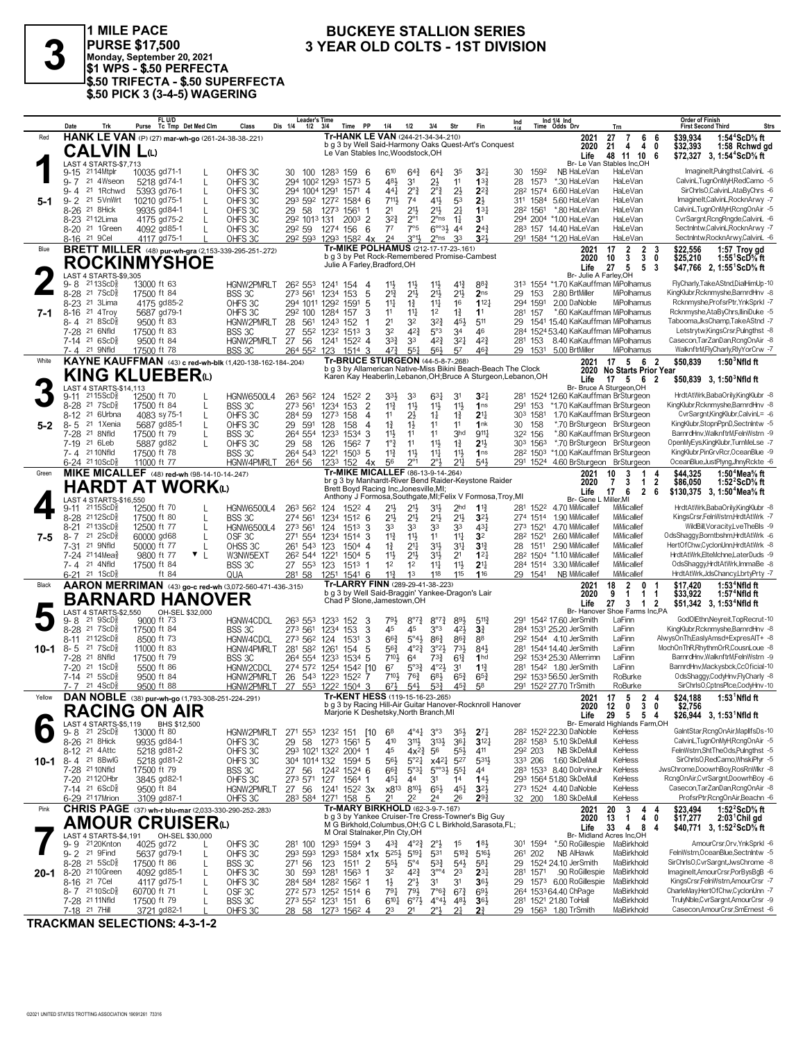# 3

**1 MILE PACE**
**PURSE $17,500**
**Monday, September 20, 2021**
**$1 WPS - $.50 PERFECTA**
**$.50 TRIFECTA - $.50 SUPERFECTA**
**$.50 PICK 3 (3-4-5) WAGERING**

## BUCKEYE STALLION SERIES
## 3 YEAR OLD COLTS - 1ST DIVISION

---

### 1 — Red — 5-1
**HANK LE VAN** (P) (27) mar-wh-go (261-24-38-38-.221)
**CALVIN L**(L)
Tr-HANK LE VAN (244-21-34-34-.210)
b g 3 by Well Said-Harmony Oaks Quest-Art's Conquest
Le Van Stables Inc,Woodstock,OH
LAST 4 STARTS-$7,713
2021: 27 7 6 6 $39,934 1:54⁴ScD⅝ ft | 2020: 21 4 4 0 $32,393 1:58 Rchwd gd | Life: 48 11 10 6 $72,327 3, 1:54⁴ScD⅝ ft
Br- Le Van Stables Inc,OH

| Date | Trk | Purse | Cond | Class | Times | PP | 1/4 | 1/2 | 3/4 | Str | Fin | Ind | Odds Drv | Trn | Order of Finish |
|---|---|---|---|---|---|---|---|---|---|---|---|---|---|---|---|
| 9-15 21 14Mtplr | | 10035 | gd71-1 L | OHFS 3C | 30 100 128³ 159 | 6 | 6¹⁰ | 6⁴¾ | 6⁴¼ | 3⁵ | 3²¼ | 30 159² | NB HaLeVan | HaLeVan | ImagineIt,Pulngthst,CalvinL -6 |
| 9-7 21 4Wseon | | 5218 | gd74-1 L | OHFS 3C | 29⁴ 100² 129³ 157³ | 5 | 4⁸½ | 3¹ | 2½ | 1¹ | 1³¾ | 28 157³ | *.30 HaLeVan | HaLeVan | CalvinL,TugnOnMyH,RedCamo -5 |
| 9-4 21 1Rchwd | | 5393 | gd76-1 L | OHFS 3C | 29⁴ 100⁴ 129¹ 157¹ | 4 | 4⁴¼ | 2°³ | 2°¾ | 2½ | 2²¾ | 28² 157⁴ | 6.60 HaLeVan | HaLeVan | SirChrlsO,CalvinL,AtaByChrs -6 |
| 9-2 21 5VnWrt | | 10210 | gd75-1 L | OHFS 3C | 29³ 59² 127² 158⁴ | 6 | 7¹¹½ | 7⁴ | 4¹½ | 5³ | 2½ | 31¹ 158⁴ | 5.60 HaLeVan | HaLeVan | ImagineIt,CalvinL,RocknArwy -7 |
| 8-26 21 8Hick | | 9935 | gd84-1 L | OHFS 3C | 29 58 127³ 156¹ | 1 | 2¹ | 2¹½ | 2¹½ | 2¾ | 1³¼ | 28² 156¹ | *.80 HaLeVan | HaLeVan | CalvinL,TugnOnMyH,RcngOnAir -5 |
| 8-23 21 12Lima | | 4175 | gd75-2 L | OHFS 3C | 29² 101³ 131 200³ | 2 | 3²¾ | 2°¹ | 2°ns | 1¾ | 3¹ | 29⁴ 200⁴ | *1.00 HaLeVan | HaLeVan | CvrSargnt,RcngRngde,CalvinL -6 |
| 8-20 21 1Green | | 4092 | gd85-1 L | OHFS 3C | 29² 59 127⁴ 156 | 6 | 7⁷ | 7°⁵ | 6°°³½ | 4⁴ | 2⁴¾ | 28³ 157 | 14.40 HaLeVan | HaLeVan | SectnIntw,CalvinL,RocknArwy -7 |
| 8-16 21 9Cel | | 4117 | gd75-1 L | OHFS 3C | 29² 59³ 129³ 158² | 4x | 2⁴ | 3°¹½ | 2°ns | 3³ | 3²½ | 29¹ 158⁴ | *1.20 HaLeVan | HaLeVan | SectnIntw,RocknArwy,CalvinL -6 |

### 2 — Blue — 7-1
**BRETT MILLER** (48) pur-wh-gra (2,153-339-295-251-.272)
**ROCKINMYSHOE**
Tr-MIKE POLHAMUS (212-17-17-23-.161)
b g 3 by Pet Rock-Remembered Promise-Cambest
Julie A Farley,Bradford,OH
LAST 4 STARTS-$9,305
2021: 17 2 2 3 $22,556 1:57 Troy gd | 2020: 10 3 3 0 $25,210 1:55¹ScD⅝ ft | Life: 27 5 5 3 $47,766 2, 1:55¹ScD⅝ ft
Br- Julie A Farley,OH

| Date | Trk | Purse | Cond | Class | Times | PP | 1/4 | 1/2 | 3/4 | Str | Fin | Ind | Odds Drv | Trn | Order of Finish |
|---|---|---|---|---|---|---|---|---|---|---|---|---|---|---|---|
| 9-8 21 13ScD⅝ | | 13000 | ft 63 | HGNW2PMRLT | 26² 55³ 124¹ 154 | 4 | 1½ | 1½ | 1½ | 4¹¾ | 8⁸¾ | 31³ 155⁴ | *1.70 KaKauffman | MiPolhamus | FlyCharly,TakeAStnd,DialHimUp -10 |
| 8-28 21 7ScD⅝ | | 17500 | ft 84 | BSS 3C | 27³ 56¹ 123⁴ 153 | 5 | 2°¾ | 2¹½ | 2¹½ | 2¹½ | 2ns | 29 153 | 2.80 BrtMiller | MiPolhamus | KingKlubr,Rcknmyshe,BarnrdHnv -8 |
| 8-23 21 3Lima | | 4175 | gd85-2 | OHFS 3C | 29⁴ 101¹ 129² 159¹ | 5 | 1¹¾ | 1¾ | 1¹¼ | 1⁶ | 1¹²¼ | 29⁴ 159¹ | 2.00 DaNoble | MiPolhamus | Rcknmyshe,ProfsrPtr,YnkSprkl -7 |
| 8-16 21 4Troy | | 5687 | gd79-1 | OHFS 3C | 29² 100 128⁴ 157 | 3 | 1¹ | 1¹½ | 1² | 1¾ | 1¹ | 28¹ 157 | *.60 KaKauffman | MiPolhamus | Rcknmyshe,AtaByChrs,IliniDuke -5 |
| 8-4 21 8ScD⅝ | | 9500 | ft 83 | HGNW2PMRLT | 28 56¹ 124³ 152 | 1 | 2¹ | 3² | 3²¾ | 4⁵½ | 5¹¹ | 29 154¹ | 15.40 KaKauffman | MiPolhamus | Tabooma,JksChamp,TakeAStnd -7 |
| 7-28 21 6Nfld | | 17500 | ft 83 | BSS 3C | 27 55² 123² 151³ | 3 | 3² | 4²¾ | 5°³ | 3⁴ | 4⁶ | 28⁴ 152⁴ | 53.40 KaKauffman | MiPolhamus | Letstrytw,KingsCrsr,Pulngthst -8 |
| 7-14 21 6ScD⅝ | | 9500 | ft 84 | HGNW2PMRLT | 27 56 124¹ 152² | 4 | 3³¾ | 3³ | 4²¾ | 3²¼ | 4²¾ | 28¹ 153 | 8.40 KaKauffman | MiPolhamus | Casecon,TarZanDan,RcngOnAir -8 |
| 7-4 21 9Nfld | | 17500 | ft 78 | BSS 3C | 26⁴ 55² 123 151⁴ | 3 | 4⁷¾ | 5⁵½ | 5⁶½ | 5⁷ | 4⁶¾ | 29 153¹ | 5.00 BrtMiller | MiPolhamus | WalknFtrM,FlyCharly,RlyYorCrw -7 |

### 3 — White — 5-2
**KAYNE KAUFFMAN** (43) c red-wh-blk (1,420-138-162-184-.204)
**KING KLUEBER**(L)
Tr-BRUCE STURGEON (44-5-8-7-.268)
b g 3 by Allamerican Native-Miss Bikini Beach-Beach The Clock
Karen Kay Heaberlin,Lebanon,OH;Bruce A Sturgeon,Lebanon,OH
LAST 4 STARTS-$14,113
2021: 17 5 6 2 $50,839 1:50³Nfld ft | 2020 No Starts Prior Year | Life: 17 5 6 2 $50,839 3, 1:50³Nfld ft
Br- Bruce A Sturgeon,OH

| Date | Trk | Purse | Cond | Class | Times | PP | 1/4 | 1/2 | 3/4 | Str | Fin | Ind | Odds Drv | Trn | Order of Finish |
|---|---|---|---|---|---|---|---|---|---|---|---|---|---|---|---|
| 9-11 21 15ScD⅝ | | 12500 | ft 70 L | HGNW6500L4 | 26³ 56² 124 152² | 2 | 3³½ | 3³ | 6³¼ | 3¹ | 3²¾ | 28¹ 152⁴ | 12.60 KaKauffman | BrSturgeon | HrdtAtWrk,BabaOrily,KingKlubr -8 |
| 8-28 21 7ScD⅝ | | 17500 | ft 84 L | BSS 3C | 27³ 56¹ 123⁴ 153 | 2 | 1¹¾ | 1¹½ | 1¹½ | 1¹½ | 1ns | 29¹ 153 | *1.70 KaKauffman | BrSturgeon | KingKlubr,Rcknmyshe,BarnrdHnv -8 |
| 8-12 21 6Urbna | | 4083 | sy75-1 L | OHFS 3C | 28⁴ 59 127³ 158 | 4 | 1¹ | 2½ | 1¼ | 1¾ | 2¹¾ | 30³ 158¹ | 1.70 KaKauffman | BrSturgeon | CvrSargnt,KingKlubr,CalvinL= -6 |
| 8-5 21 1Xenia | | 5687 | gd85-1 L | OHFS 3C | 29 59¹ 128 158 | 4 | 1¾ | 1½ | 1¹ | 1¹ | 1nk | 30 158 | *.70 BrSturgeon | BrSturgeon | KingKlubr,StopnPpnD,SectnIntw -5 |
| 7-28 21 8Nfld | | 17500 | ft 79 L | BSS 3C | 26⁴ 55⁴ 123³ 153⁴ | 3 | 1¹½ | 1¹ | 1¹ | 3hd | 9¹¹¼ | 32² 156 | *.80 KaKauffman | BrSturgeon | BarnrdHnv,WalknFtrM,FelnWstrn -9 |
| 7-19 21 6Leb | | 5887 | gd82 L | OHFS 3C | 29 58 126 156² | 7 | 1°¾ | 1¹ | 1¹½ | 1¾ | 2¹½ | 30³ 156³ | *.70 BrSturgeon | BrSturgeon | OpenMyEys,KingKlubr,TurnMeLse -7 |
| 7-4 21 10Nfld | | 17500 | ft 78 | BSS 3C | 26⁴ 54³ 122¹ 150³ | 5 | 1¹¾ | 1¹½ | 1¹¾ | 1¹½ | 1ns | 28² 150³ | *1.00 KaKauffman | BrSturgeon | KingKlubr,PinGrvRcr,OceanBlue -9 |
| 6-24 21 10ScD⅝ | | 11000 | ft 77 | HGNW4PMRLT | 26⁴ 56 123³ 152 | 4x | 5⁶ | 2°¹ | 2°½ | 2¹¼ | 5⁴½ | 29¹ 152⁴ | 4.60 BrSturgeon | BrSturgeon | OceanBlue,JustPlyng,JhnyRckte -6 |

### 4 — Green — 7-5
**MIKE MICALLEF** (48) red-wh (98-14-10-14-.247)
**HARDT AT WORK**(L)
Tr-MIKE MICALLEF (86-13-9-14-.264)
br g 3 by Manhardt-River Bend Raider-Keystone Raider
Brett Boyd Racing Inc,Jonesville,MI;
Anthony J Formosa,Southgate,MI;Felix V Formosa,Troy,MI
LAST 4 STARTS-$16,550
2021: 10 3 1 4 $44,325 1:50⁴Mea⅝ ft | 2020: 7 3 1 2 $86,050 1:52²ScD⅝ ft | Life: 17 6 2 6 $130,375 3, 1:50⁴Mea⅝ ft
Br- Gene L Miller,MI

| Date | Trk | Purse | Cond | Class | Times | PP | 1/4 | 1/2 | 3/4 | Str | Fin | Ind | Odds Drv | Trn | Order of Finish |
|---|---|---|---|---|---|---|---|---|---|---|---|---|---|---|---|
| 9-11 21 15ScD⅝ | | 12500 | ft 70 L | HGNW6500L4 | 26³ 56² 124 152² | 4 | 2¹½ | 2¹½ | 3¹½ | 2hd | 1¾ | 28¹ 152² | 4.70 MiMicallef | MiMicallef | HrdtAtWrk,BabaOrily,KingKlubr -8 |
| 8-28 21 12ScD⅝ | | 17500 | ft 80 L | BSS 3C | 27⁴ 56¹ 123⁴ 151² | 6 | 2¹½ | 2¹½ | 2¹½ | 2¹½ | 3²½ | 27⁴ 151⁴ | 1.90 MiMicallef | MiMicallef | KingsCrsr,FelnWstrn,HrdtAtWrk -7 |
| 8-21 21 13ScD⅝ | | 12500 | ft 77 L | HGNW6500L4 | 27³ 56¹ 124 151³ | 3 | 3³ | 3³ | 3³ | 3³ | 4³¼ | 27³ 152¹ | 4.70 MiMicallef | MiMicallef | WildBill,Voracity,LveTheBls -9 |
| 8-7 21 2ScD⅝ | | 60000 | gd68 L | OSF 3C | 27¹ 55⁴ 123⁴ 151⁴ | 3 | 1¹¾ | 1¹½ | 1¹ | 1¹¼ | 3² | 28² 152¹ | 2.60 MiMicallef | MiMicallef | OdsShaggy,Borntbshm,HrdtAtWrk -6 |
| 7-31 21 9Nfld | | 50000 | ft 77 L | OHSS 3C | 26¹ 54³ 123 150⁴ | 4 | 1¾ | 2¹½ | 3¹½ | 3¹¼ | 3¹¾ | 28 151¹ | 2.90 MiMicallef | MiMicallef | HertOfChw,CyclonUnn,HrdtAtWrk -8 |
| 7-24 21 14Mea⅝ | | 9800 | ft 77 ▼ L | W3NW5EXT | 26² 54⁴ 122¹ 150⁴ | 5 | 1¹½ | 2¹½ | 3¹½ | 2¹ | 1²½ | 28² 150⁴ | *1.10 MiMicallef | MiMicallef | HrdtAtWrk,ElteMchne,LaterDuds -9 |
| 7-4 21 4Nfld | | 17500 | ft 84 L | BSS 3C | 27 55³ 123 151³ | 4 | 1² | 1² | 1¹¼ | 1¹½ | 2¹¼ | 28⁴ 151⁴ | 3.30 MiMicallef | MiMicallef | OdsShaggy,HrdtAtWrk,ImmaBe -8 |
| 6-21 21 1ScD⅝ | | | ft 84 | QUA | 28¹ 58 125¹ 154¹ | 6 | 1¹¾ | 1³ | 1¹⁸ | 1¹⁵ | 1¹⁶ | 29 154¹ | NB MiMicallef | MiMicallef | HrdtAtWrk,JdsChancy,LbrtyPrty -7 |

### 5 — Black — 10-1
**AARON MERRIMAN** (43) go-c red-wh (3,072-560-471-436-.315)
**BARNARD HANOVER**
Tr-LARRY FINN (289-29-41-38-.223)
b g 3 by Well Said-Braggin' Yankee-Dragon's Lair
Chad P Slone,Jamestown,OH
LAST 4 STARTS-$2,550 OH-SEL $32,000
2021: 18 2 0 1 $17,420 1:53⁴Nfld ft | 2020: 9 1 1 1 $33,922 1:57⁴Nfld ft | Life: 27 3 1 2 $51,342 3, 1:53⁴Nfld ft
Br- Hanover Shoe Farms Inc,PA

| Date | Trk | Purse | Cond | Class | Times | PP | 1/4 | 1/2 | 3/4 | Str | Fin | Ind | Odds Drv | Trn | Order of Finish |
|---|---|---|---|---|---|---|---|---|---|---|---|---|---|---|---|
| 9-8 21 9ScD⅝ | | 9000 | ft 73 | HGNW4CDCL | 26³ 55³ 123³ 152 | 3 | 7⁹½ | 8°⁷¾ | 8°⁷¾ | 8⁹½ | 5¹¹½ | 29¹ 154² | 17.60 JerSmith | LaFinn | GodOlEthn,Neyreit,TopRecrut -10 |
| 8-28 21 7ScD⅝ | | 17500 | ft 84 | BSS 3C | 27³ 56¹ 123⁴ 153 | 3 | 4⁵ | 4⁵ | 3°³ | 4²½ | 3¾ | 28⁴ 153¹ | 25.20 JerSmith | LaFinn | KingKlubr,Rcknmyshe,BarnrdHnv -8 |
| 8-11 21 12ScD⅝ | | 8500 | ft 73 | HGNW4CDCL | 27³ 56² 124 153¹ | 3 | 6⁶¾ | 5°⁴½ | 8⁶¾ | 8⁶¾ | 8⁸ | 29² 154⁴ | 4.10 JerSmith | LaFinn | AlwysOnTh,EaslyAmsd+ExpresAlT+ -8 |
| 8-5 21 7ScD⅝ | | 11000 | ft 83 | HGNW4PMRLT | 28¹ 58² 126¹ 154 | 5 | 5⁶¾ | 4°²¾ | 3°²½ | 7³½ | 8⁴½ | 28¹ 154⁴ | 14.40 JerSmith | LaFinn | MochOnThR,RhythmOfR,CousnLoue -8 |
| 7-28 21 8Nfld | | 17500 | ft 79 | BSS 3C | 26⁴ 55⁴ 123³ 153⁴ | 5 | 7¹⁰½ | 6⁴ | 7³¾ | 6¹¾ | 1hd | 29² 153⁴ | 25.30 AMerrimn | LaFinn | BarnrdHnv,WalknFtrM,FelnWstrn -9 |
| 7-20 21 1ScD⅝ | | 5500 | ft 86 | HGNW2CDCL | 27⁴ 57² 125⁴ 154² | [10 | 6⁷ | 5°³¾ | 4°²½ | 3¹ | 1¹¾ | 28¹ 154² | 1.80 JerSmith | LaFinn | BarnrdHnv,Mackysbck,CcOficial -10 |
| 7-14 21 5ScD⅝ | | 9500 | ft 84 | HGNW2PMRLT | 26 54³ 122³ 152² | 7 | 7¹⁰½ | 7⁶¾ | 6⁸½ | 6⁵¾ | 6⁵¾ | 29² 153³ | 56.10 JerSmith | RoBurke | OdsShaggy,CodyHnv,FlyCharly -8 |
| 7-7 21 4ScD⅝ | | 9500 | ft 88 | HGNW2PMRLT | 27 55³ 122² 150⁴ | 3 | 6⁷½ | 5⁴½ | 5³¾ | 4⁵¾ | 5⁸ | 29¹ 152² | 27.70 TrSmith | RoBurke | SirChrlsO,CptnsPlce,CodyHnv -10 |

### 6 — Yellow — 10-1
**DAN NOBLE** (38) pur-wh-go (1,793-308-251-224-.291)
**RACING ON AIR**
Tr-KENT HESS (119-15-16-23-.265)
b g 3 by Racing Hill-Air Guitar Hanover-Rocknroll Hanover
Marjorie K Deshetsky,North Branch,MI
LAST 4 STARTS-$5,119 BHS $12,500
2021: 17 5 2 4 $24,188 1:53¹Nfld ft | 2020: 12 0 3 0 $2,756 | Life: 29 5 5 4 $26,944 3, 1:53¹Nfld ft
Br- Emerald Highlands Farm,OH

| Date | Trk | Purse | Cond | Class | Times | PP | 1/4 | 1/2 | 3/4 | Str | Fin | Ind | Odds Drv | Trn | Order of Finish |
|---|---|---|---|---|---|---|---|---|---|---|---|---|---|---|---|
| 9-8 21 2ScD⅝ | | 13000 | ft 80 | HGNW2PMRLT | 27¹ 55³ 123² 151 | [10 | 6⁸ | 4°⁴¼ | 3°³ | 3⁵½ | 2⁷¼ | 28² 152² | 22.30 DaNoble | KeHess | GalntStar,RcngOnAir,MapllfsDs -10 |
| 8-26 21 8Hick | | 9935 | gd84-1 | OHFS 3C | 29 58 127³ 156¹ | 5 | 4¹⁰ | 3¹¹½ | 3¹³¾ | 3⁶¼ | 3¹²¾ | 28² 158³ | 5.10 SkDeMull | KeHess | CalvinL,TugnOnMyH,RcngOnAir -5 |
| 8-12 21 4Attc | | 5218 | gd81-2 | OHFS 3C | 29³ 102¹ 132² 200⁴ | 1 | 4⁵ | 4x²¾ | 5⁶ | 5⁵½ | 4¹¹ | 29² 203 | NB SkDeMull | KeHess | FelnWstrn,ShtTheOds,Pulngthst -5 |
| 8-4 21 8BwlG | | 5218 | gd81-2 | OHFS 3C | 30⁴ 101⁴ 132 159⁴ | 5 | 5⁶½ | 5°²¼ | 4°²¾ | 5²⁷ | 5³¹½ | 33³ 206 | 1.60 SkDeMull | KeHess | SirChrlsO,RedCamo,WhskiPlyr -5 |
| 7-28 21 10Nfld | | 17500 | ft 79 | BSS 3C | 27 56 124² 152⁴ | 6 | 6⁶¾ | 5°³¼ | 5°°³½ | 5⁵½ | 4⁴ | 28³ 153³ | 8.40 DolrvineJr | KeHess | JwsChrome,DoowrhBoy,RosRnWkr -8 |
| 7-20 21 12OHbr | | 3845 | gd82-1 | OHFS 3C | 27³ 57¹ 127 156⁴ | 1 | 4⁵½ | 4⁴ | 3¹ | 1⁴ | 1⁴½ | 29³ 156⁴ | 51.80 SkDeMull | KeHess | RcngOnAir,CvrSargnt,DoowrhBoy -6 |
| 7-14 21 6ScD⅝ | | 9500 | ft 84 | HGNW2PMRLT | 27 56 124¹ 152² | 3x | x8¹³ | 8¹⁰½ | 6⁵½ | 4⁵½ | 3²½ | 27³ 152⁴ | 4.40 DaNoble | KeHess | Casecon,TarZanDan,RcngOnAir -8 |
| 6-29 21 17Mrion | | 3109 | gd87-1 | OHFS 3C | 28³ 58⁴ 127¹ 158 | 5 | 2¹ | 2² | 2⁴ | 2⁶ | 2⁹¾ | 32 200 | 1.80 SkDeMull | KeHess | ProfsrPtr,RcngOnAir,Beachn -6 |

### 7 — Pink — 20-1
**CHRIS PAGE** (37) wh-r blu-mar (2,033-330-290-252-.283)
**AMOUR CRUISER**(L)
Tr-MARY BIRKHOLD (62-3-9-7-.167)
b g 3 by Yankee Cruiser-Tre Cress-Towner's Big Guy
M G Birkhold,Columbus,OH;G C L Birkhold,Sarasota,FL;
M Oral Stalnaker,Pln Cty,OH
LAST 4 STARTS-$4,191 OH-SEL $30,000
2021: 20 3 4 4 $23,494 1:52²ScD⅝ ft | 2020: 13 1 4 0 $17,277 2:03¹Chil gd | Life: 33 4 8 4 $40,771 3, 1:52²ScD⅝ ft
Br- Midland Acres Inc,OH

| Date | Trk | Purse | Cond | Class | Times | PP | 1/4 | 1/2 | 3/4 | Str | Fin | Ind | Odds Drv | Trn | Order of Finish |
|---|---|---|---|---|---|---|---|---|---|---|---|---|---|---|---|
| 9-9 21 20Knton | | 4025 | gd72 L | OHFS 3C | 28¹ 100 129³ 159⁴ | 3 | 4³¾ | 4°²¾ | 2°½ | 1⁵ | 1⁸½ | 30¹ 159⁴ | *.50 RoGillespie | MaBirkhold | AmourCrsr,Orv,YnkSprkl -6 |
| 9-2 21 9Find | | 5637 | gd79-1 L | OHFS 3C | 29³ 59³ 129³ 158⁴ | x1x | 5²⁵½ | 5¹⁹½ | 5³¹ | 5¹⁸¾ | 5¹⁶½ | 26¹ 202 | NB AlHawk | MaBirkhold | FelnWstrn,OceanBlue,SectnIntw -5 |
| 8-28 21 5ScD⅝ | | 17500 | ft 86 L | BSS 3C | 27¹ 56 123 151¹ | 2 | 5⁵½ | 5°⁴ | 5³¾ | 5⁴½ | 5⁸½ | 29 152⁴ | 24.10 JerSmith | MaBirkhold | SirChrlsO,CvrSargnt,JwsChrome -8 |
| 8-20 21 10Green | | 4092 | gd85-1 L | OHFS 3C | 30 59³ 128¹ 156³ | 1 | 3² | 4²¾ | 3°°⁴ | 2³ | 2³¼ | 28¹ 157¹ | .90 RoGillespie | MaBirkhold | ImagineIt,AmourCrsr,PorBysBgB -6 |
| 8-16 21 7Cel | | 4117 | gd75-1 L | OHFS 3C | 28⁴ 58⁴ 128² 156² | 1 | 1½ | 2°½ | 3¹ | 3¹ | 3⁶½ | 29 157³ | 6.00 RoGillespie | MaBirkhold | KingsCrsr,FelnWstrn,AmourCrsr -7 |
| 8-7 21 10ScD⅝ | | 60700 | ft 71 L | OSF 3C | 27² 57³ 125² 151⁴ | 6 | 7⁹½ | 7⁹½ | 7°⁶¾ | 6⁷¾ | 6⁹½ | 26⁴ 153³ | 64.30 ChPage | MaBirkhold | CharleMay,HertOfChw,CyclonUnn -7 |
| 7-28 21 11Nfld | | 17500 | ft 79 L | BSS 3C | 27³ 55² 123¹ 151 | 6 | 6¹⁰½ | 6°⁷½ | 4°⁴½ | 4⁸½ | 3⁶½ | 28¹ 152¹ | 21.80 ToHall | MaBirkhold | TrulyNble,CvrSargnt,AmourCrsr -9 |
| 7-18 21 7Hill | | 3721 | gd82-1 L | OHFS 3C | 28 58 127³ 156² | 4 | 2³ | 2¹ | 2°½ | 2¾ | 2¾ | 29 156³ | 1.80 TrSmith | MaBirkhold | Casecon,AmourCrsr,SmErnest -6 |

**TRACKMAN SELECTIONS: 4-3-1-2**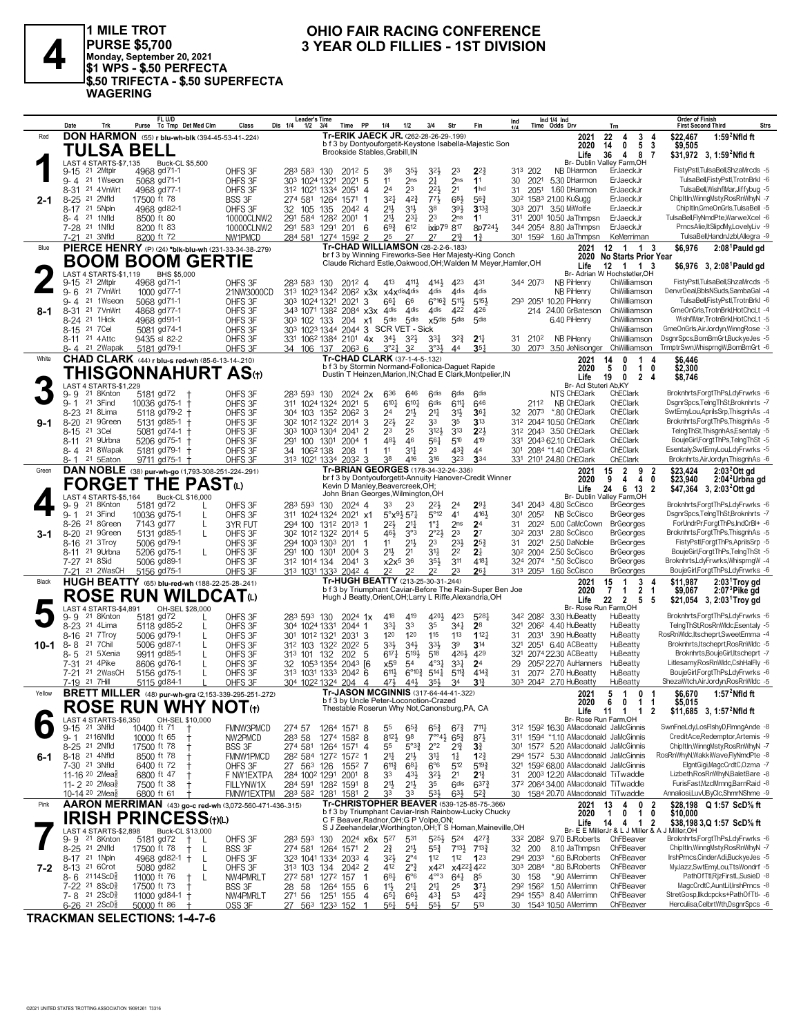# 4

**1 MILE TROT**
**PURSE $5,700**
**Monday, September 20, 2021**
**$1 WPS - $.50 PERFECTA**
**$.50 TRIFECTA - $.50 SUPERFECTA WAGERING**

## OHIO FAIR RACING CONFERENCE
## 3 YEAR OLD FILLIES - 1ST DIVISION

---

### 1 — Red — 2-1
**DON HARMON** (55) r blu-wh-blk (394-45-53-41-.224)
**TULSA BELL**
Tr-ERIK JAECK JR. (262-28-26-29-.199)
b f 3 by Dontyouforgetit-Keystone Isabella-Majestic Son
Brookside Stables,Grabill,IN
LAST 4 STARTS-$7,135 Buck-CL $5,500
2021: 22 4 3 4 $22,467 1:59²Nfld ft
2020: 14 0 5 3 $9,505
Life: 36 4 8 7 $31,972 3, 1:59²Nfld ft
Br- Dublin Valley Farm,OH

| Date | Trk | Purse | Tc Tmp | Class | 1/4 | 1/2 | 3/4 | Time | PP | 1/4 | 1/2 | 3/4 | Str | Fin | Ind Time | Odds | Drv | Trn | Order of Finish |
|---|---|---|---|---|---|---|---|---|---|---|---|---|---|---|---|---|---|---|---|
| 9-15 21 | 2Mtplr | 4968 | gd71-1 | OHFS 3F | 28³ | 58³ | 130 | 201² | 5 | 3⁸ | 3⁵½ | 3²½ | 2³ | 2²¾ | 31³ 202 | NB | DHarmon | ErJaeckJr | FistyPstl,TulsaBell,ShzaMrcds -5 |
| 9-4 21 | 1Wseon | 5068 | gd71-1 | OHFS 3F | 30³ | 102⁴ | 132¹ | 202¹ | 5 | 1¹ | 2ns | 2½ | 2ns | 1¹ | 30 202¹ | 5.30 | DHarmon | ErJaeckJr | TulsaBell,FistyPstl,TrotnBrkl -6 |
| 8-31 21 | 4VnWrt | 4968 | gd77-1 | OHFS 3F | 31² | 102¹ | 133⁴ | 205¹ | 4 | 2⁴ | 2³ | 2²½ | 2¹ | 1hd | 31 205¹ | 1.60 | DHarmon | ErJaeckJr | TulsaBell,WishflMar,Jiffybug -5 |
| 8-25 21 | 2Nfld | 17500 | ft 78 | BSS 3F | 27⁴ | 58¹ | 126⁴ | 157¹ | 1 | 3²½ | 4²¾ | 7⁷½ | 6⁸½ | 5⁶¾ | 30² 158³ | 21.00 | KuSugg | ErJaeckJr | ChipltIn,WinngMsty,RosRnWhyN -7 |
| 8-17 21 | 5Npln | 4968 | gd82-1 | OHFS 3F | 32 | 105 | 135 | 204² | 4 | 2¹½ | 3¹½ | 3⁸ | 3⁹½ | 3¹³¾ | 30³ 207¹ | 3.50 | MiWolfe | ErJaeckJr | ChipltIn,GmeOnGrls,TulsaBell -5 |
| 8-4 21 | 1Nfld | 8500 | ft 80 | 10000CLNW2 | 29¹ | 58⁴ | 128² | 200¹ | 1 | 2¹½ | 2³½ | 2³ | 2ns | 1¹ | 31¹ 200¹ | 10.50 | JaThmpsn | ErJaeckJr | TulsaBell,FlyNmdPte,WarweXcel -6 |
| 7-28 21 | 1Nfld | 8200 | ft 83 | 10000CLNW2 | 29¹ | 58³ | 129¹ | 201 | 6 | 6⁹¾ | 6¹² | ix**p**7⁹ | 8¹⁷ | 8p7²⁴½ | 34⁴ 205⁴ | 8.80 | JaThmpsn | ErJaeckJr | PrncsAlie,ItSlipdMy,LovelyLiv -9 |
| 7-21 21 | 3Nfld | 8200 | ft 72 | NW1PMCD | 28⁴ | 58¹ | 127⁴ | 159² | 2 | 2⁵ | 2⁷ | 2⁷ | 2¹¾ | 1¾ | 30¹ 159² | 1.60 | JaThmpsn | KeMerriman | TulsaBell,HandnJzbl,Allegra -9 |

### 2 — Blue — 8-1
**PIERCE HENRY** (P) (24) *blk-blu-wh (231-33-34-38-.279)
**BOOM BOOM GERTIE**
Tr-CHAD WILLIAMSON (28-2-2-6-.183)
br f 3 by Winning Fireworks-See Her Majesty-King Conch
Claude Richard Estle,Oakwood,OH;Walden M Meyer,Hamler,OH
LAST 4 STARTS-$1,119 BHS $5,000
2021: 12 1 1 3 $6,976 2:08¹Pauld gd
2020: No Starts Prior Year
Life: 12 1 1 3 $6,976 3, 2:08¹Pauld gd
Br- Adrian W Hochstetler,OH

| Date | Trk | Purse | Tc Tmp | Class | 1/4 | 1/2 | 3/4 | Time | PP | 1/4 | 1/2 | 3/4 | Str | Fin | Ind Time | Odds | Drv | Trn | Order of Finish |
|---|---|---|---|---|---|---|---|---|---|---|---|---|---|---|---|---|---|---|---|
| 9-15 21 | 2Mtplr | 4968 | gd71-1 | OHFS 3F | 28³ | 58³ | 130 | 201² | 4 | 4¹³ | 4¹¹½ | 4¹⁴½ | 4²³ | 4³¹ | 34⁴ 207³ | NB | PiHenry | ChWilliamson | FistyPstl,TulsaBell,ShzaMrcds -5 |
| 9-6 21 | 7VnWrt | 1000 | gd77-1 | 21NW3000CD | 31³ | 102³ | 134² | 206² | x3x | x4xdis | 4dis | 4dis | 4dis | 4dis | | NB | PiHenry | ChWilliamson | DenvrDeal,BblsNSuds,SambaGal -4 |
| 9-4 21 | 1Wseon | 5068 | gd71-1 | OHFS 3F | 30³ | 102⁴ | 132¹ | 202¹ | 3 | 6⁶½ | 6⁶ | 6°¹⁶¾ | 5¹¹½ | 5¹⁵½ | 29³ 205¹ | 10.20 | PiHenry | ChWilliamson | TulsaBell,FistyPstl,TrotnBrkl -6 |
| 8-31 21 | 7VnWrt | 4868 | gd77-1 | OHFS 3F | 34³ | 107¹ | 138² | 208² | x3x | 4dis | 4dis | 4dis | 4²² | 4²⁶ | 214 | 24.00 | GrBateson | ChWilliamson | GmeOnGrls,TrotnBrkl,HotChcLt -4 |
| 8-24 21 | 1Hick | 4968 | gd91-1 | OHFS 3F | 30³ | 102 | 133 | 204 | x1 | 5dis | 5dis | x5dis | 5dis | 5dis | | 6.40 | PiHenry | ChWilliamson | WishflMar,TrotnBrkl,HotChcLt -5 |
| 8-15 21 | 7Cel | 5081 | gd74-1 | OHFS 3F | 30³ | 102³ | 134⁴ | 204⁴ | 3 | SCR VET - Sick | | | | | | | | ChWilliamson | GmeOnGrls,AirJordyn,WinngRose -3 |
| 8-11 21 | 4Attc | 9435 | sl 82-2 | OHFS 3F | 33¹ | 106² | 138⁴ | 210¹ | 4x | 3⁴½ | 3²½ | 3³¼ | 3²¾ | 2¹½ | 31 210² | NB | PiHenry | ChWilliamson | DsgnrSpcs,BomBmGrt,BuckyeJes -5 |
| 8-4 21 | 2Wapak | 5181 | gd79-1 | OHFS 3F | 34 | 106 | 137 | 206³ | 6 | 3°²½ | 3² | 3°³¼ | 4⁴ | 3⁵½ | 30 207³ | 3.50 | JeNisonger | ChWilliamson | TrmptrSwn,WhisprngW,BomBmGrt -6 |

### 3 — White — 9-1
**CHAD CLARK** (44) r blu-s red-wh (85-6-13-14-.210)
**THISGONNAHURT AS**(t)
Tr-CHAD CLARK (37-1-4-5-.132)
b f 3 by Stormin Normand-Follonica-Daguet Rapide
Dustin T Heinzen,Marion,IN;Chad E Clark,Montpelier,IN
LAST 4 STARTS-$1,229
2021: 14 0 1 4 $6,446
2020: 5 0 1 0 $2,300
Life: 19 0 2 4 $8,746
Br- Acl Stuteri Ab,KY

| Date | Trk | Purse | Tc Tmp | Class | 1/4 | 1/2 | 3/4 | Time | PP | 1/4 | 1/2 | 3/4 | Str | Fin | Ind Time | Odds | Drv | Trn | Order of Finish |
|---|---|---|---|---|---|---|---|---|---|---|---|---|---|---|---|---|---|---|---|
| 9-9 21 | 8Knton | 5181 | gd72 † | OHFS 3F | 28³ | 59³ | 130 | 202⁴ | 2x | 6³⁶ | 6⁴⁶ | 6dis | 6dis | 6dis | | NTS | ChEClark | ChEClark | Broknhrts,ForgtThPs,LdyFrwrks -6 |
| 9-1 21 | 3Find | 10036 | gd75-1 † | OHFS 3F | 31¹ | 102⁴ | 132⁴ | 202¹ | 5 | 6¹⁰½ | 6¹⁰½ | 6dis | 6¹¹½ | 6⁴⁶ | 211² | NB | ChEClark | ChEClark | DsgnrSpcs,TelngThSt,Broknhrts -7 |
| 8-23 21 | 8Lima | 5118 | gd79-2 † | OHFS 3F | 30⁴ | 103 | 135² | 206² | 3 | 2⁴ | 2¹½ | 2¹½ | 3¹½ | 3⁶½ | 32 207³ | *.80 | ChEClark | ChEClark | SwtEmyLou,AprilsSrp,ThisgnhAs -4 |
| 8-20 21 | 9Green | 5131 | gd85-1 † | OHFS 3F | 30² | 101² | 132² | 201⁴ | 3 | 2²½ | 2² | 3³ | 3⁵ | 3¹³ | 31² 204² | 10.50 | ChEClark | ChEClark | Broknhrts,ForgtThPs,ThisgnhAs -5 |
| 8-15 21 | 3Cel | 5081 | gd74-1 † | OHFS 3F | 30³ | 100³ | 130⁴ | 201 | 2 | 2³ | 2⁵ | 3¹²½ | 3¹³ | 2²½ | 31² 204³ | 3.50 | ChEClark | ChEClark | TelngThSt,ThisgnhAs,Esentaly -5 |
| 8-11 21 | 9Urbna | 5206 | gd75-1 † | OHFS 3F | 29¹ | 100 | 130¹ | 200⁴ | 1 | 4⁸½ | 4⁶ | 5⁶¾ | 5¹⁰ | 4¹⁹ | 33¹ 204³ | 62.10 | ChEClark | ChEClark | BoujeGirl,ForgtThPs,TelngThSt -5 |
| 8-4 21 | 8Wapak | 5181 | gd79-1 † | OHFS 3F | 34 | 106² | 138 | 208 | 1 | 1¹ | 3¹½ | 2³ | 4³¾ | 4⁴ | 30¹ 208⁴ | *1.40 | ChEClark | ChEClark | Esentaly,SwtEmyLou,LdyFrwrks -5 |
| 8-1 21 | 5Eaton | 9711 | gd75-1 † | OHFS 3F | 31³ | 102¹ | 133⁴ | 203² | 3 | 3⁸ | 4¹⁶ | 3¹⁶ | 3²³ | 3³⁴ | 33¹ 210¹ | 24.80 | ChEClark | ChEClark | Broknhrts,AirJordyn,ThisgnhAs -6 |

### 4 — Green — 3-1
**DAN NOBLE** (38) pur-wh-gn (1,793-308-251-224-.291)
**FORGET THE PAST**(L)
Tr-BRIAN GEORGES (178-34-32-24-.336)
br f 3 by Dontyouforgetit-Annuity Hanover-Credit Winner
Kevin D Manley,Beavercreek,OH;
John Brian Georges,Wilmington,OH
LAST 4 STARTS-$5,164 Buck-CL $16,000
2021: 15 2 9 2 $23,424 2:03²Ott gd
2020: 9 4 4 0 $23,940 2:04²Urbna gd
Life: 24 6 13 2 $47,364 3, 2:03²Ott gd
Br- Dublin Valley Farm,OH

| Date | Trk | Purse | Tc Tmp | Class | 1/4 | 1/2 | 3/4 | Time | PP | 1/4 | 1/2 | 3/4 | Str | Fin | Ind Time | Odds | Drv | Trn | Order of Finish |
|---|---|---|---|---|---|---|---|---|---|---|---|---|---|---|---|---|---|---|---|
| 9-9 21 | 8Knton | 5181 | gd72 L | OHFS 3F | 28³ | 59³ | 130 | 202⁴ | 4 | 3³ | 2²½ | 2⁴ | 2⁹½ | | 34¹ 204³ | 4.80 | ScCisco | BrGeorges | Broknhrts,ForgtThPs,LdyFrwrks -6 |
| 9-1 21 | 3Find | 10036 | gd75-1 L | OHFS 3F | 31¹ | 102⁴ | 132⁴ | 202¹ | x1 | 5°x⁹½ | 5⁷½ | 5°¹² | 4¹ | 4¹⁶½ | 30¹ 205² | NB | ScCisco | BrGeorges | DsgnrSpcs,TelngThSt,Broknhrts -7 |
| 8-26 21 | 8Green | 7143 | gd77 L | 3YR FUT | 29⁴ | 100 | 130² | 201³ | 1 | 2²½ | 2¹½ | 1°½ | 2ns | 2⁴ | 31 202² | 5.00 | CaMcCown | BrGeorges | ForUndrPr,ForgtThPs,IndCrBl+ -6 |
| 8-20 21 | 9Green | 5131 | gd85-1 L | OHFS 3F | 30² | 101² | 132² | 201⁴ | 5 | 4⁶½ | 3°³ | 2°²½ | 2³ | 2⁷ | 30² 203¹ | 2.80 | ScCisco | BrGeorges | Broknhrts,ForgtThPs,ThisgnhAs -5 |
| 8-16 21 | 3Troy | 5006 | gd79-1 | OHFS 3F | 29⁴ | 100³ | 130³ | 201 | 1 | 1¹ | 2¹½ | 2³ | 2³½ | 2⁵¾ | 31 202¹ | 2.50 | DaNoble | BrGeorges | FistyPstl,ForgtThPs,AprilsSrp -5 |
| 8-11 21 | 9Urbna | 5206 | gd75-1 L | OHFS 3F | 29¹ | 100 | 130¹ | 200⁴ | 3 | 2¹½ | 2¹ | 3¹¼ | 2² | 2¾ | 30² 200⁴ | 2.50 | ScCisco | BrGeorges | BoujeGirl,ForgtThPs,TelngThSt -5 |
| 7-27 21 | 8Sid | 5006 | gd89-1 | OHFS 3F | 31² | 101⁴ | 134 | 204¹ | 3 | x2x⁵ | 3⁶ | 3⁵½ | 3¹¹ | 4¹⁸½ | 32⁴ 207⁴ | *.50 | ScCisco | BrGeorges | Broknhrts,LdyFrwrks,WhisprngW -4 |
| 7-21 21 | 2WasCH | 5156 | gd75-1 | OHFS 3F | 31³ | 103¹ | 133³ | 204² | 4 | 2² | 2² | 2² | 2³ | 2⁶½ | 31³ 205³ | 1.60 | ScCisco | BrGeorges | BoujeGirl,ForgtThPs,LdyFrwrks -6 |

### 5 — Black — 10-1
**HUGH BEATTY** (65) blu-red-wh (188-22-25-28-.241)
**ROSE RUN WILDCAT**(L)
Tr-HUGH BEATTY (213-25-30-31-.244)
b f 3 by Triumphant Caviar-Before The Rain-Super Ben Joe
Hugh J Beatty,Orient,OH;Larry L Riffe,Alexandria,OH
LAST 4 STARTS-$4,891 OH-SEL $28,000
2021: 15 1 3 4 $11,987 2:03¹Troy gd
2020: 7 1 2 1 $9,067 2:07³Pike gd
Life: 22 2 5 5 $21,054 3, 2:03¹Troy gd
Br- Rose Run Farm,OH

| Date | Trk | Purse | Tc Tmp | Class | 1/4 | 1/2 | 3/4 | Time | PP | 1/4 | 1/2 | 3/4 | Str | Fin | Ind Time | Odds | Drv | Trn | Order of Finish |
|---|---|---|---|---|---|---|---|---|---|---|---|---|---|---|---|---|---|---|---|
| 9-9 21 | 8Knton | 5181 | gd72 L | OHFS 3F | 28³ | 59³ | 130 | 202⁴ | 1x | 4¹⁸ | 4¹⁹ | 4²⁰½ | 4²³ | 5²⁸½ | 34² 208² | 3.30 | HuBeatty | HuBeatty | Broknhrts,ForgtThPs,LdyFrwrks -6 |
| 8-23 21 | 4Lima | 5118 | gd85-2 L | OHFS 3F | 30⁴ | 102⁴ | 133¹ | 204⁴ | 1 | 3³½ | 3³ | 3⁵ | 3⁴½ | 2⁸ | 32¹ 206² | 4.40 | HuBeatty | HuBeatty | TelngThSt,RosRnWldc,Esentaly -5 |
| 8-16 21 | 7Troy | 5006 | gd79-1 L | OHFS 3F | 30¹ | 101² | 132¹ | 203¹ | 3 | 1²⁰ | 1²⁰ | 1¹⁵ | 1¹³ | 1¹²½ | 31 203¹ | 3.90 | HuBeatty | HuBeatty | RosRnWldc,Itscheprt,SweetEmma -4 |
| 8-8 21 | 7Chil | 5006 | gd87-1 L | OHFS 3F | 31² | 103 | 132² | 202² | 5 | 3³½ | 3⁴½ | 3³½ | 3⁹ | 3¹⁴ | 32¹ 205¹ | 6.40 | ACBeatty | HuBeatty | Broknhrts,Itscheprt,RosRnWldc -5 |
| 8-5 21 | 5Xenia | 9911 | gd85-1 L | OHFS 3F | 31³ | 101 | 132 | 202 | 5 | 6¹⁷½ | 5¹⁹½ | 5¹⁸ | 4²⁶½ | 4²⁹ | 32¹ 207⁴ | 22.30 | ACBeatty | HuBeatty | Broknhrts,BoujeGirl,Itscheprt -5 |
| 7-31 21 | 4Pike | 8606 | gd76-1 L | OHFS 3F | 32 | 105³ | 135⁴ | 204³ | [6 | x5⁹ | 5⁴ | 4°³½ | 3³½ | 2⁴ | 29 205² | 22.70 | AuHanners | HuBeatty | Litlesamy,RosRnWldc,CshHalFly -6 |
| 7-21 21 | 2WasCH | 5156 | gd75-1 L | OHFS 3F | 31³ | 103¹ | 133³ | 204² | 6 | 6¹¹½ | 6°¹⁰½ | 5¹⁴½ | 5¹¹½ | 4¹⁴¾ | 31 207² | 2.70 | HuBeatty | HuBeatty | BoujeGirl,ForgtThPs,LdyFrwrks -6 |
| 7-19 21 | 7Hill | 5115 | gd84-1 L | OHFS 3F | 30⁴ | 102² | 132⁴ | 204 | 4 | 4⁷½ | 4⁴½ | 3⁵½ | 3⁴ | 3¹½ | 30³ 204² | 2.70 | HuBeatty | HuBeatty | ShezaWtch,AirJordyn,RosRnWldc -5 |

### 6 — Yellow — 6-1
**BRETT MILLER** (48) pur-wh-gra (2,153-339-295-251-.272)
**ROSE RUN WHY NOT**(t)
Tr-JASON MCGINNIS (317-64-44-41-.322)
b f 3 by Uncle Peter-Loconotion-Crazed
Thestable Roserun Why Not,Canonsburg,PA, CA
LAST 4 STARTS-$6,350 OH-SEL $10,000
2021: 5 1 0 1 $6,670 1:57²Nfld ft
2020: 6 0 1 1 $5,015
Life: 11 1 1 2 $11,685 3, 1:57²Nfld ft
Br- Rose Run Farm,OH

| Date | Trk | Purse | Tc Tmp | Class | 1/4 | 1/2 | 3/4 | Time | PP | 1/4 | 1/2 | 3/4 | Str | Fin | Ind Time | Odds | Drv | Trn | Order of Finish |
|---|---|---|---|---|---|---|---|---|---|---|---|---|---|---|---|---|---|---|---|
| 9-15 21 | 3Nfld | 10400 | ft 71 † | FMNW3PMCD | 27⁴ | 57 | 126⁴ | 157¹ | 8 | 5⁵ | 6⁵¾ | 6⁵¾ | 6⁷¾ | 7¹¹½ | 31² 159² | 16.30 | AMacdonald | JaMcGinnis | SwnFneLdy,LosFlshyD,FlmngAnde -8 |
| 9-1 21 | 16Nfld | 10000 | ft 65 † | NW2PMCD | 28³ | 58 | 127⁴ | 158² | 8 | 8¹²½ | 9⁸ | 7°°⁴½ | 6⁵¾ | 8⁷½ | 31¹ 159⁴ | *1.10 | AMacdonald | JaMcGinnis | CreditAce,Redemptor,Artemis -9 |
| 8-25 21 | 2Nfld | 17500 | ft 78 † | BSS 3F | 27⁴ | 58¹ | 126⁴ | 157¹ | 4 | 5⁵ | 5°³¾ | 2°² | 2¹¾ | 3¾ | 30¹ 157² | 5.20 | AMacdonald | JaMcGinnis | ChipltIn,WinngMsty,RosRnWhyN -7 |
| 8-18 21 | 4Nfld | 8500 | ft 78 † | FMNW1PMCD | 28² | 58⁴ | 127² | 157² | 1 | 2¹½ | 2¹½ | 3¹¼ | 1½ | 1²¾ | 29⁴ 157² | 5.30 | AMacdonald | JaMcGinnis | RosRnWhyN,WakkiWave,FlyNmdPte -8 |
| 7-30 21 | 3Nfld | 6400 | ft 72 † | OHFS 3F | 27 | 56³ | 126 | 155² | 7 | 6¹¹¾ | 6⁸½ | 6°⁶ | 5¹² | 5¹⁹¾ | 32¹ 159² | 68.00 | AMacdonald | JaMcGinnis | ElgntGigi,MagcCrdtC,Ozma -7 |
| 11-16 20 | 2Mea⅝ | 6800 | ft 47 † | F NW1EXTPA | 28⁴ | 100² | 129¹ | 200¹ | 8 | 3³ | 4³½ | 3²½ | 2¹ | 2¹¾ | 31 200³ | 12.20 | AMacdonald | TiTwaddle | Lizbeth,RosRnWhyN,BaletBare -8 |
| 11-2 20 | 2Mea⅝ | 7500 | ft 38 † | FILLYNW1X | 28⁴ | 59¹ | 128² | 159¹ | 8 | 2¹½ | 2¹½ | 3⁵ | 6dis | 6³⁷¾ | 37² 206⁴ | 34.00 | AMacdonald | TiTwaddle | FurisFast,MzclMrnng,BarnRaid -8 |
| 10-14 20 | 2Mea⅝ | 6800 | ft 61 † | FMNW1EXTPM | 28³ | 58² | 128¹ | 158¹ | 2 | 3³ | 3³ | 5³½ | 6³¾ | 5²¾ | 30 158⁴ | 20.70 | AMacdonald | TiTwaddle | Annaliosi,LuvUByClc,ShmrNShme -9 |

### 7 — Pink — 7-2
**AARON MERRIMAN** (43) go-c red-wh (3,072-560-471-436-.315)
**IRISH PRINCESS**(t)(L)
Tr-CHRISTOPHER BEAVER (539-125-85-75-.366)
b f 3 by Triumphant Caviar-Irish Rainbow-Lucky Chucky
C F Beaver,Radnor,OH;G P Volpe,ON;
S J Zeehandelar,Worthington,OH;T S Homan,Maineville,OH
LAST 4 STARTS-$2,898 Buck-CL $13,000
2021: 13 4 0 2 $28,198 Q 1:57 ScD⅝ ft
2020: 1 0 1 0 $10,000
Life: 14 4 1 2 $38,198 3,Q 1:57 ScD⅝ ft
Br- E E MillerJr & L J Miller & A J Miller,OH

| Date | Trk | Purse | Tc Tmp | Class | 1/4 | 1/2 | 3/4 | Time | PP | 1/4 | 1/2 | 3/4 | Str | Fin | Ind Time | Odds | Drv | Trn | Order of Finish |
|---|---|---|---|---|---|---|---|---|---|---|---|---|---|---|---|---|---|---|---|
| 9-9 21 | 8Knton | 5181 | gd72 † L | OHFS 3F | 28³ | 59³ | 130 | 202⁴ | x6x | 5²⁷ | 5³¹ | 5²⁵½ | 5²⁴ | 4²⁷¾ | 33² 208² | 9.70 | BJRoberts | ChFBeaver | Broknhrts,ForgtThPs,LdyFrwrks -6 |
| 8-25 21 | 2Nfld | 17500 | ft 78 † L | BSS 3F | 27⁴ | 58¹ | 126⁴ | 157¹ | 2 | 2¾ | 2¹½ | 5⁵¾ | 7¹³½ | 7¹³¾ | 32 200 | 8.10 | JaThmpsn | ChFBeaver | ChipltIn,WinngMsty,RosRnWhyN -7 |
| 8-17 21 | 1Npln | 4968 | gd82-1 † L | OHFS 3F | 32³ | 104¹ | 134³ | 203³ | 4 | 3²½ | 2°⁴ | 1¹² | 1¹² | 1²³ | 29⁴ 203³ | *.60 | BJRoberts | ChFBeaver | IrshPrncs,CinderAdi,BuckyeJes -5 |
| 8-13 21 | 6Crot | 5080 | gd82 | OHFS 3F | 31³ | 103 | 134 | 204² | 2 | 4¹² | 2°¾ | x4²¹ | x4²²½ | 4²² | 30³ 208⁴ | *.80 | BJRoberts | ChFBeaver | MyJazz,SwtEmyLou,TtsWondrf -5 |
| 8-6 21 | 14ScD⅝ | 11000 | ft 76 † L | NW4PMRLT | 27² | 58¹ | 127² | 157 | 1 | 6⁸½ | 6°⁶ | 4°°³ | 6⁴½ | 8⁵ | 30 158 | *.90 | AMerrimn | ChFBeaver | PathOfTtl,RjzFirstL,SusieD -8 |
| 7-22 21 | 8ScD⅝ | 17500 | ft 73 † | BSS 3F | 28 | 58 | 126⁴ | 155 | 6 | 1¹½ | 2¹½ | 2¹½ | 2⁵ | 3⁷½ | 29² 156² | 1.50 | AMerrimn | ChFBeaver | MagcCrdtC,AuntLil,IrshPrncs -8 |
| 7-8 21 | 2ScD⅝ | 11000 | gd84-1 † | NW4PMRLT | 27¹ | 56 | 125¹ | 155 | 4 | 6⁵½ | 6⁶½ | 4³½ | 5³ | 4²¾ | 29⁴ 155³ | 8.40 | AMerrimn | ChFBeaver | StretGosp,Ilkdcpcks+PathOfTtl- -6 |
| 6-26 21 | 2ScD⅝ | 50000 | ft 86 † | OSS 3F | 27 | 56³ | 123³ | 152 | 1 | 5⁶¾ | 5⁴¾ | 5⁵½ | 5⁷ | 5¹³ | 30 154³ | 10.50 | AMerrimn | ChFBeaver | Herculisa,CelbrtWth,DsgnrSpcs -6 |

**TRACKMAN SELECTIONS: 1-4-7-6**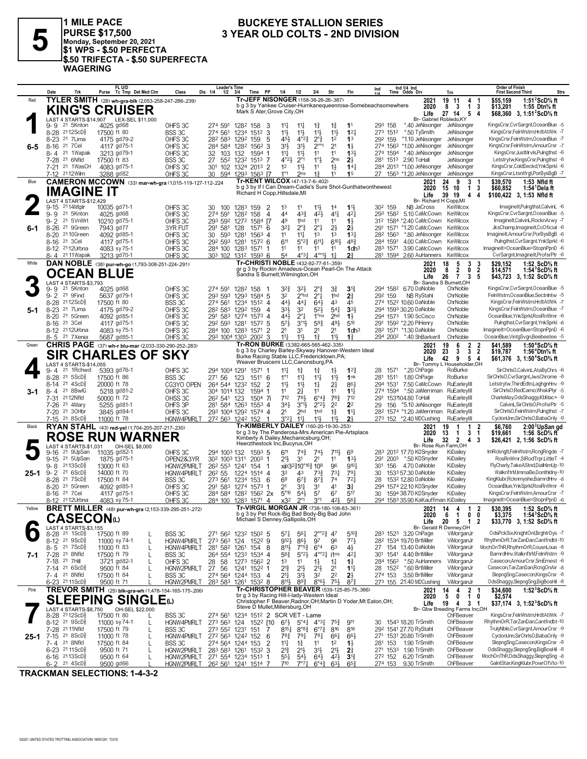# 5

**1 MILE PACE**
**PURSE $17,500**
**Monday, September 20, 2021**
**$1 WPS - $.50 PERFECTA**
**$.50 TRIFECTA - $.50 SUPERFECTA WAGERING**

## BUCKEYE STALLION SERIES
## 3 YEAR OLD COLTS - 2ND DIVISION

---

### 1 — Red — 6-5

**TYLER SMITH** (28) wh-grn-blk (2,053-258-247-286-.239)

**KING'S CRUISER**

Tr-JEFF NISONGER (158-38-26-26-.387)
b g 3 by Yankee Cruiser-Hurrikanequeenrose-Somebeachsomewhere
Mark S Ater,Grove City,OH

LAST 4 STARTS-$14,907 LEX-SEL $11,000

| | 2021 | 19 | 11 | 4 | 1 | $55,159 | 1:51²ScD⅝ ft |
|---|---|---|---|---|---|---|---|
| | 2020 | 8 | 3 | 1 | 3 | $13,201 | 1:55 Dtn⅝ ft |
| | Life | 27 | 14 | 5 | 4 | $68,360 | 3, 1:51²ScD⅝ ft |

Br- Gabriel Robledo,KY

| Date | Trk | Purse | Class | 1/4 | 1/2 | 3/4 | Time | PP | 1/4 | 1/2 | 3/4 | Str | Fin | Ind | Time | Odds Drv | Trn | Order of Finish |
|---|---|---|---|---|---|---|---|---|---|---|---|---|---|---|---|---|---|---|
| 9-9 21 | 5Knton | 4025 gd68 | OHFS 3C | 27⁴ | 59¹ | 128² | 158 | 3 | 1½ | 1½ | 1¾ | 1¾ | 1¹ | 29³ | 158 | *.40 JeNisonger | JeNisonger | KingsCrsr,CvrSargnt,OceanBlue -5 |
| 8-28 21 | 12ScD⅝ | 17500 ft 80 | BSS 3C | 27⁴ | 56¹ | 123⁴ | 151² | 3 | 1½ | 1½ | 1½ | 1½ | 1²¼ | 27³ | 151² | *.50 TySmith | JeNisonger | KingsCrsr,FelnWstrn,HrdtAtWrk -7 |
| 8-23 21 | 7Lima | 4175 gd79-2 | OHFS 3C | 28² | 58³ | 129² | 159 | 5 | 4⁵½ | 4°²¾ | 2°¾ | 1² | 1³ | 29² | 159 | *1.10 JeNisonger | JeNisonger | KingsCrsr,FelnWstrn,OceanBlue -7 |
| 8-16 21 | 7Cel | 4117 gd75-1 | OHFS 3C | 28⁴ | 58⁴ | 128² | 156² | 3 | 3½ | 3½ | 2°°¹ | 2¹ | 1½ | 27⁴ | 156² | *1.00 JeNisonger | JeNisonger | KingsCrsr,FelnWstrn,AmourCrsr -7 |
| 8-4 21 | 1Wapak | 3213 gd79-1 | OHFS 3C | 32 | 103 | 132 | 159⁴ | 1 | 1½ | 1½ | 1¹ | 1¹ | 1³½ | 27⁴ | 159⁴ | *.40 JeNisonger | JeNisonger | KingsCrsr,JustMrvls,Pulngthst -6 |
| 7-28 21 | 6Nfld | 17500 ft 83 | BSS 3C | 27 | 55² | 123² | 151³ | 7 | 4°²½ | 2°¹ | 1°½ | 2ⁿˢ | 2½ | 28¹ | 151³ | 2.90 ToHall | JeNisonger | Letstrytw,KingsCrsr,Pulngthst -8 |
| 7-21 21 | 1WasCH | 4083 gd75-1 | OHFS 3C | 30¹ | 102 | 132⁴ | 201³ | 2 | 1² | 1½ | 1¹ | 1½ | 1⁴¼ | 28⁴ | 201³ | *1.00 JeNisonger | JeNisonger | KingsCrsr,ColdDeckd,YnkSprkl -6 |
| 7-12 21 | 12Wilm | 3288 gd82 | OHFS 3C | 30 | 59⁴ | 129³ | 156³ | [7 | 1°¹ | 2ⁿˢ | 1¾ | 1¹ | 1⁵ | 27 | 156³ | *1.20 JeNisonger | JeNisonger | KingsCrsr,LtsntFrgt,PorBysBgB -7 |

---

### 2 — Blue — 6-1

**CAMERON MCCOWN** (33) mar-wh-gra (1,015-119-127-112-.224)

**IMAGINE IT**

Tr-KENT WILCOX (47-13-7-6-.402)
b g 3 by If I Can Dream-Cadie's Sure Shot-Gunthatwonthewest
Richard H Copp,Hillsdale,MI

LAST 4 STARTS-$12,429

| | 2021 | 24 | 9 | 3 | 1 | $39,570 | 1:53 Nfld ft |
|---|---|---|---|---|---|---|---|
| | 2020 | 15 | 10 | 1 | 3 | $60,852 | 1:54¹Dela ft |
| | Life | 39 | 19 | 4 | 4 | $100,422 | 3, 1:53 Nfld ft |

Br- Richard H Copp,MI

| Date | Trk | Purse | Class | 1/4 | 1/2 | 3/4 | Time | PP | 1/4 | 1/2 | 3/4 | Str | Fin | Ind | Time | Odds Drv | Trn | Order of Finish |
|---|---|---|---|---|---|---|---|---|---|---|---|---|---|---|---|---|---|---|
| 9-15 21 | 14Mtplr | 10035 gd71-1 | OHFS 3C | 30 | 100 | 128³ | 159 | 2 | 1³ | 1¹ | 1½ | 1⁴ | 1¹½ | 30² | 159 | NB JaCross | KeWilcox | ImagineIt,Pulngthst,CalvinL -6 |
| 9-9 21 | 5Knton | 4025 gd68 | OHFS 3C | 27⁴ | 59¹ | 128² | 158 | 4 | 4⁴ | 4³¾ | 4²½ | 4¹¼ | 4²¼ | 29³ | 158² | 5.10 CaMcCown | KeWilcox | KingsCrsr,CvrSargnt,OceanBlue -5 |
| 9-2 21 | 5VnWrt | 10210 gd75-1 | OHFS 3C | 29³ | 59² | 127² | 158⁴ | [7 | 4⁹ | 1ʰᵈ | 1¹ | 1¹ | 1½ | 31² | 158⁴ | *2.40 CaMcCown | KeWilcox | ImagineIt,CalvinL,RocknArwy -7 |
| 8-26 21 | 9Green | 7943 gd77 | 3YR FUT | 29¹ | 58¹ | 128 | 157¹ | 6 | 3²¼ | 2°¾ | 2°¼ | 2½ | 2½ | 29¹ | 157¹ | *1.20 CaMcCown | KeWilcox | JksChamp,ImagineIt,CcOficial -6 |
| 8-20 21 | 10Green | 4092 gd85-1 | OHFS 3C | 30 | 59³ | 128¹ | 156³ | 4 | 1¹ | 1½ | 1³ | 1³ | 1³¼ | 28² | 156³ | *.80 JeNisonger | KeWilcox | ImagineIt,AmourCrsr,PorBysBgB -6 |
| 8-16 21 | 3Cel | 4117 gd75-1 | OHFS 3C | 29² | 59³ | 128¹ | 157² | 6 | 6¹¹ | 5°²¾ | 6¹¹¼ | 6¹⁰½ | 4⁸¾ | 28⁴ | 159¹ | 4.00 CaMcCown | KeWilcox | Pulngthst,CvrSargnt,YnkSprkl -6 |
| 8-12 21 | 12Urbna | 4083 sy75-1 | OHFS 3C | 28⁴ | 100 | 128³ | 157¹ | 1 | 1¹ | 1¹ | 1¹ | 1¹ | 1dh³ | 28³ | 157¹ | 3.90 CaMcCown | KeWilcox | ImagineIt=OceanBlue=StopnPpnD -6 |
| 8-4 21 | 11Wapak | 3213 gd70-1 | OHFS 3C | 30³ | 102 | 131² | 159³ | 6 | 5⁴ | 4°³¼ | 4°°¹½ | 1¾ | 2¾ | 28¹ | 159⁴ | 2.60 AuHanners | KeWilcox | CvrSargnt,ImagineIt,ProfsrPtr -6 |

---

### 3 — White — 5-1

**DAN NOBLE** (38) pur-wh-go (1,793-308-251-224-.291)

**OCEAN BLUE**

Tr-CHRISTI NOBLE (432-92-77-61-.359)
gr g 3 by Rockin Amadeus-Ocean Pearl-On The Attack
Sandra S Burnett,Wilmington,OH

LAST 4 STARTS-$3,793

| | 2021 | 18 | 5 | 3 | 3 | $29,152 | 1:52 ScD⅝ ft |
|---|---|---|---|---|---|---|---|
| | 2020 | 8 | 2 | 0 | 2 | $14,571 | 1:54³ScD⅝ ft |
| | Life | 26 | 7 | 3 | 5 | $43,723 | 3, 1:52 ScD⅝ ft |

Br- Sandra S Burnett,OH

| Date | Trk | Purse | Class | 1/4 | 1/2 | 3/4 | Time | PP | 1/4 | 1/2 | 3/4 | Str | Fin | Ind | Time | Odds Drv | Trn | Order of Finish |
|---|---|---|---|---|---|---|---|---|---|---|---|---|---|---|---|---|---|---|
| 9-9 21 | 5Knton | 4025 gd68 | OHFS 3C | 27⁴ | 59¹ | 128² | 158 | 1 | 3²¾ | 3²½ | 2°¾ | 3¾ | 3¹¾ | 29⁴ | 158² | 6.70 DaNoble | ChrNoble | KingsCrsr,CvrSargnt,OceanBlue -5 |
| 9-2 21 | 9Find | 5637 gd79-1 | OHFS 3C | 29³ | 59³ | 129³ | 158⁴ | 5 | 3² | 2°ʰᵈ | 2°¼ | 1ʰᵈ | 2¾ | 29² | 159 | NB RyStahl | ChrNoble | FelnWstrn,OceanBlue,SectnIntw -5 |
| 8-28 21 | 12ScD⅝ | 17500 ft 80 | BSS 3C | 27⁴ | 56¹ | 123⁴ | 151² | 4 | 4⁴¾ | 4⁴¼ | 6⁴½ | 4³ | 4⁵ | 27⁴ | 152² | 10.60 DaNoble | ChrNoble | KingsCrsr,FelnWstrn,HrdtAtWrk -7 |
| 8-23 21 | 7Lima | 4175 gd79-2 | OHFS 3C | 28² | 58³ | 129² | 159 | 4 | 3³½ | 3² | 5²½ | 5⁴¼ | 3³½ | 29⁴ | 159³ | 30.20 DaNoble | ChrNoble | KingsCrsr,FelnWstrn,OceanBlue -7 |
| 8-20 21 | 5Green | 4092 gd85-1 | OHFS 3C | 29¹ | 58³ | 127⁴ | 157³ | 4 | 4⁴½ | 2°½ | 1°ⁿˢ | 2ʰᵈ | 1½ | 29⁴ | 157³ | 1.90 ScCisco | ChrNoble | OceanBlue,YnkSprkl,RosRnWrnr -6 |
| 8-16 21 | 3Cel | 4117 gd75-1 | OHFS 3C | 29² | 59³ | 128¹ | 157² | 5 | 5⁷½ | 3°¹½ | 5⁹¾ | 4⁹½ | 5¹⁰ | 29¹ | 159² | *2.20 PiHenry | ChrNoble | Pulngthst,CvrSargnt,YnkSprkl -6 |
| 8-12 21 | 12Urbna | 4083 sy75-1 | OHFS 3C | 28⁴ | 100 | 128³ | 157¹ | 2 | 2¹ | 3¹ | 2¹ | 2¹ | 1dh³ | 28² | 157¹ | *1.30 DaNoble | ChrNoble | ImagineIt=OceanBlue=StopnPpnD -6 |
| 8-5 21 | 7Xenia | 5687 gd85-1 | OHFS 3C | 29³ | 100⁴ | 130³ | 200² | 3 | 1½ | 1½ | 1¾ | 1½ | 1¾ | 29⁴ | 200² | *.40 ShBarkerII | ChrNoble | OceanBlue,VintgSvgn,Beebeetee -5 |

---

### 4 — Green — 3-1

**CHRIS PAGE** (37) wh-r blu-mar (2,033-330-290-252-.283)

**SIR CHARLES OF SKY**

Tr-RON BURKE (3,382-665-565-462-.335)
b g 3 by Charley Barley-Skyway Hanover-Western Ideal
Burke Racing Stable LLC,Fredericktown,PA;
Weaver Bruscemi LLC,Canonsburg,PA

LAST 4 STARTS-$14,055

| | 2021 | 19 | 6 | 2 | 2 | $41,589 | 1:50⁴ScD⅝ ft |
|---|---|---|---|---|---|---|---|
| | 2020 | 23 | 3 | 3 | 2 | $19,787 | 1:56⁴Dtn⅝ ft |
| | Life | 42 | 9 | 5 | 4 | $61,376 | 3, 1:50⁴ScD⅝ ft |

Br- Tommy L Householder,OH

| Date | Trk | Purse | Class | 1/4 | 1/2 | 3/4 | Time | PP | 1/4 | 1/2 | 3/4 | Str | Fin | Ind | Time | Odds Drv | Trn | Order of Finish |
|---|---|---|---|---|---|---|---|---|---|---|---|---|---|---|---|---|---|---|
| 9-4 21 | 1Rchwd | 5393 gd76-1 | OHFS 3C | 29⁴ | 100⁴ | 129¹ | 157¹ | 1 | 1½ | 1¾ | 1¾ | 1½ | 1²¾ | 28 | 157¹ | *.20 ChPage | RoBurke | SirChrlsO,CalvinL,AtaByChrs -6 |
| 8-28 21 | 5ScD⅝ | 17500 ft 86 | BSS 3C | 27¹ | 56 | 123 | 151¹ | 6 | 1°¹ | 1½ | 1½ | 1½ | 1ⁿᵏ | 28¹ | 151¹ | 1.80 ChPage | RoBurke | SirChrlsO,CvrSargnt,JwsChrome -8 |
| 8-14 21 | 4ScD⅝ | 20000 ft 78 | CG3YO OPEN | 26⁴ | 54⁴ | 123² | 152 | 2 | 1½ | 1½ | 1½ | 2¼ | 8⁶¼ | 29⁴ | 153¹ | 7.50 CaMcCown | RuEarleyIII | Letstrytw,ThirdEdtn,LaghgnHnv -9 |
| 8-4 21 | 8BwlG | 5218 gd81-2 | OHFS 3C | 30⁴ | 101⁴ | 132 | 159⁴ | 1 | 1¹ | 2½ | 1¹ | 1¹ | 1¹¾ | 27⁴ | 159⁴ | *.50 JaMerriman | RuEarleyIII | SirChrlsO,RedCamo,WhskiPlyr -5 |
| 7-31 21 | 12Nfld | 50000 ft 72 | OHSS 3C | 26² | 54¹ | 123 | 150⁴ | 7i | 7¹² | 7⁸½ | 6°⁴¾ | 7⁸¾ | 7¹² | 29¹ | 153¹ | 104.80 ToHall | RuEarleyIII | CharleMay,OdsShaggy,KbMac+ -9 |
| 7-26 21 | 4Mary | 5255 gd81-1 | OHFS 3P | 28¹ | 58⁴ | 126³ | 155³ | 4 | 3⁴½ | 3°¹½ | 2°²½ | 2² | 2² | 29 | 156 | *5.10 JeNisonger | RuEarleyIII | CalvinL,SirChrlsO,ProfsrPtr -5 |
| 7-20 21 | 30Hbr | 3845 gd84-1 | OHFS 3C | 29³ | 100⁴ | 129² | 157⁴ | 4 | 2¹ | 2ʰᵈ | 1ʰᵈ | 1¾ | 1¹¾ | 28² | 157⁴ | *1.20 JaMerriman | RuEarleyIII | SirChrlsO,FelnWstrn,Pulngthst -7 |
| 7-15 21 | 8ScD⅝ | 11000 ft 78 | HGNW4PMRLT | 27² | 56³ | 124² | 152 | 1 | 3°²¼ | 1½ | 1½ | 1½ | 2½ | 27³ | 152 | *2.40 MDCushing | RuEarleyIII | CyclonUnn,SirChrlsO,BabaOrily -9 |

---

### 5 — Black — 25-1

**RYAN STAHL** (43) red-yel (1,704-205-207-217-.230)

**ROSE RUN WARNER**

Tr-KIMBERLY DAILEY (160-20-19-30-.253)
br g 3 by The Panderosa-Mrs American Pie-Artsplace
Kimberly A Dailey,Mechanicsburg,OH;
Heerzthestock Inc,Bucyrus,OH

LAST 4 STARTS-$1,031 OH-SEL $8,000

| | 2021 | 19 | 1 | 1 | 2 | $6,760 | 2:00³UpSan gd |
|---|---|---|---|---|---|---|---|
| | 2020 | 13 | 1 | 3 | 1 | $19,661 | 1:56 ScD⅝ ft |
| | Life | 32 | 2 | 4 | 3 | $26,421 | 2, 1:56 ScD⅝ ft |

Br- Rose Run Farm,OH

| Date | Trk | Purse | Class | 1/4 | 1/2 | 3/4 | Time | PP | 1/4 | 1/2 | 3/4 | Str | Fin | Ind | Time | Odds Drv | Trn | Order of Finish |
|---|---|---|---|---|---|---|---|---|---|---|---|---|---|---|---|---|---|---|
| 9-16 21 | 9UpSan | 11035 gd82-1 | OHFS 3C | 29⁴ | 100³ | 132 | 159³ | 5 | 6¹¹ | 7⁴¾ | 7⁴½ | 7¹¹½ | 6⁹ | 28³ | 201² | 17.70 KDSnyder | KiDailey | ImRckngIt,FelnWstrn,RcngRngde -7 |
| 9-15 21 | 5UpSan | 1875 gd75-1 | OPEN2&3YR | 30² | 100³ | 131¹ | 200³ | 1 | 2½ | 3¹ | 2¹ | 1¹ | 1³½ | 29¹ | 200³ | *.50 KDSnyder | KiDailey | RosRnWrnr,StRodTrpr,LittleT -4 |
| 9-8 21 | 13ScD⅝ | 13000 ft 63 | HGNW2PMRLT | 26² | 55³ | 124¹ | 154 | 1 | xip3²¾ | 10°¹⁰¾ | 10⁸ | 9⁶ | 9¹⁰½ | 30¹ | 156 | 4.70 DaNoble | KiDailey | FlyCharly,TakeAStnd,DialHimUp-10 |
| 9-2 21 | 6ScD⅝ | 14000 ft 70 | HGNW3PMRLT | 26² | 55 | 122⁴ | 151⁴ | 4 | 3³ | 4³ | 7³¾ | 7³½ | 7⁹¼ | 30 | 153³ | 57.30 DaNoble | KiDailey | WalknfrtM,ImmaBe,Donthldny-10 |
| 8-28 21 | 7ScD⅝ | 17500 ft 84 | BSS 3C | 27³ | 56¹ | 123⁴ | 153 | 6 | 6⁸ | 6⁷¾ | 8⁷¾ | 7⁴ | 7²¼ | 28 | 153² | 12.80 DaNoble | KiDailey | KingKlubr,Rcknmyshe,BarnrdHnv -8 |
| 8-20 21 | 5Green | 4092 gd85-1 | OHFS 3C | 29¹ | 58³ | 127⁴ | 157³ | 1 | 2¹ | 3¹½ | 3¹ | 4¹ | 3¾ | 29⁴ | 157⁴ | 22.10 KDSnyder | KiDailey | OceanBlue,YnkSprkl,RosRnWrnr -6 |
| 8-16 21 | 7Cel | 4117 gd75-1 | OHFS 3C | 28⁴ | 58⁴ | 128² | 156² | 2x | 5°¹⁰ | 5⁴½ | 5⁷ | 6⁷ | 5¹⁷ | 30 | 159⁴ | 38.70 KDSnyder | KiDailey | KingsCrsr,FelnWstrn,AmourCrsr -7 |
| 8-12 21 | 12Urbna | 4083 sy75-1 | OHFS 3C | 28⁴ | 100 | 128³ | 157¹ | 4 | x3² | 2°¹ | 3°¹ | 4²½ | 5⁶¾ | 29⁴ | 158³ | 35.90 KaKauffman | KiDailey | ImagineIt=OceanBlue=StopnPpnD -6 |

---

### 6 — Yellow — 7-1

**BRETT MILLER** (48) pur-wh-gra (2,153-339-295-251-.272)

**CASECON(L)**

Tr-VIRGIL MORGAN JR (738-180-186-83-.361)
b g 3 by Pet Rock-Big Bad Body-Big Bad John
Michael S Denney,Gallipolis,OH

LAST 4 STARTS-$3,155

| | 2021 | 14 | 4 | 1 | 2 | $30,395 | 1:52 ScD⅝ ft |
|---|---|---|---|---|---|---|---|
| | 2020 | 6 | 1 | 0 | 0 | $3,375 | 1:54³ScD⅝ ft |
| | Life | 20 | 5 | 1 | 2 | $33,770 | 3, 1:52 ScD⅝ ft |

Br- Gerald R Denney,OH

| Date | Trk | Purse | Class | | 1/4 | 1/2 | 3/4 | Time | PP | 1/4 | 1/2 | 3/4 | Str | Fin | Ind | Time | Odds Drv | Trn | Order of Finish |
|---|---|---|---|---|---|---|---|---|---|---|---|---|---|---|---|---|---|---|---|
| 8-28 21 | 1ScD⅝ | 17500 ft 89 | BSS 3C | L | 27¹ | 56² | 123² | 150² | 5 | 5⁷¼ | 5⁶¾ | 2°°²¾ | 4⁷ | 5¹⁰¾ | 28³ | 152³ | 3.20 ChPage | ViMorganJr | OdsPckSix,KnightOnI,BrghtrDys -7 |
| 8-12 21 | 9ScD⅝ | 11000 sy74-1 | HGNW4PMRLT | L | 27³ | 56³ | 124 | 152² | 9 | 9¹²½ | 8⁶½ | 9⁷ | 9⁶ | 7⁷½ | 28² | 153⁴ | 19.70 BrtMiller | ViMorganJr | RhythmOrR,TarZanDan,Cantfndbt-10 |
| 8-5 21 | 7ScD⅝ | 11000 ft 83 | HGNW4PMRLT | L | 28¹ | 58² | 126¹ | 154 | 8 | 8¹¹¾ | 7°⁵¾ | 6°⁴ | 6³ | 4½ | 27 | 154 | 13.40 DaNoble | ViMorganJr | MochOnThR,RhythmOrR,CousnLoue -8 |
| 7-28 21 | 8Nfld | 17500 ft 79 | BSS 3C | L | 26⁴ | 55⁴ | 123³ | 153⁴ | 4 | 5⁶¾ | 5°²½ | 4°°²½ | 1ⁿˢ | 4²¼ | 30¹ | 154¹ | 4.40 BrtMiller | ViMorganJr | BarnrdHnv,WalknfrtM,FelnWstrn -9 |
| 7-18 21 | 7Hill | 3721 gd82-1 | OHFS 3C | L | 28 | 58 | 127³ | 156² | 3 | 1³ | 1¹ | 1½ | 1½ | 1¾ | 28⁴ | 156² | *.50 AuHanners | ViMorganJr | Casecon,AmourCrsr,SmErnest -6 |
| 7-14 21 | 6ScD⅝ | 9500 ft 84 | HGNW2PMRLT | L | 27 | 56 | 124¹ | 152² | 1 | 2¹¾ | 2¹½ | 2¹½ | 2¹ | 1¹¼ | 28 | 152² | *.60 BrtMiller | ViMorganJr | Casecon,TarZanDan,RcngOnAir -8 |
| 7-4 21 | 8Nfld | 17500 ft 84 | BSS 3C | L | 27⁴ | 56⁴ | 124⁴ | 153 | 4 | 2¹¼ | 3¹½ | 3² | 2² | 2½ | 27⁴ | 153 | 3.50 BrtMiller | ViMorganJr | SlepngSng,Casecon,KingsCrsr -8 |
| 6-23 21 | 11ScD⅝ | 9500 ft 71 | HGNW2PMRLT | L | 28³ | 58³ | 126¹ | 152⁴ | 8 | 8¹¹¼ | 8⁹¾ | 8°⁶½ | 7⁵½ | 8⁷¾ | 27³ | 155 | 21.40 MDCushing | ViMorganJr | OdsShaggy,SlepngSng,BigBosHil -8 |

---

### 7 — Pink — 25-1

**TREVOR SMITH** (25) blk-gra-wh (1,478-154-165-175-.206)

**SLEEPING SINGLE(L)**

Tr-CHRISTOPHER BEAVER (539-125-85-75-.366)
br g 3 by Racing Hill-I-lady-Western Ideal
Christopher F Beaver,Radnor,OH;Martin D Yoder,Mt Eaton,OH;
Steve D Mullet,Millersburg,OH

LAST 4 STARTS-$8,750 OH-SEL $22,000

| | 2021 | 14 | 4 | 2 | 1 | $34,600 | 1:52³ScD⅝ ft |
|---|---|---|---|---|---|---|---|
| | 2020 | 5 | 0 | 1 | 0 | $2,574 | |
| | Life | 19 | 4 | 3 | 1 | $37,174 | 3, 1:52³ScD⅝ ft |

Br- Gbw Breeding Farms Inc,OH

| Date | Trk | Purse | Class | | 1/4 | 1/2 | 3/4 | Time | PP | 1/4 | 1/2 | 3/4 | Str | Fin | Ind | Time | Odds Drv | Trn | Order of Finish |
|---|---|---|---|---|---|---|---|---|---|---|---|---|---|---|---|---|---|---|---|
| 8-28 21 | 12ScD⅝ | 17500 ft 80 | BSS 3C | L | 27⁴ | 56¹ | 123⁴ | 151² | 2 | SCR VET - Lame | | | | | | | | ChFBeaver | KingsCrsr,FelnWstrn,HrdtAtWrk -7 |
| 8-12 21 | 9ScD⅝ | 11000 sy74-1 | HGNW4PMRLT | L | 27³ | 56³ | 124 | 152² | [10 | 6⁷½ | 5°⁴¼ | 4°³½ | 7⁵¾ | 9¹¹ | 30 | 154³ | 18.20 TrSmith | ChFBeaver | RhythmOrR,TarZanDan,Cantfndbt-10 |
| 7-28 21 | 11Nfld | 17500 ft 79 | BSS 3C | L | 27³ | 55² | 123¹ | 151 | 7 | 8¹⁵½ | 8°⁹¾ | 6°⁷¾ | 8¹⁶ | 8¹⁶ | 29² | 154¹ | 27.70 RyStahl | ChFBeaver | TrulyNble,CvrSargnt,AmourCrsr -9 |
| 7-15 21 | 8ScD⅝ | 11000 ft 78 | HGNW4PMRLT | L | 27² | 56³ | 124² | 152 | 6 | 7⁸¾ | 7⁹½ | 7⁸¾ | 6⁶¼ | 6⁶½ | 27¹ | 153¹ | 20.80 TrSmith | ChFBeaver | CyclonUnn,SirChrlsO,BabaOrily -9 |
| 7-4 21 | 8Nfld | 17500 ft 84 | BSS 3C | L | 27⁴ | 56⁴ | 124⁴ | 153 | 2 | 1½ | 1¾ | 1¹ | 1² | 1½ | 28¹ | 153 | 1.90 TrSmith | ChFBeaver | SlepngSng,Casecon,KingsCrsr -8 |
| 6-23 21 | 11ScD⅝ | 9500 ft 71 | HGNW2PMRLT | L | 28³ | 58³ | 126¹ | 153² | 3 | 2¹¾ | 2¹½ | 3¹½ | 2¹½ | 2½ | 27¹ | 153³ | 1.90 TrSmith | ChFBeaver | OdsShaggy,SlepngSng,BigBosHil -8 |
| 6-16 21 | 13ScD⅝ | 9500 ft 64 | HGNW2PMRLT | L | 27¹ | 55⁴ | 123⁴ | 151³ | 1 | 5⁵½ | 5⁴½ | 6⁴½ | 4²½ | 3¹¾ | 27² | 152 | 6.20 TrSmith | ChFBeaver | MochOnThR,OdsShaggy,SlepngSng -8 |
| 6-2 21 | 4ScD⅝ | 9500 gd66 | HGNW2PMRLT | L | 26² | 56¹ | 124¹ | 151⁴ | 7 | 7¹⁰ | 7°⁷¼ | 6°⁴¾ | 6³½ | 6⁵¾ | 27⁴ | 153 | 9.30 TrSmith | ChFBeaver | GalntStar,KingKlubr,PowrOfVto-10 |

**TRACKMAN SELECTIONS: 1-4-3-2**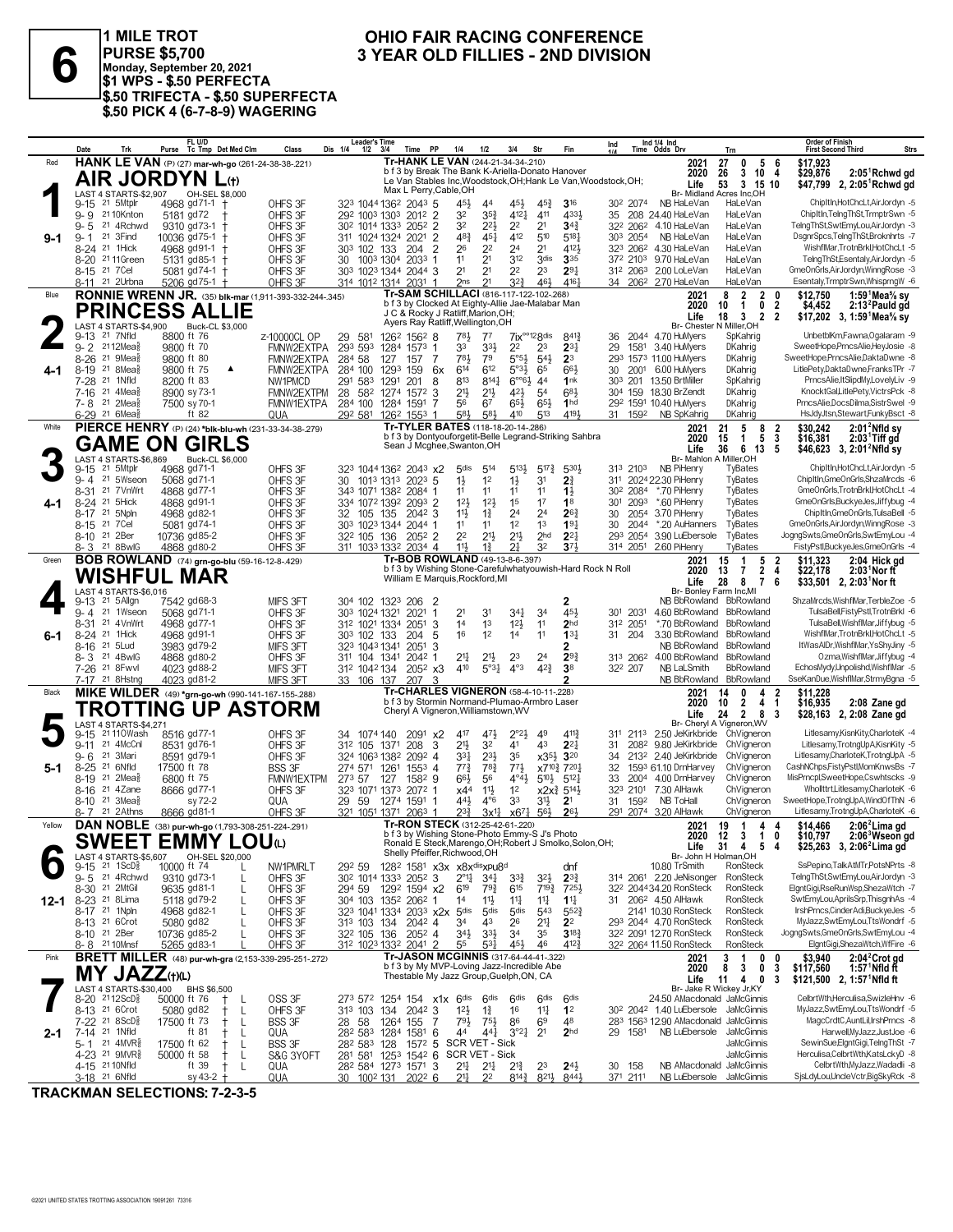# 6

**1 MILE TROT**
**PURSE $5,700**
**Monday, September 20, 2021**
**$1 WPS - $.50 PERFECTA**
**$.50 TRIFECTA - $.50 SUPERFECTA**
**$.50 PICK 4 (6-7-8-9) WAGERING**

## OHIO FAIR RACING CONFERENCE
## 3 YEAR OLD FILLIES - 2ND DIVISION

---

### 1 — Red — AIR JORDYN L(t) — 9-1

**HANK LE VAN** (P) (27) mar-wh-go (261-24-38-38-.221)
Tr-HANK LE VAN (244-21-34-34-.210)
b f 3 by Break The Bank K-Ariella-Donato Hanover
Le Van Stables Inc,Woodstock,OH;Hank Le Van,Woodstock,OH;
Max L Perry,Cable,OH
Br- Midland Acres Inc,OH

| | Starts | 1st | 2nd | 3rd | Earnings | Record |
|---|---|---|---|---|---|---|
| 2021 | 27 | 0 | 5 | 6 | $17,923 | |
| 2020 | 26 | 3 | 10 | 4 | $29,876 | 2:05¹Rchwd gd |
| Life | 53 | 3 | 15 | 10 | $47,799 | 2, 2:05¹Rchwd gd |

LAST 4 STARTS-$2,907 — OH-SEL $8,000

| Date | Trk | Purse | Cond | Class | 1/4 | 1/2 | 3/4 | Time | PP | 1/4 | 1/2 | 3/4 | Str | Fin | Ind | Odds | Driver | Trn | Order of Finish |
|---|---|---|---|---|---|---|---|---|---|---|---|---|---|---|---|---|---|---|---|
| 9-15 21 | 5Mtplr | 4968 | gd71-1 † | OHFS 3F | 32³ | 104⁴ | 136² | 204³ 5 | | 4⁵½ | 4⁴ | 4⁵½ | 4⁵¾ | 3¹⁶ | 30² 207⁴ | | NB HaLeVan | HaLeVan | ChipItIn,HotChcLt,AirJordyn -5 |
| 9-9 21 | 10Knton | 5181 | gd72 † | OHFS 3F | 29² | 100³ | 130³ | 201² 2 | | 3² | 3⁵¾ | 4¹²½ | 4¹¹ | 4³³½ | 35 208 | 24.40 | HaLeVan | HaLeVan | ChipItIn,TelngThSt,TrmptrSwn -5 |
| 9-5 21 | 4Rchwd | 9310 | gd73-1 † | OHFS 3F | 30² | 101⁴ | 133³ | 205² 2 | | 3² | 2²½ | 2² | 2¹ | 3⁴¾ | 32² 206² | 4.10 | HaLeVan | HaLeVan | TelngThSt,SwtEmyLou,AirJordyn -3 |
| 9-1 21 | 3Find | 10036 | gd75-1 † | OHFS 3F | 31¹ | 102⁴ | 132⁴ | 202¹ 2 | | 4⁸¾ | 4⁵¼ | 4¹² | 5¹⁰ | 5¹⁸¼ | 30³ 205⁴ | | NB HaLeVan | HaLeVan | DsgnrSpcs,TelngThSt,Broknhrts -7 |
| 8-24 21 | 1Hick | 4968 | gd91-1 † | OHFS 3F | 30³ | 102 | 133 | 204 2 | | 2⁶ | 2² | 2⁴ | 2¹ | 4¹²½ | 32³ 206² | 4.30 | HaLeVan | HaLeVan | WishflMar,TrotnBrkl,HotChcLt -5 |
| 8-20 21 | 11Green | 5131 | gd85-1 † | OHFS 3F | 30 | 100³ | 130⁴ | 203³ 1 | | 1¹ | 2¹ | 3¹² | 3dis | 3³⁵ | 37² 210³ | 9.70 | HaLeVan | HaLeVan | TelngThSt,Esentaly,AirJordyn -5 |
| 8-15 21 | 7Cel | 5081 | gd74-1 † | OHFS 3F | 30³ | 102³ | 134⁴ | 204⁴ 3 | | 2¹ | 2¹ | 2² | 2³ | 2⁹¼ | 31² 206³ | 2.00 | LoLeVan | HaLeVan | GmeOnGrls,AirJordyn,WinngRose -3 |
| 8-11 21 | 2Urbna | 5206 | gd75-1 † | OHFS 3F | 31⁴ | 101² | 131⁴ | 203¹ 1 | | 2ns | 2¹ | 3²¾ | 4⁶½ | 4¹⁶¼ | 34 206² | 2.70 | HaLeVan | HaLeVan | Esentaly,TrmptrSwn,WhisprngW -6 |

---

### 2 — Blue — PRINCESS ALLIE — 4-1

**RONNIE WRENN JR.** (35) blk-mar (1,911-333-332-244-.345)
Tr-SAM SCHILLACI (816-117-122-102-.268)
b f 3 by Clocked At Eighty-Allie Jae-Malabar Man
J C & Rocky J Ratliff,Marion,OH;
Ayers Ray Ratliff,Wellington,OH
Br- Chester N Miller,OH

| | Starts | 1st | 2nd | 3rd | Earnings | Record |
|---|---|---|---|---|---|---|
| 2021 | 8 | 2 | 2 | 0 | $12,750 | 1:59¹Mea⅝ sy |
| 2020 | 10 | 1 | 0 | 2 | $4,452 | 2:13²Pauld gd |
| Life | 18 | 3 | 2 | 2 | $17,202 | 3, 1:59¹Mea⅝ sy |

LAST 4 STARTS-$4,900 — Buck-CL $3,000

| Date | Trk | Purse | Cond | Class | 1/4 | 1/2 | 3/4 | Time | PP | 1/4 | 1/2 | 3/4 | Str | Fin | Ind | Odds | Driver | Trn | Order of Finish |
|---|---|---|---|---|---|---|---|---|---|---|---|---|---|---|---|---|---|---|---|
| 9-13 21 | 7Nfld | 8800 | ft 76 | z-10000CL OP | 29 | 58¹ | 126² | 156² 8 | | 7⁸½ | 7⁷ | 7ix°°¹²dis | | 8⁴¹¾ | 36 204⁴ | 4.70 | HuMyers | SpKahrig | UnbetblKm,Fawna,Ogalaram -9 |
| 9-2 21 | 12Mea⅝ | 9800 | ft 70 | FMNW2EXTPA | 29³ | 59³ | 128⁴ | 157³ 1 | | 3³ | 3³½ | 2² | 2³ | 2³¼ | 29 158¹ | 3.40 | HuMyers | DKahrig | SweetHope,PrncsAlie,HeyJosie -8 |
| 8-26 21 | 9Mea⅝ | 9800 | ft 80 | FMNW2EXTPA | 28⁴ | 58 | 127 | 157 7 | | 7⁸½ | 7⁹ | 5°⁵½ | 5⁴½ | 2³ | 29³ 157³ | 11.00 | HuMyers | DKahrig | SweetHope,PrncsAlie,DaktaDwne -8 |
| 8-19 21 | 8Mea⅝ | 9800 | ft 75 ▲ | FMNW2EXTPA | 28⁴ | 100 | 129³ | 159 6x | | 6¹⁴ | 6¹² | 5°³½ | 6⁵ | 6⁶½ | 30 200¹ | 6.00 | HuMyers | DKahrig | LitlePety,DaktaDwne,FranksTPr -7 |
| 7-28 21 | 1Nfld | 8200 | ft 83 | NW1PMCD | 29¹ | 58³ | 129¹ | 201 8 | | 8¹³ | 8¹⁴¼ | 6°°⁶½ | 4⁴ | 1nk | 30³ 201 | 13.50 | BrtMiller | SpKahrig | PrncsAlie,ItSlipdMy,LovelyLiv -9 |
| 7-16 21 | 4Mea⅝ | 8900 | sy 73-1 | FMNW2EXTPM | 28 | 58² | 127⁴ | 157² 3 | | 2¹½ | 2¹½ | 4²½ | 5⁴ | 6⁸½ | 30⁴ 159 | 18.30 | BrZendt | DKahrig | KnocktGal,LitlePety,VictrsPck -8 |
| 7-8 21 | 2Mea⅝ | 7500 | sy 70-1 | FMNW1EXTPA | 28⁴ | 100 | 128⁴ | 159¹ 7 | | 5⁶ | 6⁷ | 6⁵½ | 6⁵¾ | 1hd | 29² 159¹ | 10.40 | HuMyers | DKahrig | PrncsAlie,DocsDlima,SistrSwel -9 |
| 6-29 21 | 6Mea⅝ | | ft 82 | QUA | 29² | 58¹ | 126² | 155³ 1 | | 5⁸½ | 5⁸¼ | 4¹⁰ | 5¹³ | 4¹⁹½ | 31 159² | | NB SpKahrig | DKahrig | HsJdyJtsn,Stewart,FunkyBsct -8 |

---

### 3 — White — GAME ON GIRLS — 4-1

**PIERCE HENRY** (P) (24) *blk-blu-wh (231-33-34-38-.279)
Tr-TYLER BATES (118-18-20-14-.286)
b f 3 by Dontyouforgetit-Belle Legrand-Striking Sahbra
Sean J Mcghee,Swanton,OH
Br- Mahlon A Miller,OH

| | Starts | 1st | 2nd | 3rd | Earnings | Record |
|---|---|---|---|---|---|---|
| 2021 | 21 | 5 | 8 | 2 | $30,242 | 2:01²Nfld sy |
| 2020 | 15 | 1 | 5 | 3 | $16,381 | 2:03¹Tiff gd |
| Life | 36 | 6 | 13 | 5 | $46,623 | 3, 2:01²Nfld sy |

LAST 4 STARTS-$6,869 — Buck-CL $6,000

| Date | Trk | Purse | Cond | Class | 1/4 | 1/2 | 3/4 | Time | PP | 1/4 | 1/2 | 3/4 | Str | Fin | Ind | Odds | Driver | Trn | Order of Finish |
|---|---|---|---|---|---|---|---|---|---|---|---|---|---|---|---|---|---|---|---|
| 9-15 21 | 5Mtplr | 4968 | gd71-1 | OHFS 3F | 32³ | 104⁴ | 136² | 204³ 4 | | 5dis | 5¹⁴ | 5¹³½ | 5¹⁷¾ | 5³⁰½ | 31³ 210³ | | NB PiHenry | TyBates | ChipItIn,HotChcLt,AirJordyn -5 |
| 9-4 21 | 5Wseon | 5068 | gd71-1 | OHFS 3F | 30 | 101³ | 131³ | 202³ 5 | | 1½ | 1² | 1½ | 3¹ | 2¾ | 31¹ 202⁴ | 22.30 | PiHenry | TyBates | ChipItIn,GmeOnGrls,ShzaMrcds -6 |
| 8-31 21 | 7VnWrt | 4868 | gd77-1 | OHFS 3F | 34³ | 107¹ | 138² | 208⁴ 1 | | 1¹ | 1¹ | 1¹ | 1¹ | 1½ | 30² 208⁴ | *.70 | PiHenry | TyBates | GmeOnGrls,TrotnBrkl,HotChcLt -4 |
| 8-24 21 | 5Hick | 4868 | gd91-1 | OHFS 3F | 33⁴ | 107² | 139² | 209³ 2 | | 1²½ | 1²½ | 1⁵ | 1⁷ | 1⁸ | 30¹ 209³ | *.60 | PiHenry | TyBates | GmeOnGrls,BuckyeJes,Jiffybug -4 |
| 8-17 21 | 5Npln | 4968 | gd82-1 | OHFS 3F | 32 | 105 | 135 | 204² 3 | | 1¹½ | 1¾ | 2⁴ | 2⁴ | 2⁶¾ | 30 205⁴ | 3.70 | PiHenry | TyBates | ChipItIn,GmeOnGrls,TulsaBell -5 |
| 8-15 21 | 7Cel | 5081 | gd74-1 | OHFS 3F | 30³ | 102³ | 134⁴ | 204⁴ 1 | | 1¹ | 1¹ | 1² | 1³ | 1⁹¼ | 30 204⁴ | *.20 | AuHanners | TyBates | GmeOnGrls,AirJordyn,WinngRose -3 |
| 8-10 21 | 2Ber | 10736 | gd85-2 | OHFS 3F | 32² | 105 | 136 | 205² 2 | | 2² | 2¹½ | 2¹½ | 2hd | 2²½ | 29³ 205⁴ | 3.90 | LuEbersole | TyBates | JogngSwts,GmeOnGrls,SwtEmyLou -4 |
| 8-3 21 | 8BwlG | 4868 | gd80-2 | OHFS 3F | 31¹ | 103³ | 133² | 203⁴ 4 | | 1¹½ | 1¾ | 2½ | 3² | 3⁷½ | 31⁴ 205¹ | 2.60 | PiHenry | TyBates | FistyPstl,BuckyeJes,GmeOnGrls -4 |

---

### 4 — Green — WISHFUL MAR — 6-1

**BOB ROWLAND** (74) grn-go-blu (59-16-12-8-.429)
Tr-BOB ROWLAND (49-13-8-6-.397)
b f 3 by Wishing Stone-Carefulwhatyouwish-Hard Rock N Roll
William E Marquis,Rockford,MI
Br- Bonley Farm Inc,MI

| | Starts | 1st | 2nd | 3rd | Earnings | Record |
|---|---|---|---|---|---|---|
| 2021 | 15 | 1 | 5 | 2 | $11,323 | 2:04 Hick gd |
| 2020 | 13 | 7 | 2 | 4 | $22,178 | 2:03¹Nor ft |
| Life | 28 | 8 | 7 | 6 | $33,501 | 2, 2:03¹Nor ft |

LAST 4 STARTS-$6,016

| Date | Trk | Purse | Cond | Class | 1/4 | 1/2 | 3/4 | Time | PP | 1/4 | 1/2 | 3/4 | Str | Fin | Ind | Odds | Driver | Trn | Order of Finish |
|---|---|---|---|---|---|---|---|---|---|---|---|---|---|---|---|---|---|---|---|
| 9-13 21 | 5Allgn | 7542 | gd68-3 | MIFS 3FT | 30⁴ | 102 | 132³ | 206 2 | | | | | | 2 | | | NB BbRowland | BbRowland | ShzaMrcds,WishflMar,TerbleZoe -5 |
| 9-4 21 | 1Wseon | 5068 | gd71-1 | OHFS 3F | 30³ | 102⁴ | 132¹ | 202¹ 1 | | 2¹ | 3¹ | 3⁴¾ | 3⁴ | 4⁵½ | 30¹ 203¹ | 4.60 | BbRowland | BbRowland | TulsaBell,FistyPstl,TrotnBrkl -6 |
| 8-31 21 | 4VnWrt | 4968 | gd77-1 | OHFS 3F | 31² | 102¹ | 133⁴ | 205¹ 3 | | 1⁴ | 1³ | 1²½ | 1¹ | 2hd | 31² 205¹ | *.70 | BbRowland | BbRowland | TulsaBell,WishflMar,Jiffybug -5 |
| 8-24 21 | 1Hick | 4968 | gd91-1 | OHFS 3F | 30³ | 102 | 133 | 204 5 | | 1⁶ | 1² | 1⁴ | 1¹ | 1³¼ | 31 204 | 3.30 | BbRowland | BbRowland | WishflMar,TrotnBrkl,HotChcLt -5 |
| 8-16 21 | 5Lud | 3983 | gd79-2 | MIFS 3FT | 32³ | 104³ | 134¹ | 205¹ 3 | | | | | | 2 | | | NB BbRowland | BbRowland | ItWasAlDr,WishflMar,YsShyJny -5 |
| 8-3 21 | 4BwlG | 4868 | gd80-2 | OHFS 3F | 31¹ | 104 | 134¹ | 204² 1 | | 2¹½ | 2¹½ | 2³ | 2⁴ | 2⁹¾ | 31³ 206² | 4.00 | BbRowland | BbRowland | Ozma,WishflMar,Jiffybug -4 |
| 7-26 21 | 8Fwvl | 4023 | gd88-2 | MIFS 3FT | 31² | 104² | 134 | 205² x3 | | 4¹⁰ | 5°³½ | 4°³ | 4²¾ | 3⁸ | 32² 207 | | NB LaLSmith | BbRowland | EchosMydy,Unpolishd,WishflMar -5 |
| 7-17 21 | 8Hstng | 4023 | gd81-2 | MIFS 3FT | 33 | 106 | 137 | 207 3 | | | | | | 2 | | | NB BbRowland | BbRowland | SseKandue,WishflMar,StrmyBgna -5 |

---

### 5 — Black — TROTTING UP ASTORM — 5-1

**MIKE WILDER** (49) *grn-go-wh (990-141-167-155-.288)
Tr-CHARLES VIGNERON (58-4-10-11-.228)
b f 3 by Stormin Normand-Plumao-Armbro Laser
Cheryl A Vigneron,Williamstown,WV
Br- Cheryl A Vigneron,WV

| | Starts | 1st | 2nd | 3rd | Earnings | Record |
|---|---|---|---|---|---|---|
| 2021 | 14 | 0 | 4 | 2 | $11,228 | |
| 2020 | 10 | 2 | 4 | 1 | $16,935 | 2:08 Zane gd |
| Life | 24 | 2 | 8 | 3 | $28,163 | 2, 2:08 Zane gd |

LAST 4 STARTS-$4,271

| Date | Trk | Purse | Cond | Class | 1/4 | 1/2 | 3/4 | Time | PP | 1/4 | 1/2 | 3/4 | Str | Fin | Ind | Odds | Driver | Trn | Order of Finish |
|---|---|---|---|---|---|---|---|---|---|---|---|---|---|---|---|---|---|---|---|
| 9-15 21 | 10Wash | 8516 | gd77-1 | OHFS 3F | 34 | 107⁴ | 140 | 209¹ x2 | | 4¹⁷ | 4⁷½ | 2°²½ | 4⁹ | 4¹¹¾ | 31¹ 211³ | 2.50 | JeKirkbride | ChVigneron | Litlesamy,KisnKity,CharloteK -4 |
| 9-11 21 | 4McCnl | 8531 | gd76-1 | OHFS 3F | 31² | 105 | 137¹ | 208 3 | | 2¹½ | 3² | 4¹ | 4³ | 2²¼ | 31 208² | 9.80 | JeKirkbride | ChVigneron | Litlesamy,TrotngUpA,KisnKity -5 |
| 9-6 21 | 3Mari | 8591 | gd79-1 | OHFS 3F | 32⁴ | 106³ | 138² | 209² 4 | | 3³¼ | 2³½ | 3⁵ | x3⁵½ | 3²⁰ | 34 213² | 2.40 | JeKirkbride | ChVigneron | Litlesamy,CharloteK,TrotngUpA -5 |
| 8-25 21 | 8Nfld | 17500 | ft 78 | BSS 3F | 27⁴ | 57¹ | 126¹ | 155³ 4 | | 7⁷¾ | 7⁸¾ | 7⁷½ | x7¹⁰³ | 7²⁰¼ | 32 159³ | 61.10 | DrnHarvey | ChVigneron | CashNChps,FistyPstl,MomKnwsBs -7 |
| 8-19 21 | 2Mea⅝ | 6800 | ft 75 | FMNW1EXTPM | 27³ | 57 | 127 | 158² 9 | | 6⁶½ | 5⁶ | 4°⁴½ | 5¹⁰½ | 5¹²¼ | 33 200⁴ | 4.00 | DrnHarvey | ChVigneron | MisPrncpl,SweetHope,Cswhtscks -9 |
| 8-16 21 | 4Zane | 8666 | gd77-1 | OHFS 3F | 32³ | 107¹ | 137³ | 207² 1 | | x4⁴ | 1¹½ | 1² | x2x¾ | 5¹⁴¼ | 32³ 210¹ | 7.30 | AlHawk | ChVigneron | WhoiltIrt,Litlesamy,CharloteK -6 |
| 8-10 21 | 3Mea⅝ | | sy 72-2 | QUA | 29 | 59 | 127⁴ | 159¹ 1 | | 4⁴½ | 4°⁶ | 3³ | 3¹½ | 2¹ | 31 159² | | NB ToHall | ChVigneron | SweetHope,TrotngUpA,WindOfThN -6 |
| 8-7 21 | 2Athns | 8666 | gd81-1 | OHFS 3F | 32¹ | 105¹ | 137¹ | 206³ 1 | | 2³¾ | 3x¹½ | x6⁷¼ | 5⁶½ | 2⁶½ | 29¹ 207⁴ | 3.20 | AlHawk | ChVigneron | Litlesamy,TrotngUpA,CharloteK -6 |

---

### 6 — Yellow — SWEET EMMY LOU(L) — 12-1

**DAN NOBLE** (38) pur-wh-go (1,793-308-251-224-.291)
Tr-RON STECK (312-25-42-61-.220)
b f 3 by Wishing Stone-Photo Emmy-S J's Photo
Ronald E Steck,Marengo,OH;Robert J Smolko,Solon,OH;
Shelly Pfeiffer,Richwood,OH
Br- John H Holman,OH

| | Starts | 1st | 2nd | 3rd | Earnings | Record |
|---|---|---|---|---|---|---|
| 2021 | 19 | 1 | 4 | 4 | $14,466 | 2:06²Lima gd |
| 2020 | 12 | 3 | 1 | 0 | $10,797 | 2:06³Wseon gd |
| Life | 31 | 4 | 5 | 4 | $25,263 | 3, 2:06²Lima gd |

LAST 4 STARTS-$5,607 — OH-SEL $20,000

| Date | Trk | Purse | Cond | Class | 1/4 | 1/2 | 3/4 | Time | PP | 1/4 | 1/2 | 3/4 | Str | Fin | Ind | Odds | Driver | Trn | Order of Finish |
|---|---|---|---|---|---|---|---|---|---|---|---|---|---|---|---|---|---|---|---|
| 9-15 21 | 1ScD⅝ | 10000 | ft 74 L | NW1PMRLT | 29² | 59 | 128² | 158¹ x3x | | x8x disxpu8d | | | | dnf | | 10.80 | TrSmith | RonSteck | SsPepino,TalkAtMTr,PotsNPrts -8 |
| 9-5 21 | 4Rchwd | 9310 | gd73-1 L | OHFS 3F | 30² | 101⁴ | 133³ | 205² 3 | | 2°¹½ | 3⁴½ | 3³¾ | 3²½ | 2³¾ | 31⁴ 206¹ | 2.20 | JeNisonger | RonSteck | TelngThSt,SwtEmyLou,AirJordyn -3 |
| 8-30 21 | 2MtGil | 9635 | gd81-1 L | OHFS 3F | 29⁴ | 59 | 129² | 159⁴ x2 | | 6¹⁹ | 7⁹¾ | 6¹⁵ | 7¹⁹¾ | 7²⁵½ | 32² 204⁴ | 34.20 | RonSteck | RonSteck | ElgntGigi,RseRunWsp,ShezaWtch -7 |
| 8-23 21 | 8Lima | 5118 | gd79-2 L | OHFS 3F | 30⁴ | 103 | 135² | 206² 1 | | 1⁴ | 1¹½ | 1¹¾ | 1¹½ | 1¹½ | 31 206² | 4.50 | AlHawk | RonSteck | SwtEmyLou,AprilsSrp,ThisgnhAs -4 |
| 8-17 21 | 1Npln | 4968 | gd82-1 L | OHFS 3F | 32³ | 104¹ | 133⁴ | 203³ x2x | | 5dis | 5dis | 5dis | 5⁴³ | 5⁵²¾ | | 214¹ | 10.30 RonSteck | RonSteck | IrshPrncs,CindrAdi,BuckyeJes -5 |
| 8-13 21 | 6Crot | 5080 | gd82 L | OHFS 3F | 31³ | 103 | 134 | 204² 4 | | 3⁴ | 4³ | 2⁶ | 2¹¼ | 2² | 29³ 204⁴ | 4.70 | RonSteck | RonSteck | MyJazz,SwtEmyLou,TtsWondrf -5 |
| 8-10 21 | 2Ber | 10736 | gd85-2 L | OHFS 3F | 32² | 105 | 136 | 205² 4 | | 3⁴½ | 3³½ | 3⁴ | 3⁵ | 3¹⁶¾ | 32² 209¹ | 12.70 | RonSteck | RonSteck | JogngSwts,GmeOnGrls,SwtEmyLou -4 |
| 8-8 21 | 10Mnsf | 5265 | gd83-1 L | OHFS 3F | 31² | 102³ | 133² | 204¹ 2 | | 5⁵ | 5³½ | 4⁵½ | 4⁶ | 4¹²¾ | 32² 206⁴ | 11.50 | RonSteck | RonSteck | ElgntGigi,ShezaWtch,WfFire -6 |

---

### 7 — Pink — MY JAZZ(t)(L) — 2-1

**BRETT MILLER** (48) pur-wh-gra (2,153-339-295-251-.272)
Tr-JASON MCGINNIS (317-64-44-41-.322)
b f 3 by My MVP-Loving Jazz-Incredible Abe
Thestable My Jazz Group,Guelph,ON, CA
Br- Jake R Wickey Jr,KY

| | Starts | 1st | 2nd | 3rd | Earnings | Record |
|---|---|---|---|---|---|---|
| 2021 | 3 | 1 | 0 | 0 | $3,940 | 2:04²Crot gd |
| 2020 | 8 | 3 | 0 | 3 | $117,560 | 1:57¹Nfld ft |
| Life | 11 | 4 | 0 | 3 | $121,500 | 2, 1:57¹Nfld ft |

LAST 4 STARTS-$30,400 — BHS $6,500

| Date | Trk | Purse | Cond | Class | 1/4 | 1/2 | 3/4 | Time | PP | 1/4 | 1/2 | 3/4 | Str | Fin | Ind | Odds | Driver | Trn | Order of Finish |
|---|---|---|---|---|---|---|---|---|---|---|---|---|---|---|---|---|---|---|---|
| 8-20 21 | 12ScD⅝ | 50000 | ft 76 † L | OSS 3F | 27³ | 57² | 125⁴ | 154 x1x | | 6dis | 6dis | 6dis | 6dis | 6dis | | 24.50 | AMacdonald | JaMcGinnis | CelbrtWth,Herculisa,SwizleHnv -6 |
| 8-13 21 | 6Crot | 5080 | gd82 † L | OHFS 3F | 31³ | 103 | 134 | 204² 3 | | 1²½ | 1¾ | 1⁶ | 1¹½ | 1² | 30² 204² | 1.40 | LuEbersole | JaMcGinnis | MyJazz,SwtEmyLou,TtsWondrf -5 |
| 7-22 21 | 8ScD⅝ | 17500 | ft 73 † L | BSS 3F | 28 | 58 | 126⁴ | 155 7 | | 7⁹½ | 7⁵½ | 8⁶ | 6⁹ | 4⁸ | 28³ 156³ | 12.90 | AMacdonald | JaMcGinnis | MagcCrdtC,AuntLil,IrshPrncs -8 |
| 7-14 21 | 1Nfld | | ft 81 † L | QUA | 28² | 58³ | 128⁴ | 158¹ 6 | | 4⁴ | 4⁴¾ | 3°²¼ | 2¹ | 2hd | 29 158¹ | | NB LuEbersole | JaMcGinnis | Harwell,MyJazz,JustJoe -6 |
| 5-1 21 | 4MVR⅝ | 17500 | ft 62 † L | BSS 3F | 28² | 58³ | 128 | 157² 5 | | SCR VET - Sick | | | | | | | | JaMcGinnis | SewinSue,ElgntGigi,TelngThSt -7 |
| 4-23 21 | 9MVR⅝ | 50000 | ft 58 † L | S&G 3YOFT | 28¹ | 58¹ | 125³ | 154² 6 | | SCR VET - Sick | | | | | | | | JaMcGinnis | Herculisa,CelbrtWth,KatsLckyD -8 |
| 4-15 21 | 10Nfld | | ft 39 † L | QUA | 28² | 58⁴ | 127³ | 157¹ 3 | | 2¹½ | 2¹½ | 2¹¾ | 2³ | 2⁴½ | 30 158 | | NB AMacdonald | JaMcGinnis | CelbrtWth,MyJazz,Wadadli -8 |
| 3-18 21 | 6Nfld | | sy 43-2 † | QUA | 30 | 100² | 131 | 202² 6 | | 2¹½ | 2² | 8¹⁴¾ | 8²¹½ | 8⁴⁴¼ | 37¹ 211¹ | | NB LuEbersole | JaMcGinnis | SjsLdyLou,UncleVctr,BigSkyRck -8 |

---

**TRACKMAN SELECTIONS: 7-2-3-5**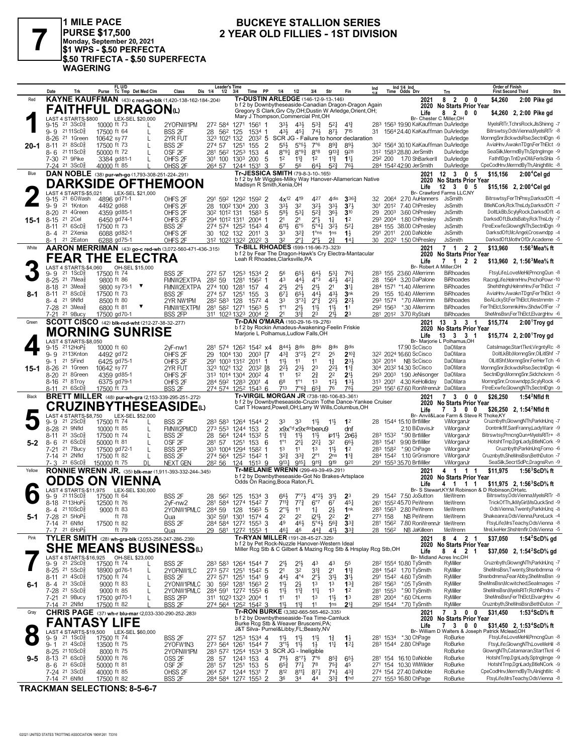# 7

**1 MILE PACE**
**PURSE $17,500**
**Monday, September 20, 2021**
**$1 WPS - $.50 PERFECTA**
**$.50 TRIFECTA - $.50 SUPERFECTA WAGERING**

## BUCKEYE STALLION SERIES
## 2 YEAR OLD FILLIES - 1ST DIVISION

---

### 1 — Red — 20-1
**KAYNE KAUFFMAN** (43) c red-wh-blk (1,420-138-162-184-.204)
**FAITHFUL DRAGON(L)**
Tr-DUSTIN ARLEDGE (146-12-9-13-.146)
b f 2 by Downbytheseaside-Canadian Dragon-Dragon Again
Gregory S Clark,Grv Cty,OH;Dustin W Arledge,Orient,OH; Mary J Thompson,Commercial Pnt,OH
LAST 4 STARTS-$800 LEX-SEL $20,000
2021: 8 2 0 0 $4,260 2:00 Pike gd
2020: No Starts Prior Year
Life: 8 2 0 0 $4,260 2, 2:00 Pike gd
Br- Chester C Miller,OH

| Date | Trk | Purse | Cond | Class | Fin | Time | Driver | Trainer | Order of Finish |
|---|---|---|---|---|---|---|---|---|---|
| 9-15 21 3ScD⅝ | | 10000 ft 73 | L | 2YOFNW1PM | 4¹¾ | 156³ 19.90 | KaKauffman | DuArledge | MyelsRlTr,TchrsRock,JlsShinng -7 |
| 9-9 21 11ScD⅝ | | 17500 ft 64 | L | BSS 2F | 7¹⁵ | 156⁴ 24.40 | KaKauffman | DuArledge | Bitrswtsy,OdsVienna,MyelsRlTr -8 |
| 8-26 21 1Green | | 10642 sy 77 | L | 2YR FUT | SCR JG - Failure to honor declaration | | | DuArledge | MorrngSnr,BckwdsRse,SectnlDgn -6 |
| 8-11 21 8ScD⅝ | | 17500 ft 73 | L | BSS 2F | 8⁹½ | 156⁴ 30.10 | KaKauffman | DuArledge | AviaHnv,AwaknTDgn,FerThElct -9 |
| 8-6 21 11ScD⅝ | | 50000 ft 72 | L | OSF 2F | 9²⁸ | 158³ 28.80 | JerSmith | DuArledge | SeaSilk,MermdByTh,SptngImge -9 |
| 7-30 21 9Pike | | 3384 gd 81-1 | L | OHFS 2F | 1¹¼ | 200 1.70 | ShBarkerII | DuArledge | FathflDgn,TntDynOM,FerlsShla -5 |
| 7-24 21 3ScD⅝ | | 40000 ft 85 | L | OHSS 2F | 7⁶½ | 154² 42.90 | JerSmith | DuArledge | CpeCodHnv,MermdByTh,AlnightMc -8 |

---

### 2 — Blue — 15-1
**DAN NOBLE** (38) pur-wh-go (1,793-308-251-224-.291)
**DARKSIDE OFTHEMOON**
Tr-JESSICA SMITH (79-8-3-10-.165)
b f 2 by Mr Wiggles-Milky Way Hanover-Allamerican Native
Madisyn R Smith,Xenia,OH
LAST 4 STARTS-$5,021 LEX-SEL $21,000
2021: 12 3 0 5 $15,156 2:00⁴Cel gd
2020: No Starts Prior Year
Life: 12 3 0 5 $15,156 2, 2:00⁴Cel gd
Br- Crawford Farms LLC,NY

| Date | Trk | Purse | Cond | Class | Fin | Time | Driver | Trainer | Order of Finish |
|---|---|---|---|---|---|---|---|---|---|
| 9-15 21 6OWash | | 4896 gd 71-1 | | OHFS 2F | 3³⁶¾ | 206⁴ 2.70 | AuHanners | JsSmith | Bitrswtsy,FerThPnsy,DarksdOft -4 |
| 9-9 21 1Knton | | 4492 gd 68 | | OHFS 2F | 3⁷½ | 201² 7.40 | ChPresley | JsSmith | BtleNCork,RckThsLdy,DarksdOft -7 |
| 8-20 21 4Green | | 4359 gd 85-1 | | OHFS 2F | 3¹⁰ | 200³ 3.60 | ChPresley | JsSmith | DoltLkBb,ScylyRock,DarksdOft -6 |
| 8-15 21 2Cel | | 6450 gd 74-1 | | OHFS 2F | 1² | 200⁴ 1.80 | ChPresley | JsSmith | DarksdOft,BudsBaby,RckThsLdy -7 |
| 8-11 21 6ScD⅝ | | 17500 ft 73 | | BSS 2F | 5²¼ | 155 38.00 | ChPresley | JsSmith | FtreExwfe,GlowngNTh,SectnlDgn -9 |
| 8-4 21 2Xenia | | 6088 gd 82-1 | | OHFS 2F | 1½ | 201¹ 2.00 | DaNoble | JsSmith | DarksdOft,McAngel,Croswndpp -4 |
| 8-1 21 2Eaton | | 6288 gd 75-1 | | OHFS 2F | 1⁴¼ | 202² 1.50 | ChPresley | JsSmith | DarksdOft,MothrOfDr,Academe -5 |

---

### 3 — White — 8-1
**AARON MERRIMAN** (43) go-c red-wh-blk (3,072-560-471-436-.315)
**FEAR THE ELECTRA**
Tr-BILL RHOADES (599-116-96-73-.323)
b f 2 by Fear The Dragon-Hawk's Cry Electra-Mantacular
Leah R Rhoades,Clarksville,PA
LAST 4 STARTS-$4,060 OH-SEL $15,000
2021: 7 1 2 2 $13,960 1:56³Mea⅝ ft
2020: No Starts Prior Year
Life: 7 1 2 2 $13,960 2, 1:56³Mea⅝ ft
Br- Robert A Miller,OH

| Date | Trk | Purse | Cond | Class | Fin | Time | Driver | Trainer | Order of Finish |
|---|---|---|---|---|---|---|---|---|---|
| 9-9 21 1ScD⅝ | | 17500 ft 74 | | BSS 2F | 7⁶¼ | 155 23.60 | AMerrimn | BiRhoades | FtsyLife,LoveMeHil,PrncngQun -8 |
| 8-25 21 7Mea⅝ | | 9800 ft 86 | | FMNW2EXTPA | 4²¼ | 156⁴ 3.20 | DaPalone | BiRhoades | RacngLife,HelrnrHnv,PnchoPowr -10 |
| 8-18 21 3Mea⅝ | | 9800 sy 73-1 ▼ | | FMNW2EXTPA | 3¹¼ | 157¹ *1.40 | AMerrimn | BiRhoades | Shehthhgh,HelrnrHnv,FerThElct -7 |
| 8-11 21 8ScD⅝ | | 17500 ft 73 | | BSS 2F | 3ⁿᵏ | 155 10.40 | AMerrimn | BiRhoades | AviaHnv,AwaknTDgn,FerThElct -9 |
| 8-4 21 9Nfld | | 8500 ft 80 | | 2YR NW1PM | 2²½ | 157⁴ *.70 | AMerrimn | BiRhoades | BeALckySt,FerThElct,Westmntn -7 |
| 7-28 21 3Mea⅝ | | 6800 ft 81 ▼ | | FMNW1EXTPM | 1¹ | 156³ *.30 | AMerrimn | BiRhoades | FerThElct,SommkiHnv,ShdwOfFer -7 |
| 7-21 21 9Bucy | | 17500 gd 70-1 | | BSS 2FP | 2³ | 201² 3.70 | RyStahl | BiRhoades | SheMnsBsn,FerThElct,ElvargHnv -6 |

---

### 4 — Green — 15-1
**SCOTT CISCO** (42) blk-red-wht (212-27-38-32-.277)
**MORNING SUNRISE**
Tr-DAN O'MARA (160-29-16-19-.276)
b f 2 by Rockin Amadeus-Awakening-Feelin Friskie
Marjorie L Polhamus,Ludlow Falls,OH
LAST 4 STARTS-$8,050
2021: 13 3 3 1 $15,774 2:00¹Troy gd
2020: No Starts Prior Year
Life: 13 3 3 1 $15,774 2, 2:00¹Troy gd
Br- Marjorie L Polhamus,OH

| Date | Trk | Purse | Cond | Class | Fin | Time | Driver | Trainer | Order of Finish |
|---|---|---|---|---|---|---|---|---|---|
| 9-15 21 12HoP⅞ | | 10000 ft 60 | | 2yF-nw1 | 8dis | 17.90 | ScCisco | DaOMara | CatsImage,StartTknl,VirgntyRc -8 |
| 9-9 21 13Knton | | 4492 gd 72 | | OHFS 2F | 2¹⁰¾ | 202⁴ 16.60 | ScCisco | DaOMara | DoltLkBb,MorrngSnr,OlLitlShf -7 |
| 9-1 21 5Find | | 6425 gd 75-1 | | OHFS 2F | 2³½ | 201⁴ NB | ScCisco | DaOMara | OlLitlShf,MorrngSnr,FerHerTch -6 |
| 8-26 21 1Green | | 10642 sy 77 | | 2YR FUT | 1¹¾ | 203² 14.30 | ScCisco | DaOMara | MorrngSnr,BckwdsRse,SectnlDgn -6 |
| 8-20 21 8Green | | 4359 gd 85-1 | | OHFS 2F | 2¹½ | 200³ 1.90 | JeNisonger | DaOMara | SectnlDgn,MorrngSnr,Sidchcknm -5 |
| 8-16 21 8Troy | | 6375 gd 79-1 | | OHFS 2F | 1³½ | 200¹ 4.30 | KeHolliday | DaOMara | MorrngSnr,Croswndpp,ScylyRock -6 |
| 8-11 21 6ScD⅝ | | 17500 ft 73 | | BSS 2F | 7⁸½ | 156¹ 67.60 | RonWrennJr | DaOMara | FtreExwfe,GlowngNTh,SectnlDgn -9 |

---

### 5 — Black — 5-2
**BRETT MILLER** (48) pur-wh-gra (2,153-339-295-251-.272)
**CRUZINBYTHESEASIDE(L)**
Tr-VIRGIL MORGAN JR (738-180-106-83-.361)
b f 2 by Downbytheseaside-Cruzin Tothe Dance-Yankee Cruiser
Carl T Howard,Powell,OH;Larry W Wills,Columbus,OH
LAST 4 STARTS-$8,750 LEX-SEL $52,000
2021: 7 3 0 0 $26,250 1:54²Nfld ft
2020: No Starts Prior Year
Life: 7 3 0 0 $26,250 2, 1:54²Nfld ft
Br- Anvil&Lace Farm & Steve R Thoke,KY

| Date | Trk | Purse | Cond | Class | Fin | Time | Driver | Trainer | Order of Finish |
|---|---|---|---|---|---|---|---|---|---|
| 9-9 21 2ScD⅝ | | 17500 ft 74 | L | BSS 2F | 1² | 154⁴ 15.10 | BrtMiller | ViMorganJr | Cruznbyth,GlowngNTh,ParklnUnq -7 |
| 8-28 21 9Nfld | | 10000 ft 85 | L | FMNW2PMCD | dnf | 2.10 | BiDavisJr | ViMorganJr | Dontmkflf,SanFranny,LadyWarir -9 |
| 8-11 21 3ScD⅝ | | 17500 ft 74 | L | BSS 2F | 2p6½ | 153² *.90 | BrtMiller | ViMorganJr | Bitrswtsy,PrncngQun+MyelsRlTr+ -8 |
| 8-6 21 6ScD⅝ | | 50000 ft 81 | L | OSF 2F | 6⁶¼ | 154¹ 9.90 | BrtMiller | ViMorganJr | HotshtTmp,DgnLady,BtleNCork -9 |
| 7-21 21 7Bucy | | 17500 gd 72-1 | L | BSS 2FP | 1² | 158² *.90 | ChPage | ViMorganJr | Cruznbyth,ParklnUnq,Fomo -6 |
| 7-14 21 2Nfld | | 17500 ft 82 | L | BSS 2F | 1¹¾ | 154² 1.10 | GrGrismore | ViMorganJr | Cruznbyth,SheMnsBsn,BethDuton -7 |
| 7-3 21 6ScD⅝ | | 150000 ft 75 | DL | NEXT GEN | 9²⁰ | 155³ 35.70 | BrtMiller | ViMorganJr | SeaSilk,SecrtSdPc,DragnsRvn -9 |

---

### 6 — Yellow — 5-1
**RONNIE WRENN JR.** (35) blk-mar (1,911-393-332-244-.345)
**ODDS ON VIENNA**
Tr-MELANIE WRENN (299-49-39-49-.291)
b f 2 by Downbytheseaside-Got No Brakes-Artsplace
Odds On Racing,Boca Raton,FL
LAST 4 STARTS-$11,975 LEX-SEL $30,000
2021: 4 1 1 1 $11,975 1:56³ScD⅝ ft
2020: No Starts Prior Year
Life: 4 1 1 1 $11,975 2, 1:56³ScD⅝ ft
Br- S Stewart,KY;M Robinson & D Robinson,OH;etc.

| Date | Trk | Purse | Cond | Class | Fin | Time | Driver | Trainer | Order of Finish |
|---|---|---|---|---|---|---|---|---|---|
| 9-9 21 11ScD⅝ | | 17500 ft 64 | | BSS 2F | 2³ | 154² 7.50 | JoSutton | MeWrenn | Bitrswtsy,OdsVienna,MyelsRlTr -8 |
| 8-18 21 13HoP⅞ | | 12500 ft 76 | | 2yF-nw2 | 4⁵½ | 155² 45.70 | PeWrenn | MeWrenn | TrickOfTh,JkMyGirl,MsQuckSnd -9 |
| 8-4 21 10ScD⅝ | | 9000 ft 83 | | 2YONW1PMLC | 1ⁿᵏ | 156³ 2.80 | PeWrenn | MeWrenn | OdsVienna,Twenty,ParklnUnq -8 |
| 7-28 21 5HoP⅞ | | ft 78 | | Qua | 2¹ | 158 NB | PeWrenn | MeWrenn | Shakeanra,OdsVienna,PureLuck -4 |
| 7-14 21 6Nfld | | 17500 ft 82 | | BSS 2F | 3³¾ | 156² 7.80 | RonWrennJr | MeWrenn | FtsyLife,MrsTeachy,OdsVienna -8 |
| 7-7 21 6HoP⅞ | | ft 79 | | Qua | 3³¾ | 156² NB | JaKilleen | MeWrenn | MreLkeHer,Shshtmflr,OdsVienna -5 |

---

### 7 — Pink — 6-1
**TYLER SMITH** (28) wh-gra-blk (2,053-258-247-286-.239)
**SHE MEANS BUSINESS(L)**
Tr-RYAN MILLER (191-28-45-27-.325)
b f 2 by Pet Rock-Nuzzle Hanover-Western Ideal
Miller Rcg Stb & C Gilbert & Mazing Rcg Stb & Hrsplay Rcg Stb,OH
LAST 4 STARTS-$16,925 OH-SEL $23,000
2021: 8 4 2 1 $37,050 1:54²ScD⅝ gd
2020: No Starts Prior Year
Life: 8 4 2 1 $37,050 2, 1:54²ScD⅝ gd
Br- Midland Acres Inc,OH

| Date | Trk | Purse | Cond | Class | Fin | Time | Driver | Trainer | Order of Finish |
|---|---|---|---|---|---|---|---|---|---|
| 9-9 21 2ScD⅝ | | 17500 ft 74 | L | BSS 2F | 5⁵ | 155⁴ 10.80 | TySmith | RyMiller | Cruznbyth,GlowngNTh,ParklnUnq -7 |
| 8-25 21 5ScD⅝ | | 18900 gd 76-1 | L | 2YOFNW1LC | 1¹¾ | 154² 1.70 | TySmith | RyMiller | SheMnsBsn,Twenty,Shsnbdmma -9 |
| 8-11 21 4ScD⅝ | | 17500 ft 74 | L | BSS 2F | 3¹½ | 154² 4.60 | TySmith | RyMiller | Shsnbdmma,FearAbby,SheMnsBsn -9 |
| 8-4 21 3ScD⅝ | | 9000 ft 83 | L | 2YONW1PMLC | 1³¾ | 156³ *.05 | TySmith | RyMiller | SheMnsBsn,Mcwitched,Sealmages -7 |
| 7-28 21 5ScD⅝ | | 9000 ft 85 | L | 2YONW1PMLC | 1² | 155³ *.90 | TySmith | RyMiller | SheMnsBsn,MyelsRlTr,RchNPndrs -7 |
| 7-21 21 9Bucy | | 17500 gd 70-1 | L | BSS 2FP | 1³ | 200⁴ *.60 | ChLems | RyMiller | SheMnsBsn,FerThElct,ElvargHnv -6 |
| 7-14 21 2Nfld | | 17500 ft 82 | L | BSS 2F | 2¹¾ | 154⁴ *.70 | TySmith | RyMiller | Cruznbyth,SheMnsBsn,BethDuton -7 |

---

### 8 — Gray — 9-5
**CHRIS PAGE** (37) wh-r blu-mar (2,033-330-290-252-.283)
**FANTASY LIFE**
Tr-RON BURKE (3,382-665-565-462-.335)
b f 2 by Downbytheseaside-Tea Time-Camluck
Burke Rcg Stb & Weaver Bruscemi,PA; J&T Silva- Purnel&Libby,FL;Beasty,NV
LAST 4 STARTS-$19,500 LEX-SEL $60,000
2021: 7 3 0 0 $31,450 1:53⁴ScD⅝ ft
2020: No Starts Prior Year
Life: 7 3 0 0 $31,450 2, 1:53⁴ScD⅝ ft
Br- William D Walters & Joseph Patrick Mclead,OH

| Date | Trk | Purse | Cond | Class | Fin | Time | Driver | Trainer | Order of Finish |
|---|---|---|---|---|---|---|---|---|---|
| 9-9 21 1ScD⅝ | | 17500 ft 74 | | BSS 2F | 1½ | 153⁴ *.30 | ChPage | RoBurke | FtsyLife,LoveMeHil,PrncngQun -8 |
| 9-1 21 4ScD⅝ | | 13500 ft 75 | | 2YOFW1N3 | 1²¼ | 154⁴ 2.80 | ChPage | RoBurke | FtsyLife,GlowngNTh,LoveMeHil -8 |
| 8-25 21 10ScD⅝ | | 8000 ft 75 | | 2YOFNW1PM | SCR JG - Ineligible | | | RoBurke | GlowngNTh,Catamaran,StartTknl -6 |
| 8-13 21 6ScD⅝ | | 50000 ft 76 | | OSS 2F | 6⁵½ | 154 16.10 | DaNoble | RoBurke | HotshtTmp,DgnLady,SptngImge -9 |
| 8-6 21 6ScD⅝ | | 50000 ft 81 | | OSF 2F | 4⁵ | 154 10.30 | WMWilder | RoBurke | HotshtTmp,DgnLady,BtleNCork -9 |
| 7-24 21 3ScD⅝ | | 40000 ft 85 | | OHSS 2F | 4³¾ | 154 27.40 | DaNoble | RoBurke | CpeCodHnv,MermdByTh,AlnightMc -8 |
| 7-14 21 6Nfld | | 17500 ft 82 | | BSS 2F | 1ʰᵈ | 155³ 16.80 | ChPage | RoBurke | FtsyLife,MrsTeachy,OdsVienna -8 |

---

**TRACKMAN SELECTIONS: 8-5-6-7**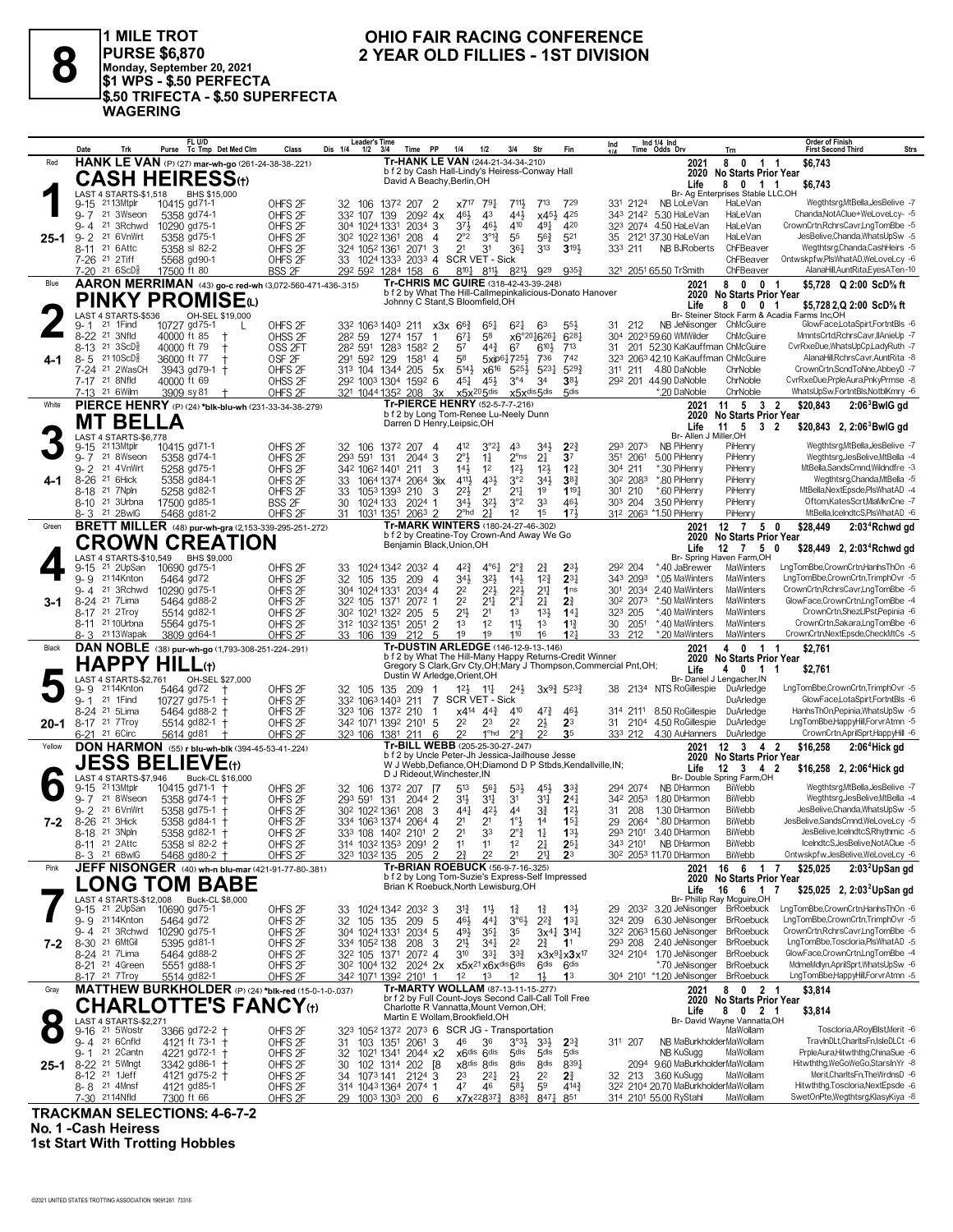# 8

**1 MILE TROT**
**PURSE $6,870**
**Monday, September 20, 2021**
**$1 WPS - $.50 PERFECTA**
**$.50 TRIFECTA - $.50 SUPERFECTA WAGERING**

## OHIO FAIR RACING CONFERENCE
## 2 YEAR OLD FILLIES - 1ST DIVISION

---

### 1 — Red — 25-1
**HANK LE VAN** (P) (27) mar-wh-go (261-24-38-38-.221)
**CASH HEIRESS(t)**
b f 2 by Cash Hall-Lindy's Heiress-Conway Hall
Tr-HANK LE VAN (244-21-34-34-.210)
David A Beachy,Berlin,OH
Br- Ag Enterprises Stable LLC,OH
LAST 4 STARTS-$1,518 — BHS $15,000
2021: 8 0 1 1 $6,743 — 2020 No Starts Prior Year — Life 8 0 1 1 $6,743

| Date | Trk | Purse | Cond | Class | 1/4 | 1/2 | 3/4 | Time | PP | 1/4 | 1/2 | 3/4 | Str | Fin | Ind | Odds | Drv | Trn | Order of Finish |
|---|---|---|---|---|---|---|---|---|---|---|---|---|---|---|---|---|---|---|---|
| 9-15 21 | 13Mtplr | 10415 | gd71-1 | OHFS 2F | 32 | 106 | 137² | 207 2 | | x7¹⁷ | 79¼ | 711½ | 713 | 729 | 33¹ 212⁴ | | NB LoLeVan | HaLeVan | Wegthtsrg,MtBella,JesBelive -7 |
| 9-7 21 | 3Wseon | 5358 | gd74-1 | OHFS 2F | 33² | 107 | 139 | 209² 4x | | 46½ | 43 | 44½ | x45½ | 425 | 34³ 214² | 5.30 | HaLeVan | HaLeVan | Chanda,NotAClue+WeLoveLcy- -5 |
| 9-4 21 | 3Rchwd | 10290 | gd75-1 | OHFS 2F | 30⁴ | 102⁴ | 133¹ | 203⁴ 3 | | 37½ | 46½ | 410 | 49¼ | 420 | 32³ 207⁴ | 4.50 | HaLeVan | HaLeVan | CrownCrtn,RchrsCavr,LngTomBbe -5 |
| 9-2 21 | 6VnWrt | 5358 | gd75-1 | OHFS 2F | 30² | 102² | 136¹ | 208 4 | | 2°² | 3°¹¾ | 55 | 56¾ | 521 | 35 | 212¹ 37.30 | HaLeVan | HaLeVan | JesBelive,Chanda,WhatsUpSw -5 |
| 8-11 21 | 6Attc | 5358 | sl 82-2 | OHFS 2F | 32⁴ | 105² | 136¹ | 207¹ 3 | | 21 | 31 | 36¼ | 313 | 319½ | 33³ 211 | | NB BJRoberts | ChFBeaver | Wegthtsrg,Chanda,CashHeirs -5 |
| 7-26 21 | 2Tiff | 5568 | gd90-1 | OHFS 2F | 33 | 102⁴ | 133³ | 203³ 4 | | SCR VET - Sick | | | | | | | | ChFBeaver | Ontwskpfw,PlsWhatAD,WeLoveLcy -6 |
| 7-20 21 | 6ScD⅝ | 17500 | ft 80 | BSS 2F | 29² | 59² | 128⁴ | 158 6 | | 810½ | 811½ | 821½ | 929 | 935¾ | 32¹ 205¹ | 65.50 | TrSmith | ChFBeaver | AlanaHill,AuntRita,EyesATen-10 |

### 2 — Blue — 4-1
**AARON MERRIMAN** (43) go-c red-wh (3,072-560-471-436-.315)
**PINKY PROMISE(L)**
b f 2 by What The Hill-Callmepinkalicious-Donato Hanover
Tr-CHRIS MC GUIRE (318-42-43-39-.248)
Johnny C Stant,S Bloomfield,OH
Br- Steiner Stock Farm & Acadia Farms Inc,OH
LAST 4 STARTS-$536 — OH-SEL $19,000
2021: 8 0 0 1 $5,728 Q 2:00 ScD⅝ ft — 2020 No Starts Prior Year — Life 8 0 0 1 $5,728 2,Q 2:00 ScD⅝ ft

| Date | Trk | Purse | Cond | Class | 1/4 | 1/2 | 3/4 | Time | PP | 1/4 | 1/2 | 3/4 | Str | Fin | Ind | Odds | Drv | Trn | Order of Finish |
|---|---|---|---|---|---|---|---|---|---|---|---|---|---|---|---|---|---|---|---|
| 9-1 21 | 1Find | 10727 | gd75-1 L | OHFS 2F | 33² | 106³ | 140³ | 211 x3x | | 66¾ | 65¼ | 62¾ | 63 | 55½ | 31 212 | | NB JeNisonger | ChMcGuire | GlowFace,LotaSpirt,FortntBls -6 |
| 8-22 21 | 3Nfld | 40000 | ft 85 † | OHSS 2F | 28² | 59 | 127⁴ | 157 1 | | 67¼ | 58 | x6°²⁰½ | 626¼ | 628¼ | 30⁴ 202³ | 59.60 | WMWilder | ChMcGuire | MmntsCrtd,RchrsCavr,IlAnieUp -7 |
| 8-13 21 | 3ScD⅝ | 40000 | ft 79 † | OSS 2FT | 28² | 59¹ | 128³ | 158² 2 | | 57 | 44¾ | 67 | 610½ | 713 | 31 201 | 52.30 | KaKauffman | ChMcGuire | CvrRxeDue,WhatsUpCp,LadyRuth -7 |
| 8-5 21 | 10ScD⅝ | 36000 | ft 77 † | OSF 2F | 29¹ | 59² | 129 | 158¹ 4 | | 58 | 5xip6¼ | 725½ | 736 | 742 | 32³ 206³ | 42.10 | KaKauffman | ChMcGuire | AlanaHill,RchrsCavr,AuntRita -8 |
| 7-24 21 | 2WasCH | 3943 | gd79-1 † | OHFS 2F | 31³ | 104 | 134⁴ | 205 5x | | 514½ | x6¹⁶ | 525½ | 523¼ | 529¾ | 31¹ 211 | 4.80 | DaNoble | ChrNoble | CrownCrtn,ScndToNne,AbbeyD -7 |
| 7-17 21 | 8Nfld | 40000 | ft 69 | OHSS 2F | 29² | 100³ | 130⁴ | 159² 6 | | 45¼ | 45½ | 3°4 | 34 | 38½ | 29² 201 | 44.90 | DaNoble | ChrNoble | CvrRxeDue,PrpleAura,PnkyPrmse -8 |
| 7-13 21 | 6Wilm | 3909 | sy81 † | OHFS 2F | 32¹ | 104⁴ | 135² | 208 3x | | x5x²⁰⁵dis | x5x^dis | 5dis | | 5dis | | *.20 | DaNoble | ChrNoble | WhatsUpSw,FortntBls,NotblKmry -6 |

### 3 — White — 4-1
**PIERCE HENRY** (P) (24) *blk-blu-wh (231-33-34-38-.279)
**MT BELLA**
b f 2 by Long Tom-Renee Lu-Neely Dunn
Tr-PIERCE HENRY (52-5-7-7-.216)
Darren D Henry,Leipsic,OH
Br- Allen J Miller,OH
LAST 4 STARTS-$6,778
2021: 11 5 3 2 $20,843 2:06³BwlG gd — 2020 No Starts Prior Year — Life 11 5 3 2 $20,843 2, 2:06³BwlG gd

| Date | Trk | Purse | Cond | Class | 1/4 | 1/2 | 3/4 | Time | PP | 1/4 | 1/2 | 3/4 | Str | Fin | Ind | Odds | Drv | Trn | Order of Finish |
|---|---|---|---|---|---|---|---|---|---|---|---|---|---|---|---|---|---|---|---|
| 9-15 21 | 13Mtplr | 10415 | gd71-1 | OHFS 2F | 32 | 106 | 137² | 207 4 | | 412 | 3°²¼ | 43 | 34½ | 2²¾ | 29³ 207³ | | NB PiHenry | PiHenry | Wegthtsrg,MtBella,JesBelive -7 |
| 9-7 21 | 8Wseon | 5358 | gd74-1 | OHFS 2F | 29³ | 59¹ | 131 | 204⁴ 3 | | 2°½ | 1½ | 2°ns | 2¼ | 37 | 35¹ 206¹ | 5.00 | PiHenry | PiHenry | Wegthtsrg,JesBelive,MtBella -4 |
| 9-2 21 | 4VnWrt | 5258 | gd75-1 | OHFS 2F | 34² | 106² | 140¹ | 211 3 | | 14½ | 12 | 12½ | 12½ | 1²¾ | 30⁴ 211 | *.30 | PiHenry | PiHenry | MtBella,SandsCmnd,Wildndfre -3 |
| 8-26 21 | 6Hick | 5358 | gd84-1 | OHFS 2F | 33 | 106⁴ | 137⁴ | 206⁴ 3ix | | 411½ | 43½ | 3°² | 34½ | 38¾ | 30² 208³ | *.80 | PiHenry | PiHenry | Wegthtsrg,Chanda,MtBella -5 |
| 8-18 21 | 7Npln | 5258 | gd82-1 | OHFS 2F | 33 | 105³ | 139³ | 210 3 | | 22½ | 21 | 21¾ | 12 | 119¼ | 30¹ 210 | *.60 | PiHenry | PiHenry | MtBella,NextEpsde,PlsWhatAD -4 |
| 8-10 21 | 3Urbna | 17500 | gd85-1 | BSS 2F | 30 | 102⁴ | 133 | 202⁴ 1 | | 34¼ | 32½ | 3°² | 33 | 46½ | 30³ 204 | 3.50 | PiHenry | PiHenry | Oftom,KatesScrt,MaMknCne -7 |
| 8-3 21 | 2BwlG | 5468 | gd81-2 | OHFS 2F | 31 | 103¹ | 135¹ | 206³ 2 | | 2°hd | 2½ | 12 | 15 | 17½ | 31² 206³ | *1.50 | PiHenry | PiHenry | MtBella,IceIndtcS,PlsWhatAD -6 |

### 4 — Green — 3-1
**BRETT MILLER** (48) pur-wh-gra (2,153-339-295-251-.272)
**CROWN CREATION**
b f 2 by Creatine-Toy Crown-And Away We Go
Tr-MARK WINTERS (180-24-27-46-.302)
Benjamin Black,Union,OH
Br- Spring Haven Farm,OH
LAST 4 STARTS-$10,549 — BHS $9,000
2021: 12 7 5 0 $28,449 2:03⁴Rchwd gd — 2020 No Starts Prior Year — Life 12 7 5 0 $28,449 2, 2:03⁴Rchwd gd

| Date | Trk | Purse | Cond | Class | 1/4 | 1/2 | 3/4 | Time | PP | 1/4 | 1/2 | 3/4 | Str | Fin | Ind | Odds | Drv | Trn | Order of Finish |
|---|---|---|---|---|---|---|---|---|---|---|---|---|---|---|---|---|---|---|---|
| 9-15 21 | 2UpSan | 10690 | gd75-1 | OHFS 2F | 33 | 102⁴ | 134² | 203² 4 | | 4²¾ | 4°6¼ | 2°¾ | 2¾ | 2³½ | 29² 204 | *.40 | JaBrewer | MaWinters | LngTomBbe,CrownCrtn,HanhsThOn -6 |
| 9-9 21 | 14Knton | 5464 | gd72 | OHFS 2F | 32 | 105 | 135 | 209 4 | | 34½ | 32½ | 14½ | 12¾ | 23¼ | 34³ 209³ | *.05 | MaWinters | MaWinters | LngTomBbe,CrownCrtn,TrimphOvr -5 |
| 9-4 21 | 3Rchwd | 10290 | gd75-1 | OHFS 2F | 30⁴ | 102⁴ | 133¹ | 203⁴ 4 | | 2² | 2²½ | 2²½ | 2¹¼ | 1ns | 30¹ 203⁴ | 2.40 | MaWinters | MaWinters | CrownCrtn,RchrsCavr,LngTomBbe -5 |
| 8-24 21 | 7Lima | 5464 | gd88-2 | OHFS 2F | 32² | 105 | 137¹ | 207² 1 | | 2² | 2¹¼ | 2°¼ | 2¼ | 2¾ | 30² 207³ | *.50 | MaWinters | MaWinters | GlowFace,CrownCrtn,LngTomBbe -4 |
| 8-17 21 | 2Troy | 5514 | gd82-1 | OHFS 2F | 30² | 102¹ | 132² | 205 5 | | 21½ | 21 | 13 | 13½ | 14¼ | 32³ 205 | *.40 | MaWinters | MaWinters | CrownCrtn,ShezLlPst,Pepinia -6 |
| 8-11 21 | 10Urbna | 5564 | gd75-1 | OHFS 2F | 31² | 103² | 135¹ | 205¹ 2 | | 13 | 12 | 11½ | 13 | 1¹¾ | 30 205¹ | *.40 | MaWinters | MaWinters | CrownCrtn,Sakara,LngTomBbe -6 |
| 8-3 21 | 13Wapak | 3809 | gd64-1 | OHFS 2F | 33 | 106 | 139 | 212 5 | | 19 | 19 | 110 | 16 | 1²½ | 33 212 | *.20 | MaWinters | MaWinters | CrownCrtn,NextEpsde,CheckMtCs -5 |

### 5 — Black — 20-1
**DAN NOBLE** (38) pur-wh-go (1,793-308-251-224-.291)
**HAPPY HILL(t)**
b f 2 by What The Hill-Many Happy Returns-Credit Winner
Tr-DUSTIN ARLEDGE (146-12-9-13-.146)
Gregory S Clark,Grv Cty,OH;Mary J Thompson,Commercial Pnt,OH; Dustin W Arledge,Orient,OH
Br- Daniel J Lengacher,IN
LAST 4 STARTS-$2,761 — OH-SEL $27,000
2021: 4 0 1 1 $2,761 — 2020 No Starts Prior Year — Life 4 0 1 1 $2,761

| Date | Trk | Purse | Cond | Class | 1/4 | 1/2 | 3/4 | Time | PP | 1/4 | 1/2 | 3/4 | Str | Fin | Ind | Odds | Drv | Trn | Order of Finish |
|---|---|---|---|---|---|---|---|---|---|---|---|---|---|---|---|---|---|---|---|
| 9-9 21 | 14Knton | 5464 | gd72 † | OHFS 2F | 32 | 105 | 135 | 209 1 | | 12½ | 11¼ | 24½ | 3x9¾ | 523¾ | 38 213⁴ | | NTS RoGillespie | DuArledge | LngTomBbe,CrownCrtn,TrimphOvr -5 |
| 9-1 21 | 1Find | 10727 | gd75-1 † | OHFS 2F | 33² | 106³ | 140³ | 211 7 | | SCR VET - Sick | | | | | | | | DuArledge | GlowFace,LotaSpirt,FortntBls -6 |
| 8-24 21 | 5Lima | 5464 | gd88-2 † | OHFS 2F | 32³ | 106 | 137² | 210 1 | | x4¹⁴ | 44¾ | 410 | 47¾ | 46½ | 31⁴ 211¹ | 8.50 | RoGillespie | DuArledge | HanhsThOn,Pepinia,WhatsUpSw -5 |
| 8-17 21 | 7Troy | 5514 | gd82-1 † | OHFS 2F | 34² | 107¹ | 139² | 210¹ 5 | | 22 | 23 | 22 | 2½ | 23 | 31 210⁴ | 4.50 | RoGillespie | DuArledge | LngTomBbe,HappyHill,ForvrAtmn -5 |
| 6-21 21 | 6Circ | 5614 | gd81 | OHFS 2F | 32³ | 106 | 138¹ | 211 6 | | 22 | 1°hd | 2°¾ | 22 | 35 | 33³ 212 | 4.30 | AuHanners | DuArledge | CrownCrtn,AprilSprt,HappyHill -6 |

### 6 — Yellow — 7-2
**DON HARMON** (55) r blu-wh-blk (394-45-53-41-.224)
**JESS BELIEVE(t)**
b f 2 by Uncle Peter-Jh Jessica-Jailhouse Jesse
Tr-BILL WEBB (205-25-30-27-.247)
W J Webb,Defiance,OH;Diamond D P Stbls,Kendallville,IN; D J Rideout,Winchester,IN
Br- Double Spring Farm,OH
LAST 4 STARTS-$7,946 — Buck-CL $16,000
2021: 12 3 4 2 $16,258 2:06⁴Hick gd — 2020 No Starts Prior Year — Life 12 3 4 2 $16,258 2, 2:06⁴Hick gd

| Date | Trk | Purse | Cond | Class | 1/4 | 1/2 | 3/4 | Time | PP | 1/4 | 1/2 | 3/4 | Str | Fin | Ind | Odds | Drv | Trn | Order of Finish |
|---|---|---|---|---|---|---|---|---|---|---|---|---|---|---|---|---|---|---|---|
| 9-15 21 | 13Mtplr | 10415 | gd71-1 † | OHFS 2F | 32 | 106 | 137² | 207 [7 | | 513 | 56¼ | 53½ | 45½ | 3³¾ | 29⁴ 207⁴ | | NB DHarmon | BiWebb | Wegthtsrg,MtBella,JesBelive -7 |
| 9-7 21 | 8Wseon | 5358 | gd74-1 † | OHFS 2F | 29³ | 59¹ | 131 | 204⁴ 2 | | 3¹½ | 3¹½ | 31 | 3¹¼ | 2⁴¼ | 34² 205³ | 1.80 | DHarmon | BiWebb | Wegthtsrg,JesBelive,MtBella -4 |
| 9-2 21 | 6VnWrt | 5358 | gd75-1 † | OHFS 2F | 30² | 102² | 136¹ | 208 3 | | 44¼ | 42½ | 44 | 3¾ | 1²½ | 31 208 | 1.30 | DHarmon | BiWebb | JesBelive,Chanda,WhatsUpSw -5 |
| 8-26 21 | 3Hick | 5358 | gd84-1 † | OHFS 2F | 33⁴ | 106³ | 137⁴ | 206⁴ 4 | | 21 | 21 | 1°½ | 14 | 1⁵¼ | 29 206⁴ | *.80 | DHarmon | BiWebb | JesBelive,SandsCmnd,WeLoveLcy -5 |
| 8-18 21 | 3Npln | 5358 | gd82-1 † | OHFS 2F | 33³ | 108 | 140² | 210¹ 2 | | 21 | 33 | 2°¾ | 1¾ | 1³½ | 29³ 210¹ | 3.40 | DHarmon | BiWebb | JesBelive,IceIndtcS,Rhythmic -5 |
| 8-11 21 | 2Attc | 5358 | sl 82-2 † | OHFS 2F | 31⁴ | 103² | 135³ | 209¹ 2 | | 11 | 11 | 12 | 2¼ | 2⁵¼ | 34³ 210¹ | | NB DHarmon | BiWebb | IceIndtcS,JesBelive,NotAClue -5 |
| 8-3 21 | 6BwlG | 5468 | gd80-2 † | OHFS 2F | 32³ | 103² | 135 | 205 2 | | 2¾ | 22 | 21 | 2¹½ | 23 | 30² 205³ | 11.70 | DHarmon | BiWebb | Ontwskpfw,JesBelive,WeLoveLcy -6 |

### 7 — Pink — 7-2
**JEFF NISONGER** (40) wh-n blu-mar (421-91-77-80-.381)
**LONG TOM BABE**
b f 2 by Long Tom-Suzie's Express-Self Impressed
Tr-BRIAN ROEBUCK (56-9-7-16-.325)
Brian K Roebuck,North Lewisburg,OH
Br- Phillip Ray Mcguire,OH
LAST 4 STARTS-$12,008 — Buck-CL $8,000
2021: 16 6 1 7 $25,025 2:03²UpSan gd — 2020 No Starts Prior Year — Life 16 6 1 7 $25,025 2, 2:03²UpSan gd

| Date | Trk | Purse | Cond | Class | 1/4 | 1/2 | 3/4 | Time | PP | 1/4 | 1/2 | 3/4 | Str | Fin | Ind | Odds | Drv | Trn | Order of Finish |
|---|---|---|---|---|---|---|---|---|---|---|---|---|---|---|---|---|---|---|---|
| 9-15 21 | 2UpSan | 10690 | gd75-1 | OHFS 2F | 33 | 102⁴ | 134² | 203² 3 | | 3¹¾ | 11½ | 1¾ | 1¾ | 13½ | 29 203² | 3.20 | JeNisonger | BrRoebuck | LngTomBbe,CrownCrtn,HanhsThOn -6 |
| 9-9 21 | 14Knton | 5464 | gd72 | OHFS 2F | 32 | 105 | 135 | 209 5 | | 46½ | 44¼ | 3°6½ | 2²¾ | 1³¼ | 32⁴ 209 | 6.30 | JeNisonger | BrRoebuck | LngTomBbe,CrownCrtn,TrimphOvr -5 |
| 9-4 21 | 3Rchwd | 10290 | gd75-1 | OHFS 2F | 30⁴ | 102⁴ | 133¹ | 203⁴ 5 | | 49½ | 35½ | 35 | 3x4¼ | 3¹⁴¼ | 32² 206³ | 15.60 | JeNisonger | BrRoebuck | CrownCrtn,RchrsCavr,LngTomBbe -5 |
| 8-30 21 | 6MtGil | 5395 | gd81-1 | OHFS 2F | 33⁴ | 105² | 138 | 208 3 | | 2¹½ | 34¼ | 22 | 2¾ | 11 | 29³ 208 | 2.40 | JeNisonger | BrRoebuck | LngTomBbe,Toscloria,PlsWhatAD -5 |
| 8-24 21 | 7Lima | 5464 | gd88-2 | OHFS 2F | 32² | 105 | 137¹ | 207² 4 | | 310 | 3³¼ | 3³¾ | x3x9¼ | x3x¹⁷ | 32⁴ 210⁴ | 1.70 | JeNisonger | BrRoebuck | GlowFace,CrownCrtn,LngTomBbe -4 |
| 8-21 21 | 4Green | 5551 | gd88-1 | OHFS 2F | 30² | 100⁴ | 132 | 202⁴ 2x | | x5x²¹x6x^dis | 6dis | 6dis | 6dis | | | *.70 | JeNisonger | BrRoebuck | MdmeMdlyn,AprilSprt,WhatsUpSw -6 |
| 8-17 21 | 7Troy | 5514 | gd82-1 | OHFS 2F | 34² | 107¹ | 139² | 210¹ 1 | | 12 | 13 | 12 | 1½ | 13 | 30⁴ 210¹ | *1.20 | JeNisonger | BrRoebuck | LngTomBbe,HappyHill,ForvrAtmn -5 |

### 8 — Gray — 25-1
**MATTHEW BURKHOLDER** (P) (24) *blk-red (15-0-1-0-.037)
**CHARLOTTE'S FANCY(t)**
br f 2 by Full Count-Joys Second Call-Call Toll Free
Tr-MARTY WOLLAM (87-13-11-15-.277)
Charlotte R Vannatta,Mount Vernon,OH; Martin E Wollam,Brookfield,OH
Br- David Wayne Vannatta,OH
LAST 4 STARTS-$2,271
2021: 8 0 2 1 $3,814 — 2020 No Starts Prior Year — Life 8 0 2 1 $3,814

| Date | Trk | Purse | Cond | Class | 1/4 | 1/2 | 3/4 | Time | PP | 1/4 | 1/2 | 3/4 | Str | Fin | Ind | Odds | Drv | Trn | Order of Finish |
|---|---|---|---|---|---|---|---|---|---|---|---|---|---|---|---|---|---|---|---|
| 9-16 21 | 5Wostr | 3366 | gd72-2 † | OHFS 2F | 32³ | 105² | 137² | 207³ 6 | | SCR JG - Transportation | | | | | | | | MaWollam | Tosclioria,ARoylBlst,Merit -6 |
| 9-4 21 | 6Cnfld | 4121 | ft 73-1 † | OHFS 2F | 31 | 103 | 135¹ | 206¹ 3 | | 46 | 36 | 3°3½ | 33½ | 2³¾ | 31¹ 207 | | NB MaBurkholder | MaWollam | TravlnDLt,CharltsFn,IsleDLCt -6 |
| 9-1 21 | 2Cantn | 4221 | gd72-1 † | OHFS 2F | 32 | 102¹ | 134¹ | 204⁴ x2 | | x6dis | 6dis | 5dis | 5dis | 5dis | | | NB KuSugg | MaWollam | PrpleAura,Hitwththg,ChinaSue -6 |
| 8-22 21 | 5Wlngt | 3342 | gd86-1 † | OHFS 2F | 30 | 102 | 131⁴ | 202 [8 | | x8dis | 8dis | 8dis | 8dis | 839¼ | 209⁴ | 9.60 | MaBurkholder | MaWollam | Hitwththg,WeGoWeGo,StarsInYr -8 |
| 8-12 21 | 1Jeff | 4121 | gd75-2 † | OHFS 2F | 34 | 107³ | 141 | 212⁴ 3 | | 23 | 2²½ | 2½ | 22 | 2¾ | 32 213 | 3.60 | KuSugg | MaWollam | Merit,CharltsFn,TheWrdnsD -6 |
| 8-8 21 | 4Mnsf | 4121 | gd85-1 | OHFS 2F | 31⁴ | 104³ | 136⁴ | 207⁴ 1 | | 47 | 46 | 58½ | 59 | 4¹⁴¾ | 32² 210⁴ | 20.70 | MaBurkholder | MaWollam | Hitwththg,Tosclioria,NextEpsde -6 |
| 7-30 21 | 14Nfld | 7300 | ft 66 | OHFS 2F | 29 | 100³ | 130³ | 200 6 | | x7x²²⁸³⁷³ | 838¾ | 847¼ | 851 | | 31⁴ 210¹ | 55.00 | RyStahl | MaWollam | SwetOnPte,Wegthtsrg,KlasyKiya -8 |

**TRACKMAN SELECTIONS: 4-6-7-2**
**No. 1 -Cash Heiress**
**1st Start With Trotting Hobbles**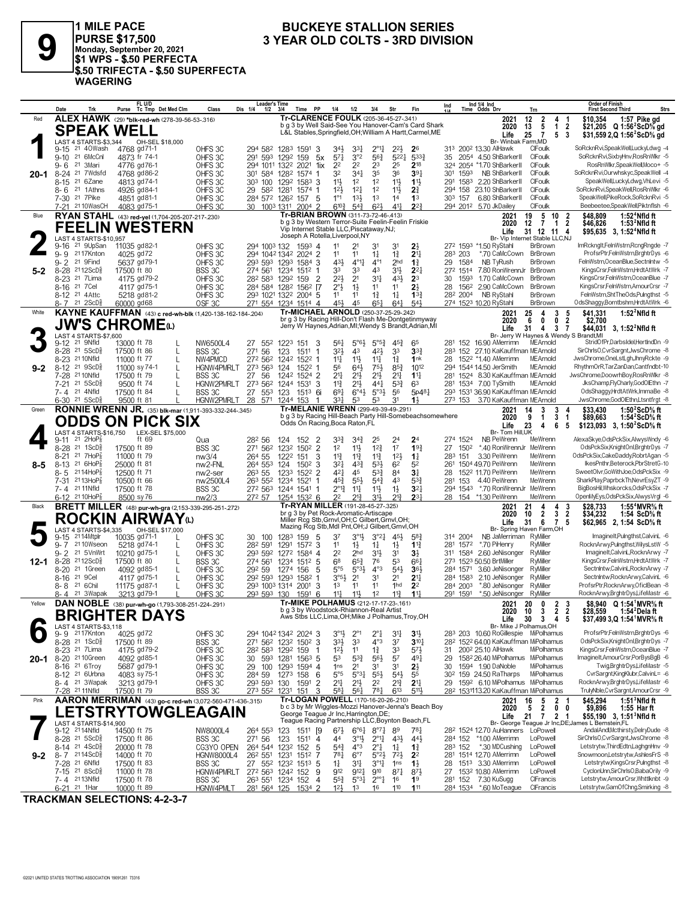# 9

**1 MILE PACE**
**PURSE $17,500**
**Monday, September 20, 2021**
**$1 WPS - $.50 PERFECTA**
**$.50 TRIFECTA - $.50 SUPERFECTA WAGERING**

## BUCKEYE STALLION SERIES
## 3 YEAR OLD COLTS - 3RD DIVISION

---

### 1 — Red — 20-1
**ALEX HAWK** (29) *blk-red-wh (278-39-56-53-.316)
**SPEAK WELL**
Tr-CLARENCE FOULK (205-36-45-27-.341)
b g 3 by Well Said-See You Hanover-Cam's Card Shark
L&L Stables,Springfield,OH;William A Hartt,Carmel,ME
LAST 4 STARTS-$3,344 OH-SEL $18,000
2021: 12 2 4 1 $10,354 1:57 Pike gd
2020: 13 5 1 2 $21,205 Q 1:56²ScD⅝ gd
Life: 25 7 5 3 $31,559 2,Q 1:56²ScD⅝ gd
Br- Winbak Farm,MD

| Date | Trk | Purse | Track Cond | Class | 1/4 | 1/2 | 3/4 | Time | PP | 1/4 | 1/2 | 3/4 | Str | Fin | Ind | Odds Drv | Trn | Order of Finish |
|---|---|---|---|---|---|---|---|---|---|---|---|---|---|---|---|---|---|---|
| 9-15 21 | 4OWash | 4768 | gd71-1 | OHFS 3C | 29⁴ | 58² | 128³ | 159¹ 3 | | 3⁴½ | 3³½ | 2°¹½ | 2²½ | 2⁶ | 31³ | 200² 13.30 AlHawk | ClFoulk | SoRcknRvi,SpeakWell,LuckyLdwg -4 |
| 9-10 21 | 6McCnl | 4873 | fr 74-1 | OHFS 3C | 29¹ | 59³ | 129² | 159 5x | | 5⁷½ | 3°² | 5⁶¾ | 5²²½ | 5³³¾ | 35 | 205⁴ 4.50 ShBarkerII | ClFoulk | SoRcknRvi,SixbyHnv,RosRnWlkr -5 |
| 9-6 21 | 3Mari | 4776 | gd76-1 | OHFS 3C | 29⁴ | 101¹ | 132² | 202¹ 1ix | | 2² | 2² | 2³ | 2⁵ | 2¹⁸ | 32⁴ | 205⁴ *1.70 ShBarkerII | ClFoulk | RosRnWlkr,SpeakWell,Moco+ -5 |
| 8-24 21 | 7Wdsfd | 4768 | gd86-2 | OHFS 3C | 30¹ | 58⁴ | 128² | 157⁴ 1 | | 3² | 3⁴½ | 3⁵ | 3⁶ | 3⁹½ | 30¹ | 159³ NB ShBarkerII | ClFoulk | SoRcknRvi,Ourwhskyc,SpeakWell -4 |
| 8-15 21 | 6Zane | 4813 | gd74-1 | OHFS 3C | 30³ | 100 | 129² | 158³ 3 | | 1¹½ | 1² | 1² | 1¹½ | 1¹½ | 29¹ | 158³ 2.20 ShBarkerII | ClFoulk | SpeakWell,LuckyLdwg,VhLevi -5 |
| 8-6 21 | 1Athns | 4926 | gd84-1 | OHFS 3C | 29 | 58² | 128¹ | 157⁴ 1 | | 1²½ | 1²½ | 1² | 1¹½ | 2¾ | 29⁴ | 158 23.10 ShBarkerII | ClFoulk | SoRcknRvi,SpeakWell,RosRnWlkr -6 |
| 7-30 21 | 7Pike | 4851 | gd81-1 | OHFS 3C | 28⁴ | 57² | 126² | 157 5 | | 1°¹ | 1³½ | 1³ | 1⁴ | 1³ | 30³ | 157 6.80 ShBarkerII | ClFoulk | SpeakWell,PikeRock,SoRcknRvi -5 |
| 7-21 21 | 10WasCH | 4083 | gd75-1 | OHFS 3C | 30 | 100³ | 131¹ | 200⁴ 2 | | 6¹⁰¾ | 5⁴¾ | 6²½ | 4¹½ | 2²¾ | 29⁴ | 201² 5.70 JkDailey | ClFoulk | Beebeetee,SpeakWell,Piktnflsh -6 |

### 2 — Blue — 5-2
**RYAN STAHL** (43) red-yel (1,704-205-207-217-.230)
**FEELIN WESTERN**
Tr-BRIAN BROWN (311-73-72-46-.413)
b g 3 by Western Terror-Suite Feelin-Feelin Friskie
Vip Internet Stable LLC,Piscataway,NJ;
Joseph A Rotella,Liverpool,NY
LAST 4 STARTS-$10,957
2021: 19 5 10 2 $48,809 1:52⁴Nfld ft
2020: 12 7 1 2 $46,826 1:53²Nfld ft
Life: 31 12 11 4 $95,635 3, 1:52⁴Nfld ft
Br- Vip Internet Stable LLC,NJ

| Date | Trk | Purse | Track Cond | Class | 1/4 | 1/2 | 3/4 | Time | PP | 1/4 | 1/2 | 3/4 | Str | Fin | Ind | Odds Drv | Trn | Order of Finish |
|---|---|---|---|---|---|---|---|---|---|---|---|---|---|---|---|---|---|---|
| 9-16 21 | 9UpSan | 11035 | gd82-1 | OHFS 3C | 29⁴ | 100³ | 132 | 159³ 4 | | 1¹ | 2¹ | 3¹ | 3¹ | 2½ | 27² | 159³ *1.50 RyStahl | BrBrown | ImRckngIt,FelnWstrn,RcngRngde -7 |
| 9-9 21 | 17Knton | 4025 | gd72 | OHFS 3C | 29⁴ | 104² | 134² | 202⁴ 2 | | 1¹ | 1¹ | 1½ | 1¾ | 2¹½ | 28³ | 203 *.70 CaMcCown | BrBrown | ProfsrPtr,FelnWstrn,BrghtrDys -6 |
| 9-2 21 | 9Find | 5637 | gd79-1 | OHFS 3C | 29³ | 59³ | 129³ | 158⁴ 3 | | 4³½ | 4°¹½ | 4°¹ | 2hd | 1¾ | 29 | 158⁴ NB TyRush | BrBrown | FelnWstrn,OceanBlue,SectnIntw -5 |
| 8-28 21 | 12ScD⅝ | 17500 | ft 80 | BSS 3C | 27⁴ | 56¹ | 123⁴ | 151² 1 | | 3³ | 3³ | 4³ | 3¹½ | 2²¼ | 27² | 151⁴ 7.80 RonWrennJr | BrBrown | KingsCrsr,FelnWstrn,HrdtAtWrk -7 |
| 8-23 21 | 7Lima | 4175 | gd79-2 | OHFS 3C | 28² | 58³ | 129² | 159 2 | | 2²½ | 2¹ | 3¹¼ | 4³½ | 2³ | 30 | 159³ 1.70 CaMcCown | BrBrown | KingsCrsr,FelnWstrn,OceanBlue -7 |
| 8-16 21 | 7Cel | 4117 | gd75-1 | OHFS 3C | 28⁴ | 58⁴ | 128² | 156² [7 | | 2°½ | 1½ | 1¹ | 1¹ | 2½ | 28 | 156² 2.90 CaMcCown | BrBrown | KingsCrsr,FelnWstrn,AmourCrsr -7 |
| 8-12 21 | 4Attc | 5218 | gd81-2 | OHFS 3C | 29³ | 102¹ | 132² | 200⁴ 5 | | 1¹ | 1¹ | 1¾ | 1¾ | 1³¾ | 28² | 200⁴ NB RyStahl | BrBrown | FelnWstrn,ShtTheOds,Pulngthst -5 |
| 8-7 21 | 2ScD⅝ | 60000 | gd68 | OSF 3C | 27¹ | 55⁴ | 123⁴ | 151⁴ 4 | | 4⁵½ | 4⁵ | 6⁵¾ | 6⁴¾ | 5⁴½ | 27⁴ | 152³ 10.20 RyStahl | BrBrown | OdsShaggy,Borntbshrn,HrdtAtWrk -6 |

### 3 — White — 9-2
**KAYNE KAUFFMAN** (43) c red-wh-blk (1,420-138-162-184-.204)
**JW'S CHROME(L)**
Tr-MICHAEL ARNOLD (250-37-25-29-.242)
br g 3 by Racing Hill-Don't Flash Me-Dontgetinmyway
Jerry W Haynes,Adrian,MI;Wendy S Brandt,Adrian,MI
LAST 4 STARTS-$7,600
2021: 25 4 3 5 $41,331 1:52⁴Nfld ft
2020: 6 0 0 2 $2,700
Life: 31 4 3 7 $44,031 3, 1:52⁴Nfld ft
Br- Jerry W Haynes & Wendy S Brandt,MI

| Date | Trk | Purse | Track Cond | Class | Med | 1/4 | 1/2 | 3/4 | Time | PP | 1/4 | 1/2 | 3/4 | Str | Fin | Ind | Odds Drv | Trn | Order of Finish |
|---|---|---|---|---|---|---|---|---|---|---|---|---|---|---|---|---|---|---|---|
| 9-12 21 | 9Nfld | 13000 | ft 78 | NW6500L4 | L | 27 | 55² | 122³ | 151 3 | | 5⁶¾ | 5°⁶½ | 5°⁵¾ | 4⁵¾ | 6⁵ | 28¹ | 152 16.90 AMerrimn | MEArnold | StridOfPr,DarbsIdel,HertIndDn -9 |
| 8-28 21 | 5ScD⅝ | 17500 | ft 86 | BSS 3C | L | 27¹ | 56 | 123 | 151¹ 1 | | 3²½ | 4³ | 4²½ | 3³ | 3³¾ | 28³ | 152 27.10 KaKauffman | MEArnold | SirChrlsO,CvrSargnt,JwsChrome -8 |
| 8-23 21 | 10Nfld | 11000 | ft 77 | NW4PMCD | L | 27² | 56² | 124² | 152² 1 | | 1¹½ | 1¹½ | 1¹½ | 1¾ | 1nk | 28 | 152² *1.40 AMerrimn | MEArnold | JwsChrome,OneLstLgh,JhnyRckte -9 |
| 8-12 21 | 9ScD⅝ | 11000 | sy 74-1 | HGNW4PMRLT | L | 27³ | 56³ | 124 | 152² 1 | | 5⁶ | 6⁴½ | 7⁵½ | 8⁵¾ | 10¹² | 29⁴ | 154⁴ 14.90 JerSmith | MEArnold | RhythmOrR,TarZanDan,Cantfndbt -10 |
| 7-28 21 | 10Nfld | 17500 | ft 79 | BSS 3C | L | 27 | 56 | 124² | 152⁴ 2 | | 2¹½ | 2¹½ | 2¹½ | 2¹½ | 1¹½ | 28¹ | 152⁴ 8.30 KaKauffman | MEArnold | JwsChrome,DoowrhBoy,RosRnWlkr -8 |
| 7-21 21 | 5ScD⅝ | 9500 | ft 74 | HGNW2PMRLT | L | 27³ | 56² | 124⁴ | 153¹ 3 | | 1¹¾ | 2¹½ | 4⁴½ | 5³¾ | 6³ | 28¹ | 153⁴ 7.00 TySmith | MEArnold | JksChamp,FlyCharly,GodOlEthn -7 |
| 7-4 21 | 4Nfld | 17500 | ft 84 | BSS 3C | L | 27 | 55³ | 123 | 151³ 6i | | 6⁹½ | 6°⁴½ | 5°³½ | 5⁶ | 5p4⁸¼ | 29³ | 153¹ 36.90 KaKauffman | MEArnold | OdsShaggy,HrdtAtWrk,ImmaBe -8 |
| 6-30 21 | 5ScD⅝ | 9500 | ft 81 | HGNW2PMRLT | L | 28 | 57¹ | 124⁴ | 153 1 | | 3³½ | 5³ | 5³ | 3¹ | 1¾ | 27³ | 153 3.70 KaKauffman | MEArnold | JwsChrome,GodOlEthn,Ltsntfrgt -8 |

### 4 — Green — 8-5
**RONNIE WRENN JR.** (35) blk-mar (1,911-393-332-244-.345)
**ODDS ON PICK SIX**
Tr-MELANIE WRENN (299-49-39-49-.291)
b g 3 by Racing Hill-Beach Party Hill-Somebeachsomewhere
Odds On Racing,Boca Raton,FL
LAST 4 STARTS-$16,750 LEX-SEL $75,000
2021: 14 3 3 4 $33,430 1:50²ScD⅝ ft
2020: 9 1 3 1 $89,663 1:54²ScD⅝ ft
Life: 23 4 6 5 $123,093 3, 1:50²ScD⅝ ft
Br- Tom Hill,UK

| Date | Trk | Purse | Track Cond | Class | 1/4 | 1/2 | 3/4 | Time | PP | 1/4 | 1/2 | 3/4 | Str | Fin | Ind | Odds Drv | Trn | Order of Finish |
|---|---|---|---|---|---|---|---|---|---|---|---|---|---|---|---|---|---|---|
| 9-11 21 | 2HoP⅞ | | ft 69 | Qua | 28² | 56 | 124 | 152 2 | | 3³¾ | 3⁴¾ | 2⁵ | 2⁴ | 2⁴ | 27⁴ | 152⁴ NB PeWrenn | MeWrenn | AlexaSkye,OdsPckSix,AlwysWndy -6 |
| 8-28 21 | 1ScD⅝ | 17500 | ft 89 | BSS 3C | 27¹ | 56² | 123² | 150² 2 | | 1² | 1¹½ | 1²¾ | 1⁷ | 1⁹¾ | 27 | 150² *.40 RonWrennJr | MeWrenn | OdsPckSix,KnightOnl,BrghtrDys -7 |
| 8-21 21 | 7HoP⅞ | 11000 | ft 79 | nw3/4 | 26⁴ | 55 | 122² | 151 3 | | 1¹¾ | 1¹½ | 1¹¾ | 1²½ | 1½ | 28³ | 151 3.30 PeWrenn | MeWrenn | OdsPckSix,CakeDaddy,RobrtAgan -5 |
| 8-13 21 | 6HoP⅞ | 25000 | ft 81 | nw2-FNL | 26⁴ | 55³ | 124 | 150² 3 | | 3²¼ | 4³¾ | 5³½ | 6² | 5² | 26¹ | 150⁴ 49.70 PeWrenn | MeWrenn | IkesPnthr,Beterock,PbrStretG -10 |
| 8-5 21 | 14HoP⅞ | 12500 | ft 71 | nw2-ser | 26³ | 55 | 123³ | 152² 2 | | 4²¼ | 4⁵ | 5³¾ | 8⁴ | 3¼ | 28 | 152² 11.70 PeWrenn | MeWrenn | SweetOlvr,GoWithJoe,OdsPckSix -9 |
| 7-31 21 | 13HoP⅞ | 10500 | ft 66 | nw2500L4 | 26³ | 55² | 123⁴ | 152¹ 1 | | 4⁵¾ | 5⁵½ | 5⁴¾ | 4³ | 5³¾ | 28¹ | 153 4.40 PeWrenn | MeWrenn | SharkPlay,PaprbckTh,NevrEsyZT -9 |
| 7-4 21 | 11Nfld | 17500 | ft 78 | BSS 3C | 27² | 56³ | 124⁴ | 154¹ 1 | | 2°¹¾ | 1¹½ | 1¹½ | 1½ | 3²½ | 29⁴ | 154³ *.70 RonWrennJr | MeWrenn | BigBosHil,Whskorcks,OdsPckSix -7 |
| 6-12 21 | 10HoP⅞ | 8500 | sy 76 | nw2/3 | 27² | 57 | 125⁴ | 153² 6 | | 2² | 2¹¾ | 3¹½ | 2¹¾ | 2³½ | 28 | 154 *1.30 PeWrenn | MeWrenn | OpenMyEys,OdsPckSix,AlwysVrgl -6 |

### 5 — Black — 12-1
**BRETT MILLER** (48) pur-wh-gra (2,153-339-295-251-.272)
**ROCKIN AIRWAY(L)**
Tr-RYAN MILLER (191-28-45-27-.325)
br g 3 by Pet Rock-Aromatic-Artiscape
Miller Rcg Stb,Grnvl,OH;C Gilbert,Grnvl,OH;
Mazing Rcg Stb,Mdl Pnt,OH;J Gilbert,Grnvl,OH
LAST 4 STARTS-$4,335 OH-SEL $17,000
2021: 21 4 4 3 $28,733 1:55⁴MVR⅝ ft
2020: 10 2 3 2 $34,232 1:54 ScD⅝ ft
Life: 31 6 7 5 $62,965 2, 1:54 ScD⅝ ft
Br- Spring Haven Farm,OH

| Date | Trk | Purse | Track Cond | Class | Med | 1/4 | 1/2 | 3/4 | Time | PP | 1/4 | 1/2 | 3/4 | Str | Fin | Ind | Odds Drv | Trn | Order of Finish |
|---|---|---|---|---|---|---|---|---|---|---|---|---|---|---|---|---|---|---|---|
| 9-15 21 | 14Mtplr | 10035 | gd71-1 | OHFS 3C | L | 30 | 100 | 128³ | 159 5 | | 3⁷ | 3°¹½ | 3°²¼ | 4⁵½ | 5⁸¾ | 31⁴ | 200⁴ NB JaMerriman | RyMiller | ImagineIt,Pulngthst,CalvinL -6 |
| 9-7 21 | 10Wseon | 5218 | gd74-1 | OHFS 3C | L | 28² | 59¹ | 129¹ | 157² 3 | | 1¹ | 1½ | 1½ | 1½ | 1¹¾ | 28¹ | 157² *.70 PiHenry | RyMiller | RocknArwy,Pulngthst,WilysLstW -5 |
| 9-2 21 | 5VnWrt | 10210 | gd75-1 | OHFS 3C | L | 29³ | 59² | 127² | 158⁴ 4 | | 2² | 2hd | 3¹½ | 3¹ | 3½ | 31¹ | 158⁴ 2.60 JeNisonger | RyMiller | ImagineIt,CalvinL,RocknArwy -7 |
| 8-28 21 | 12ScD⅝ | 17500 | ft 80 | BSS 3C | L | 27⁴ | 56¹ | 123⁴ | 151² 5 | | 6⁸ | 6⁸½ | 7⁶ | 5³ | 6⁶½ | 27³ | 152³ 50.50 BrtMiller | RyMiller | KingsCrsr,FelnWstrn,HrdtAtWrk -7 |
| 8-20 21 | 1Green | 4092 | gd85-1 | OHFS 3C | L | 29² | 59 | 127⁴ | 156 5 | | 5°⁵ | 5°³½ | 4°³ | 5⁴½ | 3⁶½ | 28⁴ | 157¹ 3.60 JeNisonger | RyMiller | SectnIntw,CalvinL,RocknArwy -7 |
| 8-16 21 | 9Cel | 4117 | gd75-1 | OHFS 3C | L | 29² | 59³ | 129³ | 158² 3 | | 3°⁵½ | 2¹ | 3¹ | 2¹ | 2¹½ | 28⁴ | 158³ 2.10 JeNisonger | RyMiller | SectnIntw,RocknArwy,CalvinL -6 |
| 8-8 21 | 6Chil | 11175 | gd87-1 | OHFS 3C | L | 29³ | 100³ | 131⁴ | 200¹ 3 | | 1³ | 1¹ | 1¹ | 1hd | 2² | 28⁴ | 200³ *.80 JeNisonger | RyMiller | ProfsrPtr,RocknArwy,OficlBean -8 |
| 8-4 21 | 3Wapak | 3213 | gd79-1 | OHFS 3C | L | 29³ | 59³ | 130 | 159¹ 6 | | 1¹½ | 1¹½ | 1² | 1¹½ | 1¹½ | 29¹ | 159¹ *.50 JeNisonger | RyMiller | RocknArwy,BrghtrDys,LifeMastr -6 |

### 6 — Yellow — 20-1
**DAN NOBLE** (38) pur-wh-go (1,793-308-251-224-.291)
**BRIGHTER DAYS**
Tr-MIKE POLHAMUS (212-17-17-23-.161)
b g 3 by Woodstock-Rhiannon-Real Artist
Aws Stbs LLC,Lima,OH;Mike J Polhamus,Troy,OH
LAST 4 STARTS-$3,118
2021: 20 0 2 3 $8,940 Q 1:54¹MVR⅝ ft
2020: 10 3 2 2 $28,559 1:54²Dela ft
Life: 30 3 4 5 $37,499 3,Q 1:54¹MVR⅝ ft
Br- Mike J Polhamus,OH

| Date | Trk | Purse | Track Cond | Class | 1/4 | 1/2 | 3/4 | Time | PP | 1/4 | 1/2 | 3/4 | Str | Fin | Ind | Odds Drv | Trn | Order of Finish |
|---|---|---|---|---|---|---|---|---|---|---|---|---|---|---|---|---|---|---|
| 9-9 21 | 17Knton | 4025 | gd72 | OHFS 3C | 29⁴ | 104² | 134² | 202⁴ 3 | | 3°¹½ | 2°¹ | 2°¾ | 3¹½ | 3¹½ | 28³ | 203 10.60 RoGillespie | MiPolhamus | ProfsrPtr,FelnWstrn,BrghtrDys -6 |
| 8-28 21 | 1ScD⅝ | 17500 | ft 89 | BSS 3C | 27¹ | 56² | 123² | 150² 3 | | 3³½ | 3³ | 4°³ | 3⁷ | 3¹⁰¼ | 28² | 152² 64.00 KaKauffman | MiPolhamus | OdsPckSix,KnightOnl,BrghtrDys -7 |
| 8-23 21 | 7Lima | 4175 | gd79-2 | OHFS 3C | 28² | 58³ | 129² | 159 1 | | 1²½ | 1¹ | 1¾ | 3³ | 5⁷½ | 31 | 200² 25.10 AlHawk | MiPolhamus | KingsCrsr,FelnWstrn,OceanBlue -7 |
| 8-20 21 | 10Green | 4092 | gd85-1 | OHFS 3C | 30 | 59³ | 128¹ | 156³ 5 | | 5³ | 5³½ | 5⁶ | 5⁷ | 4⁹½ | 29 | 158² 26.40 MiPolhamus | MiPolhamus | ImagineIt,AmourCrsr,PorBysBgB -6 |
| 8-16 21 | 6Troy | 5687 | gd79-1 | OHFS 3C | 29 | 100 | 129³ | 159⁴ 4 | | 1ns | 2¹ | 3¹ | 3¹ | 2½ | 30 | 159⁴ 1.90 DaNoble | MiPolhamus | Twig,BrghtrDys,LifeMastr -5 |
| 8-12 21 | 6Urbna | 4083 | sy 75-1 | OHFS 3C | 28⁴ | 59 | 127³ | 158 6 | | 5°⁵ | 5°³¼ | 5⁵½ | 5⁴½ | 5⁵ | 30² | 159 24.50 RaTharps | MiPolhamus | CvrSargnt,KingKlubr,CalvinL= -6 |
| 8-4 21 | 3Wapak | 3213 | gd79-1 | OHFS 3C | 29³ | 59³ | 130 | 159¹ 2 | | 2¹½ | 2¹½ | 2² | 2¹¾ | 2¹½ | 29 | 159² 6.10 MiPolhamus | MiPolhamus | RocknArwy,BrghtrDys,LifeMastr -6 |
| 7-28 21 | 11Nfld | 17500 | ft 79 | BSS 3C | 27³ | 55² | 123¹ | 151 3 | | 5⁸¼ | 5⁶½ | 7⁸¾ | 6¹³ | 5¹¹½ | 28² | 153¹113.20 KaKauffman | MiPolhamus | TrulyNble,CvrSargnt,AmourCrsr -9 |

### 7 — Pink — 9-2
**AARON MERRIMAN** (43) go-c red-wh (3,072-560-471-436-.315)
**LETSTRYTOWGLEAGAIN**
Tr-LOGAN POWELL (170-16-20-26-.210)
b c 3 by Mr Wiggles-Mozzi Hanover-Jenna's Beach Boy
George Teague Jr Inc,Harrington,DE;
Teague Racing Partnership LLC,Boynton Beach,FL
LAST 4 STARTS-$14,900
2021: 16 5 2 1 $45,294 1:51³Nfld ft
2020: 5 2 0 0 $9,896 1:55 Har ft
Life: 21 7 2 1 $55,190 3, 1:51³Nfld ft
Br- George Teague Jr Inc,DE;James L Bernstein,FL

| Date | Trk | Purse | Track Cond | Class | 1/4 | 1/2 | 3/4 | Time | PP | 1/4 | 1/2 | 3/4 | Str | Fin | Ind | Odds Drv | Trn | Order of Finish |
|---|---|---|---|---|---|---|---|---|---|---|---|---|---|---|---|---|---|---|
| 9-12 21 | 14Nfld | 14500 | ft 75 | NW8000L4 | 26⁴ | 55³ | 123 | 151¹ [9 | | 6⁷½ | 6°⁶½ | 8°⁷¼ | 8⁹ | 7⁸¼ | 28² | 152⁴ 12.70 AuHanners | LoPowell | AndalAndl,Mcthirsty,DelryDude -8 |
| 8-28 21 | 5ScD⅝ | 17500 | ft 86 | BSS 3C | 27¹ | 56 | 123 | 151¹ 4 | | 4⁴ | 3°¹½ | 2°¹¼ | 4³½ | 4⁴½ | 28⁴ | 152 *1.00 AMerrimn | LoPowell | SirChrlsO,CvrSargnt,JwsChrome -8 |
| 8-14 21 | 4ScD⅝ | 20000 | ft 78 | CG3YO OPEN | 26⁴ | 54⁴ | 123² | 152 5 | | 5⁴¾ | 4°³ | 2°½ | 1½ | 1¾ | 28³ | 152 *.30 MDCushing | LoPowell | Letstrytw,ThirdEdtn,LaghgnHnv -9 |
| 8-7 21 | 14ScD⅝ | 14000 | ft 70 | HGNW8000L4 | 26² | 55¹ | 123¹ | 151² 7 | | 7⁸½ | 6°⁷ | 5°²½ | 7²½ | 2² | 28¹ | 151⁴ 12.70 AMerrimn | LoPowell | Snowmoon,Letstrytw,AshlesFrS -8 |
| 7-28 21 | 6Nfld | 17500 | ft 83 | BSS 3C | 27 | 55² | 123² | 151³ 5 | | 1¾ | 3¹½ | 3°¹¼ | 1ns | 1½ | 28 | 151³ 3.30 AMerrimn | LoPowell | Letstrytw,KingsCrsr,Pulngthst -8 |
| 7-15 21 | 8ScD⅝ | 11000 | ft 78 | HGNW4PMRLT | 27² | 56³ | 124² | 152 9 | | 9¹² | 9¹²¼ | 9¹⁰ | 8⁷½ | 8⁷½ | 27 | 153² 10.80 AMerrimn | LoPowell | CyclonUnn,SirChrlsO,BabaOrily -9 |
| 7-4 21 | 13Nfld | 17500 | ft 78 | BSS 3C | 26³ | 55¹ | 123⁴ | 152 4 | | 5⁵¾ | 5°³½ | 2°°½ | 1⁶ | 1⁹ | 28¹ | 152 7.30 KuSugg | ClFrancis | Letstrytw,AmourCrsr,Whttlknbt -9 |
| 6-21 21 | 1Har | 10000 | ft 89 | HGNW4PMLT | 28¹ | 56⁴ | 125 | 153⁴ 2 | | 1²½ | 1³ | 1⁶ | 1¹⁰ | 1¹¹ | 28⁴ | 153⁴ *.60 MoTeague | ClFrancis | Letstrytw,GamOfChng,Smirking -8 |

**TRACKMAN SELECTIONS: 4-2-3-7**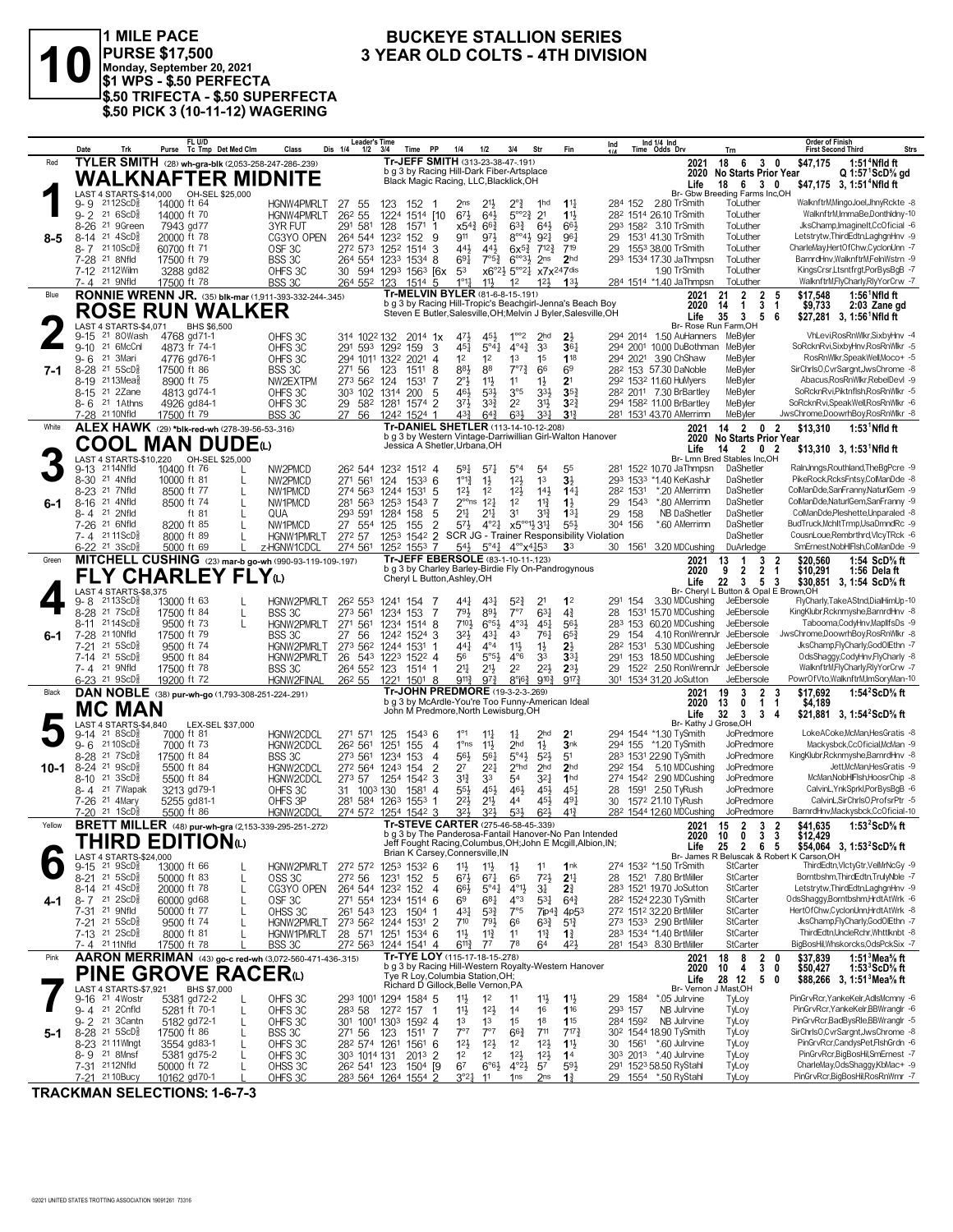# 10

**1 MILE PACE**
**PURSE $17,500**
**Monday, September 20, 2021**
**$1 WPS - $.50 PERFECTA**
**$.50 TRIFECTA - $.50 SUPERFECTA**
**$.50 PICK 3 (10-11-12) WAGERING**

## BUCKEYE STALLION SERIES
## 3 YEAR OLD COLTS - 4TH DIVISION

---

### 1 — Red — 8-5
**TYLER SMITH** (28) wh-gra-blk (2,053-258-247-286-.239)
**WALKNAFTER MIDNITE**
LAST 4 STARTS-$14,000 OH-SEL $25,000
Tr-JEFF SMITH (313-23-38-47-.191)
b g 3 by Racing Hill-Dark Fiber-Artsplace
Black Magic Racing, LLC,Blacklick,OH
2021: 18 6 3 0 $47,175 1:51⁴Nfld ft
2020: No Starts Prior Year Q 1:57¹ScD⅝ gd
Life: 18 6 3 0 $47,175 3, 1:51⁴Nfld ft
Br- Gbw Breeding Farms Inc,OH

| Date | Trk | Purse | Cond | Class | Leader's Time | Time | PP | 1/4 | 1/2 | 3/4 | Str | Fin | Ind | Odds | Drv | Trn | Order of Finish | Strs |
|---|---|---|---|---|---|---|---|---|---|---|---|---|---|---|---|---|---|---|
| 9- 9 | 21 12ScD⅝ | 14000 | ft 64 | HGNW4PMRLT | 27 55 123 | 152 | 1 | 2ns | 2 1½ | 2°¾ | 1hd | 1 1½ | 28⁴ 152 | 2.80 | TrSmith | ToLuther | WalknftrM,MingoJoel,JhnyRckte | -8 |
| 9- 2 | 21 6ScD⅝ | 14000 | ft 70 | HGNW4PMRLT | 26² 55 122⁴ | 151⁴ | [10 | 6 7½ | 6 4½ | 5°°2¾ | 2 1 | 1 1½ | 28² 151⁴ | 26.10 | TrSmith | ToLuther | Walknftr M,ImmaBe,Donthldny | -10 |
| 8-26 | 21 9Green | 7943 | gd 77 | 3YR FUT | 29¹ 58¹ 128 | 157¹ | 1 | x5 4¾ | 6 6¾ | 6 3¾ | 6 4½ | 6 6½ | 29³ 158² | 3.10 | TrSmith | ToLuther | JksChamp,ImagineIt,CcOficial | -6 |
| 8-14 | 21 4ScD⅝ | 20000 | ft 78 | CG3YO OPEN | 26⁴ 54⁴ 123² | 152 | 9 | 9 11 | 9 7½ | 8°°4½ | 9 2½ | 9 6¼ | 29 153¹ | 41.30 | TrSmith | ToLuther | Letstrytw,ThirdEdtn,LaghgnHnv | -9 |
| 8- 7 | 21 10ScD⅝ | 60700 | ft 71 | OSF 3C | 27² 57³ 125² | 151⁴ | 3 | 4 4½ | 4 4½ | 6x5¾ | 7 12¾ | 7 19 | 29 155³ | 38.00 | TrSmith | ToLuther | CharleMay,HertOfChw,CyclonUnn | -7 |
| 7-28 | 21 8Nfld | 17500 | ft 79 | BSS 3C | 26⁴ 55⁴ 123³ | 153⁴ | 8 | 6 9¼ | 7°5¾ | 6°°3½ | 2ns | 2hd | 29³ 153⁴ | 17.30 | JaThmpsn | ToLuther | BarnrdHnv,WalknftrM,FelnWstrn | -9 |
| 7-12 | 21 12Wilm | 3288 | gd 82 | OHFS 3C | 30 59⁴ 129³ | 156³ | [6x | 5 3 | x6°2½ | 5°°2½ | x7x24 | 7dis | | 1.90 | TrSmith | ToLuther | KingsCrsr,Ltsntfrgt,PorBysBgB | -7 |
| 7- 4 | 21 9Nfld | 17500 | ft 79 | BSS 3C | 26⁴ 55² 123 | 151⁴ | 5 | 1°1¾ | 1 1½ | 1 2 | 1 2½ | 1 3½ | 28⁴ 151⁴ | *1.40 | JaThmpsn | ToLuther | WalknftrM,FlyCharly,RlyYorCrw | -7 |

---

### 2 — Blue — 7-1
**RONNIE WRENN JR.** (35) blk-mar (1,911-393-332-244-.345)
**ROSE RUN WALKER**
LAST 4 STARTS-$4,071 BHS $6,500
Tr-MELVIN BYLER (81-6-8-15-.191)
b g 3 by Racing Hill-Tropic's Beachgirl-Jenna's Beach Boy
Steven E Butler,Salesville,OH;Melvin J Byler,Salesville,OH
2021: 21 2 2 5 $17,548 1:56¹Nfld ft
2020: 14 1 3 1 $9,733 2:03 Zane gd
Life: 35 3 5 6 $27,281 3, 1:56¹Nfld ft
Br- Rose Run Farm,OH

| Date | Trk | Purse | Cond | Class | Leader's Time | Time | PP | 1/4 | 1/2 | 3/4 | Str | Fin | Ind | Odds | Drv | Trn | Order of Finish | Strs |
|---|---|---|---|---|---|---|---|---|---|---|---|---|---|---|---|---|---|---|
| 9-15 | 21 8OWash | 4768 | gd 71-1 | OHFS 3C | 31⁴ 102² 132 | 201⁴ | 1x | 4 7½ | 4 5½ | 1°°2 | 2hd | 2½ | 29⁴ 201⁴ | 1.50 | AuHanners | MeByler | VhLevi,RosRnWlkr,SixbyHnv | -4 |
| 9-10 | 21 6McCnl | 4873 | fr 74-1 | OHFS 3C | 29¹ 59³ 129² | 159 | 3 | 4 5½ | 5°4¼ | 4°°4¾ | 3 3 | 3 6½ | 29⁴ 200¹ | 10.00 | DuBothman | MeByler | SoRcknRvi,SixbyHnv,RosRnWlkr | -5 |
| 9- 6 | 21 3Mari | 4776 | gd 76-1 | OHFS 3C | 29⁴ 101¹ 132² | 202¹ | 4 | 1 2 | 1 2 | 1 3 | 1 5 | 1 18 | 29⁴ 202¹ | 3.90 | ChShaw | MeByler | RosRnWlkr,SpeakWell,Moco+ | -5 |
| 8-28 | 21 5ScD⅝ | 17500 | ft 86 | BSS 3C | 27¹ 56 123 | 151¹ | 8 | 8 8½ | 8 7 | 7°°7¾ | 6 6 | 6 9 | 28² 153 | 57.30 | DaNoble | MeByler | SirChrlsO,CvrSargnt,JwsChrome | -8 |
| 8-19 | 21 13Mea⅝ | 8900 | ft 75 | NW2EXTPM | 27³ 56² 124 | 153¹ | 7 | 2°½ | 1 1½ | 1 1 | 1½ | 2 1 | 29² 153² | 11.60 | HuMyers | MeByler | Abacus,RosRnWlkr,RebelDevl | -9 |
| 8-15 | 21 2Zane | 4813 | gd 74-1 | OHFS 3C | 30³ 102 131⁴ | 200 | 5 | 4 6½ | 5 3½ | 3°5 | 3 3½ | 3 5¾ | 28² 201¹ | 7.30 | BrBartley | MeByler | SoRcknRvi,PiktnFlsh,RosRnWlkr | -5 |
| 8- 6 | 21 1Athns | 4926 | gd 84-1 | OHFS 3C | 29 58² 128¹ | 157⁴ | 2 | 3 7½ | 3 3¾ | 2 2 | 3 1½ | 3 2¾ | 29⁴ 158² | 11.00 | BrBartley | MeByler | SoRcknRvi,SpeakWell,RosRnWlkr | -6 |
| 7-28 | 21 10Nfld | 17500 | ft 79 | BSS 3C | 27 56 124² | 152⁴ | 1 | 4 3¾ | 6 4¾ | 6 3½ | 3 3½ | 3 1¾ | 28¹ 153¹ | 43.70 | AMerrimn | MeByler | JwsChrome,DoowrhBoy,RosRnWlkr | -8 |

---

### 3 — White — 6-1
**ALEX HAWK** (29) *blk-red-wh (278-39-56-53-.316)
**COOL MAN DUDE**(L)
LAST 4 STARTS-$10,220 OH-SEL $25,000
Tr-DANIEL SHETLER (113-14-10-12-.208)
b g 3 by Western Vintage-Darriwillian Girl-Walton Hanover
Jessica A Shetler,Urbana,OH
2021: 14 2 0 2 $13,310 1:53¹Nfld ft
2020: No Starts Prior Year
Life: 14 2 0 2 $13,310 3, 1:53¹Nfld ft
Br- Lmn Bred Stables Inc,OH

| Date | Trk | Purse | Cond | Med | Class | Leader's Time | Time | PP | 1/4 | 1/2 | 3/4 | Str | Fin | Ind | Odds | Drv | Trn | Order of Finish | Strs |
|---|---|---|---|---|---|---|---|---|---|---|---|---|---|---|---|---|---|---|---|
| 9-13 | 21 14Nfld | 10400 | ft 76 | L | NW2PMCD | 26² 54⁴ 123² | 151² | 4 | 5 9¼ | 5 7½ | 5°4 | 5 4 | 5 5 | 28¹ 152² | 10.70 | JaThmpsn | DaShetler | RalnJnngs,Routhland,TheBgPcre | -9 |
| 8-30 | 21 4Nfld | 10000 | ft 81 | L | NW2PMCD | 27¹ 56¹ 124 | 153³ | 6 | 1°1¾ | 1½ | 1 2½ | 1 3 | 3¾ | 29³ 153³ | *1.40 | KeKashJr | DaShetler | PikeRock,RcksFntsy,ColManDde | -8 |
| 8-23 | 21 7Nfld | 8500 | ft 77 | L | NW1PMCD | 27⁴ 56³ 124⁴ | 153¹ | 5 | 1 2½ | 1 2 | 1 2½ | 1 4½ | 1 4¼ | 28² 153¹ | *.20 | AMerrimn | DaShetler | ColManDde,SanFranny,NaturlGem | -9 |
| 8-16 | 21 4Nfld | 8500 | ft 74 | L | NW1PMCD | 28¹ 56³ 125³ | 154³ | 7 | 2°°ns | 1 2½ | 1 2 | 1 1¾ | 1½ | 29 154³ | *.80 | AMerrimn | DaShetler | ColManDde,NaturlGem,SanFranny | -9 |
| 8- 4 | 21 2Nfld | | ft 81 | L | QUA | 29³ 59¹ 128⁴ | 158 | 5 | 2 1½ | 2 1½ | 3 1 | 3 1½ | 1 3¼ | 29 158 | NB | DaShetler | DaShetler | ColManDde,Pleshette,Unparaled | -8 |
| 7-26 | 21 6Nfld | 8200 | ft 85 | L | NW1PMCD | 27 55⁴ 125 | 155 | 2 | 5 7½ | 4°2¼ | x5°°1½ | 3 1½ | 5 5½ | 30⁴ 156 | *.60 | AMerrimn | DaShetler | BudTruck,MchltTrmp,UsaDmndRc | -9 |
| 7- 4 | 21 11ScD⅝ | 8000 | ft 89 | L | HGNW1PMRLT | 27² 57 125³ | 154² | 2 | SCR JG - Trainer Responsibility Violation | | | | | | | | DaShetler | CousnLoue,Rembrthrd,VlcyTRck | -6 |
| 6-22 | 21 3ScD⅝ | 5000 | ft 69 | L | z-HGNW1CDCL | 27⁴ 56¹ 125² | 155³ | 7 | 5 4½ | 5°4¼ | 4°°x4 1⅝ | 5 3 | 3 3 | 30 156¹ | 3.20 | MDCushing | DuArledge | SmErnest,NobHlFlsh,ColManDde | -9 |

---

### 4 — Green — 6-1
**MITCHELL CUSHING** (23) mar-b go-wh (990-93-119-109-.197)
**FLY CHARLEY FLY**(L)
LAST 4 STARTS-$8,375
Tr-JEFF EBERSOLE (83-1-10-11-.123)
b g 3 by Charley Barley-Birdie Fly On-Pandrogynous
Cheryl L Button,Ashley,OH
2021: 13 1 3 2 $20,560 1:54 ScD⅝ ft
2020: 9 2 2 1 $10,291 1:56 Dela ft
Life: 22 3 5 3 $30,851 3, 1:54 ScD⅝ ft
Br- Cheryl L Button & Opal E Brown,OH

| Date | Trk | Purse | Cond | Med | Class | Leader's Time | Time | PP | 1/4 | 1/2 | 3/4 | Str | Fin | Ind | Odds | Drv | Trn | Order of Finish | Strs |
|---|---|---|---|---|---|---|---|---|---|---|---|---|---|---|---|---|---|---|---|
| 9- 8 | 21 13ScD⅝ | 13000 | ft 63 | L | HGNW2PMRLT | 26² 55³ 124¹ | 154 | 7 | 4 4¼ | 4 3¼ | 5 2¾ | 2 1 | 1 2 | 29¹ 154 | 3.30 | MDCushing | JeEbersole | FlyCharly,TakeAStnd,DialHimUp | -10 |
| 8-28 | 21 7ScD⅝ | 17500 | ft 84 | L | BSS 3C | 27³ 56¹ 123⁴ | 153 | 7 | 7 9¼ | 8 9½ | 7°7 | 6 3½ | 4¾ | 28 153¹ | 15.70 | MDCushing | JeEbersole | KingKlubr,Rcknmyshe,BarnrdHnv | -8 |
| 8-11 | 21 14ScD⅝ | 9500 | ft 73 | L | HGNW2PMRLT | 27¹ 56¹ 123⁴ | 151⁴ | 8 | 7 10½ | 6°°5½ | 4°°3½ | 4 5½ | 5 6½ | 28³ 153 | 60.20 | MDCushing | JeEbersole | Tabooma,CodyHnv,MaplfsDs | -9 |
| 7-28 | 21 10Nfld | 17500 | ft 79 | | BSS 3C | 27 56 124² | 152⁴ | 3 | 3 2½ | 4 3¼ | 4 3 | 7 6½ | 6 5¾ | 29 154 | 4.10 | RonWrennJr | JeEbersole | JwsChrome,DoowrhBoy,RosRnWlkr | -8 |
| 7-21 | 21 5ScD⅝ | 9500 | ft 74 | | HGNW2PMRLT | 27³ 56² 124⁴ | 153¹ | 1 | 4 4¼ | 4°4 | 1 1½ | 1½ | 2½ | 28² 153¹ | 5.30 | MDCushing | JeEbersole | JksChamp,FlyCharly,GodOlEthn | -7 |
| 7-14 | 21 5ScD⅝ | 9500 | ft 84 | | HGNW2PMRLT | 26 54³ 122³ | 152² | 4 | 5 6 | 5°5½ | 4°6 | 3 3 | 3 3¼ | 29¹ 153 | 18.50 | MDCushing | JeEbersole | OdsShaggy,CodyHnv,FlyCharly | -8 |
| 7- 4 | 21 9Nfld | 17500 | ft 78 | | BSS 3C | 26⁴ 55² 123 | 151⁴ | 1 | 2 1¾ | 2 1½ | 2 2 | 2 2¾ | 2 3½ | 29 152² | 2.50 | RonWrennJr | JeEbersole | WalknftrM,FlyCharly,RlyYorCrw | -7 |
| 6-23 | 21 9ScD⅝ | 19200 | ft 72 | | HGNW2FINAL | 26² 55 122¹ | 150¹ | 8 | 9 11¾ | 9 7¾ | 8°[6¾ | 9 10¾ | 9 17¾ | 30¹ 153⁴ | 31.20 | JoSutton | JeEbersole | PowrOfVto,WalknftrM,ImSoryMan | -10 |

---

### 5 — Black — 10-1
**DAN NOBLE** (38) pur-wh-go (1,793-308-251-224-.291)
**MC MAN**
LAST 4 STARTS-$4,840 LEX-SEL $37,000
Tr-JOHN PREDMORE (19-3-2-3-.269)
b g 3 by McArdle-You're Too Funny-American Ideal
John M Predmore,North Lewisburg,OH
2021: 19 3 2 3 $17,692 1:54²ScD⅝ ft
2020: 13 0 1 1 $4,189
Life: 32 3 3 4 $21,881 3, 1:54²ScD⅝ ft
Br- Kathy J Grose,OH

| Date | Trk | Purse | Cond | Class | Leader's Time | Time | PP | 1/4 | 1/2 | 3/4 | Str | Fin | Ind | Odds | Drv | Trn | Order of Finish | Strs |
|---|---|---|---|---|---|---|---|---|---|---|---|---|---|---|---|---|---|---|
| 9-14 | 21 8ScD⅝ | 7000 | ft 81 | HGNW2CDCL | 27¹ 57¹ 125 | 154³ | 6 | 1°1 | 1 1½ | 1½ | 2hd | 2 1 | 29⁴ 154⁴ | *1.30 | TySmith | JoPredmore | LokeACoke,McMan,HesGratis | -8 |
| 9- 6 | 21 10ScD⅝ | 7000 | ft 73 | HGNW2CDCL | 26² 56¹ 125¹ | 155 | 4 | 1°ns | 1 1½ | 2hd | 1½ | 3nk | 29⁴ 155 | *1.20 | TySmith | JoPredmore | Mackysbck,CcOficial,McMan | -9 |
| 8-28 | 21 7ScD⅝ | 17500 | ft 84 | BSS 3C | 27³ 56¹ 123⁴ | 153 | 4 | 5 6½ | 5 6½ | 5°4½ | 5 2½ | 5 1 | 28³ 153¹ | 22.90 | TySmith | JoPredmore | KingKlubr,Rcknmyshe,BarnrdHnv | -8 |
| 8-24 | 21 9ScD⅝ | 5500 | ft 84 | HGNW2CDCL | 27² 56⁴ 124³ | 154 | 2 | 2 7 | 2 2½ | 2°hd | 2hd | 2hd | 29² 154 | 5.10 | MDCushing | JoPredmore | Jett,McMan,HesGratis | -9 |
| 8-10 | 21 3ScD⅝ | 5500 | ft 84 | HGNW2CDCL | 27³ 57 125⁴ | 154² | 3 | 3 1¾ | 3 3 | 5 4 | 3 2½ | 1hd | 27⁴ 154² | 2.90 | MDCushing | JoPredmore | McMan,NobHlFlsh,HoosrChip | -8 |
| 8- 4 | 21 7Wapak | 3213 | gd 79-1 | OHFS 3C | 31 100³ 130 | 158¹ | 4 | 5 5½ | 4 5½ | 4 6½ | 4 5½ | 4 5½ | 28 159¹ | 2.50 | TyRush | JoPredmore | CalvinL,YnkSprkl,PorBysBgB | -6 |
| 7-26 | 21 4Mary | 5255 | gd 81-1 | OHFS 3P | 28¹ 58⁴ 126³ | 155³ | 1 | 2 2½ | 2 1½ | 4 4 | 4 5½ | 4 9¼ | 30 157² | 21.10 | TyRush | JoPredmore | CalvinL,SirChrlsO,ProfsrPtr | -5 |
| 7-20 | 21 1ScD⅝ | 5500 | ft 86 | HGNW2CDCL | 27⁴ 57² 125⁴ | 154² | 3 | 3 2½ | 3 2½ | 5 3½ | 6 2½ | 4 1¾ | 28² 154⁴ | 12.60 | MDCushing | JoPredmore | BarnrdHnv,Mackysbck,CcOficial | -10 |

---

### 6 — Yellow — 4-1
**BRETT MILLER** (48) pur-wh-gra (2,153-339-295-251-.272)
**THIRD EDITION**(L)
LAST 4 STARTS-$24,000
Tr-STEVE CARTER (275-46-58-45-.339)
b g 3 by The Panderosa-Fantail Hanover-No Pan Intended
Jeff Fought Racing,Columbus,OH;John E Mcgill,Albion,IN;
Brian K Carsey,Connersville,IN
2021: 15 2 3 2 $41,635 1:53²ScD⅝ ft
2020: 10 0 3 3 $12,429
Life: 25 2 6 5 $54,064 3, 1:53²ScD⅝ ft
Br- James R Beluscak & Robert K Carson,OH

| Date | Trk | Purse | Cond | Med | Class | Leader's Time | Time | PP | 1/4 | 1/2 | 3/4 | Str | Fin | Ind | Odds | Drv | Trn | Order of Finish | Strs |
|---|---|---|---|---|---|---|---|---|---|---|---|---|---|---|---|---|---|---|---|
| 9-15 | 21 9ScD⅝ | 13000 | ft 66 | L | HGNW2PMRLT | 27² 57² 125³ | 153² | 6 | 1 1½ | 1 1½ | 1½ | 1 1 | 1nk | 27⁴ 153² | *1.50 | TrSmith | StCarter | ThirdEdtn,VlctyGtr,VelMrNcGy | -9 |
| 8-21 | 21 5ScD⅝ | 50000 | ft 83 | L | OSS 3C | 27² 56 123¹ | 152 | 5 | 6 7½ | 6 7¼ | 6 5 | 7 2½ | 2 1¼ | 28 152¹ | 7.80 | BrtMiller | StCarter | Borntbshm,ThirdEdtn,TrulyNble | -7 |
| 8-14 | 21 4ScD⅝ | 20000 | ft 78 | L | CG3YO OPEN | 26⁴ 54⁴ 123² | 152 | 4 | 6 6½ | 5°4¼ | 4°1½ | 3¾ | 2¾ | 28³ 152¹ | 19.70 | JoSutton | StCarter | Letstrytw,ThirdEdtn,LaghgnHnv | -9 |
| 8- 7 | 21 2ScD⅝ | 60000 | gd 68 | L | OSF 3C | 27¹ 55⁴ 123⁴ | 151⁴ | 6 | 6 9 | 6 8¼ | 4°3 | 5 3¾ | 6 4¾ | 28² 152⁴ | 22.30 | TySmith | StCarter | OdsShaggy,Borntbshm,HrdtAtWrk | -6 |
| 7-31 | 21 9Nfld | 50000 | ft 77 | L | OHSS 3C | 26¹ 54³ 123 | 150⁴ | 1 | 4 3½ | 5 3¾ | 7°5 | 7ip4¾ | 4p5 3 | 27² 151² | 32.20 | BrtMiller | StCarter | HertOfChw,CyclonUnn,HrdtAtWrk | -8 |
| 7-21 | 21 5ScD⅝ | 9500 | ft 74 | L | HGNW2PMRLT | 27³ 56² 124⁴ | 153¹ | 2 | 7 10 | 7 9½ | 6 6 | 6 3¾ | 5 1¾ | 27³ 153³ | 2.90 | BrtMiller | StCarter | JksChamp,FlyCharly,GodOlEthn | -7 |
| 7-13 | 21 2ScD⅝ | 8000 | ft 81 | L | HGNW1PMRLT | 28 57¹ 125¹ | 153⁴ | 6 | 1 1½ | 1 1¾ | 1 1 | 1 1¾ | 1¾ | 28³ 153⁴ | *1.40 | BrtMiller | StCarter | ThirdEdtn,UncleRchr,Whttlknbt | -8 |
| 7- 4 | 21 11Nfld | 17500 | ft 78 | L | BSS 3C | 27² 56³ 124⁴ | 154¹ | 4 | 6 11¾ | 7 7 | 7 8 | 6 4 | 4 2½ | 28¹ 154³ | 8.30 | BrtMiller | StCarter | BigBosHil,Whskorcks,OdsPckSix | -7 |

---

### 7 — Pink — 5-1
**AARON MERRIMAN** (43) go-c red-wh (3,072-560-471-436-.315)
**PINE GROVE RACER**(L)
LAST 4 STARTS-$7,921 BHS $7,000
Tr-TYE LOY (115-17-18-15-.278)
b g 3 by Racing Hill-Western Royalty-Western Hanover
Tye R Loy,Columbia Station,OH;
Richard D Gillock,Belle Vernon,PA
2021: 18 8 2 0 $37,839 1:51³Mea⅝ ft
2020: 10 4 3 0 $50,427 1:53⁴ScD⅝ ft
Life: 28 12 5 0 $88,266 3, 1:51³Mea⅝ ft
Br- Vernon J Mast,OH

| Date | Trk | Purse | Cond | Med | Class | Leader's Time | Time | PP | 1/4 | 1/2 | 3/4 | Str | Fin | Ind | Odds | Drv | Trn | Order of Finish | Strs |
|---|---|---|---|---|---|---|---|---|---|---|---|---|---|---|---|---|---|---|---|
| 9-16 | 21 4Wostr | 5381 | gd 72-2 | L | OHFS 3C | 29³ 100¹ 129⁴ | 158⁴ | 5 | 1 1½ | 1 2 | 1 1 | 1 1½ | 1 1½ | 29 158⁴ | *.05 | Julrvine | TyLoy | PinGrvRcr,YankeKelr,AdlsMcmny | -6 |
| 9- 4 | 21 2Cnfld | 5281 | ft 70-1 | L | OHFS 3C | 28³ 58 127² | 157 | 1 | 1 1½ | 1 2½ | 1 4 | 1 6 | 1 16 | 29³ 157 | NB | Julrvine | TyLoy | PinGrvRcr,YankeKelr,BBWranglr | -6 |
| 9- 2 | 21 3Cantn | 5182 | gd 72-1 | L | OHFS 3C | 30¹ 100¹ 130³ | 159² | 4 | 1 3 | 1 3 | 1 5 | 1 8 | 1 15 | 28⁴ 159² | NB | Julrvine | TyLoy | PinGrvRcr,BadBysRle,BBWranglr | -5 |
| 8-28 | 21 5ScD⅝ | 17500 | ft 86 | L | BSS 3C | 27¹ 56 123 | 151¹ | 7 | 7°7 | 7°7 | 6 6¾ | 7 11 | 7 17¾ | 30² 154⁴ | 18.90 | TySmith | TyLoy | SirChrlsO,CvrSargnt,JwsChrome | -8 |
| 8-23 | 21 11Wlngt | 3554 | gd 83-1 | L | OHFS 3C | 28² 57⁴ 126¹ | 156¹ | 6 | 1 2½ | 1 2½ | 1 2 | 1 2½ | 1 1½ | 30 156¹ | *.60 | Julrvine | TyLoy | PinGrvRcr,CandysPet,FlshGrdn | -6 |
| 8- 9 | 21 8Mnsf | 5381 | gd 75-2 | L | OHFS 3C | 30³ 101⁴ 131 | 201³ | 2 | 1 2 | 1 2 | 1 2½ | 1 2½ | 1 4 | 30³ 201³ | *.40 | Julrvine | TyLoy | PinGrvRcr,BigBosHil,SmErnest | -7 |
| 7-31 | 21 12Nfld | 50000 | ft 72 | L | OHSS 3C | 26² 54¹ 123 | 150⁴ | [9 | 6 7 | 6°6½ | 4°2½ | 5 7 | 5 9½ | 29¹ 152³ | 58.50 | RyStahl | TyLoy | CharleMay,OdsShaggy,KbMac+ | -9 |
| 7-21 | 21 10Bucy | 10162 | gd 70-1 | L | OHFS 3C | 28³ 56⁴ 126⁴ | 155⁴ | 2 | 3°2½ | 1 1 | 1ns | 2ns | 1¾ | 29 155⁴ | *.50 | RyStahl | TyLoy | PinGrvRcr,BigBosHil,RosRnWmr | -7 |

**TRACKMAN SELECTIONS: 1-6-7-3**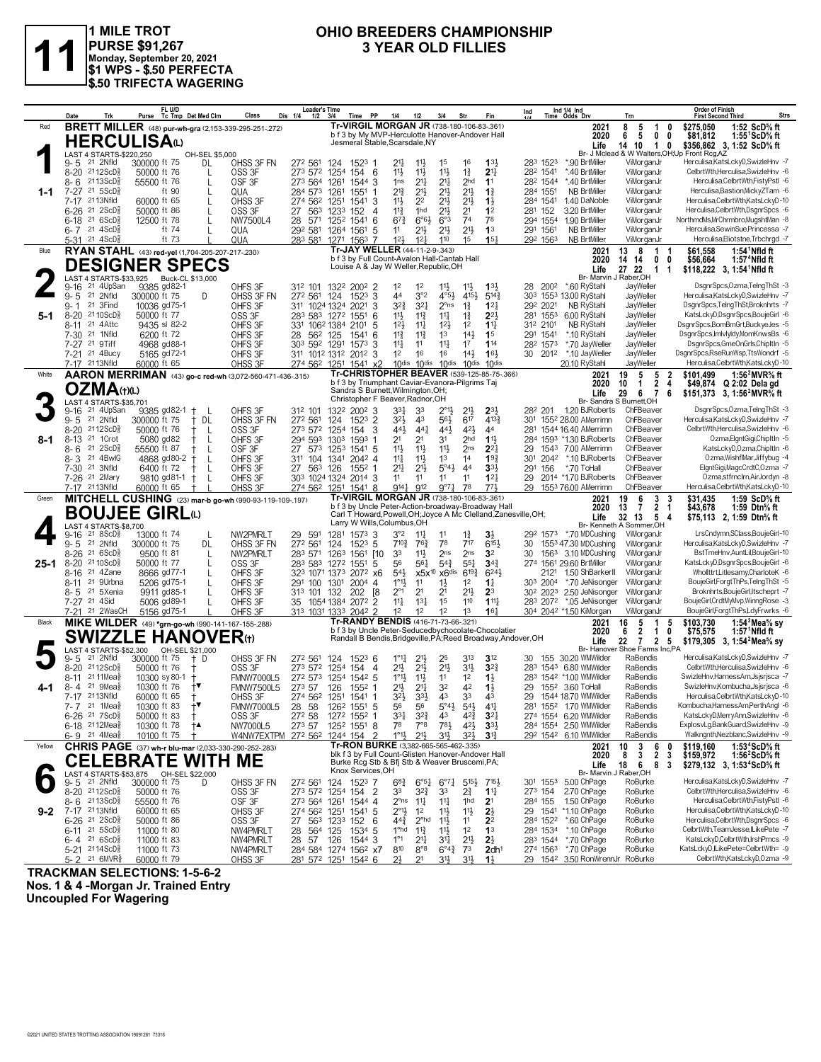# 11

**1 MILE TROT**
**PURSE $91,267**
**Monday, September 20, 2021**
**$1 WPS - $.50 PERFECTA**
**$.50 TRIFECTA WAGERING**

## OHIO BREEDERS CHAMPIONSHIP
## 3 YEAR OLD FILLIES

---

### 1 — Red — HERCULISA(L) — 1-1

**BRETT MILLER** (48) pur-wh-gra (2,153-339-295-251-.272)

Tr-VIRGIL MORGAN JR (738-180-106-83-.361)
b f 3 by My MVP-Herculotte Hanover-Andover Hall
Jesmeral Stable,Scarsdale,NY
Br- J Mclead & W Walters,OH;Up Front Rcg,AZ

| | Starts | 1st | 2nd | 3rd | Earnings | Record |
|---|---|---|---|---|---|---|
| 2021 | 8 | 5 | 1 | 0 | $275,050 | 1:52 ScD⅝ ft |
| 2020 | 6 | 5 | 0 | 0 | $81,812 | 1:55¹ScD⅝ ft |
| Life | 14 | 10 | 1 | 0 | $356,862 | 3, 1:52 ScD⅝ ft |

LAST 4 STARTS-$220,250 — OH-SEL $5,000

| Date | Trk | Purse | Class | Leader's Time | PP | 1/4 | 1/2 | 3/4 | Str | Fin | Ind Time | Odds Drv | Trn | Order of Finish |
|---|---|---|---|---|---|---|---|---|---|---|---|---|---|---|
| 9-5 21 | 2Nfld | 300000 ft 75 DL | OHSS 3F FN | 27² 56¹ 124 152³ | 1 | 2¹½ | 1¹½ | 1⁵ | 1⁶ | 1³½ | 28³ 152³ *.90 BrtMiller | ViMorganJr | Herculisa,KatsLckyD,SwizleHnv -7 |
| 8-20 21 | 12ScD⅝ | 50000 ft 76 L | OSS 3F | 27³ 57² 125⁴ 154 | 6 | 1½ | 1½ | 1½ | 1¾ | 2¹¼ | 28² 154¹ *.40 BrtMiller | ViMorganJr | CelbrtWth,Herculisa,SwizleHnv -6 |
| 8-6 21 | 13ScD⅝ | 55500 ft 76 L | OSF 3F | 27³ 56⁴ 126¹ 154⁴ | 3 | 1ns | 2½ | 2½ | 2hd | 1¹ | 28² 154⁴ *.40 BrtMiller | ViMorganJr | Herculisa,CelbrtWth,FistyPstl -6 |
| 7-27 21 | 5ScD⅝ | ft 90 L | QUA | 28⁴ 57³ 126¹ 155¹ | 1 | 2¹¾ | 2½ | 2½ | 2½ | 1¾ | 28⁴ 155¹ NB BrtMiller | ViMorganJr | Herculisa,Bastion,MickyZTam -6 |
| 7-17 21 | 13Nfld | 60000 ft 65 L | OHSS 3F | 27⁴ 56² 125¹ 154¹ | 3 | 1½ | 2² | 2½ | 2½ | 1½ | 28⁴ 154¹ 1.40 DaNoble | ViMorganJr | Herculisa,CelbrtWth,KatsLckyD-10 |
| 6-26 21 | 2ScD⅝ | 50000 ft 86 L | OSS 3F | 27 56³ 123³ 152 | 4 | 1½ | 1hd | 2½ | 2¹ | 1² | 28¹ 152 3.20 BrtMiller | ViMorganJr | Herculisa,CelbrtWth,DsgnrSpcs -6 |
| 6-18 21 | 6ScD⅝ | 12500 ft 78 L | NW7500L4 | 28 57¹ 125² 154¹ | 6 | 6⁷¾ | 6°⁶½ | 6°³ | 7⁴ | 7⁸ | 29⁴ 155⁴ 1.90 BrtMiller | ViMorganJr | NorthrnMs,MrChrmbro,MugshtMan -8 |
| 6-7 21 | 4ScD⅝ | ft 74 L | QUA | 29² 58¹ 126⁴ 156¹ | 5 | 1¹ | 2½ | 2½ | 2½ | 1³ | 29¹ 156¹ NB BrtMiller | ViMorganJr | Herculisa,SewinSue,Princessa -7 |
| 5-31 21 | 4ScD⅝ | ft 73 L | QUA | 28³ 58¹ 127¹ 156³ | 7 | 1²½ | 1²½ | 1¹⁰ | 1⁵ | 1⁵½ | 29² 156³ NB BrtMiller | ViMorganJr | Herculisa,Eliotstne,Trbchrgd -7 |

---

### 2 — Blue — DESIGNER SPECS — 5-1

**RYAN STAHL** (43) red-yel (1,704-205-207-217-.230)

Tr-JAY WELLER (44-11-2-9-.343)
b f 3 by Full Count-Avalon Hall-Cantab Hall
Louise A & Jay W Weller,Republic,OH
Br- Marvin J Raber,OH

| | Starts | 1st | 2nd | 3rd | Earnings | Record |
|---|---|---|---|---|---|---|
| 2021 | 13 | 8 | 1 | 1 | $61,558 | 1:54¹Nfld ft |
| 2020 | 14 | 14 | 0 | 0 | $56,664 | 1:57⁴Nfld ft |
| Life | 27 | 22 | 1 | 1 | $118,222 | 3, 1:54¹Nfld ft |

LAST 4 STARTS-$33,925 — Buck-CL $13,000

| Date | Trk | Purse | Class | Leader's Time | PP | 1/4 | 1/2 | 3/4 | Str | Fin | Ind Time | Odds Drv | Trn | Order of Finish |
|---|---|---|---|---|---|---|---|---|---|---|---|---|---|---|
| 9-16 21 | 4UpSan | 9385 gd82-1 | OHFS 3F | 31² 101 132² 200² | 2 | 1² | 1² | 1¹½ | 1¹½ | 1³½ | 28 200² *.60 RyStahl | JayWeller | DsgnrSpcs,Ozma,TelngThSt -3 |
| 9-5 21 | 2Nfld | 300000 ft 75 D | OHSS 3F FN | 27² 56¹ 124 152³ | 3 | 4⁴ | 3°² | 4°⁵½ | 4¹⁵½ | 5¹⁴¾ | 30³ 155³ 13.00 RyStahl | JayWeller | Herculisa,KatsLckyD,SwizleHnv -7 |
| 9-1 21 | 3Find | 10036 gd75-1 | OHFS 3F | 31¹ 102⁴ 132⁴ 201² | 3 | 3²¾ | 3²½ | 2°ns | 1¾ | 1²½ | 29² 201 NB RyStahl | JayWeller | DsgnrSpcs,TelngThSt,Broknhrts -7 |
| 8-20 21 | 10ScD⅝ | 50000 ft 77 | OSS 3F | 28³ 58³ 127² 155¹ | 6 | 1½ | 1¾ | 1¼ | 1¾ | 2²½ | 28¹ 155³ 6.00 RyStahl | JayWeller | KatsLckyD,DsgnrSpcs,BoujeGirl -6 |
| 8-11 21 | 4Attc | 9435 sl 82-2 | OHFS 3F | 33¹ 106² 138⁴ 210¹ | 5 | 1²½ | 1½ | 1²½ | 1² | 1¹¾ | 31² 210¹ NB RyStahl | JayWeller | DsgnrSpcs,BomBmGrl,BuckyeJes -5 |
| 7-30 21 | 1Nfld | 6200 ft 72 | OHFS 3F | 28 56² 125 154¹ | 6 | 1¹¾ | 1¹¾ | 1³ | 1⁴½ | 1⁵ | 29¹ 154¹ *.10 RyStahl | JayWeller | DsgnrSpcs,Imlvlydy,MomKnwsBs -6 |
| 7-27 21 | 9Tiff | 4968 gd88-1 | OHFS 3F | 30³ 59² 129¹ 157³ | 5 | 1¹½ | 1¹ | 1¹½ | 1⁷ | 1¹⁴ | 28² 157³ *.70 JayWeller | JayWeller | DsgnrSpcs,GmeOnGrls,ChipItIn -5 |
| 7-21 21 | 4Bucy | 5165 gd72-1 | OHFS 3F | 31¹ 101² 131² 201² | 3 | 1² | 1⁶ | 1⁶ | 1⁴½ | 1⁶½ | 30 201² *.10 JayWeller | JayWeller | DsgnrSpcs,RseRunWsp,TtsWondrf -5 |
| 7-17 21 | 13Nfld | 60000 ft 65 | OHSS 3F | 27⁴ 56² 125¹ 154¹ | x2 | 10dis | 10dis | 10dis | 10dis | 10dis | 20.10 RyStahl | JayWeller | Herculisa,CelbrtWth,KatsLckyD-10 |

---

### 3 — White — OZMA(†)(L) — 8-1

**AARON MERRIMAN** (43) go-c red-wh (3,072-560-471-436-.315)

Tr-CHRISTOPHER BEAVER (539-125-85-75-.366)
b f 3 by Triumphant Caviar-Evanora-Pilgrims Taj
Sandra S Burnett,Wilmington,OH;
Christopher F Beaver,Radnor,OH
Br- Sandra S Burnett,OH

| | Starts | 1st | 2nd | 3rd | Earnings | Record |
|---|---|---|---|---|---|---|
| 2021 | 19 | 5 | 5 | 2 | $101,499 | 1:56²MVR⅝ ft |
| 2020 | 10 | 1 | 2 | 4 | $49,874 | Q 2:02 Dela gd |
| Life | 29 | 6 | 7 | 6 | $151,373 | 3, 1:56²MVR⅝ ft |

LAST 4 STARTS-$35,701

| Date | Trk | Purse | Class | Leader's Time | PP | 1/4 | 1/2 | 3/4 | Str | Fin | Ind Time | Odds Drv | Trn | Order of Finish |
|---|---|---|---|---|---|---|---|---|---|---|---|---|---|---|
| 9-16 21 | 4UpSan | 9385 gd82-1 † L | OHFS 3F | 31² 101 132² 200² | 3 | 3³½ | 3³ | 2°1½ | 2¹½ | 2³½ | 28² 201 1.20 BJRoberts | ChFBeaver | DsgnrSpcs,Ozma,TelngThSt -3 |
| 9-5 21 | 2Nfld | 300000 ft 75 † DL | OHSS 3F FN | 27² 56¹ 124 152³ | 5 | 3²½ | 4³ | 5⁶½ | 6¹⁷ | 4¹³¾ | 30¹ 155² 28.00 AMerrimn | ChFBeaver | Herculisa,KatsLckyD,SwizleHnv -7 |
| 8-20 21 | 12ScD⅝ | 50000 ft 76 † L | OSS 3F | 27³ 57² 125⁴ 154 | 3 | 4⁴¾ | 4⁴¼ | 4⁴¾ | 4²½ | 4⁴ | 28¹ 154⁴ 16.40 AMerrimn | ChFBeaver | CelbrtWth,Herculisa,SwizleHnv -6 |
| 8-13 21 | 1Crot | 5080 gd82 † L | OHFS 3F | 29⁴ 59³ 130³ 159³ | 1 | 2¹ | 2¹ | 3¹ | 2hd | 1½ | 28⁴ 159³ *1.30 BJRoberts | ChFBeaver | Ozma,ElgntGigi,ChipItIn -5 |
| 8-6 21 | 2ScD⅝ | 55500 ft 87 † L | OSF 3F | 27 57³ 125³ 154¹ | 5 | 1½ | 1½ | 1½ | 2ns | 2²¼ | 29 154³ 7.00 AMerrimn | ChFBeaver | KatsLckyD,Ozma,ChipItIn -6 |
| 8-3 21 | 4BwlG | 4868 gd80-2 † L | OHFS 3F | 31¹ 104 134¹ 204² | 4 | 1¹½ | 1¹½ | 1³ | 1⁴ | 1⁹¾ | 30¹ 204² *.10 BJRoberts | ChFBeaver | Ozma,WishflMar,Jiffybug -4 |
| 7-30 21 | 3Nfld | 6400 ft 72 † L | OHFS 3F | 27 56³ 126 155² | 1 | 2¹½ | 2¹½ | 5°4½ | 4⁴ | 3³½ | 29¹ 156 *.70 ToHall | ChFBeaver | ElgntGigi,MagcCrdtC,Ozma -7 |
| 7-26 21 | 2Mary | 9810 gd81-1 † L | OHFS 3F | 30³ 102⁴ 132⁴ 201⁴ | 3 | 1¹ | 1¹ | 1¹ | 1¹ | 1²½ | 29 201⁴ *1.70 BJRoberts | ChFBeaver | Ozma,stfrnclrn,AirJordyn -8 |
| 7-17 21 | 13Nfld | 60000 ft 65 † L | OHSS 3F | 27⁴ 56² 125¹ 154¹ | 8 | 9¹⁴½ | 9¹² | 9°⁷¼ | 7⁸ | 7⁷½ | 29 155³ 76.00 AMerrimn | ChFBeaver | Herculisa,CelbrtWth,KatsLckyD-10 |

---

### 4 — Green — BOUJEE GIRL(L) — 25-1

**MITCHELL CUSHING** (23) mar-b go-wh (990-93-119-109-.197)

Tr-VIRGIL MORGAN JR (738-180-106-83-.361)
b f 3 by Uncle Peter-Action-broadway-Broadway Hall
Carl T Howard,Powell,OH;Joyce A Mc Clelland,Zanesville,OH;
Larry W Wills,Columbus,OH
Br- Kenneth A Sommer,OH

| | Starts | 1st | 2nd | 3rd | Earnings | Record |
|---|---|---|---|---|---|---|
| 2021 | 19 | 6 | 3 | 3 | $31,435 | 1:59 ScD⅝ ft |
| 2020 | 13 | 7 | 2 | 1 | $43,678 | 1:59 Dtn⅝ ft |
| Life | 32 | 13 | 5 | 4 | $75,113 | 2, 1:59 Dtn⅝ ft |

LAST 4 STARTS-$8,700

| Date | Trk | Purse | Class | Leader's Time | PP | 1/4 | 1/2 | 3/4 | Str | Fin | Ind Time | Odds Drv | Trn | Order of Finish |
|---|---|---|---|---|---|---|---|---|---|---|---|---|---|---|
| 9-16 21 | 8ScD⅝ | 13000 ft 74 L | NW2PMRLT | 29 59¹ 128¹ 157³ | 3 | 3°² | 1¹½ | 1¹ | 1¾ | 3½ | 29² 157³ *.70 MDCushing | ViMorganJr | LrsCndymn,SClass,BoujeGirl-10 |
| 9-5 21 | 2Nfld | 300000 ft 75 DL | OHSS 3F FN | 27² 56¹ 124 152³ | 5 | 7¹⁰¾ | 7⁶¾ | 7⁸ | 7¹⁷ | 6¹⁵½ | 30 155³ 47.30 MDCushing | ViMorganJr | Herculisa,KatsLckyD,SwizleHnv -7 |
| 8-26 21 | 6ScD⅝ | 9500 ft 81 L | NW2PMRLT | 28³ 57¹ 126³ 156¹ | [10 | 3³ | 1¹½ | 2ns | 2ns | 3² | 30 156³ 3.10 MDCushing | ViMorganJr | BstTmeHnv,AuntLil,BoujeGirl-10 |
| 8-20 21 | 10ScD⅝ | 50000 ft 77 L | OSS 3F | 28³ 58³ 127² 155¹ | 5 | 5⁶ | 5⁶½ | 5⁴¾ | 5⁵½ | 3⁴¾ | 27⁴ 156¹ 29.60 BrtMiller | ViMorganJr | KatsLckyD,DsgnrSpcs,BoujeGirl -6 |
| 8-16 21 | 4Zane | 8666 gd77-1 L | OHFS 3F | 32³ 107¹ 137³ 207² | x6 | 5⁴½ | x5x¹⁰ | x6dis | 6¹⁹¾ | 6²⁴½ | 212¹ 1.50 ShBarkerII | ViMorganJr | Wholltrt,Litlesamy,CharloteK -6 |
| 8-11 21 | 9Urbna | 5206 gd75-1 L | OHFS 3F | 29¹ 100 130¹ 200⁴ | 4 | 1°1½ | 1¹ | 1½ | 1² | 1¾ | 30³ 200⁴ *.70 JeNisonger | ViMorganJr | BoujeGirl,ForgtThPs,TelngThSt -5 |
| 8-5 21 | 5Xenia | 9911 gd85-1 L | OHFS 3F | 31³ 101 132 202 | [8 | 2°1 | 2¹ | 2¹ | 2¹½ | 2³ | 30² 202³ 2.50 JeNisonger | ViMorganJr | Broknhrts,BoujeGirl,Itscheprt -7 |
| 7-27 21 | 4Sid | 5006 gd89-1 L | OHFS 3F | 35 105⁴ 138⁴ 207² | 3 | 1¹½ | 1³½ | 1⁵ | 1¹⁰ | 1¹¹½ | 28³ 207² *.05 JeNisonger | ViMorganJr | BoujeGirl,CrdtMyMvp,WinngRose -3 |
| 7-21 21 | 2WasCH | 5156 gd75-1 L | OHFS 3F | 31³ 103¹ 133³ 204² | 2 | 1² | 1² | 1² | 1³ | 1⁶½ | 30⁴ 204² *1.50 KiMorgan | ViMorganJr | BoujeGirl,ForgtThPs,LdyFrwrks -6 |

---

### 5 — Black — SWIZZLE HANOVER(†) — 4-1

**MIKE WILDER** (49) *grn-go-wh (990-141-167-155-.288)

Tr-RANDY BENDIS (416-71-73-66-.321)
b f 3 by Uncle Peter-Seducedbychocolate-Chocolatier
Randall B Bendis,Bridgeville,PA;Reed Broadway,Andover,OH
Br- Hanover Shoe Farms Inc,PA

| | Starts | 1st | 2nd | 3rd | Earnings | Record |
|---|---|---|---|---|---|---|
| 2021 | 16 | 5 | 1 | 5 | $103,730 | 1:54²Mea⅝ sy |
| 2020 | 6 | 2 | 1 | 0 | $75,575 | 1:57¹Nfld ft |
| Life | 22 | 7 | 2 | 5 | $179,305 | 3, 1:54²Mea⅝ sy |

LAST 4 STARTS-$52,300 — OH-SEL $21,000

| Date | Trk | Purse | Class | Leader's Time | PP | 1/4 | 1/2 | 3/4 | Str | Fin | Ind Time | Odds Drv | Trn | Order of Finish |
|---|---|---|---|---|---|---|---|---|---|---|---|---|---|---|
| 9-5 21 | 2Nfld | 300000 ft 75 † D | OHSS 3F FN | 27² 56¹ 124 152³ | 6 | 1°1½ | 2¹½ | 2⁵ | 3¹³ | 3¹² | 30 155 30.20 WMWilder | RaBendis | Herculisa,KatsLckyD,SwizleHnv -7 |
| 8-20 21 | 12ScD⅝ | 50000 ft 76 † | OSS 3F | 27³ 57² 125⁴ 154 | 4 | 2¹½ | 2¹½ | 2¹½ | 3¹½ | 3²¾ | 28³ 154³ 6.80 WMWilder | RaBendis | CelbrtWth,Herculisa,SwizleHnv -6 |
| 8-11 21 | 11Mea⅝ | 10300 sy 80-1 † | FMNW7000L5 | 27² 57³ 125⁴ 154² | 5 | 1°1½ | 1¹½ | 1¹ | 1² | 1½ | 28³ 154² *1.00 WMWilder | RaBendis | SwizleHnv,HarnessAm,Jsjsrjsca -7 |
| 8-4 21 | 9Mea⅝ | 10300 ft 76 †▼ | FMNW7500L5 | 27³ 57 126 155² | 1 | 2¹½ | 2¹½ | 3² | 4² | 1½ | 29 155² 3.60 ToHall | RaBendis | SwizleHnv,Kombucha,Jsjsrjsca -6 |
| 7-17 21 | 13Nfld | 60000 ft 65 † | OHSS 3F | 27⁴ 56² 125¹ 154¹ | 1 | 3²½ | 3³½ | 4³ | 3³ | 4³ | 29 154⁴ 18.70 WMWilder | RaBendis | Herculisa,CelbrtWth,KatsLckyD-10 |
| 7-7 21 | 1Mea⅝ | 10300 ft 83 †▼ | FMNW7000L5 | 28 58 126² 155¹ | 5 | 5⁶ | 5⁶ | 5°4½ | 5⁴½ | 4¹½ | 28¹ 155² 1.70 WMWilder | RaBendis | Kombucha,HarnessAm,PerthAngl -6 |
| 6-26 21 | 7ScD⅝ | 50000 ft 83 † | OSS 3F | 27² 58 127² 155² | 3 | 3³½ | 3²¾ | 4³ | 4²¾ | 3²½ | 27⁴ 155⁴ 6.20 WMWilder | RaBendis | KatsLckyD,MerryAnn,SwizleHnv -6 |
| 6-18 21 | 12Mea⅝ | 10300 ft 78 †▲ | NW7000L5 | 27³ 57 125² 155¹ | 8 | 7⁸ | 7°⁸ | 7⁸½ | 4²½ | 3³½ | 28⁴ 155⁴ 2.50 WMWilder | RaBendis | ExplosvLg,BankGuard,SwizleHnv -9 |
| 6-9 21 | 4Mea⅝ | 10100 ft 75 † | W4NW7EXTPM | 27² 56² 124⁴ 154 | 2 | 1°1½ | 2¹½ | 3¹½ | 3²½ | 3¹½ | 29² 154² 6.10 WMWilder | RaBendis | Walkngnth,Nezblanc,SwizleHnv -9 |

---

### 6 — Yellow — CELEBRATE WITH ME — 9-2

**CHRIS PAGE** (37) wh-r blu-mar (2,033-330-290-252-.283)

Tr-RON BURKE (3,382-665-565-462-.335)
blk f 3 by Full Count-Glisten Hanover-Andover Hall
Burke Rcg Stb & Bfj Stb & Weaver Bruscemi,PA;
Knox Services,OH
Br- Marvin J Raber,OH

| | Starts | 1st | 2nd | 3rd | Earnings | Record |
|---|---|---|---|---|---|---|
| 2021 | 10 | 3 | 6 | 0 | $119,160 | 1:53⁴ScD⅝ ft |
| 2020 | 8 | 3 | 2 | 3 | $159,972 | 1:56²ScD⅝ ft |
| Life | 18 | 6 | 8 | 3 | $279,132 | 3, 1:53⁴ScD⅝ ft |

LAST 4 STARTS-$53,875 — OH-SEL $22,000

| Date | Trk | Purse | Class | Leader's Time | PP | 1/4 | 1/2 | 3/4 | Str | Fin | Ind Time | Odds Drv | Trn | Order of Finish |
|---|---|---|---|---|---|---|---|---|---|---|---|---|---|---|
| 9-5 21 | 2Nfld | 300000 ft 75 D | OHSS 3F FN | 27² 56¹ 124 152³ | 7 | 6⁸¾ | 6°⁵¼ | 6°⁷¼ | 5¹⁵½ | 7¹⁵½ | 30¹ 155³ 5.00 ChPage | RoBurke | Herculisa,KatsLckyD,SwizleHnv -7 |
| 8-20 21 | 12ScD⅝ | 50000 ft 76 | OSS 3F | 27³ 57² 125⁴ 154 | 2 | 3³ | 3²¾ | 3³ | 2¾ | 1¹¼ | 27³ 154 2.70 ChPage | RoBurke | CelbrtWth,Herculisa,SwizleHnv -6 |
| 8-6 21 | 13ScD⅝ | 55500 ft 76 | OSF 3F | 27³ 56⁴ 126¹ 154⁴ | 4 | 2°ns | 1¹½ | 1¹½ | 1hd | 2¹ | 28⁴ 155 1.50 ChPage | RoBurke | Herculisa,CelbrtWth,FistyPstl -6 |
| 7-17 21 | 13Nfld | 60000 ft 65 | OHSS 3F | 27⁴ 56² 125¹ 154¹ | 5 | 2°1½ | 1² | 1½ | 1½ | 2½ | 29 154¹ *1.10 ChPage | RoBurke | Herculisa,CelbrtWth,KatsLckyD-10 |
| 6-26 21 | 2ScD⅝ | 50000 ft 86 | OSS 3F | 27 56³ 123³ 152 | 6 | 4⁴¾ | 2°hd | 1½ | 1¹ | 2² | 28⁴ 152² *.60 ChPage | RoBurke | Herculisa,CelbrtWth,DsgnrSpcs -6 |
| 6-11 21 | 5ScD⅝ | 11000 ft 80 | NW4PMRLT | 28 56⁴ 125 153⁴ | 5 | 1°hd | 1¹¾ | 1¹½ | 1² | 1³ | 28⁴ 153⁴ *.10 ChPage | RoBurke | CelbrtWth,TeamJesse,ILikePete -7 |
| 6-4 21 | 6ScD⅝ | 11000 ft 83 | NW4PMRLT | 28 57 126 154⁴ | 3 | 1°1 | 2¹½ | 3¹½ | 2¹½ | 2½ | 28³ 154⁴ *.70 ChPage | RoBurke | KatsLckyD,CelbrtWth,IrshPrncs -9 |
| 5-21 21 | 14ScD⅝ | 11000 ft 73 | NW4PMRLT | 28⁴ 58⁴ 127⁴ 156² | x7 | 8¹⁰ | 8°⁸ | 6°4½ | 7³ | 2dh¹ | 27⁴ 156³ *.70 ChPage | RoBurke | KatsLckyD,ILikePete=CelbrtWth= -9 |
| 5-2 21 | 6MVR⅝ | 60000 ft 79 | OHSS 3F | 28¹ 57² 125¹ 154² | 6 | 2½ | 2¹ | 3¹½ | 3¹½ | 1½ | 29 154² 3.50 RonWrennJr | RoBurke | CelbrtWth,KatsLckyD,Ozma -9 |

---

**TRACKMAN SELECTIONS: 1-5-6-2**
**Nos. 1 & 4 -Morgan Jr. Trained Entry**
**Uncoupled For Wagering**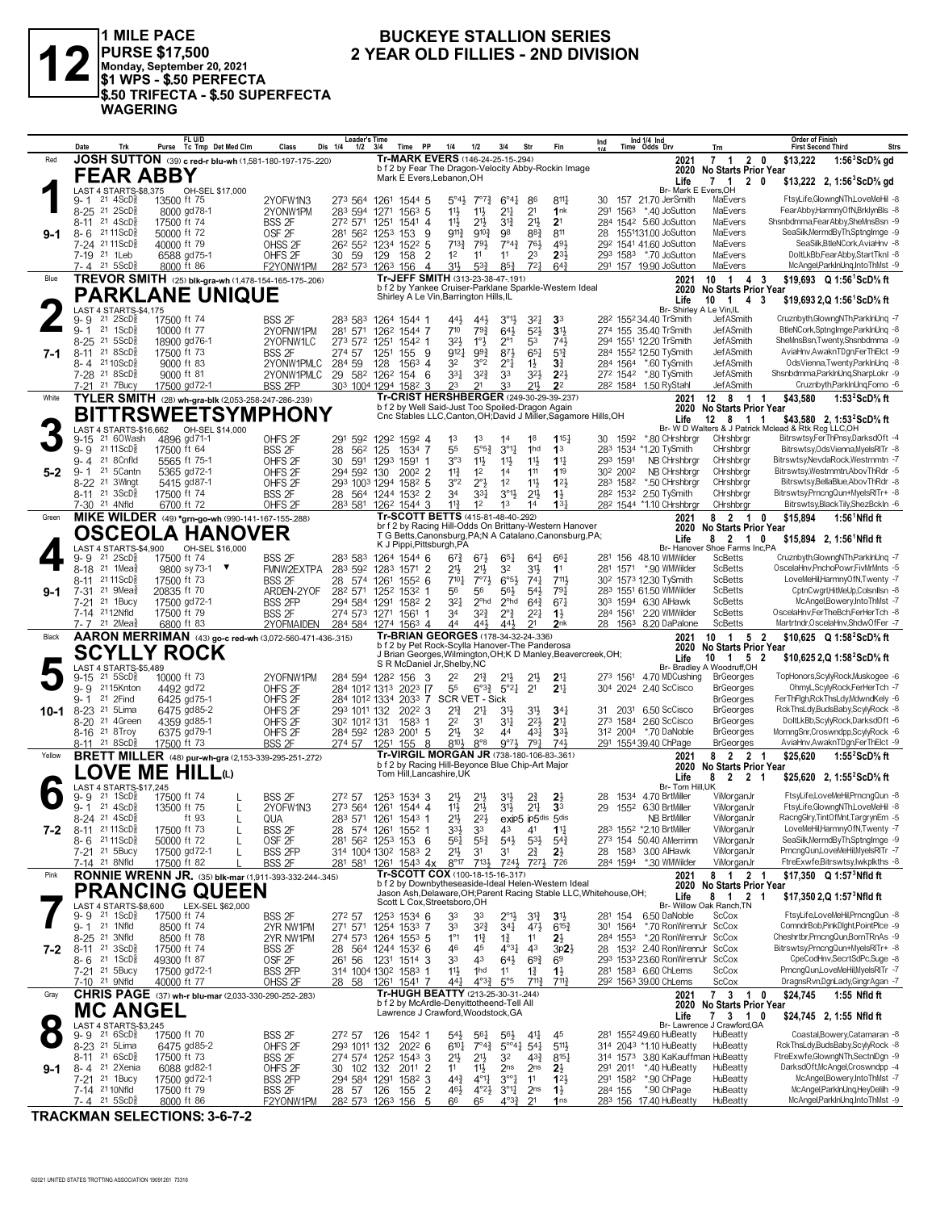# 12

**1 MILE PACE**
**PURSE $17,500**
**Monday, September 20, 2021**
**$1 WPS - $.50 PERFECTA**
**$.50 TRIFECTA - $.50 SUPERFECTA WAGERING**

## BUCKEYE STALLION SERIES
## 2 YEAR OLD FILLIES - 2ND DIVISION

---

### 1 — Red — FEAR ABBY — 9-1
**JOSH SUTTON** (39) c red-r blu-wh (1,581-180-197-175-.220)
Tr-MARK EVERS (146-24-25-15-.294)
b f 2 by Fear The Dragon-Velocity Abby-Rockin Image
Mark E Evers,Lebanon,OH
2021: 7 1 2 0 $13,222 1:56³ScD⅝ gd | 2020 No Starts Prior Year | Life 7 1 2 0 $13,222 2, 1:56³ScD⅝ gd
LAST 4 STARTS-$8,375 OH-SEL $17,000 | Br- Mark E Evers,OH

| Date | Trk | Purse | Class | 1/4 | 1/2 | 3/4 | Time | PP | 1/4 | 1/2 | 3/4 | Str | Fin | Ind | Odds | Drv | Trn | Order of Finish |
|---|---|---|---|---|---|---|---|---|---|---|---|---|---|---|---|---|---|---|
| 9-1 | 21 4ScD⅝ | 13500 ft 75 | 2YOFW1N3 | 27³ | 56⁴ | 126¹ | 154⁴ | 5 | 5°4½ | 7°7¾ | 6°4¼ | 86 | 811¼ | 30 157 | 21.70 | JerSmith | MaEvers | FtsyLife,GlowngNTh,LoveMeHil -8 |
| 8-25 | 21 2ScD⅝ | 8000 gd78-1 | 2YONW1PM | 28³ | 59⁴ | 127¹ | 156³ | 5 | 1½ | 1½ | 2½ | 21 | 1nk | 29¹ 156³ | *.40 | JoSutton | MaEvers | FearAbby,HarmnyOfN,BrklynBls -8 |
| 8-11 | 21 4ScD⅝ | 17500 ft 74 | BSS 2F | 27² | 57¹ | 125¹ | 154¹ | 4 | 1½ | 2½ | 3½ | 2½ | 21 | 28⁴ 154² | 5.60 | JoSutton | MaEvers | Shsnbdmma,FearAbby,SheMnsBsn -9 |
| 8-6 | 21 11ScD⅝ | 50000 ft 72 | OSF 2F | 28¹ | 56² | 125³ | 153 | 9 | 9¹¹½ | 9¹⁰½ | 98 | 88½ | 811 | 28 155¹ | 131.00 | JoSutton | MaEvers | SeaSilk,MermdByTh,SptngImge -9 |
| 7-24 | 21 11ScD⅝ | 40000 ft 79 | OHSS 2F | 26² | 55² | 123⁴ | 152² | 5 | 7¹³½ | 79½ | 7°4¾ | 76½ | 49½ | 29² 154¹ | 41.60 | JoSutton | MaEvers | SeaSilk,BtleNCork,AviaHnv -8 |
| 7-19 | 21 1Leb | 6588 gd75-1 | OHFS 2F | 30 | 59 | 129 | 158 | 2 | 1² | 1¹ | 1¹ | 23 | 23½ | 29³ 158³ | *.70 | JoSutton | MaEvers | DoItLkBb,FearAbby,StartTknI -8 |
| 7-4 | 21 5ScD⅝ | 8000 ft 86 | F2YONW1PM | 28² | 57³ | 126³ | 156 | 4 | 3½ | 5³¾ | 8⁵¾ | 7²¼ | 6⁴¾ | 29¹ 157 | 19.90 | JoSutton | MaEvers | McAngel,ParklnUnq,IntoThMst -9 |

### 2 — Blue — PARKLANE UNIQUE — 7-1
**TREVOR SMITH** (25) blk-go-wh (1,478-154-165-175-.206)
Tr-JEFF SMITH (313-23-38-47-.191)
b f 2 by Yankee Cruiser-Parklane Sparkle-Western Ideal
Shirley A Le Vin,Barrington Hills,IL
2021: 10 1 4 3 $19,693 Q 1:56¹ScD⅝ ft | 2020 No Starts Prior Year | Life 10 1 4 3 $19,693 2,Q 1:56¹ScD⅝ ft
LAST 4 STARTS-$4,175 | Br- Shirley A Le Vin,IL

| Date | Trk | Purse | Class | 1/4 | 1/2 | 3/4 | Time | PP | 1/4 | 1/2 | 3/4 | Str | Fin | Ind | Odds | Drv | Trn | Order of Finish |
|---|---|---|---|---|---|---|---|---|---|---|---|---|---|---|---|---|---|---|
| 9-9 | 21 2ScD⅝ | 17500 ft 74 | BSS 2F | 28³ | 58³ | 126⁴ | 154⁴ | 1 | 4⁴½ | 4⁴½ | 3°1½ | 3²½ | 33 | 28² 155² | 34.40 | TrSmith | JefASmith | Cruznbyth,GlowngNTh,ParklnUnq -7 |
| 9-1 | 21 1ScD⅝ | 10000 ft 77 | 2YOFNW1PM | 28¹ | 57¹ | 126² | 154⁴ | 7 | 7¹⁰ | 79¾ | 6⁴½ | 5²½ | 31½ | 27⁴ 155 | 35.40 | TrSmith | JefASmith | BtleNCork,SptngImge,ParklnUnq -8 |
| 8-25 | 21 5ScD⅝ | 18900 gd76-1 | 2YOFNW1LC | 27³ | 57² | 125¹ | 154² | 7 | 3²½ | 1°½ | 2°1 | 53 | 74½ | 29⁴ 155¹ | 12.20 | TrSmith | JefASmith | SheMnsBsn,Twenty,Shsnbdmma -9 |
| 8-11 | 21 8ScD⅝ | 17500 ft 73 | BSS 2F | 27⁴ | 57 | 125¹ | 155 | 9 | 9¹²½ | 99¾ | 87½ | 65½ | 51¾ | 28⁴ 155² | 12.50 | TySmith | JefASmith | AviaHnv,AwaknTDgn,FerThElct -9 |
| 8-4 | 21 10ScD⅝ | 9000 ft 83 | 2YONW1PMLC | 28⁴ | 59 | 128 | 156³ | 4 | 3² | 3°2 | 2°¾ | 1½ | 3¾ | 28⁴ 156⁴ | *.60 | TySmith | JefASmith | OdsVienna,Twenty,ParklnUnq -8 |
| 7-28 | 21 8ScD⅝ | 9000 ft 81 | 2YONW1PMLC | 29 | 58² | 126² | 154 | 6 | 3³½ | 3²¾ | 33 | 3²½ | 2²½ | 27² 154² | *.80 | TySmith | JefASmith | Shsnbdmma,ParklnUnq,SharpLokr -9 |
| 7-21 | 21 7Bucy | 17500 gd72-1 | BSS 2FP | 30³ | 100⁴ | 129⁴ | 158² | 3 | 2³ | 21 | 33 | 21½ | 2² | 28² 158⁴ | 1.50 | RySta hl | JefASmith | Cruznbyth,ParklnUnq,Fomo -6 |

### 3 — White — BITTRSWEETSYMPHONY — 5-2
**TYLER SMITH** (28) wh-gra-blk (2,053-258-247-286-.239)
Tr-CHRIST HERSHBERGER (249-30-29-39-.237)
b f 2 by Well Said-Just Too Spoiled-Dragon Again
Cnc Stables LLC,Canton,OH;David J Miller,Sagamore Hills,OH
2021: 12 8 1 1 $43,580 1:53³ScD⅝ ft | 2020 No Starts Prior Year | Life 12 8 1 1 $43,580 2, 1:53³ScD⅝ ft
LAST 4 STARTS-$16,662 OH-SEL $14,000 | Br- W D Walters & J Patrick Mclead & Rtk Rcg LLC,OH

| Date | Trk | Purse | Class | 1/4 | 1/2 | 3/4 | Time | PP | 1/4 | 1/2 | 3/4 | Str | Fin | Ind | Odds | Drv | Trn | Order of Finish |
|---|---|---|---|---|---|---|---|---|---|---|---|---|---|---|---|---|---|---|
| 9-15 | 21 6OWash | 4896 gd71-1 | OHFS 2F | 29¹ | 59² | 129² | 159² | 4 | 1³ | 1³ | 1⁴ | 18 | 115¼ | 30 159² | *.80 | CHrshbrgr | CHrshbrgr | Bitrswtsy,FerThPnsy,DarksdOft -4 |
| 9-9 | 21 11ScD⅝ | 17500 ft 64 | BSS 2F | 28 | 56² | 125 | 153⁴ | 7 | 5⁵ | 5°5¾ | 3°1¼ | 1hd | 13 | 28³ 153⁴ | *1.20 | TySmith | CHrshbrgr | Bitrswtsy,OdsVienna,MyelsRlTr -8 |
| 9-4 | 21 8Cnfld | 5565 ft 75-1 | OHFS 2F | 30 | 59¹ | 129³ | 159¹ | 1 | 3°3 | 1½ | 1½ | 1½ | 1½ | 29³ 159¹ | NB | CHrshbrgr | CHrshbrgr | Bitrswtsy,NevdaRock,Westrnmtn -7 |
| 9-1 | 21 5Cantn | 5365 gd72-1 | OHFS 2F | 29⁴ | 59² | 130 | 200² | 2 | 1½ | 1² | 1⁴ | 111 | 119 | 30² 200² | NB | CHrshbrgr | CHrshbrgr | Bitrswtsy,Westrnmtn,AbovThRdr -5 |
| 8-22 | 21 3Wlngt | 5415 gd87-1 | OHFS 2F | 29³ | 100³ | 129⁴ | 158² | 5 | 3°2 | 2°½ | 1² | 1½ | 12½ | 28³ 158² | *.50 | CHrshbrgr | CHrshbrgr | Bitrswtsy,BellaBlue,AbovThRdr -8 |
| 8-11 | 21 3ScD⅝ | 17500 ft 74 | BSS 2F | 28 | 56⁴ | 124⁴ | 153² | 2 | 34 | 3³½ | 3°1½ | 2½ | 1½ | 28² 153² | 2.50 | TySmith | CHrshbrgr | Bitrswtsy,PrncngQun+MyelsRlTr+ -8 |
| 7-30 | 21 4Nfld | 6700 ft 72 | OHFS 2F | 28³ | 58¹ | 126² | 154⁴ | 3 | 1½ | 1² | 1³ | 1⁴ | 13¼ | 28² 154⁴ | *1.10 | CHrshbrgr | CHrshbrgr | Bitrswtsy,BlackTily,ShezBcklin -6 |

### 4 — Green — OSCEOLA HANOVER — 9-1
**MIKE WILDER** (49) *grn-go-wh (990-141-167-155-.288)
Tr-SCOTT BETTS (415-81-48-40-.292)
br f 2 by Racing Hill-Odds On Brittany-Western Hanover
T G Betts,Canonsburg,PA;N A Catalano,Canonsburg,PA;
K J Pippi,Pittsburgh,PA
2021: 8 2 1 0 $15,894 1:56¹Nfld ft | 2020 No Starts Prior Year | Life 8 2 1 0 $15,894 2, 1:56¹Nfld ft
LAST 4 STARTS-$4,900 OH-SEL $16,000 | Br- Hanover Shoe Farms Inc,PA

| Date | Trk | Purse | Class | 1/4 | 1/2 | 3/4 | Time | PP | 1/4 | 1/2 | 3/4 | Str | Fin | Ind | Odds | Drv | Trn | Order of Finish |
|---|---|---|---|---|---|---|---|---|---|---|---|---|---|---|---|---|---|---|
| 9-9 | 21 2ScD⅝ | 17500 ft 74 | BSS 2F | 28³ | 58³ | 126⁴ | 154⁴ | 6 | 67¾ | 67½ | 6⁵¼ | 6⁴½ | 66¼ | 28¹ 156 | 48.10 | WMWilder | ScBetts | Cruznbyth,GlowngNTh,ParklnUnq -7 |
| 8-18 | 21 1Mea⅝ | 9800 sy73-1 ▼ | FMNW2EXTPA | 28³ | 59² | 128³ | 157¹ | 2 | 2½ | 2½ | 32 | 3½ | 11 | 28¹ 157¹ | *.90 | WMWilder | ScBetts | OsceolaHnv,PnchoPowr,FivMrMnts -5 |
| 8-11 | 21 11ScD⅝ | 17500 ft 73 | BSS 2F | 28 | 57⁴ | 126¹ | 155² | 6 | 7¹⁰½ | 7°7½ | 6°5¾ | 74½ | 711½ | 30² 157³ | 12.30 | TySmith | ScBetts | LoveMeHil,HarmnyOfN,Twenty -7 |
| 7-31 | 21 9Mea⅝ | 20835 ft 70 | ARDEN-2YOF | 28² | 57¹ | 125² | 153² | 4 | 56 | 56 | 56½ | 54¾ | 79¾ | 28³ 155¹ | 61.50 | WMWilder | ScBetts | CptnCwgrl,HitMeUp,Colsnllsn -8 |
| 7-21 | 21 1Bucy | 17500 gd72-1 | BSS 2FP | 29⁴ | 58⁴ | 129¹ | 158² | 2 | 3²½ | 2°hd | 2°hd | 6⁴¾ | 67¼ | 30³ 159⁴ | 6.30 | AlHawk | ScBetts | McAngel,Bowery,IntoThMst -7 |
| 7-14 | 21 12Nfld | 17500 ft 79 | BSS 2F | 27⁴ | 57³ | 127¹ | 156¹ | 1 | 34 | 3²½ | 2°¾ | 2²½ | 1½ | 28⁴ 156¹ | 2.20 | WMWilder | ScBetts | OsceolaHnv,FerTheBch,FerHerTch -8 |
| 7-7 | 21 2Mea⅝ | 6800 ft 83 | 2YOFMAIDEN | 28⁴ | 58⁴ | 127⁴ | 156³ | 4 | 44 | 44½ | 44½ | 21 | 2nk | 28 156³ | 8.20 | DaPalone | ScBetts | Martrtndr,OsceolaHnv,ShdwOfFer -7 |

### 5 — Black — SCYLLY ROCK — 10-1
**AARON MERRIMAN** (43) go-c red-wh (3,072-560-471-436-.315)
Tr-BRIAN GEORGES (178-34-32-24-.336)
b f 2 by Pet Rock-Scylla Hanover-The Panderosa
J Brian Georges,Wilmington,OH;K D Manley,Beavercreek,OH;
S R McDaniel Jr,Shelby,NC
2021: 10 1 5 2 $10,625 Q 1:58²ScD⅝ ft | 2020 No Starts Prior Year | Life 10 1 5 2 $10,625 2,Q 1:58²ScD⅝ ft
LAST 4 STARTS-$5,489 | Br- Bradley A Woodruff,OH

| Date | Trk | Purse | Class | 1/4 | 1/2 | 3/4 | Time | PP | 1/4 | 1/2 | 3/4 | Str | Fin | Ind | Odds | Drv | Trn | Order of Finish |
|---|---|---|---|---|---|---|---|---|---|---|---|---|---|---|---|---|---|---|
| 9-15 | 21 5ScD⅝ | 10000 ft 73 | 2YOFNW1PM | 28⁴ | 59⁴ | 128² | 156 | 3 | 2² | 21¾ | 21½ | 21½ | 21¼ | 27³ 156¹ | 4.70 | MDCushing | BrGeorges | TopHonors,ScylyRock,Muskogee -6 |
| 9-9 | 21 15Kntn | 4492 gd72 | OHFS 2F | 28⁴ | 101² | 131³ | 202³ | [7 | 55 | 6°3¾ | 5°²½ | 21 | 21¼ | 30⁴ 202⁴ | 2.40 | ScCisco | BrGeorges | OhmyL,ScylyRock,FerHerTch -7 |
| 9-1 | 21 2Find | 6425 gd75-1 | OHFS 2F | 28⁴ | 101² | 133⁴ | 203³ | 7 | SCR VET - Sick | | | | | | | | BrGeorges | FerThFlgh,RckThsLdy,MdwndKely -6 |
| 8-23 | 21 5Lima | 6475 gd85-2 | OHFS 2F | 29³ | 101¹ | 132 | 202² | 3 | 2¹¾ | 21¼ | 31½ | 31½ | 34¼ | 31 203¹ | 6.50 | ScCisco | BrGeorges | RckThsLdy,BudsBaby,ScylyRock -8 |
| 8-20 | 21 4Green | 4359 gd85-1 | OHFS 2F | 30² | 101² | 131 | 158³ | 1 | 2² | 31 | 31¾ | 2²½ | 21¾ | 27³ 158⁴ | 2.60 | ScCisco | BrGeorges | DoItLkBb,ScylyRock,DarksdOft -6 |
| 8-16 | 21 8Troy | 6375 gd79-1 | OHFS 2F | 28⁴ | 59² | 128³ | 200¹ | 5 | 2¹½ | 32 | 44 | 4³¼ | 33½ | 31² 200⁴ | *.70 | DaNoble | BrGeorges | MorningSnr,Croswndpp,ScylyRock -6 |
| 8-11 | 21 8ScD⅝ | 17500 ft 73 | BSS 2F | 27⁴ | 57 | 125¹ | 155 | 8 | 8¹⁰¼ | 8°8 | 9°7¼ | 79¼ | 74½ | 29¹ 155⁴ | 39.40 | ChPage | BrGeorges | AviaHnv,AwaknTDgn,FerThElct -9 |

### 6 — Yellow — LOVE ME HILL(L) — 7-2
**BRETT MILLER** (48) pur-wh-gra (2,153-339-295-251-.272)
Tr-VIRGIL MORGAN JR (738-180-106-83-.361)
b f 2 by Racing Hill-Beyonce Blue Chip-Art Major
Tom Hill,Lancashire,UK
2021: 8 2 2 1 $25,620 1:55²ScD⅝ ft | 2020 No Starts Prior Year | Life 8 2 2 1 $25,620 2, 1:55²ScD⅝ ft
LAST 4 STARTS-$17,245 | Br- Tom Hill,UK

| Date | Trk | Purse | Class | Med | 1/4 | 1/2 | 3/4 | Time | PP | 1/4 | 1/2 | 3/4 | Str | Fin | Ind | Odds | Drv | Trn | Order of Finish |
|---|---|---|---|---|---|---|---|---|---|---|---|---|---|---|---|---|---|---|---|
| 9-9 | 21 1ScD⅝ | 17500 ft 74 | BSS 2F | L | 27² | 57 | 125³ | 153⁴ | 3 | 2¹½ | 2¹½ | 31½ | 2¾ | 2½ | 28 153⁴ | 4.70 | BrtMiller | ViMorganJr | FtsyLife,LoveMeHil,PrncngQun -8 |
| 9-1 | 21 4ScD⅝ | 13500 ft 75 | 2YOFW1N3 | L | 27³ | 56⁴ | 126¹ | 154⁴ | 4 | 1½ | 2¹½ | 31½ | 2¹¼ | 33 | 29 155² | 6.30 | BrtMiller | ViMorganJr | FtsyLife,GlowngNTh,LoveMeHil -8 |
| 8-24 | 21 4ScD⅝ | ft 93 | QUA | L | 28³ | 57¹ | 126¹ | 154³ | 1 | 2¹½ | 2²½ | exip5 | ip5dis | 5dis | | NB | BrtMiller | ViMorganJr | RacngGlry,TintOfMnt,TargrynEm -5 |
| 8-11 | 21 11ScD⅝ | 17500 ft 73 | BSS 2F | L | 28 | 57⁴ | 126¹ | 155² | 1 | 3³½ | 33 | 43 | 41 | 11¼ | 28³ 155² | *2.10 | BrtMiller | ViMorganJr | LoveMeHil,HarmnyOfN,Twenty -7 |
| 8-6 | 21 11ScD⅝ | 50000 ft 72 | OSF 2F | L | 28¹ | 56² | 125³ | 153 | 6 | 56½ | 5⁵¾ | 54½ | 53½ | 54¾ | 27³ 154 | 50.40 | AMerrimn | ViMorganJr | SeaSilk,MermdByTh,SptngImge -9 |
| 7-21 | 21 5Bucy | 17500 gd72-1 | BSS 2FP | L | 31⁴ | 100⁴ | 130² | 158³ | 2 | 2¹½ | 31 | 31 | 2¾ | 2½ | 28 158³ | 3.00 | AlHawk | ViMorganJr | PrncngQun,LoveMeHil,MyelsRlTr -7 |
| 7-14 | 21 8Nfld | 17500 ft 82 | BSS 2F | | 28¹ | 58¹ | 126¹ | 154³ | 4x | 8°17 | 713½ | 7²4½ | 72⁷½ | 726 | 28⁴ 159⁴ | *.30 | WMWilder | ViMorganJr | FtreExwfe,Bitrswtsy,Iwkplkths -8 |

### 7 — Pink — PRANCING QUEEN — 7-2
**RONNIE WRENN JR.** (35) blk-mar (1,911-393-332-244-.345)
Tr-SCOTT COX (100-18-15-16-.317)
b f 2 by Downbytheseaside-Ideal Helen-Western Ideal
Jason Ash,Delaware,OH;Parent Racing Stable LLC,Whitehouse,OH;
Scott L Cox,Streetsboro,OH
2021: 8 1 2 1 $17,350 Q 1:57³Nfld ft | 2020 No Starts Prior Year | Life 8 1 2 1 $17,350 2,Q 1:57³Nfld ft
LAST 4 STARTS-$8,600 LEX-SEL $62,000 | Br- Willow Oak Ranch,TN

| Date | Trk | Purse | Class | 1/4 | 1/2 | 3/4 | Time | PP | 1/4 | 1/2 | 3/4 | Str | Fin | Ind | Odds | Drv | Trn | Order of Finish |
|---|---|---|---|---|---|---|---|---|---|---|---|---|---|---|---|---|---|---|
| 9-9 | 21 1ScD⅝ | 17500 ft 74 | BSS 2F | 27² | 57 | 125³ | 153⁴ | 6 | 33 | 33 | 2°1½ | 3¹¾ | 31¼ | 28¹ 154 | 6.50 | DaNoble | ScCox | FtsyLife,LoveMeHil,PrncngQun -8 |
| 9-1 | 21 1Nfld | 8500 ft 74 | 2YR NW1PM | 27¹ | 57¹ | 125⁴ | 153³ | 7 | 33 | 3²½ | 3⁴¼ | 4⁷½ | 615¾ | 30¹ 156⁴ | *.70 | RonWrennJr | ScCox | ComndrBob,PinkDlght,PointPlce -9 |
| 8-25 | 21 3Nfld | 8500 ft 78 | 2YR NW1PM | 27⁴ | 57³ | 126⁴ | 155³ | 5 | 1°1 | 11½ | 1¾ | 11 | 2½ | 28⁴ 155³ | *.20 | RonWrennJr | ScCox | Cheshrtbr,PrncngQun,BornTRnAs -9 |
| 8-11 | 21 3ScD⅝ | 17500 ft 74 | BSS 2F | 28 | 56⁴ | 124⁴ | 153² | 6 | 46 | 45 | 4°3¼ | 43 | 3p2½ | 28 153² | 2.40 | RonWrennJr | ScCox | Bitrswtsy,PrncngQun+MyelsRlTr+ -8 |
| 8-6 | 21 5ScD⅝ | 49300 ft 87 | OSF 2F | 26¹ | 56 | 123¹ | 151⁴ | 3 | 33 | 43 | 6⁴½ | 6⁹¾ | 69 | 29 153³ | 23.60 | RonWrennJr | ScCox | CpeCodHnv,SecrtSdPc,Suge -8 |
| 7-21 | 21 5Bucy | 17500 gd72-1 | BSS 2FP | 31⁴ | 100⁴ | 130² | 158³ | 1 | 1½ | 1hd | 11 | 1¾ | 1½ | 28¹ 158³ | 6.60 | ChLems | ScCox | PrncngQun,LoveMeHil,MyelsRlTr -7 |
| 7-10 | 21 9Nfld | 40000 ft 77 | OHSS 2F | 28 | 58 | 126¹ | 154¹ | 7 | 44½ | 4°3¾ | 5°5 | 711¾ | 711¾ | 29² 156³ | 39.00 | ChLems | ScCox | DragnsRvn,DgnLady,GingrAgan -7 |

### 8 — Gray — MC ANGEL — 9-1
**CHRIS PAGE** (37) wh-r blu-mar (2,033-330-290-252-.283)
Tr-HUGH BEATTY (213-25-30-31-.244)
b f 2 by McArdle-Denyittotheend-Tell All
Lawrence J Crawford,Woodstock,GA
2021: 7 3 1 0 $24,745 1:55 Nfld ft | 2020 No Starts Prior Year | Life 7 3 1 0 $24,745 2, 1:55 Nfld ft
LAST 4 STARTS-$3,245 | Br- Lawrence J Crawford,GA

| Date | Trk | Purse | Class | 1/4 | 1/2 | 3/4 | Time | PP | 1/4 | 1/2 | 3/4 | Str | Fin | Ind | Odds | Drv | Trn | Order of Finish |
|---|---|---|---|---|---|---|---|---|---|---|---|---|---|---|---|---|---|---|
| 9-9 | 21 6ScD⅝ | 17500 ft 70 | BSS 2F | 27² | 57 | 126 | 154² | 1 | 5⁴½ | 5⁶¼ | 56½ | 4¹½ | 45 | 28¹ 155² | 49.50 | HuBeatty | HuBeatty | Coastal,Bowery,Catamaran -8 |
| 8-23 | 21 5Lima | 6475 gd85-2 | OHFS 2F | 29³ | 101¹ | 132 | 202² | 6 | 6¹⁰½ | 7°4¾ | 5°°4½ | 5⁴½ | 511½ | 31⁴ 204³ | *1.10 | HuBeatty | HuBeatty | RckThsLdy,BudsBaby,ScylyRock -8 |
| 8-11 | 21 6ScD⅝ | 17500 ft 73 | BSS 2F | 27⁴ | 57⁴ | 125² | 154³ | 3 | 2¹½ | 2¹½ | 32 | 4³¾ | 815¼ | 31⁴ 157³ | 3.80 | KaKauffman | HuBeatty | FtreExwfe,GlowngNTh,SectnlDgn -9 |
| 8-4 | 21 2Xenia | 6088 gd82-1 | OHFS 2F | 30 | 102 | 132 | 201¹ | 2 | 11 | 11½ | 2ns | 2ns | 2ns | 29¹ 201¹ | *.40 | HuBeatty | HuBeatty | DarksdOft,McAngel,Croswndpp -4 |
| 7-21 | 21 1Bucy | 17500 gd72-1 | BSS 2FP | 29⁴ | 58⁴ | 129¹ | 158² | 3 | 4⁴¾ | 4°1¼ | 3°°1 | 11 | 12½ | 29¹ 158² | *.90 | ChPage | HuBeatty | McAngel,Bowery,IntoThMst -7 |
| 7-14 | 21 10Nfld | 17500 ft 79 | BSS 2F | 28 | 57 | 126 | 155 | 2 | 46½ | 4°3¾ | 3°1¼ | 2ns | 1½ | 28⁴ 155 | *.90 | ChPage | HuBeatty | McAngel,ParklnUnq,HeyDelilh -9 |
| 7-4 | 21 5ScD⅝ | 8000 ft 86 | F2YONW1PM | 28² | 57³ | 126³ | 156 | 5 | 66 | 65 | 4°3¾ | 21 | 1ns | 28³ 156 | 17.40 | HuBeatty | HuBeatty | McAngel,ParklnUnq,IntoThMst -9 |

**TRACKMAN SELECTIONS: 3-6-7-2**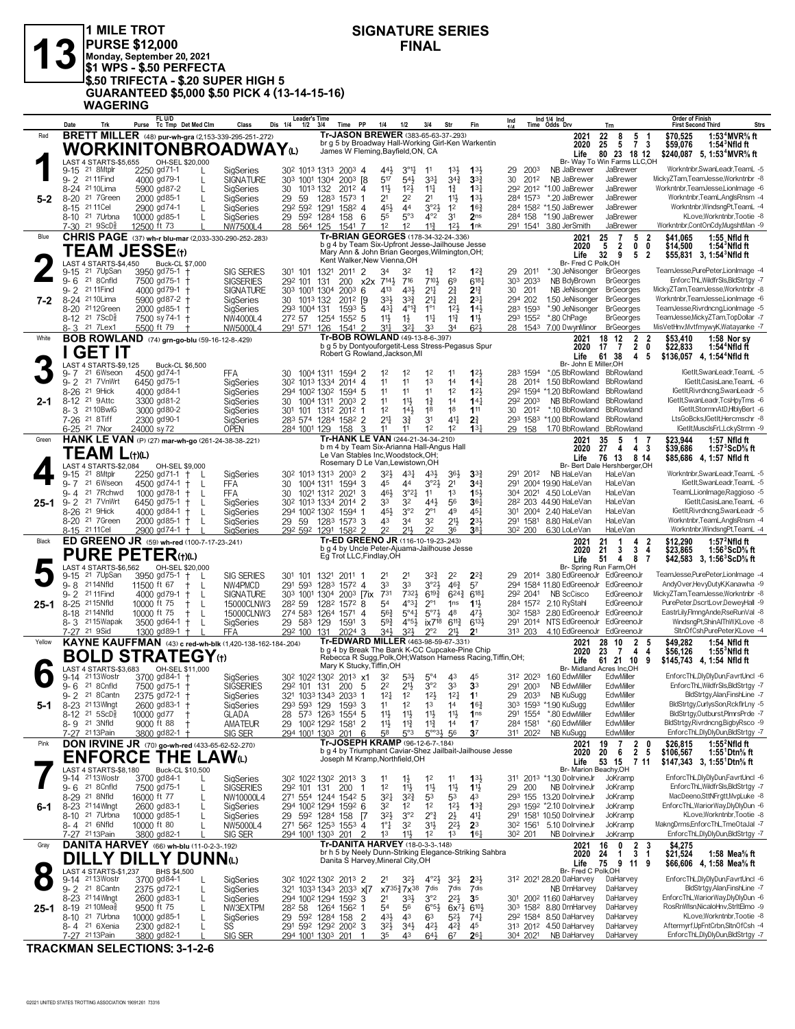# 13

**1 MILE TROT**
**PURSE $12,000**
**Monday, September 20, 2021**
**$1 WPS - $.50 PERFECTA**
**$.50 TRIFECTA - $.20 SUPER HIGH 5**
**GUARANTEED $5,000 $.50 PICK 4 (13-14-15-16)**
**WAGERING**

## SIGNATURE SERIES FINAL

---

### 1 — Red — 5-2
**BRETT MILLER** (48) pur-wh-gra (2,153-339-295-251-.272)

**WORKINITONBROADWAY(L)**

Tr-JASON BREWER (383-65-63-37-.293)
br g 5 by Broadway Hall-Working Girl-Ken Warkentin
James W Fleming,Bayfield,ON, CA
Br- Way To Win Farms LLC,OH

| | Starts | Win | Pl | Sh | Earnings | Record |
|---|---|---|---|---|---|---|
| 2021 | 22 | 8 | 5 | 1 | $70,525 | 1:53⁴MVR⅝ ft |
| 2020 | 25 | 5 | 7 | 3 | $59,076 | 1:54³Nfld ft |
| Life | 80 | 23 | 18 | 12 | $240,087 | 5, 1:53⁴MVR⅝ ft |

LAST 4 STARTS-$5,655 OH-SEL $20,000

| Date | Trk | Purse | Cond | Class | Leader's Time | Time PP | 1/4 | 1/2 | 3/4 | Str | Fin | Ind Time | Odds Drv | Trn | Order of Finish |
|---|---|---|---|---|---|---|---|---|---|---|---|---|---|---|---|
| 9-15 21 8Mtplr | | 2250 gd71-1 | L | SigSeries | 30² 101³ 131³ | 200³ 4 | 4⁴½ | 3°¹¼ | 1¹ | 1³½ | 1³½ | 29 200³ | NB JaBrewer | JaBrewer | Workntnbr,SwanLeadr,TeamL -5 |
| 9-2 21 11Find | | 4000 gd79-1 | L | SIGNATURE | 30³ 100¹ 130⁴ | 200³ [8 | 5¹⁷ | 5⁴½ | 3³¼ | 3⁴¾ | 3³¾ | 30 201² | NB JaBrewer | JaBrewer | MickyZTam,TeamJesse,Workntnbr -8 |
| 8-24 21 10Lima | | 5900 gd87-2 | L | SigSeries | 30 101³ 132 | 201² 4 | 1¹½ | 1²½ | 1¹¾ | 1¾ | 1³¼ | 29² 201² | *1.00 JaBrewer | JaBrewer | Workntnbr,TeamJesse,LionImage -6 |
| 8-20 21 7Green | | 2000 gd85-1 | L | SigSeries | 29 59 128³ | 157³ 1 | 2¹ | 2² | 2¹ | 1¹½ | 1³½ | 28⁴ 157³ | *.20 JaBrewer | JaBrewer | Workntnbr,TeamL,AnglsRnsm -4 |
| 8-15 21 11Cel | | 2900 gd74-1 | L | SigSeries | 29² 59² 129¹ | 158² 4 | 4⁵½ | 4⁴ | 3°²½ | 1² | 1⁶¾ | 28⁴ 158² | *1.50 JaBrewer | JaBrewer | Workntnbr,WindsngPt,TeamL -4 |
| 8-10 21 7Urbna | | 10000 gd85-1 | L | SigSeries | 29 59² 128⁴ | 158 6 | 5⁵ | 5°³ | 4°² | 3¹ | 2ns | 28⁴ 158 | *1.90 JaBrewer | JaBrewer | KLove,Workntnbr,Tootie -8 |
| 7-30 21 9ScD⅝ | | 12500 ft 73 | | NW7500L4 | 28 56⁴ 125 | 154¹ 7 | 1² | 1² | 1¹¾ | 1²½ | 1nk | 29¹ 154¹ | 3.80 JerSmith | JaBrewer | Workntnbr,ContOnCdy,MugshtMan -9 |

---

### 2 — Blue — 7-2
**CHRIS PAGE** (37) wh-r blu-mar (2,033-330-290-252-.283)

**TEAM JESSE(†)**

Tr-BRIAN GEORGES (178-34-32-24-.336)
b g 4 by Team Six-Upfront Jesse-Jailhouse Jesse
Mary Ann & John Brian Georges,Wilmington,OH;
Kent Walker,New Vienna,OH
Br- Fred C Polk,OH

| | Starts | Win | Pl | Sh | Earnings | Record |
|---|---|---|---|---|---|---|
| 2021 | 25 | 7 | 5 | 2 | $41,065 | 1:55 Nfld ft |
| 2020 | 5 | 2 | 0 | 0 | $14,500 | 1:54³Nfld ft |
| Life | 32 | 9 | 5 | 2 | $55,831 | 3, 1:54³Nfld ft |

LAST 4 STARTS-$4,450 Buck-CL $7,000

| Date | Trk | Purse | Cond | Class | Leader's Time | Time PP | 1/4 | 1/2 | 3/4 | Str | Fin | Ind Time | Odds Drv | Trn | Order of Finish |
|---|---|---|---|---|---|---|---|---|---|---|---|---|---|---|---|
| 9-15 21 7UpSan | | 3950 gd75-1 | † | SIG SERIES | 30¹ 101 132¹ | 201¹ 2 | 3⁴ | 3² | 1¾ | 1² | 1²¾ | 29 201¹ | *.30 JeNisonger | BrGeorges | TeamJesse,PurePeter,LionImage -4 |
| 9-6 21 8Cnfld | | 7500 gd75-1 | † | SIGSERIES | 29² 101 131 | 200 x2x | 7¹⁴½ | 7¹⁶ | 7¹⁰½ | 6⁹ | 6¹⁶¼ | 30³ 203³ | NB BdyBrown | BrGeorges | EnforcThL,WildfrSls,BldStrtgy -7 |
| 9-2 21 11Find | | 4000 gd79-1 | † | SIGNATURE | 30³ 100¹ 130⁴ | 200³ 6 | 4¹³ | 4³½ | 2¹¾ | 2¾ | 2¹¾ | 30 201 | NB JeNisonger | BrGeorges | MickyZTam,TeamJesse,Workntnbr -8 |
| 8-24 21 10Lima | | 5900 gd87-2 | † | SigSeries | 30 101³ 132 | 201² [9 | 3³½ | 3³¾ | 2¹¾ | 2¾ | 2³¼ | 29⁴ 202 | 1.50 JeNisonger | BrGeorges | Workntnbr,TeamJesse,LionImage -6 |
| 8-20 21 12Green | | 2000 gd85-1 | † | SigSeries | 29³ 100⁴ 131 | 159³ 5 | 4³¾ | 4°¹¾ | 1°¹ | 1²½ | 1⁴½ | 28³ 159³ | *.90 JeNisonger | BrGeorges | TeamJesse,Rivrdncng,LionImage -5 |
| 8-12 21 7ScD⅝ | | 7500 sy74-1 | † | NW4000L4 | 27² 57 125⁴ | 155² 5 | 1¹½ | 1½ | 1¹¾ | 1¹¾ | 1¹½ | 29³ 155² | *.80 ChPage | BrGeorges | TeamJesse,MickyZTam,TopDollar -7 |
| 8-3 21 7Lex1 | | 5500 ft 79 | † | NW5000L4 | 29¹ 57¹ 126 | 154¹ 2 | 3¹½ | 3²½ | 3³ | 3⁴ | 6²½ | 28 154³ | 7.00 DwynMinor | BrGeorges | MisVetHnv,MvtfmywyK,Watayanke -7 |

---

### 3 — White — 2-1
**BOB ROWLAND** (74) grn-go-blu (59-16-12-8-.429)

**I GET IT**

Tr-BOB ROWLAND (49-13-8-6-.397)
b g 5 by Dontyouforgetit-Less Stress-Pegasus Spur
Robert G Rowland,Jackson,MI
Br- John E Miller,OH

| | Starts | Win | Pl | Sh | Earnings | Record |
|---|---|---|---|---|---|---|
| 2021 | 18 | 12 | 2 | 2 | $53,410 | 1:58 Nor sy |
| 2020 | 17 | 7 | 2 | 0 | $22,833 | 1:54⁴Nfld ft |
| Life | 61 | 38 | 4 | 5 | $136,057 | 4, 1:54⁴Nfld ft |

LAST 4 STARTS-$9,125 Buck-CL $6,500

| Date | Trk | Purse | Cond | Class | Leader's Time | Time PP | 1/4 | 1/2 | 3/4 | Str | Fin | Ind Time | Odds Drv | Trn | Order of Finish |
|---|---|---|---|---|---|---|---|---|---|---|---|---|---|---|---|
| 9-7 21 6Wseon | | 4500 gd74-1 | | FFA | 30 100⁴ 131¹ | 159⁴ 2 | 1² | 1² | 1² | 1¹ | 1²½ | 28³ 159⁴ | *.05 BbRowland | BbRowland | IGetIt,SwanLeadr,TeamL -5 |
| 9-2 21 7VnWrt | | 6450 gd75-1 | | SigSeries | 30² 101³ 133⁴ | 201⁴ 4 | 1¹ | 1¹ | 1³ | 1⁴ | 1⁴¼ | 28 201⁴ | 1.50 BbRowland | BbRowland | IGetIt,CasisLane,TeamL -6 |
| 8-26 21 9Hick | | 4000 gd84-1 | | SigSeries | 29⁴ 100² 130² | 159⁴ 5 | 1¹ | 1¹ | 1¹ | 1² | 1²½ | 29² 159⁴ | *1.20 BbRowland | BbRowland | IGetIt,Rivrdncng,SwanLeadr -5 |
| 8-12 21 9Attc | | 3300 gd81-2 | | SigSeries | 30 100⁴ 131¹ | 200³ 2 | 1¹ | 1¹½ | 1¾ | 1⁴ | 1⁴¼ | 29² 200³ | NB BbRowland | BbRowland | IGetIt,SwanLeadr,TcsHpyTms -6 |
| 8-3 21 10BwlG | | 3000 gd80-2 | | SigSeries | 30¹ 101 131² | 201² 1 | 1² | 1⁴½ | 1⁸ | 1⁸ | 1¹¹ | 30 201² | *.10 BbRowland | BbRowland | IGetIt,StormnAtD,HlblyBert -6 |
| 7-26 21 8Tiff | | 2300 gd90-1 | | SigSeries | 28³ 57⁴ 128⁴ | 158² 2 | 2¹½ | 3¾ | 3¹ | 4¹½ | 2¾ | 29³ 158³ | *1.00 BbRowland | BbRowland | LtsGoBcks,IGetIt,Hercmschr -8 |
| 6-25 21 7Nor | | 24000 sy72 | | OPEN | 28⁴ 100¹ 129 | 158 3 | 1¹ | 1¹ | 1² | 1² | 1³¼ | 29 158 | 1.70 BbRowland | BbRowland | IGetIt,MusclsFrL,LckyStrmn -9 |

---

### 4 — Green — 25-1
**HANK LE VAN** (P) (27) mar-wh-go (261-24-38-38-.221)

**TEAM L(†)(L)**

Tr-HANK LE VAN (244-21-34-34-.210)
b m 4 by Team Six-Arianna Hall-Angus Hall
Le Van Stables Inc,Woodstock,OH;
Rosemary D Le Van,Lewistown,OH
Br- Bert Dale Hershberger,OH

| | Starts | Win | Pl | Sh | Earnings | Record |
|---|---|---|---|---|---|---|
| 2021 | 35 | 5 | 1 | 7 | $23,944 | 1:57 Nfld ft |
| 2020 | 27 | 4 | 4 | 3 | $39,686 | 1:57³ScD⅝ ft |
| Life | 76 | 13 | 8 | 14 | $85,686 | 4, 1:57 Nfld ft |

LAST 4 STARTS-$2,084 OH-SEL $9,000

| Date | Trk | Purse | Cond | Class | Leader's Time | Time PP | 1/4 | 1/2 | 3/4 | Str | Fin | Ind Time | Odds Drv | Trn | Order of Finish |
|---|---|---|---|---|---|---|---|---|---|---|---|---|---|---|---|
| 9-15 21 8Mtplr | | 2250 gd71-1 | † L | SigSeries | 30² 101³ 131³ | 200³ 2 | 3²½ | 4³¼ | 4³¾ | 3⁶½ | 3³¾ | 29¹ 201² | NB HaLeVan | HaLeVan | Workntnbr,SwanLeadr,TeamL -5 |
| 9-7 21 6Wseon | | 4500 gd74-1 | † L | FFA | 30 100⁴ 131¹ | 159⁴ 3 | 4⁵ | 4⁴ | 3°²½ | 2¹ | 3⁴¾ | 29¹ 200⁴ | 19.90 HaLeVan | HaLeVan | IGetIt,SwanLeadr,TeamL -5 |
| 9-4 21 7Rchwd | | 1000 gd78-1 | † L | FFA | 30 102¹ 131² | 202¹ 3 | 4⁶½ | 3°²¼ | 1¹ | 1³ | 1⁵½ | 30⁴ 202¹ | 4.50 LoLeVan | HaLeVan | TeamL,LionImage,Raggioso -5 |
| 9-2 21 7VnWrt | | 6450 gd75-1 | † L | SigSeries | 30² 101³ 133⁴ | 201⁴ 2 | 3³ | 3² | 4⁴½ | 5⁶ | 3⁶¼ | 28² 203 | 44.90 HaLeVan | HaLeVan | IGetIt,CasisLane,TeamL -6 |
| 8-26 21 9Hick | | 4000 gd84-1 | † L | SigSeries | 29⁴ 100² 130² | 159⁴ 1 | 4⁵½ | 3°² | 2°¹ | 4⁹ | 4⁵½ | 30¹ 200⁴ | 2.40 HaLeVan | HaLeVan | IGetIt,Rivrdncng,SwanLeadr -5 |
| 8-20 21 7Green | | 2000 gd85-1 | † L | SigSeries | 29 59 128³ | 157³ 3 | 4³ | 3⁴ | 3² | 2¹½ | 2³½ | 29¹ 158¹ | 8.80 HaLeVan | HaLeVan | Workntnbr,TeamL,AnglsRnsm -4 |
| 8-15 21 11Cel | | 2900 gd74-1 | † L | SigSeries | 29² 59² 129¹ | 158² 2 | 2² | 2¹½ | 2² | 3⁶ | 3⁸¼ | 30² 200 | 6.30 LoLeVan | HaLeVan | Workntnbr,WindsngPt,TeamL -4 |

---

### 5 — Black — 25-1
**ED GREENO JR** (59) wh-red (100-7-17-23-.241)

**PURE PETER(†)(L)**

Tr-ED GREENO JR (116-10-19-23-.243)
b g 4 by Uncle Peter-Ajuama-Jailhouse Jesse
Eg Trot LLC,Findlay,OH
Br- Spring Run Farm,OH

| | Starts | Win | Pl | Sh | Earnings | Record |
|---|---|---|---|---|---|---|
| 2021 | 21 | 1 | 4 | 2 | $12,290 | 1:57²Nfld ft |
| 2020 | 21 | 3 | 3 | 4 | $23,865 | 1:56³ScD⅝ ft |
| Life | 51 | 4 | 8 | 7 | $42,583 | 3, 1:56³ScD⅝ ft |

LAST 4 STARTS-$6,562 OH-SEL $20,000

| Date | Trk | Purse | Cond | Class | Leader's Time | Time PP | 1/4 | 1/2 | 3/4 | Str | Fin | Ind Time | Odds Drv | Trn | Order of Finish |
|---|---|---|---|---|---|---|---|---|---|---|---|---|---|---|---|
| 9-15 21 7UpSan | | 3950 gd75-1 | † L | SIG SERIES | 30¹ 101 132¹ | 201¹ 1 | 2¹ | 2¹ | 3²¾ | 2² | 2²¾ | 29 201⁴ | 3.80 EdGreenoJr | EdGreenoJr | TeamJesse,PurePeter,LionImage -4 |
| 9-8 21 14Nfld | | 11500 ft 67 | † L | NW4PMCD | 29¹ 59³ 128³ | 157² 4 | 3³ | 3³ | 3°²½ | 4⁶¾ | 5⁷ | 29⁴ 158⁴ | 11.80 EdGreenoJr | EdGreenoJr | AndyOver,HevyDutyK,Kanawha -9 |
| 9-2 21 11Find | | 4000 gd79-1 | † L | SIGNATURE | 30³ 100¹ 130⁴ | 200³ [7ix | 7³¹ | 7³²½ | 6¹⁹¾ | 6²⁴¾ | 6¹⁸¾ | 29² 204¹ | NB ScCisco | EdGreenoJr | MickyZTam,TeamJesse,Workntnbr -8 |
| 8-25 21 15Nfld | | 10000 ft 75 | † L | 15000CLNW3 | 28² 59 128² | 157² 8 | 5⁴ | 4°³¼ | 2°¹ | 1ns | 1¹½ | 28⁴ 157² | 2.10 RyStahl | EdGreenoJr | PurePeter,DscrtLovr,DeweyHall -9 |
| 8-18 21 14Nfld | | 10000 ft 75 | † L | 15000CLNW3 | 27⁴ 58³ 126⁴ | 157¹ 4 | 5⁶¾ | 5°⁴¼ | 5°⁷¼ | 4⁸ | 4⁷½ | 30² 158³ | 2.80 EdGreenoJr | EdGreenoJr | EastrLily,FlmngAnde,RseRunVal -8 |
| 8-3 21 15Wapak | | 3500 gd64-1 | † L | SigSeries | 29 58³ 129 | 159¹ 3 | 5⁹¾ | 4⁹¾ | ix7¹⁸ | 6¹¹¾ | 6¹³¼ | 29¹ 201⁴ | NTS EdGreenoJr | EdGreenoJr | WindsngPt,ShinAlThW,KLove -8 |
| 7-27 21 9Sid | | 1300 gd89-1 | † L | FFA | 29² 100 131 | 202⁴ 3 | 3⁴½ | 3²½ | 2°² | 2¹½ | 2¹ | 31³ 203 | 4.10 EdGreenoJr | EdGreenoJr | SltnOfCsh,PurePeter,KLove -4 |

---

### 6 — Yellow — 5-1
**KAYNE KAUFFMAN** (43) c red-wh-blk (1,420-138-162-184-.204)

**BOLD STRATEGY(†)**

Tr-EDWARD MILLER (463-98-59-67-.331)
b g 4 by Break The Bank K-CC Cupcake-Pine Chip
Rebecca R Sugg,Polk,OH;Watson Harness Racing,Tiffin,OH;
Mary K Stucky,Tiffin,OH
Br- Midland Acres Inc,OH

| | Starts | Win | Pl | Sh | Earnings | Record |
|---|---|---|---|---|---|---|
| 2021 | 28 | 10 | 2 | 5 | $49,282 | 1:54 Nfld ft |
| 2020 | 23 | 7 | 4 | 4 | $56,126 | 1:55³Nfld ft |
| Life | 61 | 21 | 10 | 9 | $145,743 | 4, 1:54 Nfld ft |

LAST 4 STARTS-$3,683 OH-SEL $11,000

| Date | Trk | Purse | Cond | Class | Leader's Time | Time PP | 1/4 | 1/2 | 3/4 | Str | Fin | Ind Time | Odds Drv | Trn | Order of Finish |
|---|---|---|---|---|---|---|---|---|---|---|---|---|---|---|---|
| 9-14 21 13Wostr | | 3700 gd84-1 | † | SigSeries | 30² 102² 130² | 201³ x4 | 3² | 5³½ | 5°⁴ | 4³ | 4⁵ | 31² 202³ | 1.60 EdwMiller | EdwMiller | EnforcThL,DlyDlyDun,FavrtUncl -6 |
| 9-6 21 8Cnfld | | 7500 gd75-1 | † | SIGSERIES | 29² 101 131 | 200 5 | 2² | 2¹½ | 3°² | 3³ | 3³ | 29¹ 200³ | NB EdwMiller | EdwMiller | EnforcThL,WildfrSls,BldStrtgy -7 |
| 9-2 21 8Cantn | | 2375 gd72-1 | † | SigSeries | 32¹ 103³ 134³ | 203³ 1 | 1²½ | 1² | 1²½ | 1²½ | 1¹ | 29 203³ | NB KuSugg | EdwMiller | BldStrtgy,AlanFinshLine -7 |
| 8-23 21 13Wngt | | 2600 gd83-1 | † | SigSeries | 29³ 59³ 129 | 159³ 3 | 1¹ | 1² | 1³ | 1⁴ | 1⁶¾ | 30³ 159³ | *1.90 KuSugg | EdwMiller | BldStrtgy,CurlysSon,RckflrLny -5 |
| 8-12 21 5ScD⅝ | | 10000 gd77 | † | GLADA | 28 57³ 126³ | 155⁴ 5 | 1¹½ | 1¹½ | 1¹½ | 1¹½ | 1ns | 29¹ 155⁴ | *.80 EdwMiller | EdwMiller | BldStrtgy,Outburst,PlmrsPrde -7 |
| 8-9 21 3Nfld | | 9000 ft 88 | † | AMATEUR | 29 100² 129² | 158¹ 2 | 1¹½ | 1¹¾ | 1¹¾ | 1⁴ | 1⁷ | 28⁴ 158¹ | *.60 EdwMiller | EdwMiller | BldStrtgy,Rivrdncng,BigbyRsco -9 |
| 7-27 21 13Pain | | 3800 gd82-1 | † | SIG SER | 29⁴ 100¹ 130³ | 201 6 | 5⁸ | 5°³ | 5°°³½ | 5⁶ | 3⁷ | 31¹ 202² | NB KuSugg | EdwMiller | EnforcThL,DlyDlyDun,BldStrtgy -7 |

---

### 7 — Pink — 6-1
**DON IRVINE JR** (70) go-wh-red (433-65-62-52-.270)

**ENFORCE THE LAW(L)**

Tr-JOSEPH KRAMP (96-12-6-7-.184)
b g 4 by Triumphant Caviar-Shez Jailbait-Jailhouse Jesse
Joseph M Kramp,Northfield,OH
Br- Marion Beachy,OH

| | Starts | Win | Pl | Sh | Earnings | Record |
|---|---|---|---|---|---|---|
| 2021 | 19 | 7 | 2 | 0 | $26,815 | 1:55²Nfld ft |
| 2020 | 20 | 6 | 2 | 5 | $106,567 | 1:55¹Dtn⅝ ft |
| Life | 53 | 15 | 7 | 11 | $147,343 | 3, 1:55¹Dtn⅝ ft |

LAST 4 STARTS-$8,180 Buck-CL $10,500

| Date | Trk | Purse | Cond | Class | Leader's Time | Time PP | 1/4 | 1/2 | 3/4 | Str | Fin | Ind Time | Odds Drv | Trn | Order of Finish |
|---|---|---|---|---|---|---|---|---|---|---|---|---|---|---|---|
| 9-14 21 13Wostr | | 3700 gd84-1 | L | SigSeries | 30² 102² 130² | 201³ 3 | 1¹ | 1½ | 1² | 1¹ | 1³½ | 31¹ 201³ | *1.30 DoIrvineJr | JoKramp | EnforcThL,DlyDlyDun,FavrtUncl -6 |
| 9-6 21 8Cnfld | | 7500 gd75-1 | L | SIGSERIES | 29² 101 131 | 200 1 | 1² | 1¹½ | 1¹½ | 1¹½ | 1¹½ | 29 200 | NB DoIrvineJr | JoKramp | EnforcThL,WildfrSls,BldStrtgy -7 |
| 8-29 21 8Nfld | | 16000 ft 77 | L | NW10000L4 | 27¹ 55⁴ 124⁴ | 154² 5 | 3²½ | 3²¾ | 5³ | 5³ | 4³ | 29³ 155 | 13.20 DoIrvineJr | JoKramp | MacDeeno,StlNFrgtt,MvpLuke -8 |
| 8-23 21 14Wngt | | 2600 gd83-1 | L | SigSeries | 29⁴ 100² 129⁴ | 159² 6 | 3² | 1² | 1² | 1²½ | 1³¾ | 29³ 159² | *2.10 DoIrvineJr | JoKramp | EnforcThL,WariorWay,DlyDlyDun -6 |
| 8-10 21 7Urbna | | 10000 gd85-1 | L | SigSeries | 29 59² 128⁴ | 158 [7 | 3²½ | 3°² | 2°¾ | 2¾ | 4¹½ | 29¹ 158¹ | 10.50 DoIrvineJr | JoKramp | KLove,Workntnbr,Tootie -8 |
| 8-4 21 6Nfld | | 10000 ft 80 | L | NW5000L4 | 27¹ 56² 125³ | 155³ 4 | 1°½ | 3² | 3¹½ | 2²½ | 2³ | 30² 156¹ | 5.10 DoIrvineJr | JoKramp | MakngDrms,EnforcThL,TmeOtaJal -7 |
| 7-27 21 13Pain | | 3800 gd82-1 | L | SIG SER | 29⁴ 100¹ 130³ | 201 2 | 1³ | 1¹½ | 1² | 1³ | 1⁶½ | 30² 201 | NB DoIrvineJr | JoKramp | EnforcThL,DlyDlyDun,BldStrtgy -7 |

---

### 8 — Gray — 25-1
**DANITA HARVEY** (66) wh-blu (11-0-2-3-.192)

**DILLY DILLY DUNN(L)**

Tr-DANITA HARVEY (18-0-3-3-.148)
br h 5 by Neely Dunn-Striking Elegance-Striking Sahbra
Danita S Harvey,Mineral City,OH
Br- Fred C Polk,OH

| | Starts | Win | Pl | Sh | Earnings | Record |
|---|---|---|---|---|---|---|
| 2021 | 16 | 0 | 2 | 3 | $4,275 | |
| 2020 | 24 | 1 | 3 | 1 | $21,524 | 1:58 Mea⅝ ft |
| Life | 75 | 9 | 11 | 9 | $66,606 | 4, 1:58 Mea⅝ ft |

LAST 4 STARTS-$1,237 BHS $4,500

| Date | Trk | Purse | Cond | Class | Leader's Time | Time PP | 1/4 | 1/2 | 3/4 | Str | Fin | Ind Time | Odds Drv | Trn | Order of Finish |
|---|---|---|---|---|---|---|---|---|---|---|---|---|---|---|---|
| 9-14 21 13Wostr | | 3700 gd84-1 | L | SigSeries | 30² 102² 130² | 201³ 2 | 2¹ | 3²½ | 4°²½ | 3²½ | 2³½ | 31² 202¹ | 28.20 DaHarvey | DaHarvey | EnforcThL,DlyDlyDun,FavrtUncl -6 |
| 9-2 21 8Cantn | | 2375 gd72-1 | L | SigSeries | 32¹ 103³ 134³ | 203³ x[7 | x7³⁵¾ | 7x³⁸ | 7dis | 7dis | 7dis | | NB DmHarvey | DaHarvey | BldStrtgy,AlanFinshLine -7 |
| 8-23 21 14Wngt | | 2600 gd83-1 | L | SigSeries | 29⁴ 100² 129⁴ | 159² 3 | 2¹ | 3³½ | 3°² | 2²½ | 3⁵ | 30¹ 200² | 11.60 DaHarvey | DaHarvey | EnforcThL,WariorWay,DlyDlyDun -6 |
| 8-19 21 10Mea⅝ | | 9500 ft 75 | L | NW3EXTPM | 28² 58 126⁴ | 156² 1 | 5⁴ | 5⁶ | 6°⁵½ | 6x⁷½ | 6¹⁰½ | 30³ 158² | 8.80 DmHarvey | DaHarvey | RosRnWlsn,NicaloHnv,StrltElmo -9 |
| 8-10 21 7Urbna | | 10000 gd85-1 | L | SigSeries | 29 59² 128⁴ | 158 2 | 4³½ | 4³ | 6³ | 5²½ | 7⁴¼ | 29² 158⁴ | 8.50 DaHarvey | DaHarvey | KLove,Workntnbr,Tootie -8 |
| 8-4 21 6Xenia | | 2300 gd82-1 | L | SS | 29¹ 59² 129² | 200² 3 | 3²½ | 3⁴½ | 4²½ | 4²½ | 4⁵ | 31³ 201² | 4.50 DaHarvey | DaHarvey | Aftermyrf,UpFntCrbn,SltnOfCsh -4 |
| 7-27 21 13Pain | | 3800 gd82-1 | L | SIG SER | 29⁴ 100¹ 130³ | 201 1 | 3⁵ | 4³ | 6⁴½ | 6⁷ | 2⁶½ | 30⁴ 202¹ | NB DaHarvey | DaHarvey | EnforcThL,DlyDlyDun,BldStrtgy -7 |

---

**TRACKMAN SELECTIONS: 3-1-2-6**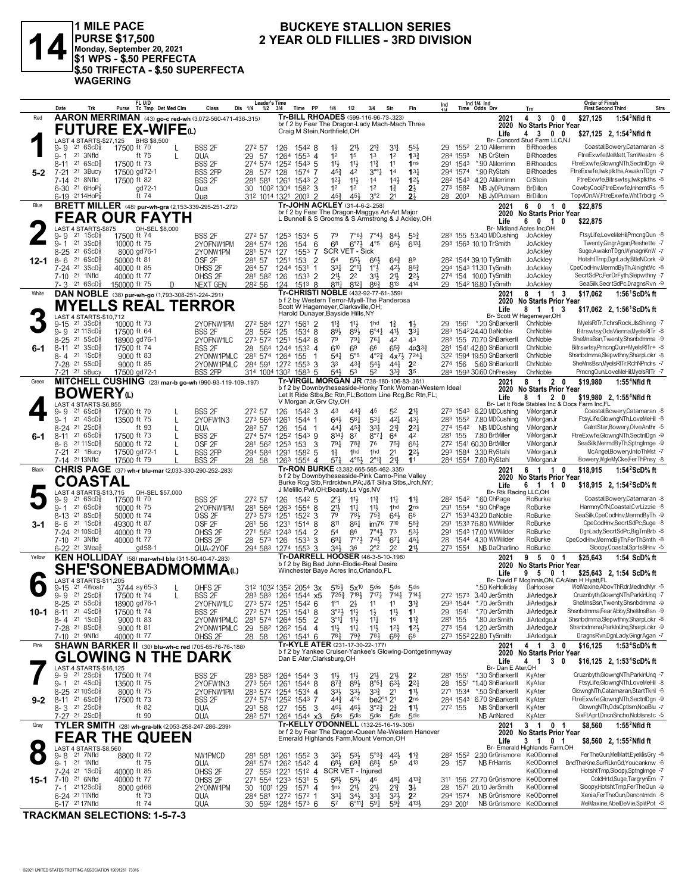# 14

**1 MILE PACE**
**PURSE $17,500**
**Monday, September 20, 2021**
**$1 WPS - $.50 PERFECTA**
**$.50 TRIFECTA - $.50 SUPERFECTA WAGERING**

## BUCKEYE STALLION SERIES
## 2 YEAR OLD FILLIES - 3RD DIVISION

---

### 1 — Red — 5-2
**AARON MERRIMAN** (43) go-c red-wh (3,072-560-471-436-.315)
**FUTURE EX-WIFE(L)**
Tr-BILL RHOADES (599-116-96-73-.323)
br f 2 by Fear The Dragon-Lady Mach-Mach Three
Craig M Stein,Northfield,OH
Br- Concord Stud Farm LLC,NJ
2021: 4 3 0 0 $27,125 1:54³Nfld ft
2020: No Starts Prior Year
Life: 4 3 0 0 $27,125 2, 1:54³Nfld ft
LAST 4 STARTS-$27,125 BHS $8,500

| Date | Trk | Purse | Class | Leader's Time | Time PP | 1/4 | 1/2 | 3/4 | Str | Fin | Ind Time Odds Drv | Trn | Order of Finish | Strs |
|---|---|---|---|---|---|---|---|---|---|---|---|---|---|---|
| 9-9 21 6ScD⅝ | | 17500 ft 70 L | BSS 2F | 27² 57 126 | 154² 8 | 1½ | 2½ | 2¹¾ | 3¹½ | 5⁵½ | 29 155² 2.10 AMerrimn | BiRhoades | Coastal,Bowery,Catamaran | -8 |
| 9-1 21 3Nfld | | ft 75 L | QUA | 29 57 126⁴ | 155³ 4 | 1² | 1⁵ | 1³ | 1² | 1³¾ | 28⁴ 155³ NB CrStein | BiRhoades | FtreExwfe,MelMatt,TsmWestrn | -6 |
| 8-11 21 6ScD⅝ | | 17500 ft 73 | BSS 2F | 27⁴ 57⁴ 125² | 154³ 5 | 1½ | 1½ | 1¹¾ | 1¹ | 1ns | 29¹ 154³ *.90 AMerrimn | BiRhoades | FtreExwfe,GlowngNTh,SectnlDgn | -9 |
| 7-21 21 3Bucy | | 17500 gd72-1 | BSS 2FP | 28 57² 128 | 157⁴ 7 | 4⁵¾ | 4² | 3°°¹ | 1⁴ | 1³½ | 29⁴ 157⁴ *.90 RyStahl | BiRhoades | FtreExwfe,Iwkplkths,AwaknTDgn | -7 |
| 7-14 21 8Nfld | | 17500 ft 82 | BSS 2F | 28¹ 58¹ 126¹ | 154³ 2 | 1²½ | 1½ | 1⁴ | 1⁴½ | 1²½ | 28² 154³ 4.20 AMerrimn | CrStein | FtreExwfe,Bitrswtsy,Iwkplkths | -8 |
| 6-30 21 6HoP⅞ | | gd72-1 | Qua | 30 100² 130⁴ | 158² 3 | 1² | 1² | 1² | 1¾ | 2½ | 27³ 158² NB JyDPutnam | BrDillon | CowbyCool,FtreExwfe,InhermtRs | -5 |
| 6-19 21 14HoP⅞ | | ft 74 | Qua | 31² 101⁴ 132¹ | 200³ 2 | 4⁵¾ | 4⁵½ | 3°² | 2¹ | 2½ | 28 200³ NB JyDPutnam | BrDillon | TopvlOnAV,FtreExwfe,WhtTrbdrg | -5 |

### 2 — Blue — 12-1
**BRETT MILLER** (48) pur-wh-gra (2,153-339-295-251-.272)
**FEAR OUR FAYTH**
Tr-JOHN ACKLEY (31-4-6-2-.258)
br f 2 by Fear The Dragon-Maggys Art-Art Major
L Bennell & S Grooms & S Armstrong & J Ackley,OH
Br- Midland Acres Inc,OH
2021: 6 0 1 0 $22,875
2020: No Starts Prior Year
Life: 6 0 1 0 $22,875
LAST 4 STARTS-$875 OH-SEL $8,000

| Date | Trk | Purse | Class | Leader's Time | Time PP | 1/4 | 1/2 | 3/4 | Str | Fin | Ind Time Odds Drv | Trn | Order of Finish | Strs |
|---|---|---|---|---|---|---|---|---|---|---|---|---|---|---|
| 9-9 21 1ScD⅝ | | 17500 ft 74 | BSS 2F | 27² 57 125³ | 153⁴ 5 | 7⁹ | 7°⁶½ | 7°⁴¾ | 8⁴¼ | 5⁵¾ | 28³ 155 53.40 MDCushing | JoAckley | FtsyLife,LoveMeHil,PrncngQun | -8 |
| 9-1 21 3ScD⅝ | | 10000 ft 75 | 2YOFNW1PM | 28⁴ 57⁴ 126 | 154 6 | 6⁸ | 6°⁷½ | 4°⁵ | 6⁶½ | 6¹³¼ | 29³ 156³ 10.10 TrSmith | JoAckley | Twenty,GingrAgan,Pleshette | -7 |
| 8-25 21 5ScD⅝ | | 8000 gd76-1 | 2YONW1PM | 28¹ 57⁴ 127 | 155³ 7 | SCR VET - Sick | | | | | | JoAckley | Suge,AwaknTDgn,WynagnKnW | -7 |
| 8-6 21 6ScD⅝ | | 50000 ft 81 | OSF 2F | 28¹ 57 125¹ | 153 2 | 5⁴ | 5⁵½ | 6⁶½ | 6⁴¾ | 8⁹ | 28² 154⁴ 39.10 TySmith | JoAckley | HotshtTmp,DgnLady,BtleNCork | -9 |
| 7-24 21 3ScD⅝ | | 40000 ft 85 | OHSS 2F | 26⁴ 57 124⁴ | 153¹ 1 | 3³¼ | 2°¹½ | 1°½ | 4²½ | 8⁶¾ | 29⁴ 154³ 11.30 TySmith | JoAckley | CpeCodHnv,MermdByTh,AlnightMc | -8 |
| 7-10 21 1Nfld | | 40000 ft 77 | OHSS 2F | 28¹ 58² 126 | 153³ 2 | 2¹½ | 2² | 3½ | 2½ | 2²½ | 27⁴ 154 10.00 TySmith | JoAckley | SecrtSdPc,FerOrFyth,Slepwthny | -7 |
| 7-3 21 6ScD⅝ | | 150000 ft 75 D | NEXT GEN | 28² 56 124 | 151³ 8 | 8¹¹¼ | 8¹²½ | 8⁶¾ | 8¹³ | 4¹⁴ | 29 154² 16.80 TySmith | JoAckley | SeaSilk,SecrtSdPc,DragnsRvn | -9 |

### 3 — White — 6-1
**DAN NOBLE** (38) pur-wh-go (1,793-308-251-224-.291)
**MYELLS REAL TERROR**
Tr-CHRISTI NOBLE (432-92-77-61-.359)
b f 2 by Western Terror-Myell-The Panderosa
Scott W Hagemeyer,Clarksville,OH;
Harold Dunayer,Bayside Hills,NY
Br- Scott W Hagemeyer,OH
2021: 8 1 1 3 $17,062 1:56¹ScD⅝ ft
2020: No Starts Prior Year
Life: 8 1 1 3 $17,062 2, 1:56¹ScD⅝ ft
LAST 4 STARTS-$10,712

| Date | Trk | Purse | Class | Leader's Time | Time PP | 1/4 | 1/2 | 3/4 | Str | Fin | Ind Time Odds Drv | Trn | Order of Finish | Strs |
|---|---|---|---|---|---|---|---|---|---|---|---|---|---|---|
| 9-15 21 3ScD⅝ | | 10000 ft 73 | 2YONW1PM | 27² 58⁴ 127¹ | 156¹ 2 | 1¹¾ | 1½ | 1hd | 1¾ | 1½ | 29 156¹ *.20 ShBarkerII | ChrNoble | MyelsRlTr,TchrsRock,JlsShinng | -7 |
| 9-9 21 11ScD⅝ | | 17500 ft 64 | BSS 2F | 28 56² 125 | 153⁴ 8 | 8⁹½ | 8⁹½ | 6°⁴¼ | 4¹½ | 3³¼ | 28³ 154² 24.40 DaNoble | ChrNoble | Bitrswtsy,OdsVienna,MyelsRlTr | -8 |
| 8-25 21 5ScD⅝ | | 18900 gd76-1 | 2YOFNW1LC | 27³ 57² 125¹ | 154² 8 | 7⁹ | 7⁹½ | 7⁶¼ | 4² | 4³ | 28³ 155 70.70 ShBarkerII | ChrNoble | SheMnsBsn,Twenty,Shsnbdmma | -9 |
| 8-11 21 3ScD⅝ | | 17500 ft 74 | BSS 2F | 28 56⁴ 124⁴ | 153² 4 | 6¹⁰ | 6⁹ | 6⁶ | 6⁵¾ | 4p3³¾ | 28¹ 154¹ 42.80 ShBarkerII | ChrNoble | Bitrswtsy,PrncngQun+MyelsRlTr+ | -8 |
| 8-4 21 1ScD⅝ | | 9000 ft 83 | 2YONW1PMLC | 28¹ 57⁴ 126⁴ | 155 1 | 5⁴½ | 5°⁵ | 4°²¾ | 4x⁷½ | 7²⁴½ | 32² 159⁴ 19.50 ShBarkerII | ChrNoble | Shsnbdmma,Slepwthny,SharpLokr | -8 |
| 7-28 21 5ScD⅝ | | 9000 ft 85 | 2YONW1PMLC | 28⁴ 59¹ 127² | 155³ 3 | 3³ | 4³¾ | 5⁴½ | 4⁴¼ | 2² | 27⁴ 156 5.60 ShBarkerII | ChrNoble | SheMnsBsn,MyelsRlTr,RchNPndrs | -7 |
| 7-21 21 5Bucy | | 17500 gd72-1 | BSS 2FP | 31⁴ 100⁴ 130² | 158³ 5 | 5⁴½ | 5³ | 5² | 3³¾ | 3⁵ | 28⁴ 159³ 30.60 ChPresley | ChrNoble | PrncngQun,LoveMeHil,MyelsRlTr | -7 |

### 4 — Green — 6-1
**MITCHELL CUSHING** (23) mar-b go-wh (990-93-119-109-.197)
**BOWERY(L)**
Tr-VIRGIL MORGAN JR (738-180-166-83-.361)
b f 2 by Downbytheseaside-Honky Tonk Woman-Western Ideal
Let It Ride Stbs,Bc Rtn,FL;Bottom Line Rcg,Bc Rtn,FL;
V Morgan Jr,Grv Cty,OH
Br- Let It Ride Stables Inc & Docs Farm Inc,FL
2021: 8 1 2 0 $19,980 1:55⁴Nfld ft
2020: No Starts Prior Year
Life: 8 1 2 0 $19,980 2, 1:55⁴Nfld ft
LAST 4 STARTS-$6,855

| Date | Trk | Purse | Class | Leader's Time | Time PP | 1/4 | 1/2 | 3/4 | Str | Fin | Ind Time Odds Drv | Trn | Order of Finish | Strs |
|---|---|---|---|---|---|---|---|---|---|---|---|---|---|---|
| 9-9 21 6ScD⅝ | | 17500 ft 70 L | BSS 2F | 27² 57 126 | 154² 3 | 4³ | 4⁴¾ | 4⁵ | 5² | 2¹½ | 27³ 154³ 6.20 MDCushing | ViMorganJr | Coastal,Bowery,Catamaran | -8 |
| 9-1 21 4ScD⅝ | | 13500 ft 75 L | 2YOFW1N3 | 27³ 56⁴ 126¹ | 154⁴ 1 | 6⁴½ | 5⁶½ | 5³¾ | 4²½ | 4³¼ | 28³ 155² 7.80 MDCushing | ViMorganJr | FtsyLife,GlowngNTh,LoveMeHil | -8 |
| 8-24 21 2ScD⅝ | | ft 93 L | QUA | 28² 57 126 | 154 1 | 4⁴½ | 4⁵¾ | 3³½ | 2¹¾ | 2²½ | 27⁴ 154² NB MDCushing | ViMorganJr | GalntStar,Bowery,OlveAnthr | -5 |
| 8-11 21 6ScD⅝ | | 17500 ft 73 L | BSS 2F | 27⁴ 57⁴ 125² | 154³ 9 | 8¹⁴½ | 8⁷ | 7⁹½ | 7⁶¼ | 4² | 28¹ 155 7.80 BrtMiller | ViMorganJr | FtreExwfe,GlowngNTh,SectnlDgn | -9 |
| 8-6 21 11ScD⅝ | | 50000 ft 72 L | OSF 2F | 28¹ 56² 125³ | 153 3 | 7⁹½ | 7⁸¾ | 7⁶ | 7⁵¾ | 6⁶½ | 27² 154¹ 60.30 BrtMiller | ViMorganJr | SeaSilk,MermdByTh,Sptnglmge | -9 |
| 7-21 21 1Bucy | | 17500 gd72-1 L | BSS 2FP | 29⁴ 58⁴ 129¹ | 158² 5 | 1¾ | 1hd | 1hd | 2¹ | 2²½ | 29³ 158⁴ 3.30 RyStahl | ViMorganJr | McAngel,Bowery,InfnToMst | -7 |
| 7-14 21 13Nfld | | 17500 ft 79 L | BSS 2F | 28 58 126³ | 155⁴ 4 | 5⁷¼ | 4°⁵½ | 2°¹¾ | 2¹½ | 1¹ | 28⁴ 155⁴ 7.80 RyStahl | ViMorganJr | Bowery,WgleMyCke,FerThPnsy | -8 |

### 5 — Black — 3-1
**CHRIS PAGE** (37) wh-r blu-mar (2,033-330-290-252-.283)
**COASTAL**
Tr-RON BURKE (3,382-665-565-462-.335)
b f 2 by Downbytheseaside-Pink Camo-Pine Valley
Burke Rcg Stb,Frdrcktwn,PA;J&T Silva Stbs,Jrch,NY;
J Melillo,Pwl,OH;Beasty,Ls Vgs,NV
Br- Rtk Racing LLC,OH
2021: 6 1 1 0 $18,915 1:54²ScD⅝ ft
2020: No Starts Prior Year
Life: 6 1 1 0 $18,915 2, 1:54²ScD⅝ ft
LAST 4 STARTS-$13,715 OH-SEL $57,000

| Date | Trk | Purse | Class | Leader's Time | Time PP | 1/4 | 1/2 | 3/4 | Str | Fin | Ind Time Odds Drv | Trn | Order of Finish | Strs |
|---|---|---|---|---|---|---|---|---|---|---|---|---|---|---|
| 9-9 21 6ScD⅝ | | 17500 ft 70 | BSS 2F | 27² 57 126 | 154² 5 | 2°½ | 1½ | 1¹¾ | 1¹½ | 1¹½ | 28² 154² *.60 ChPage | RoBurke | Coastal,Bowery,Catamaran | -8 |
| 9-1 21 6ScD⅝ | | 10000 ft 75 | 2YOFNW1PM | 28¹ 56⁴ 126³ | 155⁴ 8 | 2¹½ | 1¹½ | 1½ | 1hd | 2ns | 29¹ 155⁴ *.90 ChPage | RoBurke | HarmnyOfN,Coastal,CvrLizzie | -8 |
| 8-13 21 8ScD⅝ | | 50000 ft 74 | OSS 2F | 27³ 57³ 125¹ | 152² 3 | 7⁹ | 7⁸½ | 7⁵¾ | 6⁴½ | 6⁶ | 27¹ 153³ 43.20 DaNoble | RoBurke | SeaSilk,CpeCodHnv,MermdByTh | -9 |
| 8-6 21 1ScD⅝ | | 49300 ft 87 | OSF 2F | 26¹ 56 123¹ | 151⁴ 8 | 8¹¹ | 8⁶½ | im7⁶ | 7¹⁰ | 5⁸¾ | 29¹ 153³ 76.80 WMWilder | RoBurke | CpeCodHnv,SecrtSdPc,Suge | -8 |
| 7-24 21 10ScD⅝ | | 40000 ft 79 | OHSS 2F | 27¹ 56² 124³ | 154 2 | 5⁴ | 8⁶ | 7°⁴¼ | 7³ | 5³¼ | 29¹ 154³ 17.00 WMWilder | RoBurke | DgnLady,SecrtSdPc,BigTmBrb | -8 |
| 7-10 21 3Nfld | | 40000 ft 77 | OHSS 2F | 28 57³ 126 | 153³ 3 | 6⁹½ | 7°⁷½ | 7⁴½ | 6⁷¼ | 4⁶½ | 28 154⁴ 4.30 WMWilder | RoBurke | CpeCodHnv,MermdByTh,FerThSmth | -8 |
| 6-22 21 3Mea⅝ | | gd58-1 | QUA-2YOF | 29⁴ 58³ 127⁴ | 155³ 3 | 3⁴½ | 3⁶ | 2°² | 2² | 2¹½ | 27³ 155⁴ NB DaCharlino | RoBurke | Sloopy,Coastal,SprtsBHnv | -5 |

### 6 — Yellow — 10-1
**KEN HOLLIDAY** (58) mar-wh-l blu (311-50-40-47-.283)
**SHE'SONEBADMOMMA(L)**
Tr-DARRELL HOOSER (46-3-5-10-.198)
b f 2 by Big Bad John-Elodie-Real Desire
Winchester Baye Acres Inc,Orlando,FL
Br- David F Mcginnis,ON, CA;Alan H Hyatt,FL
2021: 9 5 0 1 $25,643 1:54 ScD⅝ ft
2020: No Starts Prior Year
Life: 9 5 0 1 $25,643 2, 1:54 ScD⅝ ft
LAST 4 STARTS-$11,205

| Date | Trk | Purse | Class | Leader's Time | Time PP | 1/4 | 1/2 | 3/4 | Str | Fin | Ind Time Odds Drv | Trn | Order of Finish | Strs |
|---|---|---|---|---|---|---|---|---|---|---|---|---|---|---|
| 9-15 21 4Wostr | | 3744 sy65-3 L | OHFS 2F | 31² 103² 135² | 205⁴ 3x | 5¹⁵½ | 5x¹⁰ | 5dis | 5dis | 5dis | *.50 KeHolliday | DaHooser | WelMaxine,AbovThRdr,MedlndMyr | -5 |
| 9-9 21 2ScD⅝ | | 17500 ft 74 L | BSS 2F | 28³ 58³ 126⁴ | 154⁴ x5 | 7²⁵¾ | 7¹⁹½ | 7¹⁷¼ | 7¹⁴¼ | 7¹⁴¼ | 27² 157³ 3.40 JerSmith | JiArledgeJr | Cruznbyth,GlowngNTh,ParklnUnq | -7 |
| 8-25 21 5ScD⅝ | | 18900 gd76-1 | 2YOFNW1LC | 27³ 57² 125¹ | 154² 2 | 1°¹ | 2½ | 1¹ | 1¹ | 1³¾ | 29³ 154² *.70 JerSmith | JiArledgeJr | SheMnsBsn,Twenty,Shsnbdmma | -9 |
| 8-11 21 4ScD⅝ | | 17500 ft 74 | BSS 2F | 27² 57¹ 125¹ | 154¹ 8 | 3°²½ | 1¹½ | 1½ | 1¹½ | 1¹ | 29 154¹ *.70 JerSmith | JiArledgeJr | Shsnbdmma,FearAbby,SheMnsBsn | -9 |
| 8-4 21 1ScD⅝ | | 9000 ft 83 | 2YONW1PMLC | 28¹ 57⁴ 126⁴ | 155 2 | 3°¹½ | 1¹½ | 1¹¾ | 1⁶ | 1¹¾ | 28¹ 155 *.80 JerSmith | JiArledgeJr | Shsnbdmma,Slepwthny,SharpLokr | -8 |
| 7-28 21 8ScD⅝ | | 9000 ft 81 | 2YONW1PMLC | 29 58² 126² | 154 4 | 1¹½ | 1¹½ | 1¹½ | 1²½ | 1²½ | 27³ 154 1.20 JerSmith | JiArledgeJr | Shsnbdmma,ParklnUnq,SharpLokr | -8 |
| 7-10 21 9Nfld | | 40000 ft 77 | OHSS 2F | 28 58 126¹ | 154¹ 6 | 7⁸½ | 7⁹½ | 7⁸¼ | 6⁸¾ | 6⁶ | 27³ 155² 22.80 TySmith | JiArledgeJr | DragnsRvn,DgnLady,GingrAgan | -7 |

### 7 — Pink — 9-2
**SHAWN BARKER II** (30) blu-wh-c red (705-65-76-76-.188)
**GLOWING N THE DARK**
Tr-KYLE ATER (231-17-30-22-.177)
b f 2 by Yankee Cruiser-Yankee's Glowing-Dontgetinmyway
Dan E Ater,Clarksburg,OH
Br- Dan E Ater,OH
2021: 4 1 3 0 $16,125 1:53⁴ScD⅝ ft
2020: No Starts Prior Year
Life: 4 1 3 0 $16,125 2, 1:53⁴ScD⅝ ft
LAST 4 STARTS-$16,125

| Date | Trk | Purse | Class | Leader's Time | Time PP | 1/4 | 1/2 | 3/4 | Str | Fin | Ind Time Odds Drv | Trn | Order of Finish | Strs |
|---|---|---|---|---|---|---|---|---|---|---|---|---|---|---|
| 9-9 21 2ScD⅝ | | 17500 ft 74 | BSS 2F | 28³ 58³ 126⁴ | 154⁴ 3 | 1¹½ | 1¹½ | 2¹½ | 2¹½ | 2² | 28¹ 155¹ *.30 ShBarkerII | KyAter | Cruznbyth,GlowngNTh,ParklnUnq | -7 |
| 9-1 21 4ScD⅝ | | 13500 ft 75 | 2YOFW1N3 | 27³ 56⁴ 126¹ | 154⁴ 8 | 8⁷¾ | 8⁸½ | 8°⁵¼ | 6³¾ | 2²¼ | 28³ 155¹ *1.40 ShBarkerII | KyAter | FtsyLife,GlowngNTh,LoveMeHil | -8 |
| 8-25 21 10ScD⅝ | | 8000 ft 75 | 2YOFNW1PM | 28³ 57² 125⁴ | 153⁴ 4 | 3³½ | 3³½ | 3³¾ | 2¹ | 1¹½ | 27¹ 153⁴ *.50 ShBarkerII | KyAter | GlowngNTh,Catamaran,StartTknl | -6 |
| 8-11 21 6ScD⅝ | | 17500 ft 73 | BSS 2F | 27⁴ 57⁴ 125² | 154³ 7 | 4⁴¾ | 4°⁴ | be2°¹ | 2¹ | 2ns | 28⁴ 154³ 6.70 ShBarkerII | KyAter | FtreExwfe,GlowngNTh,SectnlDgn | -9 |
| 8-3 21 2ScD⅝ | | ft 82 | QUA | 29¹ 58 127 | 155 3 | 4⁶½ | 4⁶½ | 3°²¾ | 2¾ | 1¹½ | 27² 155 NB ShBarkerII | KyAter | GlowngNTh,OdsCptlsm,NoaBlu | -7 |
| 7-27 21 2ScD⅝ | | ft 90 | QUA | 28² 57¹ 126⁴ | 154⁴ x3 | 5dis | 5dis | 5dis | 5dis | 5dis | NB AnNared | KyAter | SixFtAprt,DncnSncho,Noblsnstc | -5 |

### 8 — Gray — 15-1
**TYLER SMITH** (28) wh-gra-blk (2,053-258-247-286-.239)
**FEAR THE QUEEN**
Tr-KELLY O'DONNELL (132-25-16-19-.305)
br f 2 by Fear The Dragon-Queen Me-Western Hanover
Emerald Highlands Farm,Mount Vernon,OH
Br- Emerald Highlands Farm,OH
2021: 3 1 0 1 $8,560 1:55²Nfld ft
2020: No Starts Prior Year
Life: 3 1 0 1 $8,560 2, 1:55²Nfld ft
LAST 4 STARTS-$8,560

| Date | Trk | Purse | Class | Leader's Time | Time PP | 1/4 | 1/2 | 3/4 | Str | Fin | Ind Time Odds Drv | Trn | Order of Finish | Strs |
|---|---|---|---|---|---|---|---|---|---|---|---|---|---|---|
| 9-8 21 7Nfld | | 8800 ft 72 | NW1PMCD | 28¹ 58¹ 126¹ | 155² 3 | 3²½ | 5³½ | 5°³¾ | 4²½ | 1¹¾ | 28² 155² 2.30 GrGrismore | KeODonnell | FerTheQun,MelMatt,EyeMisGry | -8 |
| 9-1 21 1Nfld | | ft 75 | QUA | 28¹ 57⁴ 126² | 154² 4 | 6⁸½ | 6⁹¾ | 6⁸½ | 5⁹ | 4¹³ | 29 157 NB FrHarris | KeODonnell | BndTheKne,SurRLknGd,Youcanknw | -6 |
| 7-24 21 1ScD⅝ | | 40000 ft 85 | OHSS 2F | 27 55³ 122¹ | 152 4 | SCR VET - Injured | | | | | | KeODonnell | HotshtTmp,Sloopy,SptngImge | -7 |
| 7-10 21 6Nfld | | 40000 ft 77 | OHSS 2F | 27¹ 55⁴ 123³ | 153¹ 5 | 5⁸½ | 5⁸½ | 4⁶ | 4⁸¼ | 4¹³¾ | 31¹ 156 27.70 GrGrismore | KeODonnell | ColdHrtd,Suge,TargrynEm | -7 |
| 7-1 21 12ScD⅝ | | 8000 gd66 | 2YONW1PM | 30 100¹ 129 | 157¹ 4 | 1ns | 2½ | 2¹½ | 2¹¾ | 3½ | 28 1571 20.10 JerSmith | KeODonnell | Sloopy,HotshtTmp,FerTheQun | -9 |
| 6-24 21 11Nfld | | ft 73 | QUA | 28⁴ 58¹ 127² | 157² 1 | 3³½ | 3⁴½ | 3³½ | 3²½ | 2² | 29⁴ 157⁴ NB GrGrismore | KeODonnell | Xenia,FerTheQun,Dancntmdn | -6 |
| 6-17 21 17Nfld | | ft 74 | QUA | 30 59² 128⁴ | 157³ 6 | 5⁷ | 6°¹¹½ | 5⁹¼ | 5⁹¾ | 4¹³½ | 29³ 200¹ NB GrGrismore | KeODonnell | WelMaxine,AbelDeVie,SplitPot | -6 |

**TRACKMAN SELECTIONS: 1-5-7-3**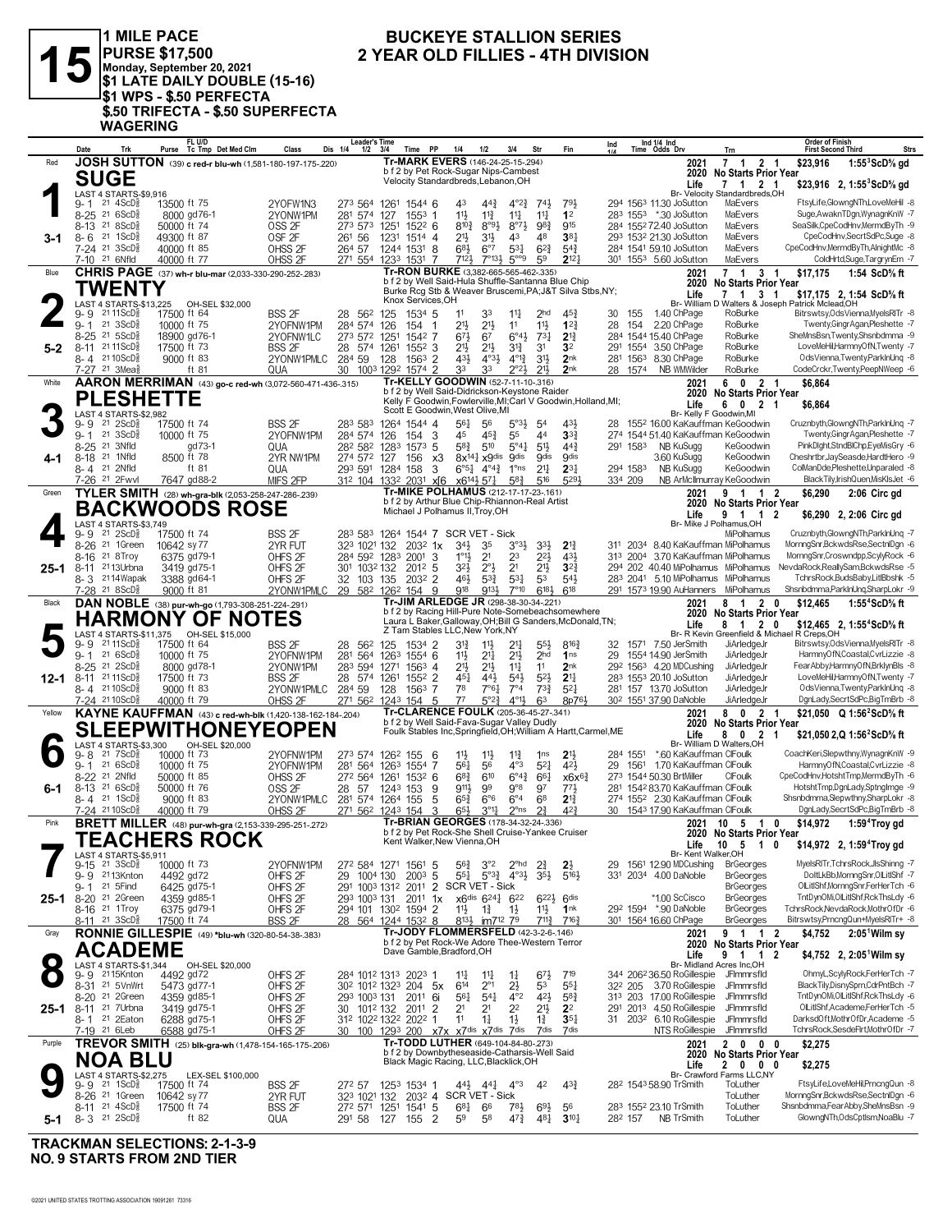# 15

**1 MILE PACE**
**PURSE $17,500**
**Monday, September 20, 2021**
**$1 LATE DAILY DOUBLE (15-16)**
**$1 WPS - $.50 PERFECTA**
**$.50 TRIFECTA - $.50 SUPERFECTA WAGERING**

## BUCKEYE STALLION SERIES
## 2 YEAR OLD FILLIES - 4TH DIVISION

---

### 1 — Red — SUGE (3-1)
**JOSH SUTTON** (39) c red-blu-wh (1,581-180-197-175-.220)
Tr-MARK EVERS (146-24-25-15-.294)
b f 2 by Pet Rock-Sugar Nips-Cambest
Velocity Standardbreds,Lebanon,OH
Br- Velocity Standardbreds,OH
LAST 4 STARTS-$9,916
2021: 7 1 2 1 $23,916 1:55³ScD⅝ gd
2020: No Starts Prior Year
Life: 7 1 2 1 $23,916 2, 1:55³ScD⅝ gd

| Date | Trk | Purse | Tc Tmp | Class | 1/4 | 1/2 | 3/4 | Time | PP | 1/4 | 1/2 | 3/4 | Str | Fin | Ind | Odds | Drv | Trn | Order of Finish |
|---|---|---|---|---|---|---|---|---|---|---|---|---|---|---|---|---|---|---|---|
| 9-1 21 | 4ScD⅝ | 13500 | ft 75 | 2YOFW1N3 | 27³ | 56⁴ | 126¹ | 154⁴ | 6 | 4³ | 4⁴¾ | 4°²¾ | 7⁴½ | 7⁹½ | 29⁴ 156³ | 11.30 | JoSutton | MaEvers | FtsyLife,GlowngNTh,LoveMeHil -8 |
| 8-25 21 | 6ScD⅝ | 8000 | gd76-1 | 2YONW1PM | 28¹ | 57⁴ | 127 | 155³ | 1 | 1½ | 1¹¾ | 1¹¾ | 1¹½ | 1² | 28³ 155³ | *.30 | JoSutton | MaEvers | Suge,AwaknTDgn,WynagnKnW -7 |
| 8-13 21 | 8ScD⅝ | 50000 | ft 74 | OSS 2F | 27³ | 57³ | 125¹ | 152² | 6 | 8¹⁰¾ | 8°⁹½ | 8°⁷½ | 9⁸¾ | 9¹⁵ | 28⁴ 155² | 72.40 | JoSutton | MaEvers | SeaSilk,CpeCodHnv,MermdByTh -9 |
| 8-6 21 | 1ScD⅝ | 49300 | ft 87 | OSF 2F | 26¹ | 56 | 123¹ | 151⁴ | 4 | 2½ | 3¹½ | 4³ | 4⁸ | 3⁸¾ | 29³ 153² | 21.30 | JoSutton | MaEvers | CpeCodHnv,SecrtSdPc,Suge -8 |
| 7-24 21 | 3ScD⅝ | 40000 | ft 85 | OHSS 2F | 26⁴ | 57 | 124⁴ | 153¹ | 8 | 6⁸½ | 6°⁷ | 5³¼ | 6²¾ | 5⁴¾ | 28⁴ 154¹ | 59.10 | JoSutton | MaEvers | CpeCodHnv,MermdByTh,AlnightMc -8 |
| 7-10 21 | 6Nfld | 40000 | ft 77 | OHSS 2F | 27¹ | 55⁴ | 123³ | 153¹ | 7 | 7¹²½ | 7°¹³½ | 5°°⁹ | 5⁹ | 2¹²½ | 30¹ 155³ | 5.60 | JoSutton | MaEvers | ColdHrtd,Suge,TargrynEm -7 |

### 2 — Blue — TWENTY (5-2)
**CHRIS PAGE** (37) wh-r blu-mar (2,033-330-290-252-.283)
Tr-RON BURKE (3,382-665-565-462-.335)
b f 2 by Well Said-Hula Shuffle-Santanna Blue Chip
Burke Rcg Stb & Weaver Bruscemi,PA;J&T Silva Stbs,NY; Knox Services,OH
Br- William D Walters & Joseph Patrick Mclead,OH
LAST 4 STARTS-$13,225 — OH-SEL $32,000
2021: 7 1 3 1 $17,175 1:54 ScD⅝ ft
2020: No Starts Prior Year
Life: 7 1 3 1 $17,175 2, 1:54 ScD⅝ ft

| Date | Trk | Purse | Tc Tmp | Class | 1/4 | 1/2 | 3/4 | Time | PP | 1/4 | 1/2 | 3/4 | Str | Fin | Ind | Odds | Drv | Trn | Order of Finish |
|---|---|---|---|---|---|---|---|---|---|---|---|---|---|---|---|---|---|---|---|
| 9-9 21 | 11ScD⅝ | 17500 | ft 64 | BSS 2F | 28 | 56² | 125 | 153⁴ | 5 | 1¹ | 3³ | 1¹¾ | 2hd | 4⁵¾ | 30 155 | 1.40 | ChPage | RoBurke | Bitrswtsy,OdsVienna,MyelsRITr -8 |
| 9-1 21 | 3ScD⅝ | 10000 | ft 75 | 2YONW1PM | 28⁴ | 57⁴ | 126 | 154 | 1 | 2½ | 2½ | 1¹ | 1½ | 1²¾ | 28 154 | 2.20 | ChPage | RoBurke | Twenty,GingrAgan,Pleshette -7 |
| 8-25 21 | 5ScD⅝ | 18900 | gd76-1 | 2YONW1LC | 27³ | 57² | 125¹ | 154² | 7 | 6⁷½ | 6⁷ | 6°⁴½ | 7³½ | 2¹¾ | 28⁴ 154⁴ | 15.40 | ChPage | RoBurke | SheMnsBsn,Twenty,Shsnbdmma -9 |
| 8-11 21 | 11ScD⅝ | 17500 | ft 73 | BSS 2F | 28 | 57⁴ | 126¹ | 155² | 3 | 2½ | 2½ | 3¹¾ | 3¹ | 3² | 29¹ 155⁴ | 3.50 | ChPage | RoBurke | LoveMeHil,HarmnyOfN,Twenty -7 |
| 8-4 21 | 10ScD⅝ | 9000 | ft 83 | 2YONW1PMLC | 28⁴ | 59 | 128 | 156³ | 2 | 4³½ | 4°³½ | 4°¹¾ | 3¹½ | 2nk | 28¹ 156³ | 8.30 | ChPage | RoBurke | OdsVienna,Twenty,ParklnUnq -8 |
| 7-27 21 | 3Mea⅝ | | ft 81 | QUA | 30 | 100³ | 129² | 157⁴ | 2 | 3³ | 3³ | 2°²½ | 2½ | 2nk | 28 157⁴ | NB | WMWilder | RoBurke | CodeCrckr,Twenty,PeepNWeep -6 |

### 3 — White — PLESHETTE (4-1)
**AARON MERRIMAN** (43) go-c red-wh (3,072-560-471-436-.315)
Tr-KELLY GOODWIN (52-7-11-10-.316)
b f 2 by Well Said-Didrickson-Keystone Raider
Kelly F Goodwin,Fowlerville,MI;Carl V Goodwin,Holland,MI; Scott E Goodwin,West Olive,MI
Br- Kelly F Goodwin,MI
LAST 4 STARTS-$2,982
2021: 6 0 2 1 $6,864
2020: No Starts Prior Year
Life: 6 0 2 1 $6,864

| Date | Trk | Purse | Tc Tmp | Class | 1/4 | 1/2 | 3/4 | Time | PP | 1/4 | 1/2 | 3/4 | Str | Fin | Ind | Odds | Drv | Trn | Order of Finish |
|---|---|---|---|---|---|---|---|---|---|---|---|---|---|---|---|---|---|---|---|
| 9-9 21 | 2ScD⅝ | 17500 | ft 74 | BSS 2F | 28³ | 58³ | 126⁴ | 154⁴ | 4 | 5⁶½ | 5⁶ | 5°³½ | 5⁴ | 4³½ | 28 155² | 16.00 | KaKauffman | KeGoodwin | Cruznbyth,GlowngNTh,ParklnUnq -7 |
| 9-1 21 | 3ScD⅝ | 10000 | ft 75 | 2YONW1PM | 28⁴ | 57⁴ | 126 | 154 | 3 | 4⁵ | 4⁵¾ | 5⁵ | 4⁴ | 3³¾ | 27⁴ 154⁴ | 51.30 | KaKauffman | KeGoodwin | Twenty,GingrAgan,Pleshette -7 |
| 8-25 21 | 3Nfld | | gd73-1 | QUA | 28² | 58² | 128³ | 157³ | 5 | 5⁸¾ | 5¹⁰ | 5°⁴½ | 5¹½ | 4⁴¾ | 29¹ 158³ | NB | KuSugg | KeGoodwin | PinkDlght,StndBlChp,EyeMisGry -6 |
| 8-18 21 | 1Nfld | 8500 | ft 78 | 2YR NW1PM | 27⁴ | 57² | 127 | 156 | x3 | 8x¹⁴½ | x9dis | 9dis | 9dis | 9dis | | 3.60 | KuSugg | KeGoodwin | Cheshrtbr,JaySeasde,HardtHero -9 |
| 8-4 21 | 2Nfld | | ft 81 | QUA | 29³ | 59¹ | 128⁴ | 158 | 3 | 6°⁵½ | 4°⁴¾ | 1°ns | 2¹½ | 2³¼ | 29⁴ 158³ | NB | KuSugg | KeGoodwin | ColManDde,Pleshette,Unparaled -8 |
| 7-26 21 | 2Fwvl | 7647 | gd88-2 | MIFS 2FP | 31² | 104 | 133² | 203¹ | xf6 | x6¹⁴½ | 5⁷½ | 5⁸¾ | 5¹⁶ | 5²⁹½ | 33⁴ 209 | NB | ArMcIlmurray | KeGoodwin | BlackTily,IrishQuen,MisKlsJet -6 |

### 4 — Green — BACKWOODS ROSE (25-1)
**TYLER SMITH** (28) wh-gra-blk (2,053-258-247-286-.239)
Tr-MIKE POLHAMUS (212-17-17-23-.161)
b f 2 by Arthur Blue Chip-Rhiannon-Real Artist
Michael J Polhamus II,Troy,OH
Br- Mike J Polhamus,OH
LAST 4 STARTS-$3,749
2021: 9 1 1 2 $6,290 2:06 Circ gd
2020: No Starts Prior Year
Life: 9 1 1 2 $6,290 2, 2:06 Circ gd

| Date | Trk | Purse | Tc Tmp | Class | 1/4 | 1/2 | 3/4 | Time | PP | 1/4 | 1/2 | 3/4 | Str | Fin | Ind | Odds | Drv | Trn | Order of Finish |
|---|---|---|---|---|---|---|---|---|---|---|---|---|---|---|---|---|---|---|---|
| 9-9 21 | 2ScD⅝ | 17500 | ft 74 | BSS 2F | 28³ | 58³ | 126⁴ | 154⁴ | 7 | SCR VET - Sick | | | | | | | | MiPolhamus | Cruznbyth,GlowngNTh,ParklnUnq -7 |
| 8-26 21 | 1Green | 10642 | sy77 | 2YR FUT | 32³ | 102¹ | 132 | 203² | 1x | 3⁴½ | 3⁵ | 3°³½ | 3³½ | 2¹¾ | 31¹ 203⁴ | 8.40 | KaKauffman | MiPolhamus | MorngSnr,BckwdsRse,SectnlDgn -6 |
| 8-16 21 | 8Troy | 6375 | gd79-1 | OHFS 2F | 28⁴ | 59² | 128³ | 200¹ | 3 | 1°¹½ | 2¹ | 2³ | 2²¾ | 4³½ | 31³ 200⁴ | 3.70 | KaKauffman | MiPolhamus | MorngSnr,Croswndpp,ScylyRock -6 |
| 8-11 21 | 13Urbna | 3419 | gd75-1 | OHFS 2F | 30¹ | 103² | 132 | 201² | 5 | 3²½ | 2°½ | 2¹ | 2¹½ | 3²¾ | 29⁴ 202 | 40.40 | MiPolhamus | MiPolhamus | NevdaRock,ReallySam,BckwdsRse -5 |
| 8-3 21 | 14Wapak | 3388 | gd64-1 | OHFS 2F | 32 | 103 | 135 | 203² | 2 | 4⁶½ | 5³¾ | 5³¾ | 5³ | 5⁴½ | 28³ 204¹ | 5.10 | MiPolhamus | MiPolhamus | TchrsRock,BudsBaby,LitlBbshk -5 |
| 7-28 21 | 8ScD⅝ | 9000 | ft 81 | 2YONW1PMLC | 29 | 58² | 126² | 154 | 9 | 9¹⁸ | 9¹³½ | 7°¹⁰ | 6¹⁸½ | 6¹⁸ | 29¹ 157³ | 19.90 | AuHanners | MiPolhamus | Shsnbdmma,ParklnUnq,SharpLokr -9 |

### 5 — Black — HARMONY OF NOTES (12-1)
**DAN NOBLE** (38) pur-wh-go (1,793-308-251-224-.291)
Tr-JIM ARLEDGE JR (298-38-30-34-.221)
b f 2 by Racing Hill-Pure Note-Somebeachsomewhere
Laura L Baker,Galloway,OH;Bill G Sanders,McDonald,TN; Z Tam Stables LLC,New York,NY
Br- R Kevin Greenfield & Michael R Creps,OH
LAST 4 STARTS-$11,375 — OH-SEL $15,000
2021: 8 1 2 0 $12,465 1:55⁴ScD⅝ ft
2020: No Starts Prior Year
Life: 8 1 2 0 $12,465 2, 1:55⁴ScD⅝ ft

| Date | Trk | Purse | Tc Tmp | Class | 1/4 | 1/2 | 3/4 | Time | PP | 1/4 | 1/2 | 3/4 | Str | Fin | Ind | Odds | Drv | Trn | Order of Finish |
|---|---|---|---|---|---|---|---|---|---|---|---|---|---|---|---|---|---|---|---|
| 9-9 21 | 11ScD⅝ | 17500 | ft 64 | BSS 2F | 28 | 56² | 125 | 153⁴ | 2 | 3¹¾ | 1¹½ | 2¹¾ | 5⁵½ | 8¹⁶¾ | 32 157¹ | 7.50 | JerSmith | JiArledgeJr | Bitrswtsy,OdsVienna,MyelsRITr -8 |
| 9-1 21 | 6ScD⅝ | 10000 | ft 75 | 2YONW1PM | 28¹ | 56⁴ | 126³ | 155⁴ | 6 | 1½ | 2¹½ | 2¹½ | 2hd | 1ns | 29 155⁴ | 14.90 | JerSmith | JiArledgeJr | HarmnyOfN,Coastal,CvrLizzie -8 |
| 8-25 21 | 2ScD⅝ | 8000 | gd78-1 | 2YONW1PM | 28³ | 59⁴ | 127¹ | 156³ | 4 | 2½ | 2½ | 1¹¾ | 1¹ | 2nk | 29² 156³ | 4.20 | MDCushing | JiArledgeJr | FearAbby,HarmnyOfN,BrklynBls -8 |
| 8-11 21 | 11ScD⅝ | 17500 | ft 73 | BSS 2F | 28 | 57⁴ | 126¹ | 155² | 2 | 4⁵½ | 4⁴½ | 5⁴½ | 5²½ | 2¹½ | 28³ 155³ | 20.10 | JoSutton | JiArledgeJr | LoveMeHil,HarmnyOfN,Twenty -7 |
| 8-4 21 | 10ScD⅝ | 9000 | ft 83 | 2YONW1PMLC | 28⁴ | 59 | 128 | 156³ | 8 | 7⁸ | 7°⁶½ | 7°⁴ | 7³¾ | 5²½ | 28¹ 157 | 13.70 | JoSutton | JiArledgeJr | OdsVienna,Twenty,ParklnUnq -8 |
| 7-24 21 | 10ScD⅝ | 40000 | ft 79 | OHSS 2F | 27¹ | 56² | 124³ | 154 | 5 | 7⁷ | 5°²¾ | 4°¹½ | 6³ | 8p7⁶½ | 30² 155¹ | 37.90 | DaNoble | JiArledgeJr | DgnLady,SecrtSdPc,BigTmBrb -8 |

### 6 — Yellow — SLEEPWITHONEYEOPEN (6-1)
**KAYNE KAUFFMAN** (43) c red-wh-blk (1,420-138-162-184-.204)
Tr-CLARENCE FOULK (205-36-45-27-.341)
b f 2 by Well Said-Feva-Sugar Valley Dudly
Foulk Stables Inc,Springfield,OH;William A Hartt,Carmel,ME
Br- William D Walters,OH
LAST 4 STARTS-$3,300 — OH-SEL $20,000
2021: 8 0 2 1 $21,050 Q 1:56²ScD⅝ ft
2020: No Starts Prior Year
Life: 8 0 2 1 $21,050 2,Q 1:56²ScD⅝ ft

| Date | Trk | Purse | Tc Tmp | Class | 1/4 | 1/2 | 3/4 | Time | PP | 1/4 | 1/2 | 3/4 | Str | Fin | Ind | Odds | Drv | Trn | Order of Finish |
|---|---|---|---|---|---|---|---|---|---|---|---|---|---|---|---|---|---|---|---|
| 9-8 21 | 7ScD⅝ | 10000 | ft 73 | 2YONW1PM | 27³ | 57⁴ | 126² | 155 | 6 | 1½ | 1½ | 1¹¾ | 1ns | 2¹½ | 28⁴ 155¹ | *.60 | KaKauffman | ClFoulk | CoachKeri,Slepwthny,WynagnKnW -9 |
| 9-1 21 | 6ScD⅝ | 10000 | ft 75 | 2YONW1PM | 28¹ | 56⁴ | 126³ | 155⁴ | 6 | 5⁶½ | 5⁶ | 4°³ | 5²¼ | 4²½ | 29 156¹ | 1.70 | KaKauffman | ClFoulk | HarmnyOfN,Coastal,CvrLizzie -8 |
| 8-22 21 | 2Nfld | 50000 | ft 85 | OHSS 2F | 27² | 56⁴ | 126¹ | 153² | 6 | 6⁸¾ | 6¹⁰ | 6°⁴¾ | 6⁶½ | x6x⁶¾ | 27³ 154⁴ | 50.30 | BrtMiller | ClFoulk | CpeCodHnv,HotshtTmp,MermdByTh -6 |
| 8-13 21 | 6ScD⅝ | 50000 | ft 76 | OSS 2F | 28 | 57 | 124³ | 153 | 9 | 9¹¹½ | 9⁹ | 9°⁸ | 9⁷ | 7⁷½ | 28¹ 154² | 83.70 | KaKauffman | ClFoulk | HotshtTmp,DgnLady,SptngImge -9 |
| 8-4 21 | 1ScD⅝ | 9000 | ft 83 | 2YONW1PMLC | 28¹ | 57⁴ | 126⁴ | 155 | 5 | 6⁵¾ | 6°⁶ | 6°⁴ | 6⁸ | 2¹¾ | 27⁴ 155² | 2.30 | KaKauffman | ClFoulk | Shsnbdmma,Slepwthny,SharpLokr -8 |
| 7-24 21 | 10ScD⅝ | 40000 | ft 79 | OHSS 2F | 27¹ | 56² | 124³ | 154 | 3 | 6⁵½ | 3°¹½ | 4°¹½ | 6³ | 4²¾ | 30 154³ | 17.90 | KaKauffman | ClFoulk | DgnLady,SecrtSdPc,BigTmBrb -8 |

### 7 — Pink — TEACHERS ROCK (25-1)
**BRETT MILLER** (48) pur-wh-gra (2,153-339-295-251-.272)
Tr-BRIAN GEORGES (178-34-32-24-.336)
b f 2 by Pet Rock-We Shell Cruise-Yankee Cruiser
Kent Walker,New Vienna,OH
Br- Kent Walker,OH
LAST 4 STARTS-$5,911
2021: 10 5 1 0 $14,972 1:59⁴Troy gd
2020: No Starts Prior Year
Life: 10 5 1 0 $14,972 2, 1:59⁴Troy gd

| Date | Trk | Purse | Tc Tmp | Class | 1/4 | 1/2 | 3/4 | Time | PP | 1/4 | 1/2 | 3/4 | Str | Fin | Ind | Odds | Drv | Trn | Order of Finish |
|---|---|---|---|---|---|---|---|---|---|---|---|---|---|---|---|---|---|---|---|
| 9-15 21 | 3ScD⅝ | 10000 | ft 73 | 2YONW1PM | 27² | 58⁴ | 127¹ | 156¹ | 5 | 5⁶¾ | 3°² | 2°hd | 2¾ | 2½ | 29 156¹ | 12.90 | MDCushing | BrGeorges | MyelsRITr,TchrsRock,JlsShinng -7 |
| 9-9 21 | 13Knton | 4492 | gd72 | OHFS 2F | 29 | 100⁴ | 130 | 200³ | 5 | 5⁵½ | 5°³¾ | 4°³½ | 3⁵½ | 5¹⁶½ | 33¹ 203⁴ | 4.00 | DaNoble | BrGeorges | DoltLkBb,MorngSnr,OlLitlShf -7 |
| 9-1 21 | 5Find | 6425 | gd75-1 | OHFS 2F | 29¹ | 100³ | 131² | 201¹ | 2 | SCR VET - Sick | | | | | | | | BrGeorges | OlLitlShf,MorngSnr,FerHerTch -6 |
| 8-20 21 | 2Green | 4359 | gd85-1 | OHFS 2F | 29³ | 100³ | 131 | 201¹ | 1x | x6dis | 6²⁴½ | 6²² | 6²²½ | 6dis | | *1.00 | ScCisco | BrGeorges | TntDynOMi,OlLitlShf,RckThsLdy -6 |
| 8-16 21 | 1Troy | 6375 | gd79-1 | OHFS 2F | 29⁴ | 101 | 130² | 159⁴ | 2 | 1½ | 1¾ | 1½ | 1½ | 1nk | 29² 159⁴ | *.90 | DaNoble | BrGeorges | TchrsRock,NevdaRock,MothrOfDr -6 |
| 8-11 21 | 3ScD⅝ | 17500 | ft 74 | BSS 2F | 28 | 56⁴ | 124⁴ | 153² | 8 | 8³³½ | im7¹² | 7⁹ | 7¹¹¾ | 7¹⁶¾ | 30¹ 156⁴ | 16.60 | ChPage | BrGeorges | Bitrswtsy,PrncngQun+MyelsRITr+ -8 |

### 8 — Gray — ACADEME (25-1)
**RONNIE GILLESPIE** (49) *blu-wh (320-80-54-38-.383)
Tr-JODY FLOMMERSFELD (42-3-2-6-.146)
b f 2 by Pet Rock-We Adore Thee-Western Terror
Dave Gamble,Bradford,OH
Br- Midland Acres Inc,OH
LAST 4 STARTS-$1,344 — OH-SEL $20,000
2021: 9 1 1 2 $4,752 2:05¹Wilm sy
2020: No Starts Prior Year
Life: 9 1 1 2 $4,752 2, 2:05¹Wilm sy

| Date | Trk | Purse | Tc Tmp | Class | 1/4 | 1/2 | 3/4 | Time | PP | 1/4 | 1/2 | 3/4 | Str | Fin | Ind | Odds | Drv | Trn | Order of Finish |
|---|---|---|---|---|---|---|---|---|---|---|---|---|---|---|---|---|---|---|---|
| 9-9 21 | 15Knton | 4492 | gd72 | OHFS 2F | 28⁴ | 101² | 131³ | 202³ | 1 | 1¹½ | 1¹½ | 1½ | 6⁷½ | 7¹⁹ | 34⁴ 206² | 36.50 | RoGillespie | JFlmmrsfld | OhmyL,ScylyRock,FerHerTch -7 |
| 8-31 21 | 5VnWrt | 5473 | gd77-1 | OHFS 2F | 30² | 101² | 132³ | 204 | 5x | 6¹⁴ | 2°¹ | 2½ | 5³ | 5⁵¼ | 32² 205 | 3.70 | RoGillespie | JFlmmrsfld | BlackTily,DisnySprn,CdrPntBch -7 |
| 8-20 21 | 2Green | 4359 | gd85-1 | OHFS 2F | 29³ | 100³ | 131 | 201¹ | 6i | 5⁶½ | 5⁴½ | 4°² | 4²½ | 5⁸¾ | 31³ 203 | 17.00 | RoGillespie | JFlmmrsfld | TntDynOMi,OlLitlShf,RckThsLdy -6 |
| 8-11 21 | 7Urbna | 3419 | gd75-1 | OHFS 2F | 30 | 101² | 132 | 201¹ | 2 | 2¹ | 2¹ | 2² | 2¹½ | 2² | 29¹ 201³ | 4.50 | RoGillespie | JFlmmrsfld | OlLitlShf,Academe,FerHerTch -5 |
| 8-1 21 | 2Eaton | 6288 | gd75-1 | OHFS 2F | 31² | 102² | 132² | 202² | 1 | 1¹ | 1¾ | 1½ | 1¾ | 3⁵½ | 31 203² | 6.10 | RoGillespie | JFlmmrsfld | DarksdOft,MothrOfDr,Academe -5 |
| 7-19 21 | 6Leb | 6588 | gd75-1 | OHFS 2F | 30 | 100 | 129³ | 200 | x7x | x7dis | x7dis | 7dis | 7dis | 7dis | | NTS | RoGillespie | JFlmmrsfld | TchrsRock,SesdeFlrt,MothrOfDr -7 |

### 9 — Purple — NOA BLU (5-1)
**TREVOR SMITH** (25) blk-gra-wh (1,478-154-165-175-.206)
Tr-TODD LUTHER (649-104-84-80-.273)
b f 2 by Downbytheseaside-Catharsis-Well Said
Black Magic Racing, LLC,Blacklick,OH
Br- Crawford Farms LLC,NY
LAST 4 STARTS-$2,275 — LEX-SEL $100,000
2021: 2 0 0 0 $2,275
2020: No Starts Prior Year
Life: 2 0 0 0 $2,275

| Date | Trk | Purse | Tc Tmp | Class | 1/4 | 1/2 | 3/4 | Time | PP | 1/4 | 1/2 | 3/4 | Str | Fin | Ind | Odds | Drv | Trn | Order of Finish |
|---|---|---|---|---|---|---|---|---|---|---|---|---|---|---|---|---|---|---|---|
| 9-9 21 | 1ScD⅝ | 17500 | ft 74 | BSS 2F | 27² | 57 | 125³ | 153⁴ | 1 | 4⁴½ | 4⁴¼ | 4°³ | 4² | 4³¾ | 28² 154³ | 58.90 | TrSmith | ToLuther | FtsyLife,LoveMeHil,PrncngQun -8 |
| 8-26 21 | 1Green | 10642 | sy77 | 2YR FUT | 32³ | 102¹ | 132 | 203² | 4 | SCR VET - Sick | | | | | | | | ToLuther | MorngSnr,BckwdsRse,SectnlDgn -6 |
| 8-11 21 | 4ScD⅝ | 17500 | ft 74 | BSS 2F | 27² | 57¹ | 125¹ | 154¹ | 5 | 6⁸½ | 6⁶ | 7⁸½ | 6⁹½ | 5⁶ | 28³ 155² | 23.10 | TrSmith | ToLuther | Shsnbdmma,FearAbby,SheMnsBsn -9 |
| 8-3 21 | 2ScD⅝ | | ft 82 | QUA | 29¹ | 58 | 127 | 155 | 2 | 5⁹ | 5⁸ | 4⁷¾ | 4⁸½ | 3¹⁰½ | 28² 157 | NB | TrSmith | ToLuther | GlowngNTh,OdsCptlsm,NoaBlu -7 |

**TRACKMAN SELECTIONS: 2-1-3-9**
**NO. 9 STARTS FROM 2ND TIER**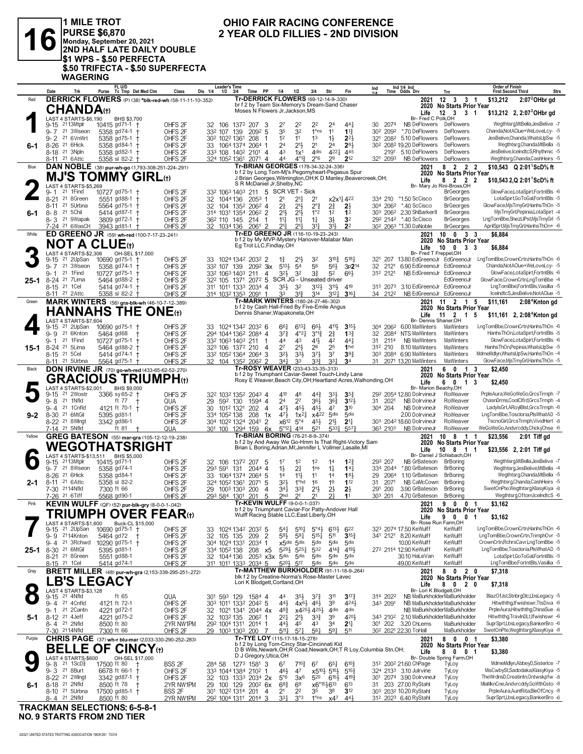# 16

**1 MILE TROT**
**PURSE $6,870**
**Monday, September 20, 2021**
**2ND HALF LATE DAILY DOUBLE**
**$1 WPS - $.50 PERFECTA**
**$.50 TRIFECTA - $.50 SUPERFECTA**
**WAGERING**

## OHIO FAIR RACING CONFERENCE
## 2 YEAR OLD FILLIES - 2ND DIVISION

---

### 1 — Red — 6-1
**DERRICK FLOWERS** (P) (38) *blk-red-wh (58-11-11-10-.352)
**CHANDA(t)**
Tr-DERRICK FLOWERS (69-12-14-9-.330)
br f 2 by Team Six-Memory's Dream-Sand Chaser
Moses N Flowers Jr,Jackson,MS
LAST 4 STARTS-$6,190 BHS $3,700
2021: 12 3 3 1 $13,212 2:07²OHbr gd
2020 No Starts Prior Year
Life: 12 3 3 1 $13,212 2, 2:07²OHbr gd
Br- Fred C Polk,OH

| Date | Trk | Purse | Cond | Class | 1/4 | 1/2 | 3/4 | Time | PP | 1/4 | 1/2 | 3/4 | Str | Fin | Ind | Ind 1/4 | Odds | Drv | Trn | Order of Finish |
|---|---|---|---|---|---|---|---|---|---|---|---|---|---|---|---|---|---|---|---|---|
| 9-15 | 21 13Mtplr | 10415 | gd71-1 | OHFS 2F | 32 | 106 | 137² | 207 | 3 | 2⁷ | 2² | 2² | 2⁴ | 4⁴¼ | 30 | 207⁴ | NB | DeFlowers | DeFlowers | Wegthtsrg,MtBella,JesBelive -7 |
| 9-7 | 21 3Wseon | 5358 | gd74-1 | OHFS 2F | 33² | 107 | 139 | 209² | 5 | 3⁵ | 3² | 1°ns | 1¹ | 1¹¾ | 30² | 209² | *.70 | DeFlowers | DeFlowers | Chanda,NotAClue+WeLoveLcy- -5 |
| 9-2 | 21 6VnWrt | 5358 | gd75-1 | OHFS 2F | 30² | 102² | 136¹ | 208 | 1 | 1² | 1¹ | 1³ | 1½ | 2²½ | 32¹ | 208² | 5.10 | DeFlowers | DeFlowers | JesBelive,Chanda,WhatsUpSw -5 |
| 8-26 | 21 6Hick | 5358 | gd84-1 | OHFS 2F | 33 | 106⁴ | 137⁴ | 206⁴ | 1 | 2⁴ | 2¹½ | 2¹ | 2⁴ | 2⁸½ | 30² | 208² | 19.20 | DeFlowers | DeFlowers | Wegthtsrg,Chanda,MtBella -5 |
| 8-18 | 21 3Npln | 5358 | gd82-1 | OHFS 2F | 33³ | 108 | 140² | 210¹ | 4 | 4³ | 1x¹ | 4dis | 4²²¼ | 4⁴⁵ | | 219¹ | 5.10 | DeFlowers | DeFlowers | JesBelive,IcelndtcS,Rhythmic -5 |
| 8-11 | 21 6Attc | 5358 | sl 82-2 | OHFS 2F | 32⁴ | 105² | 136¹ | 207¹ | 4 | 4⁴ | 4°1¾ | 2°6 | 2⁹ | 2¹² | 32¹ | 209³ | NB | DeFlowers | DeFlowers | Wegthtsrg,Chanda,CashHeirs -5 |

### 2 — Blue — 6-1
**DAN NOBLE** (38) pur-wh-go (1,793-308-251-224-.291)
**MJ'S TOMMY GIRL(t)**
Tr-BRIAN GEORGES (178-34-32-24-.336)
b f 2 by Long Tom-Mj's Pegomyheart-Pegasus Spur
J Brian Georges,Wilmington,OH;K D Manley,Beavercreek,OH; S R McDaniel Jr,Shelby,NC
LAST 4 STARTS-$5,269
2021: 8 2 2 2 $10,543 Q 2:01¹ScD⅝ ft
2020 No Starts Prior Year
Life: 8 2 2 2 $10,543 2,Q 2:01¹ScD⅝ ft
Br- Mary Jo Rini-Bross,OH

| Date | Trk | Purse | Cond | Class | 1/4 | 1/2 | 3/4 | Time | PP | 1/4 | 1/2 | 3/4 | Str | Fin | Ind | Ind 1/4 | Odds | Drv | Trn | Order of Finish |
|---|---|---|---|---|---|---|---|---|---|---|---|---|---|---|---|---|---|---|---|---|
| 9-1 | 21 1Find | 10727 | gd75-1 | OHFS 2F | 33² | 106³ | 140³ | 211 | 5 | SCR VET - Sick | | | | | | | | | BrGeorges | GlowFace,LotaSpirt,FortntBls -6 |
| 8-21 | 21 8Green | 5551 | gd88-1 | OHFS 2F | 32 | 104⁴ | 136 | 205³ | 1 | 2¹ | 2¹½ | 2¹ | x2x¹¼ | 4²² | 33⁴ | 210 | *1.50 | ScCisco | BrGeorges | LotaSpirt,GoToGal,FortntBls -5 |
| 8-11 | 21 5Urbna | 5564 | gd75-1 | OHFS 2F | 32 | 104 | 135² | 206² | 4 | 2¾ | 2¹½ | 2°¾ | 2¾ | 2½ | 30⁴ | 206² | *.40 | ScCisco | BrGeorges | GlowFace,MjsTmyGrl,HanhsThOn -5 |
| 8-8 | 21 5Chil | 5414 | gd87-1 | OHFS 2F | 31⁴ | 103¹ | 135⁴ | 206² | 2 | 2¹½ | 2¹½ | 1°² | 1² | 1² | 30³ | 206² | 2.30 | ShBarkerII | BrGeorges | MjsTmyGrl,Pepinia,LotaSpirt -4 |
| 8-3 | 21 9Wapak | 3809 | gd72-1 | OHFS 2F | 36² | 110 | 145 | 214 | 1 | 1¹½ | 1¹½ | 1½ | 3½ | 3² | 29² | 214² | *.40 | ScCisco | BrGeorges | LngTomBbe,ShezLlPst,MjsTmyGrl -5 |
| 7-24 | 21 6WasCH | 3943 | gd81-1 | OHFS 2F | 32 | 103⁴ | 136 | 206¹ | 2 | 2¹½ | 2¹½ | 3¹¼ | 3¹½ | 2² | 30² | 206³ | *1.30 | DaNoble | BrGeorges | AprilSprt,MjsTmyGrl,HanhsThOn+ -6 |

### 3 — White — 25-1
**ED GREENO JR** (59) wh-red (100-7-17-23-.241)
**NOT A CLUE(t)**
Tr-ED GREENO JR (116-10-19-23-.243)
b f 2 by My MVP-Mystery Hanover-Malabar Man
Eg Trot LLC,Findlay,OH
LAST 4 STARTS-$2,306 OH-SEL $17,000
2021: 10 0 3 3 $6,884
2020 No Starts Prior Year
Life: 10 0 3 3 $6,884
Br- Fred T Freppel,OH

| Date | Trk | Purse | Cond | Class | 1/4 | 1/2 | 3/4 | Time | PP | 1/4 | 1/2 | 3/4 | Str | Fin | Ind | Ind 1/4 | Odds | Drv | Trn | Order of Finish |
|---|---|---|---|---|---|---|---|---|---|---|---|---|---|---|---|---|---|---|---|---|
| 9-15 | 21 2UpSan | 10690 | gd75-1 | OHFS 2F | 33 | 102⁴ | 134² | 203² | 2 | 1¾ | 2¹½ | 3² | 3¹⁰¾ | 5¹⁸¾ | 32¹ | 207 | 13.80 | EdGreenoJr | EdGreenoJr | LngTomBbe,CrownCrtn,HanhsThOn -6 |
| 9-7 | 21 3Wseon | 5358 | gd74-1 | OHFS 2F | 33² | 107 | 139 | 209² | 3ix | 5¹³½ | 5⁴ | 5⁶ | 5⁶½ | 3p2¹⁴ | 32 | 212¹ | 6.90 | EdGreenoJr | EdGreenoJr | Chanda,NotAClue+WeLoveLcy- -5 |
| 9-1 | 21 1Find | 10727 | gd75-1 | OHFS 2F | 33² | 106³ | 140³ | 211 | 4 | 3²½ | 3² | 3¾ | 5² | 6⁶½ | 31² | 212¹ | NB | EdGreenoJr | EdGreenoJr | GlowFace,LotaSpirt,FortntBls -6 |
| 8-24 | 21 7Lima | 5464 | gd88-2 | OHFS 2F | 32² | 105 | 137¹ | 207² | 5 | SCR JG - Unseated driver | | | | | | | | | EdGreenoJr | GlowFace,CrownCrtn,LngTomBbe -4 |
| 8-15 | 21 1Cel | 5414 | gd74-1 | OHFS 2F | 31¹ | 101¹ | 133³ | 203⁴ | 4 | 3⁵½ | 3² | 3¹²½ | 3¹¹¼ | 4¹⁹ | 31³ | 207³ | 3.10 | EdGreenoJr | EdGreenoJr | LngTomBbe,FortntBls,Vasillia -5 |
| 8-11 | 21 2Attc | 5358 | sl 82-2 | OHFS 2F | 31⁴ | 103² | 135³ | 209¹ | 1 | 3³ | 3¹¾ | 3¹⁴ | 3¹²¼ | 3¹⁶¼ | 34 | 212² | NB | EdGreenoJr | EdGreenoJr | IcelndtcS,JesBelive,NotAClue -5 |

### 4 — Green — 15-1
**MARK WINTERS** (56) gra-blk-wh (46-10-7-12-.389)
**HANNAHS THE ONE(t)**
Tr-MARK WINTERS (180-24-27-46-.302)
b f 2 by Cash Hall-Fried By Five-Emile Angus
Dennis Shaner,Wapakoneta,OH
LAST 4 STARTS-$7,604
2021: 11 2 1 5 $11,161 2:08⁴Knton gd
2020 No Starts Prior Year
Life: 11 2 1 5 $11,161 2, 2:08⁴Knton gd
Br- Dennis Shaner,OH

| Date | Trk | Purse | Cond | Class | 1/4 | 1/2 | 3/4 | Time | PP | 1/4 | 1/2 | 3/4 | Str | Fin | Ind | Ind 1/4 | Odds | Drv | Trn | Order of Finish |
|---|---|---|---|---|---|---|---|---|---|---|---|---|---|---|---|---|---|---|---|---|
| 9-15 | 21 2UpSan | 10690 | gd75-1 | OHFS 2F | 33 | 102⁴ | 134² | 203² | 6 | 6⁶¾ | 6¹³¾ | 6⁶½ | 4¹¹½ | 3¹⁵½ | 30⁴ | 206² | 6.00 | MaWinters | MaWinters | LngTomBbe,CrownCrtn,HanhsThOn -6 |
| 9-9 | 21 6Knton | 5464 | gd68 | OHFS 2F | 29⁴ | 104⁴ | 136² | 208⁴ | 4 | 3⁷¾ | 4°²½ | 3°¹¾ | 2¾ | 1³¾ | 32 | 208⁴ | NTS | MaWinters | MaWinters | HanhsThOn,LotaSpirt,FortntBls -5 |
| 9-1 | 21 1Find | 10727 | gd75-1 | OHFS 2F | 33² | 106³ | 140³ | 211 | 1 | 4⁴ | 4³ | 4¹½ | 4² | 4⁴¾ | 31 | 211⁴ | NB | MaWinters | MaWinters | GlowFace,LotaSpirt,FortntBls -6 |
| 8-24 | 21 5Lima | 5464 | gd88-2 | OHFS 2F | 32³ | 106 | 137² | 210 | 4 | 2⁷ | 2¹½ | 2⁶ | 2⁵ | 1hd | 31² | 210 | 8.10 | MaWinters | MaWinters | HanhsThOn,Pepinia,WhatsUpSw -5 |
| 8-15 | 21 5Cel | 5414 | gd74-1 | OHFS 2F | 33² | 105² | 136⁴ | 203⁴ | 3 | 3²½ | 3³½ | 3⁷½ | 3⁷ | 3⁹¾ | 30³ | 208⁴ | 6.90 | MaWinters | MaWinters | MdmeMdlyn,WhatsUpSw,HanhsThOn -4 |
| 8-11 | 21 5Urbna | 5564 | gd75-1 | OHFS 2F | 32 | 104 | 135² | 206² | 2 | 3⁴¾ | 3³ | 3³¾ | 3³½ | 3⁴ | 31 | 207¹ | 13.20 | MaWinters | MaWinters | GlowFace,MjsTmyGrl,HanhsThOn -5 |

### 5 — Black — 9-2
**DON IRVINE JR** (70) go-wh-red (433-65-62-52-.270)
**GRACIOUS TRIUMPH(t)**
Tr-ROSY WEAVER (233-43-33-35-.313)
b f 2 by Triumphant Caviar-Sweet Touch-Lindy Lane
Rosy E Weaver,Beach City,OH;Heartland Acres,Walhonding,OH
LAST 4 STARTS-$2,001 BHS $9,000
2021: 6 0 1 3 $2,450
2020 No Starts Prior Year
Life: 6 0 1 3 $2,450
Br- Marion Beachy,OH

| Date | Trk | Purse | Cond | Class | 1/4 | 1/2 | 3/4 | Time | PP | 1/4 | 1/2 | 3/4 | Str | Fin | Ind | Ind 1/4 | Odds | Drv | Trn | Order of Finish |
|---|---|---|---|---|---|---|---|---|---|---|---|---|---|---|---|---|---|---|---|---|
| 9-15 | 21 2Wostr | 3366 | sy 65-2 | OHFS 2F | 32² | 103² | 135² | 204³ | 4 | 4¹⁰ | 4⁸ | 4⁴¾ | 3³½ | 3⁵¾ | 29² | 205⁴ | 12.80 | DoIrvineJr | RoWeaver | PrpleAura,WeGoWeGo,GrcsTrmph -7 |
| 9-8 | 21 1Nfld | | ft 77 | QUA | 29 | 59² | 130 | 159⁴ | 4 | 2⁴ | 2⁷ | 3⁶½ | 3⁶¾ | 3¹²½ | 31 | 202¹ | NB | DoIrvineJr | RoWeaver | ChasnDrms,CoolClfrd,GrcsTrmph -4 |
| 9-4 | 21 1Cnfld | 4121 | ft 70-1 | OHFS 2F | 30 | 101² | 132¹ | 202 | 4 | 4⁷½ | 4⁵½ | 4⁵½ | 4⁷ | 3¹⁰ | 30⁴ | 204 | NB | DoIrvineJr | RoWeaver | LadylsGrl,ARoylBlst,GrcsTrmph -6 |
| 8-30 | 21 6MtGil | 5395 | gd81-1 | OHFS 2F | 33⁴ | 105² | 138 | 208 | 1x | 4⁷½ | 1x²¼ | x4²² | 5dis | 5dis | | | 2.00 | DoIrvineJr | RoWeaver | LngTomBbe,Tosclora,PlsWhatAD -5 |
| 8-22 | 21 8Wlngt | 3342 | gd86-1 | OHFS 2F | 30⁴ | 102⁴ | 132⁴ | 204¹ | 2 | x6¹² | 5°⁴ | 4⁵½ | 2¹½ | 2¹¾ | 30³ | 204² | 18.60 | DoIrvineJr | RoWeaver | TscnoGirl,GrcsTrmph,VividHert -8 |
| 7-14 | 21 5Nfld | | ft 81 | QUA | 30¹ | 100 | 129⁴ | 159 | 6x | 5°¹²¼ | 4¹⁴ | 5²¹ | 5³³¼ | 5⁵⁷¾ | 36³ | 210³ | NB | DoIrvineJr | RoWeaver | WeGoWeGo,Andvrcddy,ChckyChse -6 |

### 6 — Yellow — 2-1
**GREG BATESON** (55) mar-gra (105-12-12-19-.238)
**WEGOTHATSRIGHT**
Tr-BRIAN BORING (76-21-8-9-.374)
b f 2 by And Away We Go-Hmm Is That Right-Victory Sam
Brian L Boring,Adrian,MI;Jennifer L Vollmer,Lasalle,MI
LAST 4 STARTS-$13,511 BHS $5,000
2021: 10 8 1 1 $23,556 2:01 Tiff gd
2020 No Starts Prior Year
Life: 10 8 1 1 $23,556 2, 2:01 Tiff gd
Br- Daniel J Schlabach,OH

| Date | Trk | Purse | Cond | Class | 1/4 | 1/2 | 3/4 | Time | PP | 1/4 | 1/2 | 3/4 | Str | Fin | Ind | Ind 1/4 | Odds | Drv | Trn | Order of Finish |
|---|---|---|---|---|---|---|---|---|---|---|---|---|---|---|---|---|---|---|---|---|
| 9-15 | 21 13Mtplr | 10415 | gd71-1 | OHFS 2F | 32 | 106 | 137² | 207 | 5 | 1⁷ | 1² | 1² | 1⁴ | 1²¾ | 29³ | 207 | NB | GrBateson | BrBoring | Wegthtsrg,MtBella,JesBelive -7 |
| 9-7 | 21 8Wseon | 5358 | gd74-1 | OHFS 2F | 29³ | 59¹ | 131 | 204⁴ | 4 | 1½ | 2½ | 1ns | 1¾ | 1⁴¾ | 33⁴ | 204⁴ | *.80 | GrBateson | BrBoring | Wegthtsrg,JesBelive,MtBella -4 |
| 8-26 | 21 6Hick | 5358 | gd84-1 | OHFS 2F | 33 | 106⁴ | 137⁴ | 206⁴ | 5 | 1⁴ | 1¹½ | 1¹ | 1⁴ | 1⁸½ | 29 | 206⁴ | 1.10 | GrBateson | BrBoring | Wegthtsrg,Chanda,MtBella -5 |
| 8-11 | 21 6Attc | 5358 | sl 82-2 | OHFS 2F | 32⁴ | 105² | 136¹ | 207¹ | 5 | 3²½ | 1°hd | 1⁶ | 1⁹ | 1¹² | 31 | 207¹ | NB | CaMcCown | BrBoring | Wegthtsrg,Chanda,CashHeirs -5 |
| 7-30 | 21 14Nfld | | 7300 ft 66 | OHFS 2F | 29 | 100³ | 130³ | 200 | 4 | 3⁴¾ | 3³¾ | 2¹½ | 2½ | 2½ | 29¹ | 200 | 3.90 | GrBateson | BrBoring | SwetOnPte,Wegthtsrg,KlasyKiya -8 |
| 7-26 | 21 6Tiff | 5568 | gd90-1 | OHFS 2F | 29³ | 58⁴ | 130¹ | 201 | 5 | 2hd | 2¹ | 2¹ | 2¾ | 1¹ | 30³ | 201 | 4.70 | GrBateson | BrBoring | Wegthtsrg,Oftom,IcelndtcS -6 |

### 7 — Pink — 25-1
**KEVIN WULFF** (QF) (52) pur-blk-gry (8-0-0-1-.042)
**TRIUMPH OVER FEAR(t)**
Tr-KEVIN WULFF (9-0-0-1-.037)
b f 2 by Triumphant Caviar-For Patty-Andover Hall
Wulff Racing Stable LLC,East Liberty,OH
LAST 4 STARTS-$1,600 Buck-CL $15,000
2021: 9 0 0 1 $3,162
2020 No Starts Prior Year
Life: 9 0 0 1 $3,162
Br- Rose Run Farm,OH

| Date | Trk | Purse | Cond | Class | 1/4 | 1/2 | 3/4 | Time | PP | 1/4 | 1/2 | 3/4 | Str | Fin | Ind | Ind 1/4 | Odds | Drv | Trn | Order of Finish |
|---|---|---|---|---|---|---|---|---|---|---|---|---|---|---|---|---|---|---|---|---|
| 9-15 | 21 2UpSan | 10690 | gd75-1 | OHFS 2F | 33 | 102⁴ | 134² | 203² | 5 | 5⁴¾ | 5¹⁰¾ | 5°⁴½ | 6¹³½ | 6²² | 32³ | 207⁴ | 17.50 | KeWulff | KeWulff | LngTomBbe,CrownCrtn,HanhsThOn -6 |
| 9-9 | 21 14Knton | 5464 | gd72 | OHFS 2F | 32 | 105 | 135 | 209 | 2 | 5⁹½ | 5⁹¾ | 5¹⁵½ | 5¹¹ | 3¹⁵¾ | 34¹ | 212¹ | 8.20 | KeWulff | KeWulff | LngTomBbe,CrownCrtn,TrimphOvr -5 |
| 9-4 | 21 3Rchwd | 10290 | gd75-1 | OHFS 2F | 30⁴ | 102⁴ | 133¹ | 203⁴ | 1 | x5dis | 5dis | 5dis | 5dis | 5dis | | | 10.00 | KeWulff | KeWulff | CrownCrtn,RchrsCavr,LngTomBbe -5 |
| 8-30 | 21 6MtGil | 5395 | gd81-1 | OHFS 2F | 33⁴ | 105² | 138 | 208 | x5 | 5²⁹½ | 5²⁵¼ | 5³² | 4¹⁴¾ | 4¹⁹½ | 27² | 211⁴ | 12.90 | KeWulff | KeWulff | LngTomBbe,Tosclora,PlsWhatAD -5 |
| 8-21 | 21 8Green | 5551 | gd88-1 | OHFS 2F | 32 | 104⁴ | 136 | 205³ | x3x | 5dis | 5dis | 5dis | 5dis | 5dis | | | 30.10 | HaLeVan | KeWulff | LotaSpirt,GoToGal,FortntBls -5 |
| 8-15 | 21 1Cel | 5414 | gd74-1 | OHFS 2F | 31¹ | 101¹ | 133³ | 203⁴ | 5 | 5²⁰½ | 5¹⁷ | 5dis | 5dis | 5dis | | | 49.00 | KeWulff | KeWulff | LngTomBbe,FortntBls,Vasillia -5 |

### 8 — Gray — 5-1
**BRETT MILLER** (48) pur-wh-gra (2,153-339-295-251-.272)
**LB'S LEGACY**
Tr-MATTHEW BURKHOLDER (91-11-18-9-.264)
blk f 2 by Creatine-Norma's Rose-Master Lavec
Lori K Blodgett,Cortland,OH
LAST 4 STARTS-$3,128
2021: 8 0 2 0 $7,318
2020 No Starts Prior Year
Life: 8 0 2 0 $7,318
Br- Lori K Blodgett,OH

| Date | Trk | Purse | Cond | Class | 1/4 | 1/2 | 3/4 | Time | PP | 1/4 | 1/2 | 3/4 | Str | Fin | Ind | Ind 1/4 | Odds | Drv | Trn | Order of Finish |
|---|---|---|---|---|---|---|---|---|---|---|---|---|---|---|---|---|---|---|---|---|
| 9-15 | 21 4Nfld | | ft 65 | QUA | 30¹ | 59³ | 129 | 158⁴ | 4 | 4⁴ | 3⁵½ | 3⁷¾ | 3¹¹ | 3¹⁷¾ | 31⁴ | 202² | NB | MaBurkholder | MaBurkholder | BlazOfJst,StnbrgDlc,LbsLegacy -5 |
| 9-4 | 21 4Cnfld | 4121 | ft 72-1 | OHFS 2F | 30³ | 101¹ | 133² | 204² | 5 | 4⁴¾ | 4x⁶¼ | 4⁶½ | 3⁹ | 4²⁴¼ | 34³ | 209¹ | NB | MaBurkholder | MaBurkholder | Hitwthtng,Ifwishswr,TtsDiva -6 |
| 9-1 | 21 2Cantn | 4221 | gd72-1 | OHFS 2F | 32 | 102¹ | 134¹ | 204⁴ | 4x | 4⁸¾ | x4²⁵½ | 4²⁵½ | 4dis | 4dis | | | NB | MaBurkholder | MaBurkholder | PrpleAura,Hitwthtng,ChinaSue -6 |
| 8-12 | 21 4Jeff | 4221 | gd75-2 | OHFS 2F | 32 | 103² | 135 | 206² | 1 | 2²¼ | 2¹½ | 3³¾ | 3⁹ | 4²⁰½ | 34³ | 210² | 2.10 | MaBurkholder | MaBurkholder | Hitwthtng,TravlnDLt,Ifwishswr -6 |
| 8-4 | 21 2Nfld | 8500 | ft 80 | 2YR NW1PM | 29² | 100⁴ | 131¹ | 201⁴ | 1 | 4⁴½ | 4⁵ | 4³ | 3⁴ | 2¹¾ | 30¹ | 202 | 3.20 | ChLems | MaBurkholder | SuprSprt,LbsLegacy,BankerBro -6 |
| 7-30 | 21 14Nfld | | 7300 ft 66 | OHFS 2F | 29 | 100³ | 130³ | 200 | 7 | 5¹¹½ | 5⁷½ | 5⁶¼ | 5⁹¼ | 5¹¹ | 30² | 202² | 22.30 | ToHall | MaBurkholder | SwetOnPte,Wegthtsrg,KlasyKiya -8 |

### 9 — Purple — 6-1
**CHRIS PAGE** (37) wh-mar-blu-mar (2,033-330-290-252-.283)
**BELLE OF CINCY(t)**
Tr-TYE LOY (115-17-18-15-.278)
b f 2 by Long Tom-Cincy Star-Cincinnati Kid
D B Wills,Newark,OH;R Coad,Newark,OH;T R Loy,Columbia Stn,OH; D J Gregory,Utica,OH
LAST 4 STARTS-$600 OH-SEL $17,000
2021: 8 0 0 1 $3,380
2020 No Starts Prior Year
Life: 8 0 0 1 $3,380
Br- Double Spring Farm,OH

| Date | Trk | Purse | Cond | Class | 1/4 | 1/2 | 3/4 | Time | PP | 1/4 | 1/2 | 3/4 | Str | Fin | Ind | Ind 1/4 | Odds | Drv | Trn | Order of Finish |
|---|---|---|---|---|---|---|---|---|---|---|---|---|---|---|---|---|---|---|---|---|
| 9-8 | 21 1ScD⅝ | 17500 | ft 80 | BSS 2F | 28⁴ | 58 | 127³ | 158¹ | 3 | 6⁷ | 7¹⁰¾ | 6⁷ | 6⁵¼ | 6¹⁰¾ | 31² | 200² | 21.60 | ChPage | TyLoy | MdmeMdlyn,AbbeyD,SisterIce -7 |
| 9-3 | 21 8Burt | 6678 | ft 66-1 | OHFS 2F | 33³ | 104⁴ | 138⁴ | 210² | 1 | 4⁶½ | 4⁷ | x5¹⁰½ | 5¹⁰½ | 5¹⁵¾ | 32⁴ | 213³ | 3.10 | JuIrvine | TyLoy | MisCwbySt,Sadodaka,KlasyKiya -5 |
| 8-22 | 21 2Wlngt | 3342 | gd87-1 | OHFS 2F | 32 | 103 | 133³ | 203⁴ | 2x | 5°⁶ | 3x⁶ | 5²⁰ | 6¹⁵½ | 4¹⁹¾ | 30¹ | 207⁴ | 3.90 | DoIrvineJr | TyLoy | TheWrdnsD,Creatintn,Ontwskpfw -8 |
| 8-18 | 21 2Nfld | 8500 | ft 78 | 2YR NW1PM | 29 | 100 | 129 | 200² | 6x | 6⁸¾ | 6⁹ | x6°¹⁶½ | 6¹³ | 6¹³ | 29 | 203 | 27.00 | RyStahl | TyLoy | MlaMknCne,Andvrcddy,GoWthGsto -8 |
| 8-10 | 21 5Urbna | 17500 | gd85-1 | BSS 2F | 30¹ | 102² | 131⁴ | 201 | 4 | 2¹ | 2² | 3⁵ | 3⁸ | 3¹² | 30³ | 203² | 10.20 | RyStahl | TyLoy | PrpleAura,AuntRita,BleOfCncy -8 |
| 8-4 | 21 2Nfld | 8500 | ft 80 | 2YR NW1PM | 29² | 100⁴ | 131¹ | 201⁴ | 3 | 3³¾ | 3°³ | 1°ns | x4⁷ | 4⁴½ | 31² | 202³ | 6.40 | RyStahl | TyLoy | SuprSprt,LbsLegacy,BankerBro -6 |

**TRACKMAN SELECTIONS: 6-5-8-1**
**NO. 9 STARTS FROM 2ND TIER**